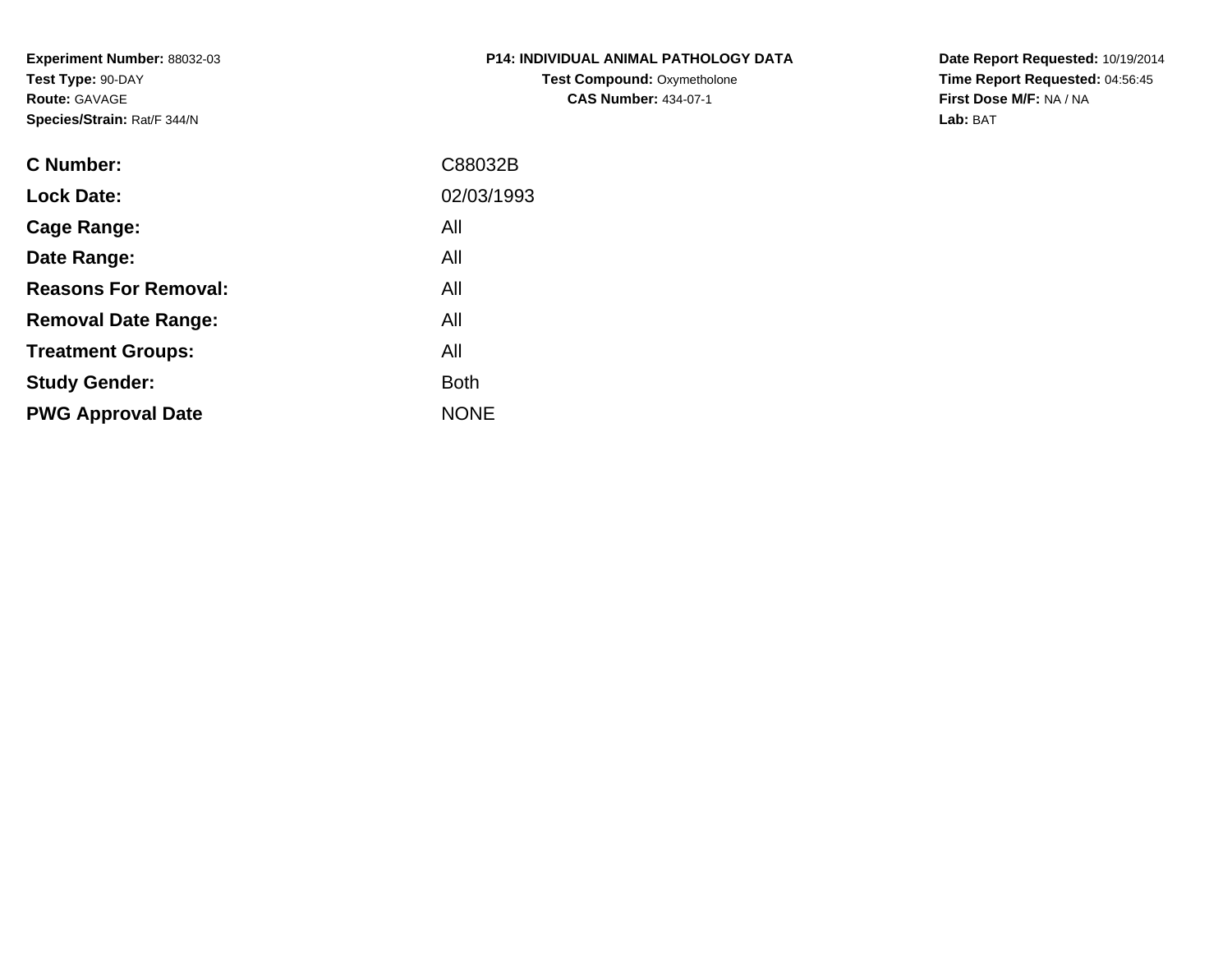**Experiment Number:** 88032-03
**Test Type:** 90-DAY
**Route:** GAVAGE
**Species/Strain:** Rat/F 344/N

**P14: INDIVIDUAL ANIMAL PATHOLOGY DATA**
**Test Compound:** Oxymetholone
**CAS Number:** 434-07-1

**Date Report Requested:** 10/19/2014
**Time Report Requested:** 04:56:45
**First Dose M/F:** NA / NA
**Lab:** BAT

| | |
|---|---|
| **C Number:** | C88032B |
| **Lock Date:** | 02/03/1993 |
| **Cage Range:** | All |
| **Date Range:** | All |
| **Reasons For Removal:** | All |
| **Removal Date Range:** | All |
| **Treatment Groups:** | All |
| **Study Gender:** | Both |
| **PWG Approval Date** | NONE |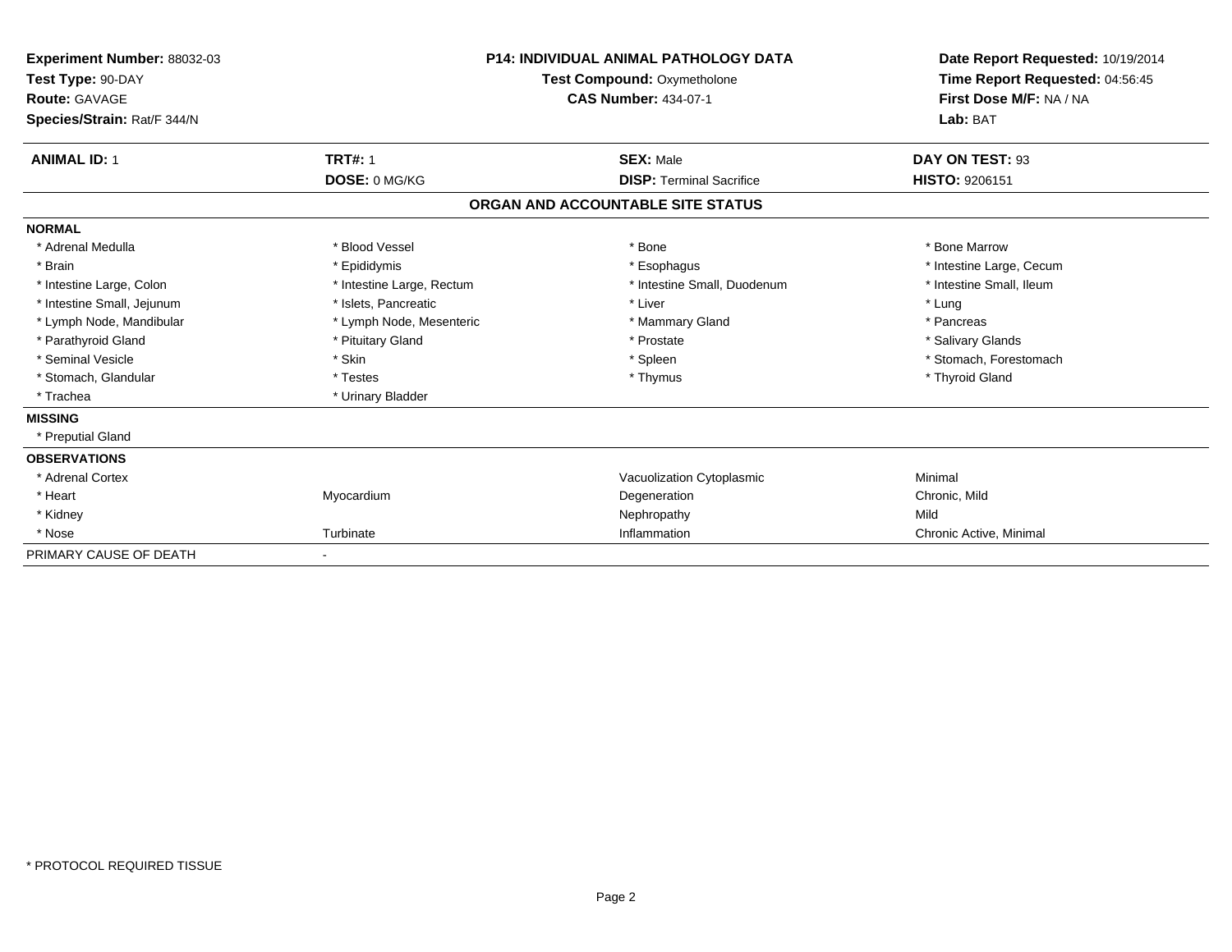**Experiment Number:** 88032-03
**Test Type:** 90-DAY
**Route:** GAVAGE
**Species/Strain:** Rat/F 344/N

**P14: INDIVIDUAL ANIMAL PATHOLOGY DATA**
**Test Compound:** Oxymetholone
**CAS Number:** 434-07-1

**Date Report Requested:** 10/19/2014
**Time Report Requested:** 04:56:45
**First Dose M/F:** NA / NA
**Lab:** BAT

| **ANIMAL ID:** 1 | **TRT#:** 1 | **SEX:** Male | **DAY ON TEST:** 93 |
|---|---|---|---|
| | **DOSE:** 0 MG/KG | **DISP:** Terminal Sacrifice | **HISTO:** 9206151 |

## ORGAN AND ACCOUNTABLE SITE STATUS

**NORMAL**

| | | | |
|---|---|---|---|
| * Adrenal Medulla | * Blood Vessel | * Bone | * Bone Marrow |
| * Brain | * Epididymis | * Esophagus | * Intestine Large, Cecum |
| * Intestine Large, Colon | * Intestine Large, Rectum | * Intestine Small, Duodenum | * Intestine Small, Ileum |
| * Intestine Small, Jejunum | * Islets, Pancreatic | * Liver | * Lung |
| * Lymph Node, Mandibular | * Lymph Node, Mesenteric | * Mammary Gland | * Pancreas |
| * Parathyroid Gland | * Pituitary Gland | * Prostate | * Salivary Glands |
| * Seminal Vesicle | * Skin | * Spleen | * Stomach, Forestomach |
| * Stomach, Glandular | * Testes | * Thymus | * Thyroid Gland |
| * Trachea | * Urinary Bladder | | |

**MISSING**

* Preputial Gland

**OBSERVATIONS**

| | | | |
|---|---|---|---|
| * Adrenal Cortex | | Vacuolization Cytoplasmic | Minimal |
| * Heart | Myocardium | Degeneration | Chronic, Mild |
| * Kidney | | Nephropathy | Mild |
| * Nose | Turbinate | Inflammation | Chronic Active, Minimal |

PRIMARY CAUSE OF DEATH -

* PROTOCOL REQUIRED TISSUE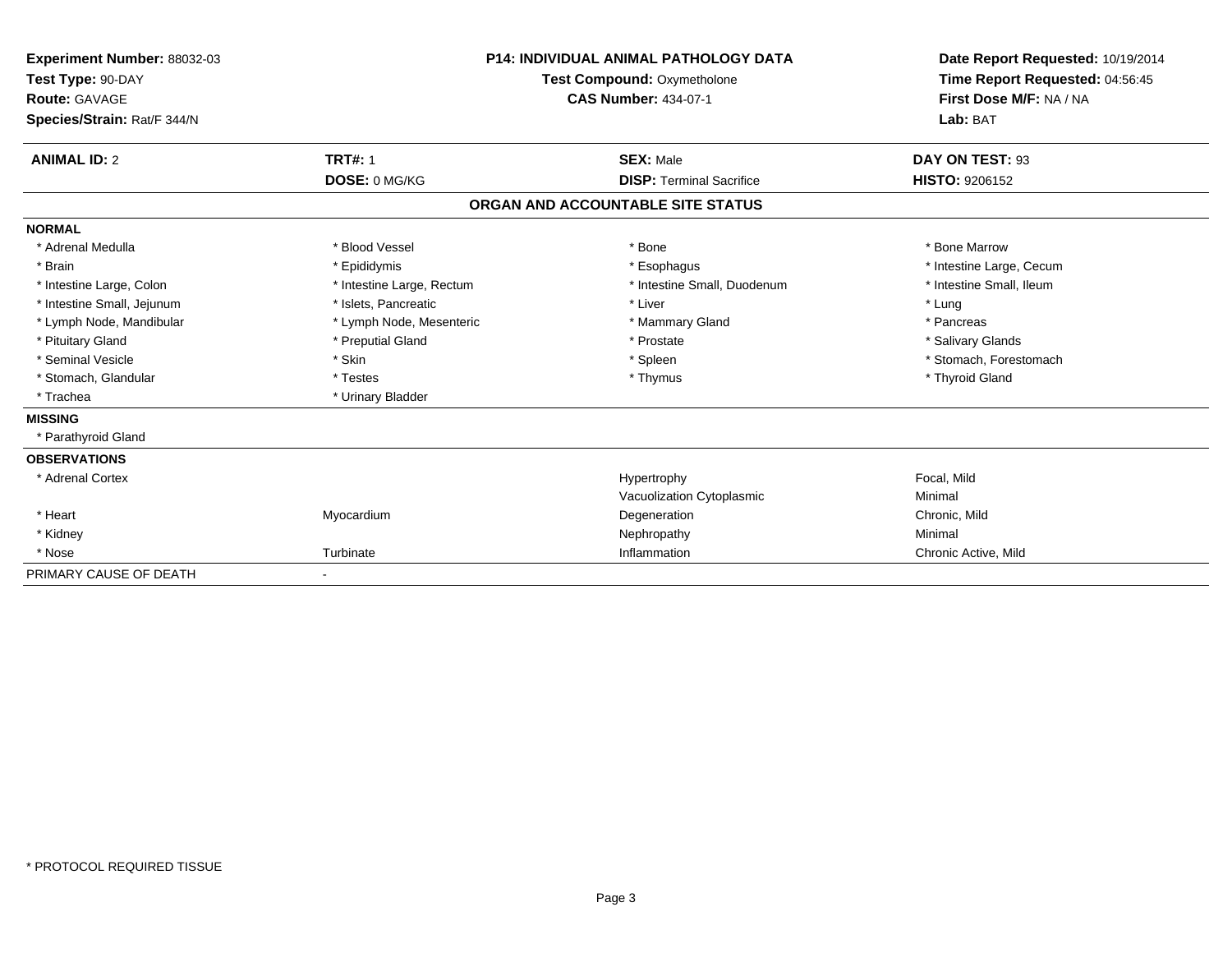**Experiment Number:** 88032-03
**Test Type:** 90-DAY
**Route:** GAVAGE
**Species/Strain:** Rat/F 344/N

**P14: INDIVIDUAL ANIMAL PATHOLOGY DATA**
**Test Compound:** Oxymetholone
**CAS Number:** 434-07-1

**Date Report Requested:** 10/19/2014
**Time Report Requested:** 04:56:45
**First Dose M/F:** NA / NA
**Lab:** BAT

| **ANIMAL ID:** 2 | **TRT#:** 1 | **SEX:** Male | **DAY ON TEST:** 93 |
|---|---|---|---|
| | **DOSE:** 0 MG/KG | **DISP:** Terminal Sacrifice | **HISTO:** 9206152 |

## ORGAN AND ACCOUNTABLE SITE STATUS

**NORMAL**

| | | | |
|---|---|---|---|
| * Adrenal Medulla | * Blood Vessel | * Bone | * Bone Marrow |
| * Brain | * Epididymis | * Esophagus | * Intestine Large, Cecum |
| * Intestine Large, Colon | * Intestine Large, Rectum | * Intestine Small, Duodenum | * Intestine Small, Ileum |
| * Intestine Small, Jejunum | * Islets, Pancreatic | * Liver | * Lung |
| * Lymph Node, Mandibular | * Lymph Node, Mesenteric | * Mammary Gland | * Pancreas |
| * Pituitary Gland | * Preputial Gland | * Prostate | * Salivary Glands |
| * Seminal Vesicle | * Skin | * Spleen | * Stomach, Forestomach |
| * Stomach, Glandular | * Testes | * Thymus | * Thyroid Gland |
| * Trachea | * Urinary Bladder | | |

**MISSING**

* Parathyroid Gland

**OBSERVATIONS**

| | | | |
|---|---|---|---|
| * Adrenal Cortex | | Hypertrophy | Focal, Mild |
| | | Vacuolization Cytoplasmic | Minimal |
| * Heart | Myocardium | Degeneration | Chronic, Mild |
| * Kidney | | Nephropathy | Minimal |
| * Nose | Turbinate | Inflammation | Chronic Active, Mild |

PRIMARY CAUSE OF DEATH -

* PROTOCOL REQUIRED TISSUE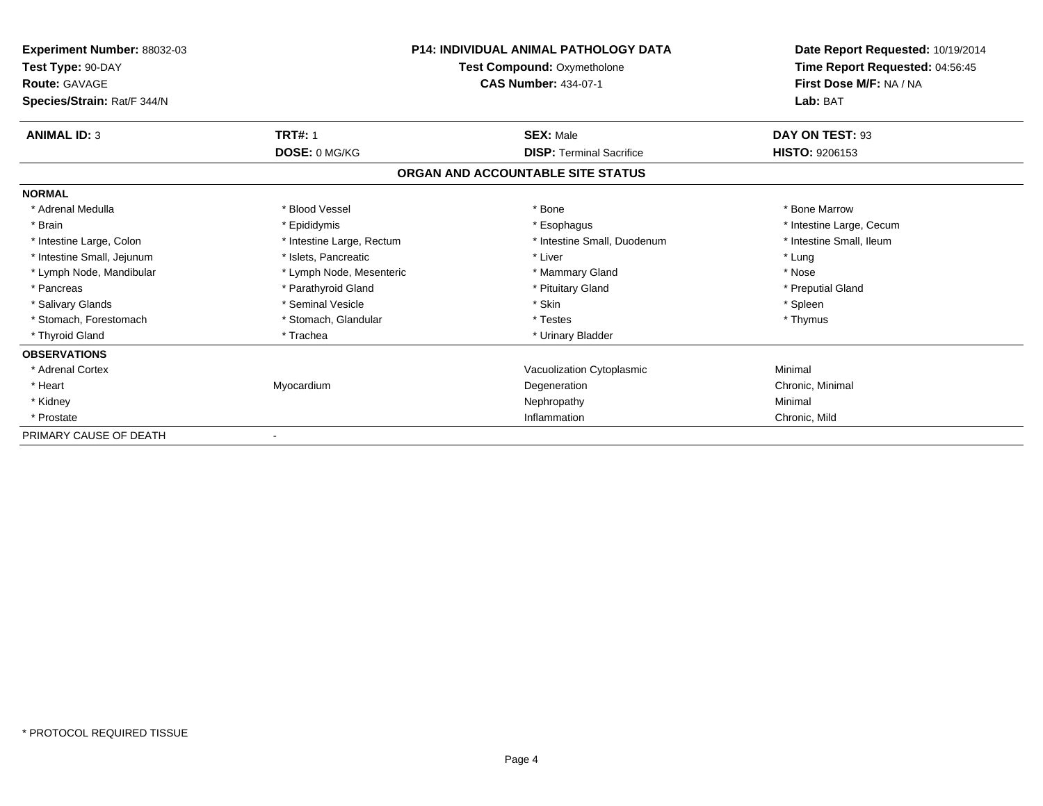**Experiment Number:** 88032-03
**Test Type:** 90-DAY
**Route:** GAVAGE
**Species/Strain:** Rat/F 344/N

**P14: INDIVIDUAL ANIMAL PATHOLOGY DATA**
**Test Compound:** Oxymetholone
**CAS Number:** 434-07-1

**Date Report Requested:** 10/19/2014
**Time Report Requested:** 04:56:45
**First Dose M/F:** NA / NA
**Lab:** BAT

| **ANIMAL ID:** 3 | **TRT#:** 1 | **SEX:** Male | **DAY ON TEST:** 93 |
|---|---|---|---|
| | **DOSE:** 0 MG/KG | **DISP:** Terminal Sacrifice | **HISTO:** 9206153 |

## ORGAN AND ACCOUNTABLE SITE STATUS

**NORMAL**

| | | | |
|---|---|---|---|
| * Adrenal Medulla | * Blood Vessel | * Bone | * Bone Marrow |
| * Brain | * Epididymis | * Esophagus | * Intestine Large, Cecum |
| * Intestine Large, Colon | * Intestine Large, Rectum | * Intestine Small, Duodenum | * Intestine Small, Ileum |
| * Intestine Small, Jejunum | * Islets, Pancreatic | * Liver | * Lung |
| * Lymph Node, Mandibular | * Lymph Node, Mesenteric | * Mammary Gland | * Nose |
| * Pancreas | * Parathyroid Gland | * Pituitary Gland | * Preputial Gland |
| * Salivary Glands | * Seminal Vesicle | * Skin | * Spleen |
| * Stomach, Forestomach | * Stomach, Glandular | * Testes | * Thymus |
| * Thyroid Gland | * Trachea | * Urinary Bladder | |

**OBSERVATIONS**

| | | | |
|---|---|---|---|
| * Adrenal Cortex | | Vacuolization Cytoplasmic | Minimal |
| * Heart | Myocardium | Degeneration | Chronic, Minimal |
| * Kidney | | Nephropathy | Minimal |
| * Prostate | | Inflammation | Chronic, Mild |

PRIMARY CAUSE OF DEATH -

* PROTOCOL REQUIRED TISSUE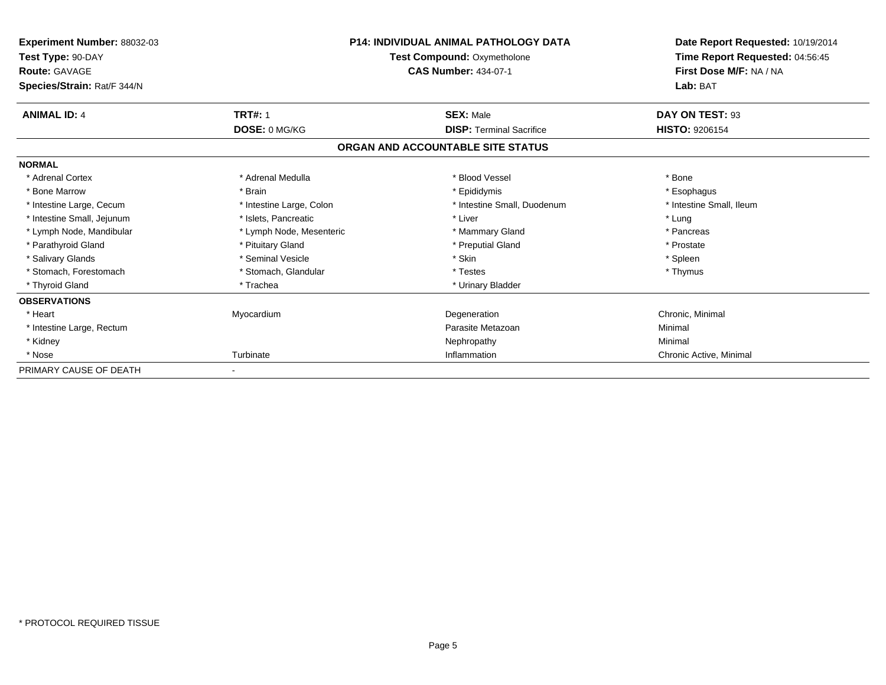**Experiment Number:** 88032-03
**Test Type:** 90-DAY
**Route:** GAVAGE
**Species/Strain:** Rat/F 344/N

**P14: INDIVIDUAL ANIMAL PATHOLOGY DATA**
**Test Compound:** Oxymetholone
**CAS Number:** 434-07-1

**Date Report Requested:** 10/19/2014
**Time Report Requested:** 04:56:45
**First Dose M/F:** NA / NA
**Lab:** BAT

| **ANIMAL ID:** 4 | **TRT#:** 1 | **SEX:** Male | **DAY ON TEST:** 93 |
|---|---|---|---|
| | **DOSE:** 0 MG/KG | **DISP:** Terminal Sacrifice | **HISTO:** 9206154 |

## ORGAN AND ACCOUNTABLE SITE STATUS

**NORMAL**

| | | | |
|---|---|---|---|
| * Adrenal Cortex | * Adrenal Medulla | * Blood Vessel | * Bone |
| * Bone Marrow | * Brain | * Epididymis | * Esophagus |
| * Intestine Large, Cecum | * Intestine Large, Colon | * Intestine Small, Duodenum | * Intestine Small, Ileum |
| * Intestine Small, Jejunum | * Islets, Pancreatic | * Liver | * Lung |
| * Lymph Node, Mandibular | * Lymph Node, Mesenteric | * Mammary Gland | * Pancreas |
| * Parathyroid Gland | * Pituitary Gland | * Preputial Gland | * Prostate |
| * Salivary Glands | * Seminal Vesicle | * Skin | * Spleen |
| * Stomach, Forestomach | * Stomach, Glandular | * Testes | * Thymus |
| * Thyroid Gland | * Trachea | * Urinary Bladder | |

**OBSERVATIONS**

| | | | |
|---|---|---|---|
| * Heart | Myocardium | Degeneration | Chronic, Minimal |
| * Intestine Large, Rectum | | Parasite Metazoan | Minimal |
| * Kidney | | Nephropathy | Minimal |
| * Nose | Turbinate | Inflammation | Chronic Active, Minimal |

PRIMARY CAUSE OF DEATH -

* PROTOCOL REQUIRED TISSUE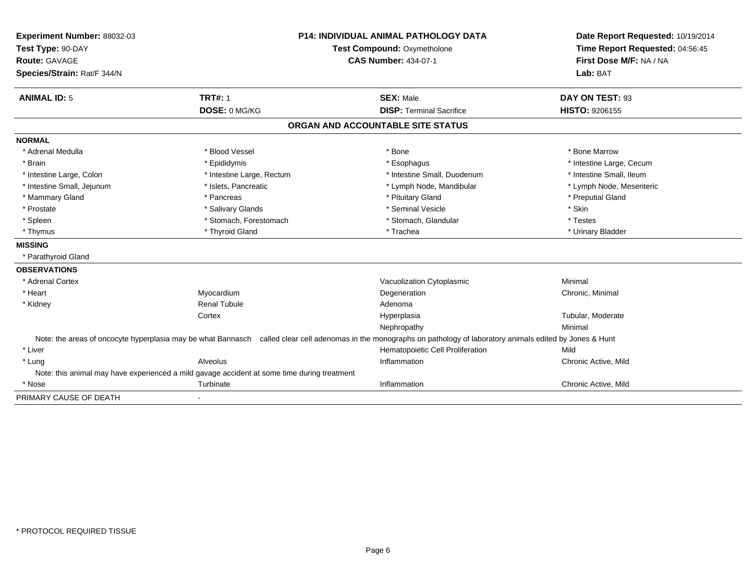**Experiment Number:** 88032-03
**Test Type:** 90-DAY
**Route:** GAVAGE
**Species/Strain:** Rat/F 344/N

**P14: INDIVIDUAL ANIMAL PATHOLOGY DATA**
**Test Compound:** Oxymetholone
**CAS Number:** 434-07-1

**Date Report Requested:** 10/19/2014
**Time Report Requested:** 04:56:45
**First Dose M/F:** NA / NA
**Lab:** BAT

| **ANIMAL ID:** 5 | **TRT#:** 1 | **SEX:** Male | **DAY ON TEST:** 93 |
|---|---|---|---|
| | **DOSE:** 0 MG/KG | **DISP:** Terminal Sacrifice | **HISTO:** 9206155 |

## ORGAN AND ACCOUNTABLE SITE STATUS

**NORMAL**

| | | | |
|---|---|---|---|
| * Adrenal Medulla | * Blood Vessel | * Bone | * Bone Marrow |
| * Brain | * Epididymis | * Esophagus | * Intestine Large, Cecum |
| * Intestine Large, Colon | * Intestine Large, Rectum | * Intestine Small, Duodenum | * Intestine Small, Ileum |
| * Intestine Small, Jejunum | * Islets, Pancreatic | * Lymph Node, Mandibular | * Lymph Node, Mesenteric |
| * Mammary Gland | * Pancreas | * Pituitary Gland | * Preputial Gland |
| * Prostate | * Salivary Glands | * Seminal Vesicle | * Skin |
| * Spleen | * Stomach, Forestomach | * Stomach, Glandular | * Testes |
| * Thymus | * Thyroid Gland | * Trachea | * Urinary Bladder |

**MISSING**

* Parathyroid Gland

**OBSERVATIONS**

| | | | |
|---|---|---|---|
| * Adrenal Cortex | | Vacuolization Cytoplasmic | Minimal |
| * Heart | Myocardium | Degeneration | Chronic, Minimal |
| * Kidney | Renal Tubule | Adenoma | |
| | Cortex | Hyperplasia | Tubular, Moderate |
| | | Nephropathy | Minimal |

Note: the areas of oncocyte hyperplasia may be what Bannasch called clear cell adenomas in the monographs on pathology of laboratory animals edited by Jones & Hunt

| | | | |
|---|---|---|---|
| * Liver | | Hematopoietic Cell Proliferation | Mild |
| * Lung | Alveolus | Inflammation | Chronic Active, Mild |

Note: this animal may have experienced a mild gavage accident at some time during treatment

| | | | |
|---|---|---|---|
| * Nose | Turbinate | Inflammation | Chronic Active, Mild |

PRIMARY CAUSE OF DEATH -

* PROTOCOL REQUIRED TISSUE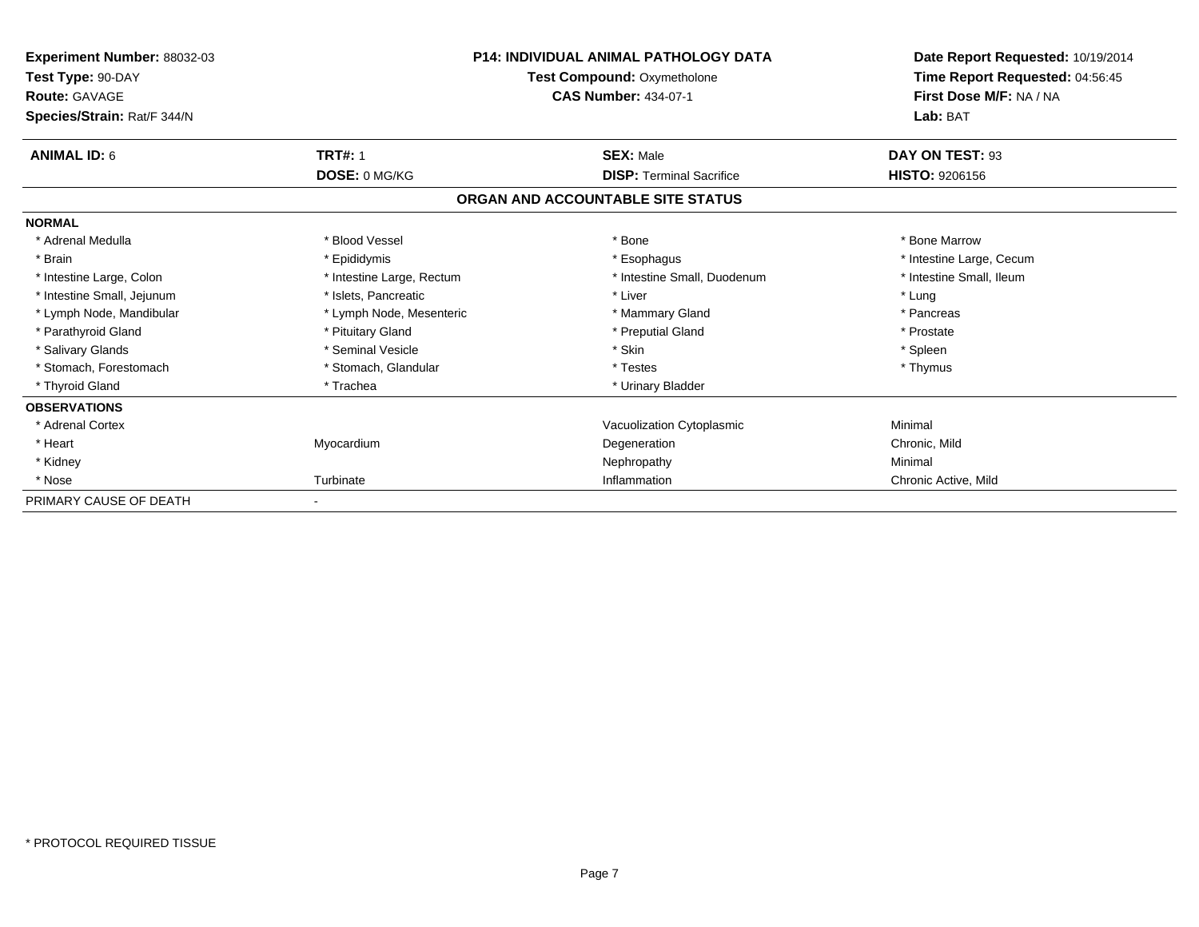**Experiment Number:** 88032-03
**Test Type:** 90-DAY
**Route:** GAVAGE
**Species/Strain:** Rat/F 344/N

**P14: INDIVIDUAL ANIMAL PATHOLOGY DATA**
**Test Compound:** Oxymetholone
**CAS Number:** 434-07-1

**Date Report Requested:** 10/19/2014
**Time Report Requested:** 04:56:45
**First Dose M/F:** NA / NA
**Lab:** BAT

| **ANIMAL ID:** 6 | **TRT#:** 1 | **SEX:** Male | **DAY ON TEST:** 93 |
|---|---|---|---|
| | **DOSE:** 0 MG/KG | **DISP:** Terminal Sacrifice | **HISTO:** 9206156 |

## ORGAN AND ACCOUNTABLE SITE STATUS

**NORMAL**

| | | | |
|---|---|---|---|
| * Adrenal Medulla | * Blood Vessel | * Bone | * Bone Marrow |
| * Brain | * Epididymis | * Esophagus | * Intestine Large, Cecum |
| * Intestine Large, Colon | * Intestine Large, Rectum | * Intestine Small, Duodenum | * Intestine Small, Ileum |
| * Intestine Small, Jejunum | * Islets, Pancreatic | * Liver | * Lung |
| * Lymph Node, Mandibular | * Lymph Node, Mesenteric | * Mammary Gland | * Pancreas |
| * Parathyroid Gland | * Pituitary Gland | * Preputial Gland | * Prostate |
| * Salivary Glands | * Seminal Vesicle | * Skin | * Spleen |
| * Stomach, Forestomach | * Stomach, Glandular | * Testes | * Thymus |
| * Thyroid Gland | * Trachea | * Urinary Bladder | |

**OBSERVATIONS**

| | | | |
|---|---|---|---|
| * Adrenal Cortex | | Vacuolization Cytoplasmic | Minimal |
| * Heart | Myocardium | Degeneration | Chronic, Mild |
| * Kidney | | Nephropathy | Minimal |
| * Nose | Turbinate | Inflammation | Chronic Active, Mild |

PRIMARY CAUSE OF DEATH -

* PROTOCOL REQUIRED TISSUE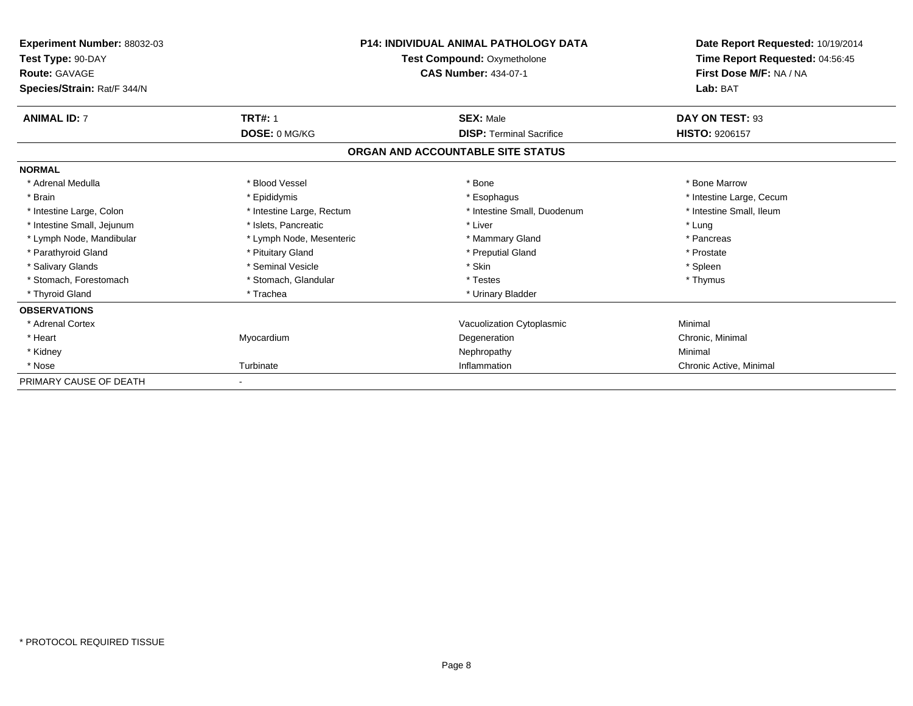**Experiment Number:** 88032-03
**Test Type:** 90-DAY
**Route:** GAVAGE
**Species/Strain:** Rat/F 344/N

**P14: INDIVIDUAL ANIMAL PATHOLOGY DATA**
**Test Compound:** Oxymetholone
**CAS Number:** 434-07-1

**Date Report Requested:** 10/19/2014
**Time Report Requested:** 04:56:45
**First Dose M/F:** NA / NA
**Lab:** BAT

| **ANIMAL ID:** 7 | **TRT#:** 1 | **SEX:** Male | **DAY ON TEST:** 93 |
|---|---|---|---|
| | **DOSE:** 0 MG/KG | **DISP:** Terminal Sacrifice | **HISTO:** 9206157 |

## ORGAN AND ACCOUNTABLE SITE STATUS

**NORMAL**

| | | | |
|---|---|---|---|
| * Adrenal Medulla | * Blood Vessel | * Bone | * Bone Marrow |
| * Brain | * Epididymis | * Esophagus | * Intestine Large, Cecum |
| * Intestine Large, Colon | * Intestine Large, Rectum | * Intestine Small, Duodenum | * Intestine Small, Ileum |
| * Intestine Small, Jejunum | * Islets, Pancreatic | * Liver | * Lung |
| * Lymph Node, Mandibular | * Lymph Node, Mesenteric | * Mammary Gland | * Pancreas |
| * Parathyroid Gland | * Pituitary Gland | * Preputial Gland | * Prostate |
| * Salivary Glands | * Seminal Vesicle | * Skin | * Spleen |
| * Stomach, Forestomach | * Stomach, Glandular | * Testes | * Thymus |
| * Thyroid Gland | * Trachea | * Urinary Bladder | |

**OBSERVATIONS**

| | | | |
|---|---|---|---|
| * Adrenal Cortex | | Vacuolization Cytoplasmic | Minimal |
| * Heart | Myocardium | Degeneration | Chronic, Minimal |
| * Kidney | | Nephropathy | Minimal |
| * Nose | Turbinate | Inflammation | Chronic Active, Minimal |

PRIMARY CAUSE OF DEATH -

\* PROTOCOL REQUIRED TISSUE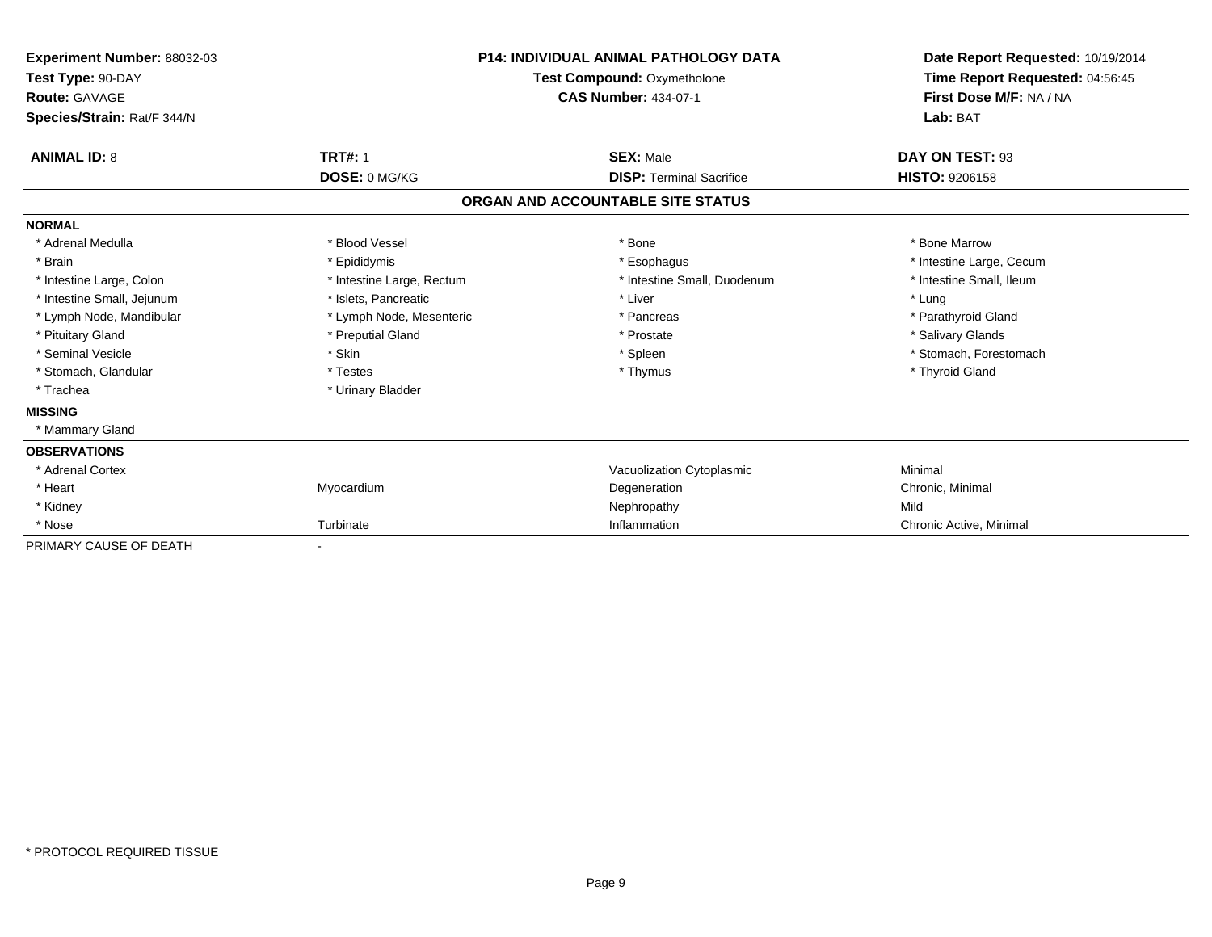**Experiment Number:** 88032-03
**Test Type:** 90-DAY
**Route:** GAVAGE
**Species/Strain:** Rat/F 344/N

**P14: INDIVIDUAL ANIMAL PATHOLOGY DATA**
**Test Compound:** Oxymetholone
**CAS Number:** 434-07-1

**Date Report Requested:** 10/19/2014
**Time Report Requested:** 04:56:45
**First Dose M/F:** NA / NA
**Lab:** BAT

| **ANIMAL ID:** 8 | **TRT#:** 1 | **SEX:** Male | **DAY ON TEST:** 93 |
|---|---|---|---|
| | **DOSE:** 0 MG/KG | **DISP:** Terminal Sacrifice | **HISTO:** 9206158 |

## ORGAN AND ACCOUNTABLE SITE STATUS

**NORMAL**

| | | | |
|---|---|---|---|
| * Adrenal Medulla | * Blood Vessel | * Bone | * Bone Marrow |
| * Brain | * Epididymis | * Esophagus | * Intestine Large, Cecum |
| * Intestine Large, Colon | * Intestine Large, Rectum | * Intestine Small, Duodenum | * Intestine Small, Ileum |
| * Intestine Small, Jejunum | * Islets, Pancreatic | * Liver | * Lung |
| * Lymph Node, Mandibular | * Lymph Node, Mesenteric | * Pancreas | * Parathyroid Gland |
| * Pituitary Gland | * Preputial Gland | * Prostate | * Salivary Glands |
| * Seminal Vesicle | * Skin | * Spleen | * Stomach, Forestomach |
| * Stomach, Glandular | * Testes | * Thymus | * Thyroid Gland |
| * Trachea | * Urinary Bladder | | |

**MISSING**

* Mammary Gland

**OBSERVATIONS**

| | | | |
|---|---|---|---|
| * Adrenal Cortex | | Vacuolization Cytoplasmic | Minimal |
| * Heart | Myocardium | Degeneration | Chronic, Minimal |
| * Kidney | | Nephropathy | Mild |
| * Nose | Turbinate | Inflammation | Chronic Active, Minimal |

PRIMARY CAUSE OF DEATH -

* PROTOCOL REQUIRED TISSUE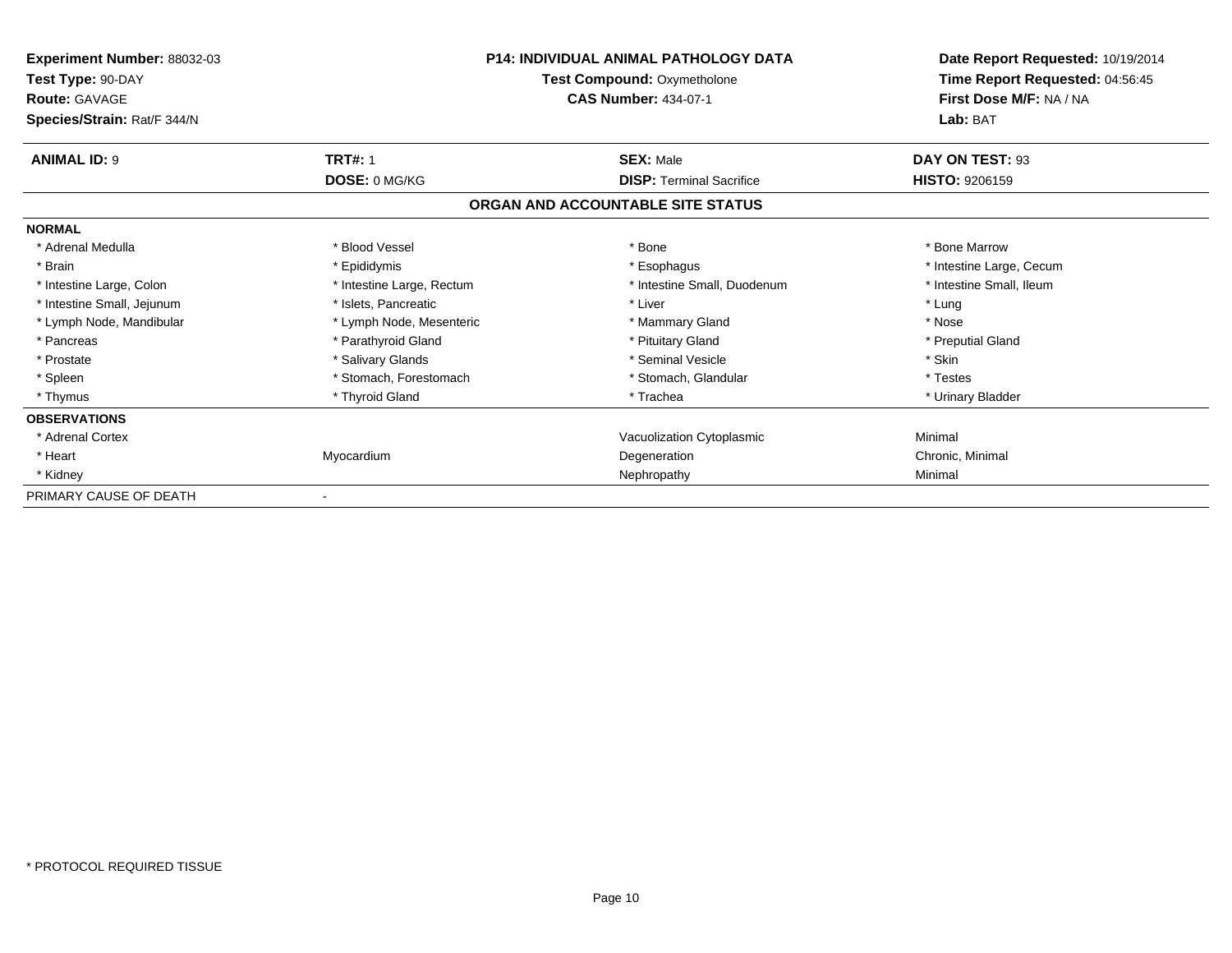**Experiment Number:** 88032-03
**Test Type:** 90-DAY
**Route:** GAVAGE
**Species/Strain:** Rat/F 344/N

**P14: INDIVIDUAL ANIMAL PATHOLOGY DATA**
**Test Compound:** Oxymetholone
**CAS Number:** 434-07-1

**Date Report Requested:** 10/19/2014
**Time Report Requested:** 04:56:45
**First Dose M/F:** NA / NA
**Lab:** BAT

| **ANIMAL ID:** 9 | **TRT#:** 1 | **SEX:** Male | **DAY ON TEST:** 93 |
|---|---|---|---|
| | **DOSE:** 0 MG/KG | **DISP:** Terminal Sacrifice | **HISTO:** 9206159 |

## ORGAN AND ACCOUNTABLE SITE STATUS

| | | | |
|---|---|---|---|
| **NORMAL** | | | |
| * Adrenal Medulla | * Blood Vessel | * Bone | * Bone Marrow |
| * Brain | * Epididymis | * Esophagus | * Intestine Large, Cecum |
| * Intestine Large, Colon | * Intestine Large, Rectum | * Intestine Small, Duodenum | * Intestine Small, Ileum |
| * Intestine Small, Jejunum | * Islets, Pancreatic | * Liver | * Lung |
| * Lymph Node, Mandibular | * Lymph Node, Mesenteric | * Mammary Gland | * Nose |
| * Pancreas | * Parathyroid Gland | * Pituitary Gland | * Preputial Gland |
| * Prostate | * Salivary Glands | * Seminal Vesicle | * Skin |
| * Spleen | * Stomach, Forestomach | * Stomach, Glandular | * Testes |
| * Thymus | * Thyroid Gland | * Trachea | * Urinary Bladder |
| **OBSERVATIONS** | | | |
| * Adrenal Cortex | | Vacuolization Cytoplasmic | Minimal |
| * Heart | Myocardium | Degeneration | Chronic, Minimal |
| * Kidney | | Nephropathy | Minimal |
| PRIMARY CAUSE OF DEATH | - | | |

* PROTOCOL REQUIRED TISSUE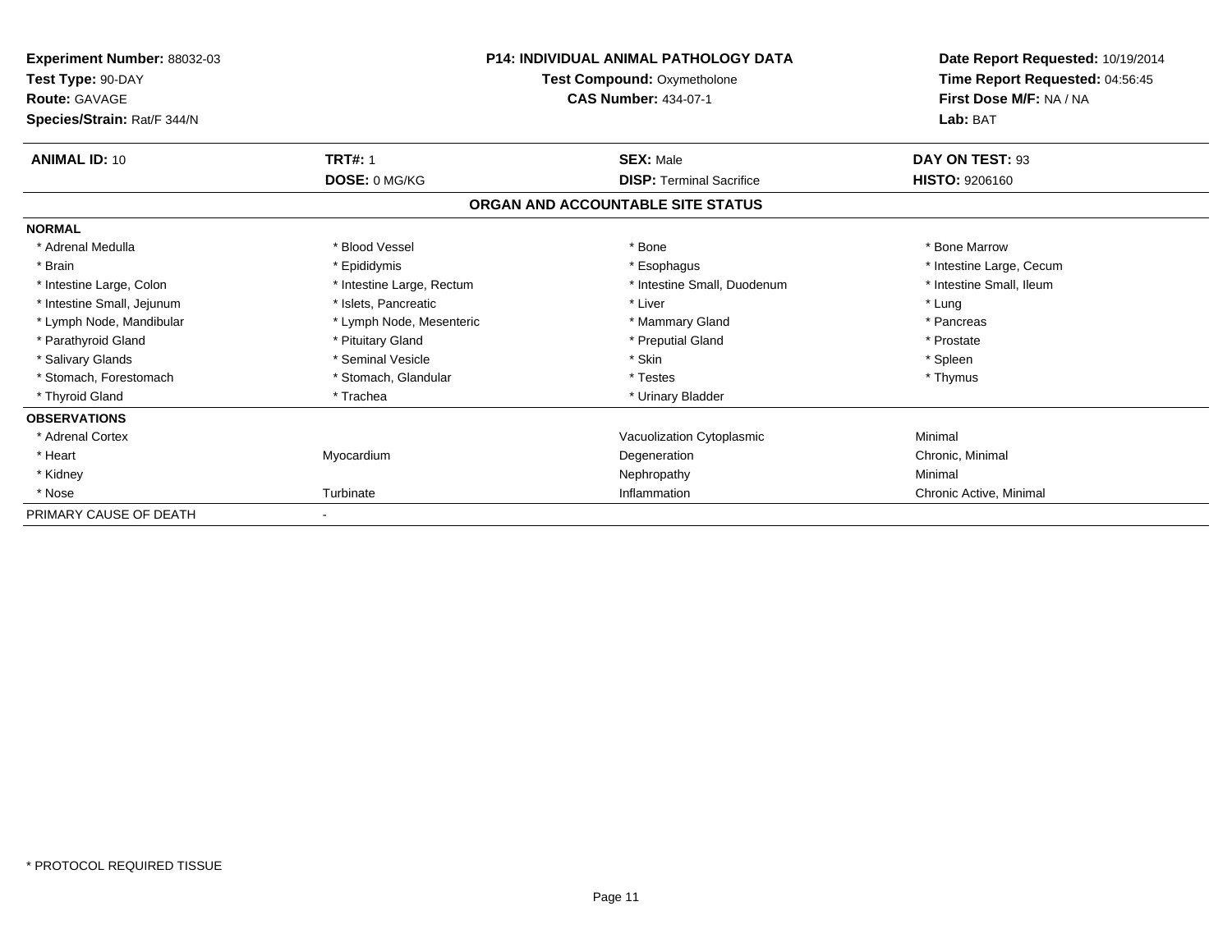**Experiment Number:** 88032-03
**Test Type:** 90-DAY
**Route:** GAVAGE
**Species/Strain:** Rat/F 344/N

**P14: INDIVIDUAL ANIMAL PATHOLOGY DATA**
**Test Compound:** Oxymetholone
**CAS Number:** 434-07-1

**Date Report Requested:** 10/19/2014
**Time Report Requested:** 04:56:45
**First Dose M/F:** NA / NA
**Lab:** BAT

| **ANIMAL ID:** 10 | **TRT#:** 1 | **SEX:** Male | **DAY ON TEST:** 93 |
|---|---|---|---|
| | **DOSE:** 0 MG/KG | **DISP:** Terminal Sacrifice | **HISTO:** 9206160 |

## ORGAN AND ACCOUNTABLE SITE STATUS

**NORMAL**

| | | | |
|---|---|---|---|
| * Adrenal Medulla | * Blood Vessel | * Bone | * Bone Marrow |
| * Brain | * Epididymis | * Esophagus | * Intestine Large, Cecum |
| * Intestine Large, Colon | * Intestine Large, Rectum | * Intestine Small, Duodenum | * Intestine Small, Ileum |
| * Intestine Small, Jejunum | * Islets, Pancreatic | * Liver | * Lung |
| * Lymph Node, Mandibular | * Lymph Node, Mesenteric | * Mammary Gland | * Pancreas |
| * Parathyroid Gland | * Pituitary Gland | * Preputial Gland | * Prostate |
| * Salivary Glands | * Seminal Vesicle | * Skin | * Spleen |
| * Stomach, Forestomach | * Stomach, Glandular | * Testes | * Thymus |
| * Thyroid Gland | * Trachea | * Urinary Bladder | |

**OBSERVATIONS**

| | | | |
|---|---|---|---|
| * Adrenal Cortex | | Vacuolization Cytoplasmic | Minimal |
| * Heart | Myocardium | Degeneration | Chronic, Minimal |
| * Kidney | | Nephropathy | Minimal |
| * Nose | Turbinate | Inflammation | Chronic Active, Minimal |

PRIMARY CAUSE OF DEATH -

\* PROTOCOL REQUIRED TISSUE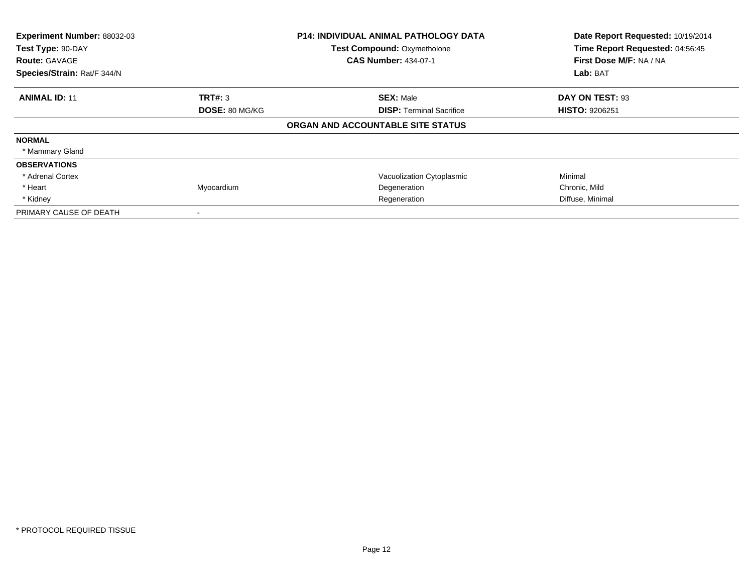| **Experiment Number:** 88032-03 | **P14: INDIVIDUAL ANIMAL PATHOLOGY DATA** | **Date Report Requested:** 10/19/2014 |
|---|---|---|
| **Test Type:** 90-DAY | **Test Compound:** Oxymetholone | **Time Report Requested:** 04:56:45 |
| **Route:** GAVAGE | **CAS Number:** 434-07-1 | **First Dose M/F:** NA / NA |
| **Species/Strain:** Rat/F 344/N | | **Lab:** BAT |

| **ANIMAL ID:** 11 | **TRT#:** 3 | **SEX:** Male | **DAY ON TEST:** 93 |
|---|---|---|---|
| | **DOSE:** 80 MG/KG | **DISP:** Terminal Sacrifice | **HISTO:** 9206251 |
| | | **ORGAN AND ACCOUNTABLE SITE STATUS** | |
| **NORMAL** | | | |
| * Mammary Gland | | | |
| **OBSERVATIONS** | | | |
| * Adrenal Cortex | | Vacuolization Cytoplasmic | Minimal |
| * Heart | Myocardium | Degeneration | Chronic, Mild |
| * Kidney | | Regeneration | Diffuse, Minimal |
| PRIMARY CAUSE OF DEATH | - | | |

* PROTOCOL REQUIRED TISSUE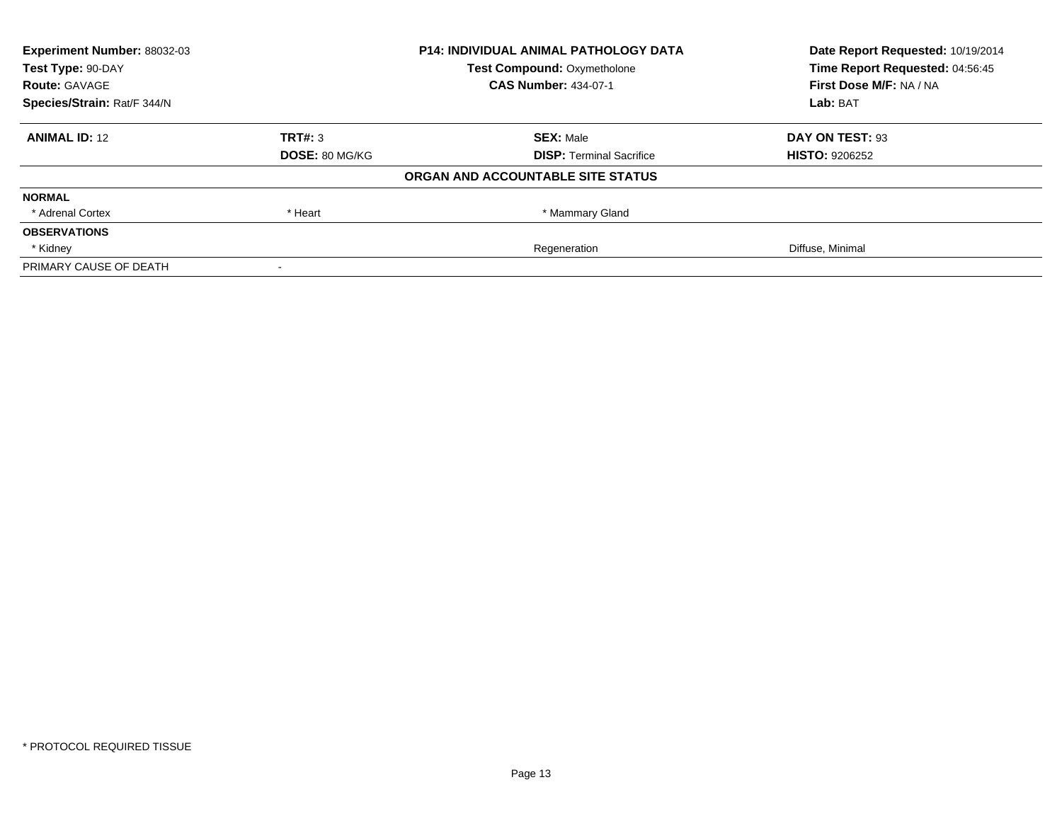| **Experiment Number:** 88032-03 | **P14: INDIVIDUAL ANIMAL PATHOLOGY DATA** | | **Date Report Requested:** 10/19/2014 |
|---|---|---|---|
| **Test Type:** 90-DAY | **Test Compound:** Oxymetholone | | **Time Report Requested:** 04:56:45 |
| **Route:** GAVAGE | **CAS Number:** 434-07-1 | | **First Dose M/F:** NA / NA |
| **Species/Strain:** Rat/F 344/N | | | **Lab:** BAT |

| **ANIMAL ID:** 12 | **TRT#:** 3 | **SEX:** Male | **DAY ON TEST:** 93 |
|---|---|---|---|
| | **DOSE:** 80 MG/KG | **DISP:** Terminal Sacrifice | **HISTO:** 9206252 |
| **ORGAN AND ACCOUNTABLE SITE STATUS** | | | |
| **NORMAL** | | | |
| * Adrenal Cortex | * Heart | * Mammary Gland | |
| **OBSERVATIONS** | | | |
| * Kidney | | Regeneration | Diffuse, Minimal |
| PRIMARY CAUSE OF DEATH | - | | |

\* PROTOCOL REQUIRED TISSUE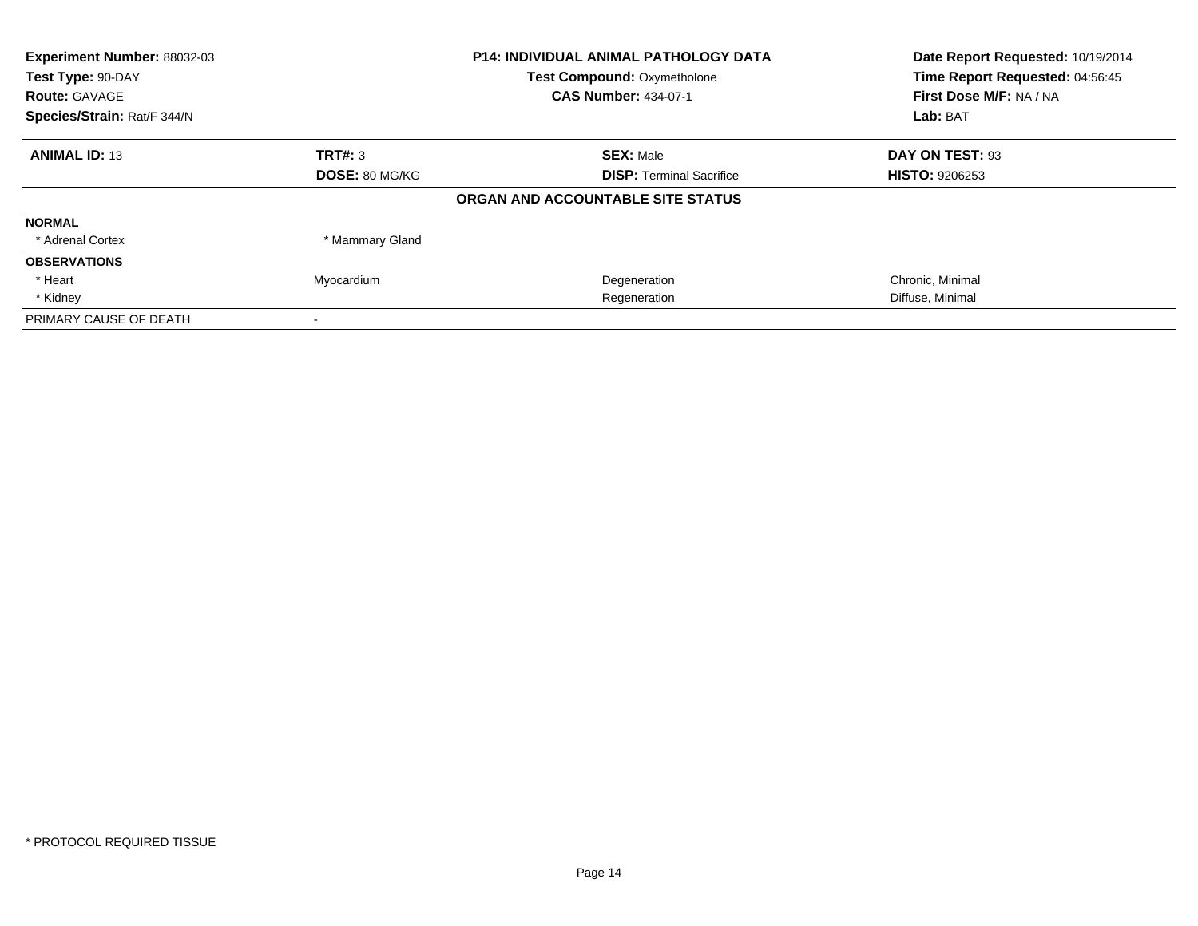| **Experiment Number:** 88032-03 | **P14: INDIVIDUAL ANIMAL PATHOLOGY DATA** | **Date Report Requested:** 10/19/2014 |
|---|---|---|
| **Test Type:** 90-DAY | **Test Compound:** Oxymetholone | **Time Report Requested:** 04:56:45 |
| **Route:** GAVAGE | **CAS Number:** 434-07-1 | **First Dose M/F:** NA / NA |
| **Species/Strain:** Rat/F 344/N | | **Lab:** BAT |

| **ANIMAL ID:** 13 | **TRT#:** 3 | **SEX:** Male | **DAY ON TEST:** 93 |
|---|---|---|---|
| | **DOSE:** 80 MG/KG | **DISP:** Terminal Sacrifice | **HISTO:** 9206253 |

**ORGAN AND ACCOUNTABLE SITE STATUS**

| | | | |
|---|---|---|---|
| **NORMAL** | | | |
| * Adrenal Cortex | * Mammary Gland | | |
| **OBSERVATIONS** | | | |
| * Heart | Myocardium | Degeneration | Chronic, Minimal |
| * Kidney | | Regeneration | Diffuse, Minimal |
| PRIMARY CAUSE OF DEATH | - | | |

* PROTOCOL REQUIRED TISSUE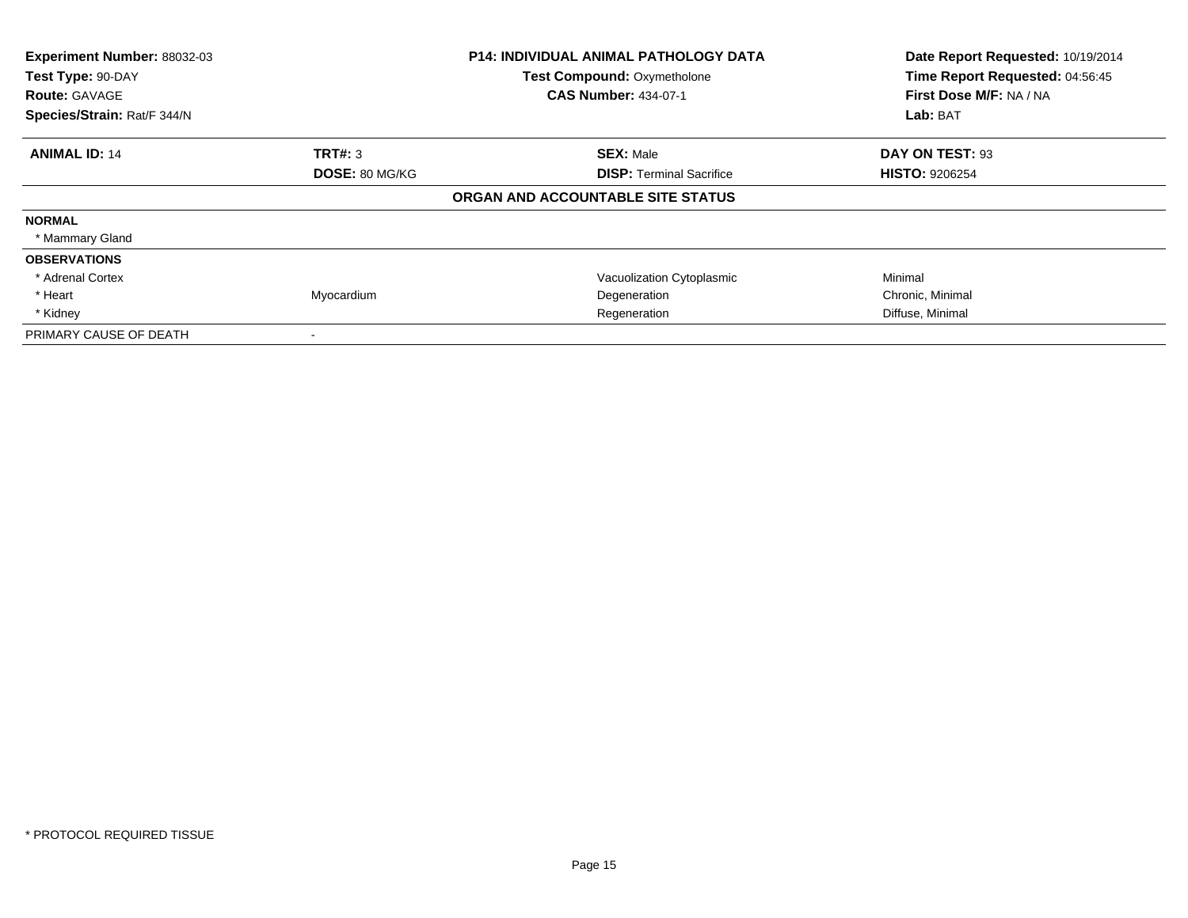**Experiment Number:** 88032-03
**Test Type:** 90-DAY
**Route:** GAVAGE
**Species/Strain:** Rat/F 344/N

**P14: INDIVIDUAL ANIMAL PATHOLOGY DATA**
**Test Compound:** Oxymetholone
**CAS Number:** 434-07-1

**Date Report Requested:** 10/19/2014
**Time Report Requested:** 04:56:45
**First Dose M/F:** NA / NA
**Lab:** BAT

| **ANIMAL ID:** 14 | **TRT#:** 3 | **SEX:** Male | **DAY ON TEST:** 93 |
|---|---|---|---|
| | **DOSE:** 80 MG/KG | **DISP:** Terminal Sacrifice | **HISTO:** 9206254 |

**ORGAN AND ACCOUNTABLE SITE STATUS**

| | | | |
|---|---|---|---|
| **NORMAL** | | | |
| * Mammary Gland | | | |
| **OBSERVATIONS** | | | |
| * Adrenal Cortex | | Vacuolization Cytoplasmic | Minimal |
| * Heart | Myocardium | Degeneration | Chronic, Minimal |
| * Kidney | | Regeneration | Diffuse, Minimal |
| PRIMARY CAUSE OF DEATH | - | | |

* PROTOCOL REQUIRED TISSUE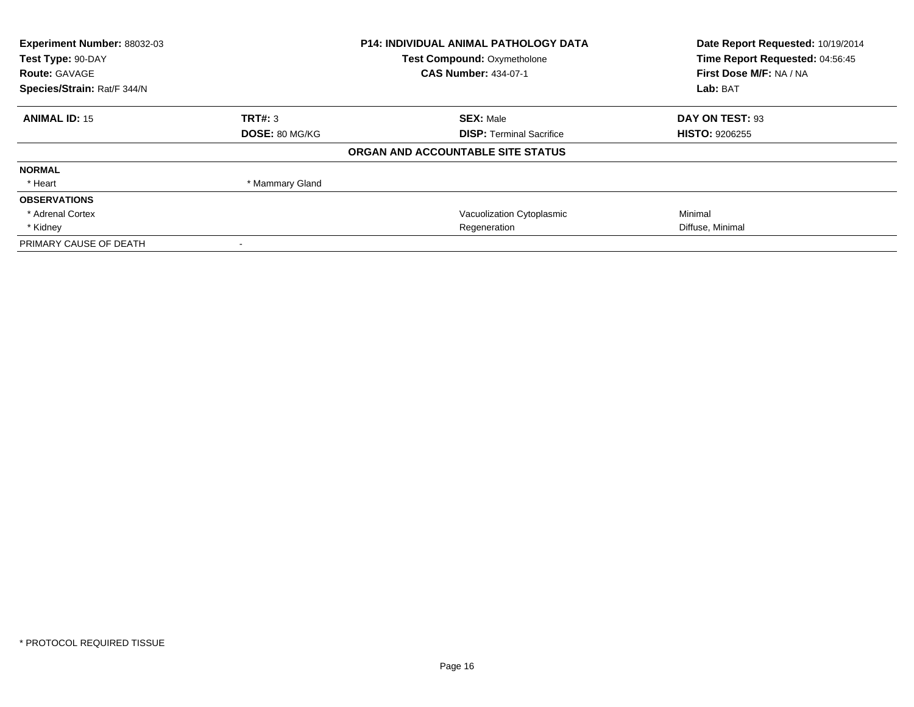| **Experiment Number:** 88032-03 | **P14: INDIVIDUAL ANIMAL PATHOLOGY DATA** | **Date Report Requested:** 10/19/2014 |
|---|---|---|
| **Test Type:** 90-DAY | **Test Compound:** Oxymetholone | **Time Report Requested:** 04:56:45 |
| **Route:** GAVAGE | **CAS Number:** 434-07-1 | **First Dose M/F:** NA / NA |
| **Species/Strain:** Rat/F 344/N | | **Lab:** BAT |

| **ANIMAL ID:** 15 | **TRT#:** 3 | **SEX:** Male | **DAY ON TEST:** 93 |
|---|---|---|---|
| | **DOSE:** 80 MG/KG | **DISP:** Terminal Sacrifice | **HISTO:** 9206255 |

**ORGAN AND ACCOUNTABLE SITE STATUS**

| | | | |
|---|---|---|---|
| **NORMAL** | | | |
| * Heart | * Mammary Gland | | |
| **OBSERVATIONS** | | | |
| * Adrenal Cortex | | Vacuolization Cytoplasmic | Minimal |
| * Kidney | | Regeneration | Diffuse, Minimal |
| PRIMARY CAUSE OF DEATH | - | | |

* PROTOCOL REQUIRED TISSUE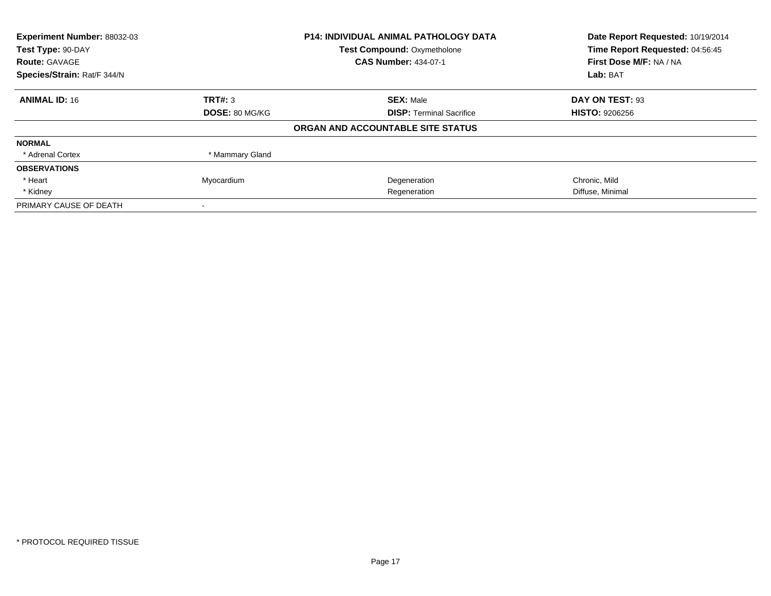| **Experiment Number:** 88032-03 | **P14: INDIVIDUAL ANIMAL PATHOLOGY DATA** | **Date Report Requested:** 10/19/2014 |
|---|---|---|
| **Test Type:** 90-DAY | **Test Compound:** Oxymetholone | **Time Report Requested:** 04:56:45 |
| **Route:** GAVAGE | **CAS Number:** 434-07-1 | **First Dose M/F:** NA / NA |
| **Species/Strain:** Rat/F 344/N | | **Lab:** BAT |

| **ANIMAL ID:** 16 | **TRT#:** 3 | **SEX:** Male | **DAY ON TEST:** 93 |
|---|---|---|---|
| | **DOSE:** 80 MG/KG | **DISP:** Terminal Sacrifice | **HISTO:** 9206256 |
| | | **ORGAN AND ACCOUNTABLE SITE STATUS** | |
| **NORMAL** | | | |
| * Adrenal Cortex | * Mammary Gland | | |
| **OBSERVATIONS** | | | |
| * Heart | Myocardium | Degeneration | Chronic, Mild |
| * Kidney | | Regeneration | Diffuse, Minimal |
| PRIMARY CAUSE OF DEATH | - | | |

* PROTOCOL REQUIRED TISSUE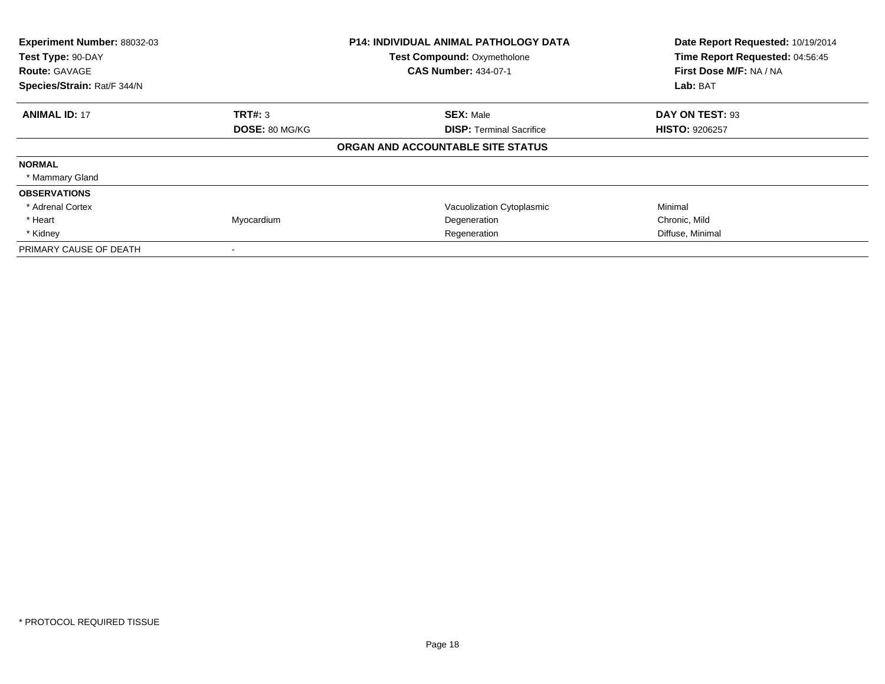**Experiment Number:** 88032-03
**Test Type:** 90-DAY
**Route:** GAVAGE
**Species/Strain:** Rat/F 344/N

**P14: INDIVIDUAL ANIMAL PATHOLOGY DATA**
**Test Compound:** Oxymetholone
**CAS Number:** 434-07-1

**Date Report Requested:** 10/19/2014
**Time Report Requested:** 04:56:45
**First Dose M/F:** NA / NA
**Lab:** BAT

| **ANIMAL ID:** 17 | **TRT#:** 3 | **SEX:** Male | **DAY ON TEST:** 93 |
|---|---|---|---|
| | **DOSE:** 80 MG/KG | **DISP:** Terminal Sacrifice | **HISTO:** 9206257 |

**ORGAN AND ACCOUNTABLE SITE STATUS**

| | | | |
|---|---|---|---|
| **NORMAL** | | | |
| * Mammary Gland | | | |
| **OBSERVATIONS** | | | |
| * Adrenal Cortex | | Vacuolization Cytoplasmic | Minimal |
| * Heart | Myocardium | Degeneration | Chronic, Mild |
| * Kidney | | Regeneration | Diffuse, Minimal |
| PRIMARY CAUSE OF DEATH | - | | |

* PROTOCOL REQUIRED TISSUE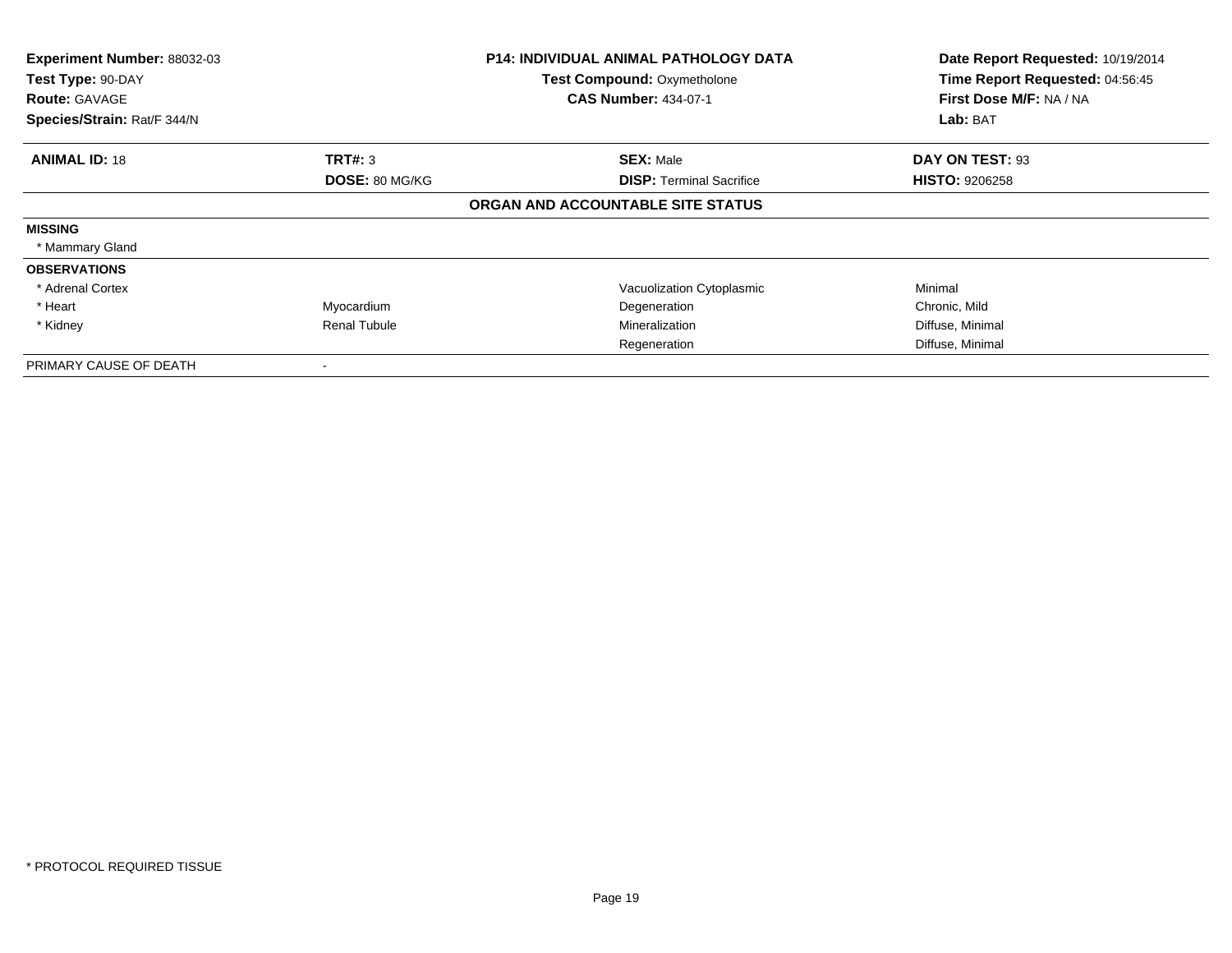**Experiment Number:** 88032-03
**Test Type:** 90-DAY
**Route:** GAVAGE
**Species/Strain:** Rat/F 344/N

**P14: INDIVIDUAL ANIMAL PATHOLOGY DATA**
**Test Compound:** Oxymetholone
**CAS Number:** 434-07-1

**Date Report Requested:** 10/19/2014
**Time Report Requested:** 04:56:45
**First Dose M/F:** NA / NA
**Lab:** BAT

| **ANIMAL ID:** 18 | **TRT#:** 3 | **SEX:** Male | **DAY ON TEST:** 93 |
|---|---|---|---|
| | **DOSE:** 80 MG/KG | **DISP:** Terminal Sacrifice | **HISTO:** 9206258 |

**ORGAN AND ACCOUNTABLE SITE STATUS**

| | | | |
|---|---|---|---|
| **MISSING** | | | |
| * Mammary Gland | | | |
| **OBSERVATIONS** | | | |
| * Adrenal Cortex | | Vacuolization Cytoplasmic | Minimal |
| * Heart | Myocardium | Degeneration | Chronic, Mild |
| * Kidney | Renal Tubule | Mineralization | Diffuse, Minimal |
| | | Regeneration | Diffuse, Minimal |
| PRIMARY CAUSE OF DEATH | - | | |

* PROTOCOL REQUIRED TISSUE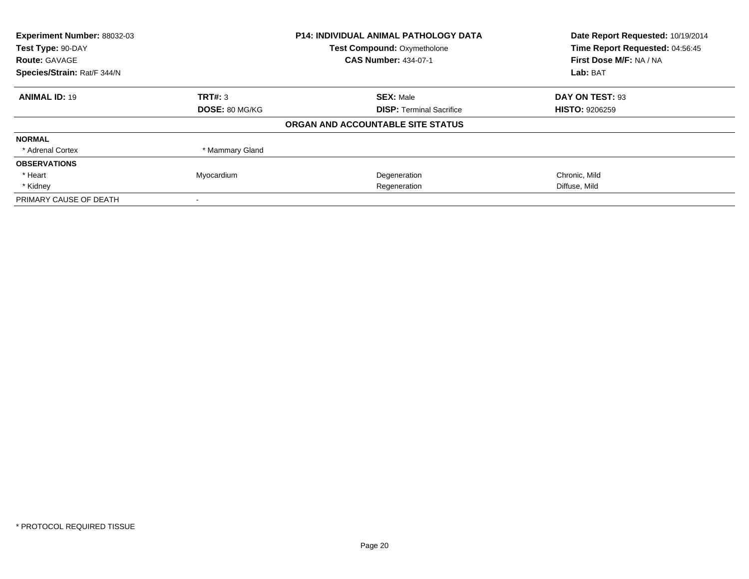**Experiment Number:** 88032-03
**Test Type:** 90-DAY
**Route:** GAVAGE
**Species/Strain:** Rat/F 344/N

**P14: INDIVIDUAL ANIMAL PATHOLOGY DATA**
**Test Compound:** Oxymetholone
**CAS Number:** 434-07-1

**Date Report Requested:** 10/19/2014
**Time Report Requested:** 04:56:45
**First Dose M/F:** NA / NA
**Lab:** BAT

| **ANIMAL ID:** 19 | **TRT#:** 3 | **SEX:** Male | **DAY ON TEST:** 93 |
|---|---|---|---|
| | **DOSE:** 80 MG/KG | **DISP:** Terminal Sacrifice | **HISTO:** 9206259 |

**ORGAN AND ACCOUNTABLE SITE STATUS**

| | | | |
|---|---|---|---|
| **NORMAL** | | | |
| * Adrenal Cortex | * Mammary Gland | | |
| **OBSERVATIONS** | | | |
| * Heart | Myocardium | Degeneration | Chronic, Mild |
| * Kidney | | Regeneration | Diffuse, Mild |
| PRIMARY CAUSE OF DEATH | - | | |

* PROTOCOL REQUIRED TISSUE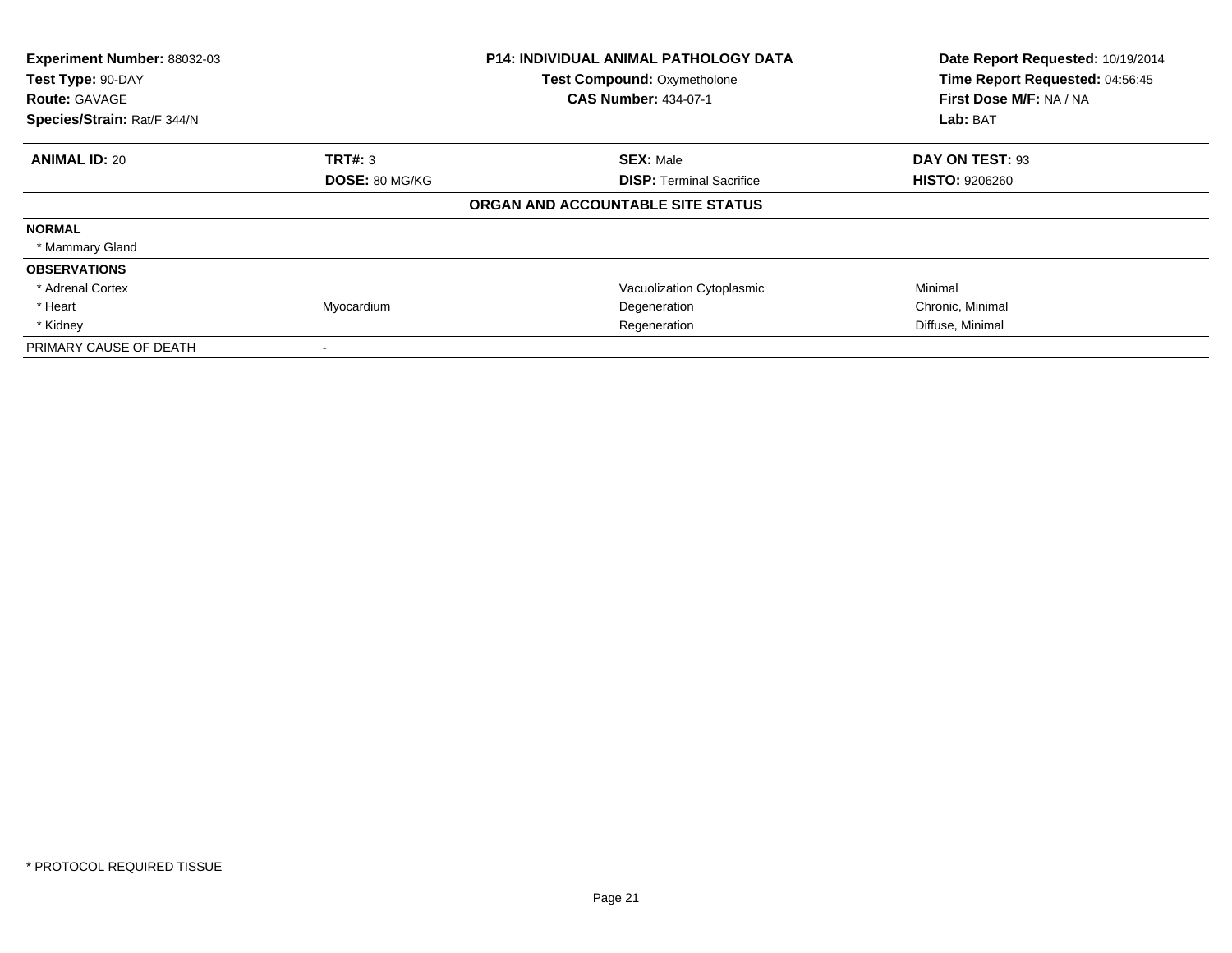**Experiment Number:** 88032-03
**Test Type:** 90-DAY
**Route:** GAVAGE
**Species/Strain:** Rat/F 344/N

**P14: INDIVIDUAL ANIMAL PATHOLOGY DATA**
**Test Compound:** Oxymetholone
**CAS Number:** 434-07-1

**Date Report Requested:** 10/19/2014
**Time Report Requested:** 04:56:45
**First Dose M/F:** NA / NA
**Lab:** BAT

| **ANIMAL ID:** 20 | **TRT#:** 3 | **SEX:** Male | **DAY ON TEST:** 93 |
|---|---|---|---|
| | **DOSE:** 80 MG/KG | **DISP:** Terminal Sacrifice | **HISTO:** 9206260 |

**ORGAN AND ACCOUNTABLE SITE STATUS**

| | | | |
|---|---|---|---|
| **NORMAL** | | | |
| * Mammary Gland | | | |
| **OBSERVATIONS** | | | |
| * Adrenal Cortex | | Vacuolization Cytoplasmic | Minimal |
| * Heart | Myocardium | Degeneration | Chronic, Minimal |
| * Kidney | | Regeneration | Diffuse, Minimal |
| PRIMARY CAUSE OF DEATH | - | | |

\* PROTOCOL REQUIRED TISSUE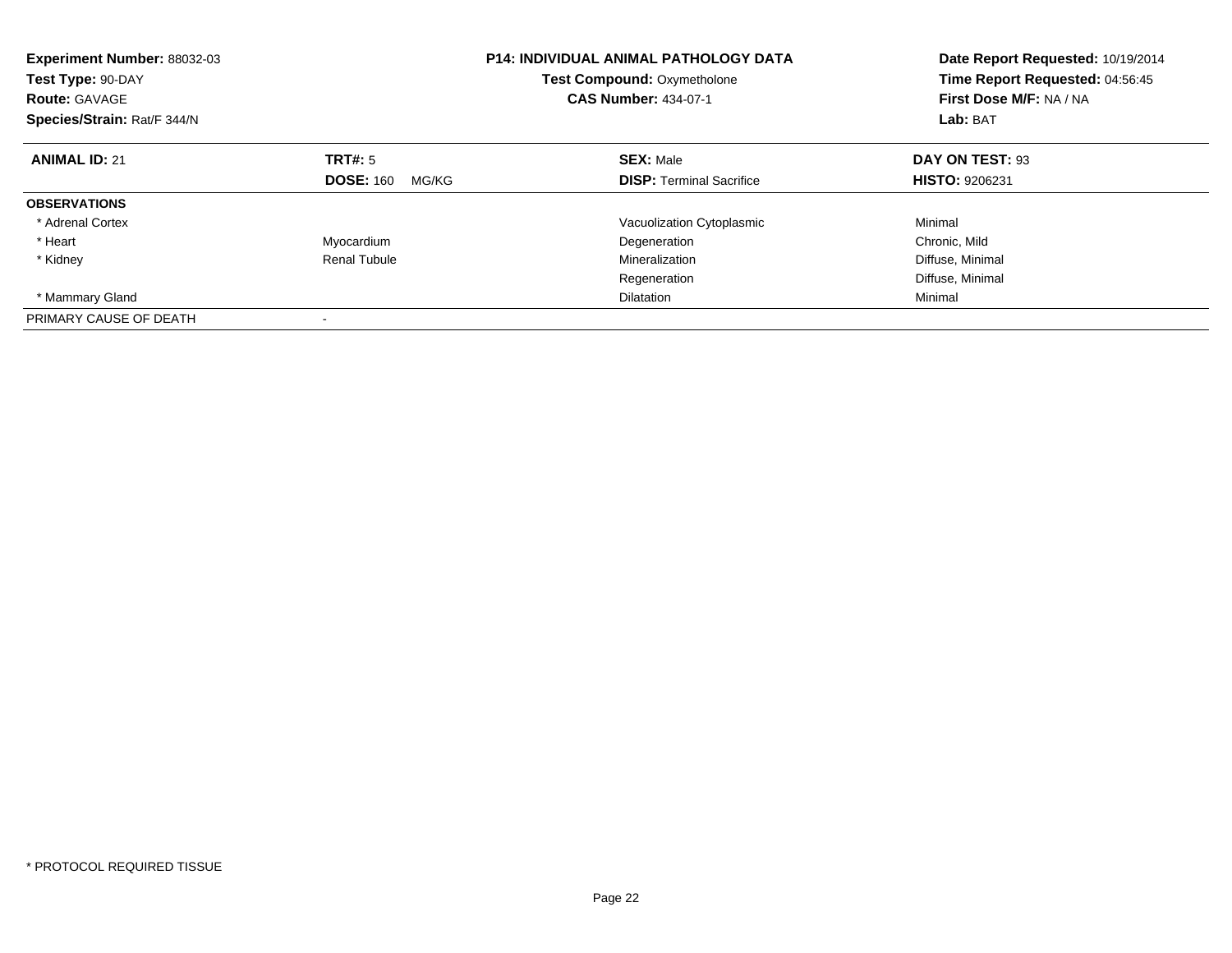**Experiment Number:** 88032-03
**Test Type:** 90-DAY
**Route:** GAVAGE
**Species/Strain:** Rat/F 344/N

**P14: INDIVIDUAL ANIMAL PATHOLOGY DATA**
**Test Compound:** Oxymetholone
**CAS Number:** 434-07-1

**Date Report Requested:** 10/19/2014
**Time Report Requested:** 04:56:45
**First Dose M/F:** NA / NA
**Lab:** BAT

| **ANIMAL ID:** 21 | **TRT#:** 5 | **SEX:** Male | **DAY ON TEST:** 93 |
|---|---|---|---|
| | **DOSE:** 160 MG/KG | **DISP:** Terminal Sacrifice | **HISTO:** 9206231 |
| **OBSERVATIONS** | | | |
| * Adrenal Cortex | | Vacuolization Cytoplasmic | Minimal |
| * Heart | Myocardium | Degeneration | Chronic, Mild |
| * Kidney | Renal Tubule | Mineralization | Diffuse, Minimal |
| | | Regeneration | Diffuse, Minimal |
| * Mammary Gland | | Dilatation | Minimal |
| PRIMARY CAUSE OF DEATH | - | | |

* PROTOCOL REQUIRED TISSUE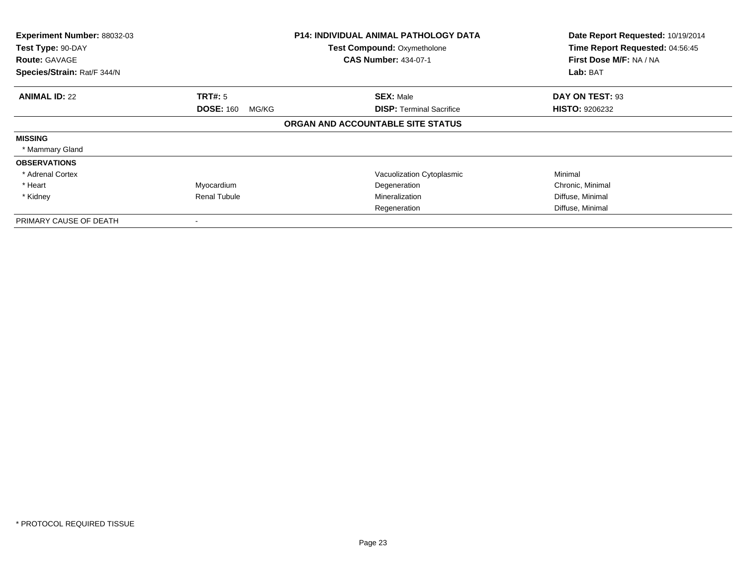**Experiment Number:** 88032-03
**Test Type:** 90-DAY
**Route:** GAVAGE
**Species/Strain:** Rat/F 344/N

**P14: INDIVIDUAL ANIMAL PATHOLOGY DATA**
**Test Compound:** Oxymetholone
**CAS Number:** 434-07-1

**Date Report Requested:** 10/19/2014
**Time Report Requested:** 04:56:45
**First Dose M/F:** NA / NA
**Lab:** BAT

| **ANIMAL ID:** 22 | **TRT#:** 5 | **SEX:** Male | **DAY ON TEST:** 93 |
|---|---|---|---|
| | **DOSE:** 160 MG/KG | **DISP:** Terminal Sacrifice | **HISTO:** 9206232 |

## ORGAN AND ACCOUNTABLE SITE STATUS

| | | | |
|---|---|---|---|
| **MISSING** | | | |
| * Mammary Gland | | | |
| **OBSERVATIONS** | | | |
| * Adrenal Cortex | | Vacuolization Cytoplasmic | Minimal |
| * Heart | Myocardium | Degeneration | Chronic, Minimal |
| * Kidney | Renal Tubule | Mineralization | Diffuse, Minimal |
| | | Regeneration | Diffuse, Minimal |
| PRIMARY CAUSE OF DEATH | - | | |

* PROTOCOL REQUIRED TISSUE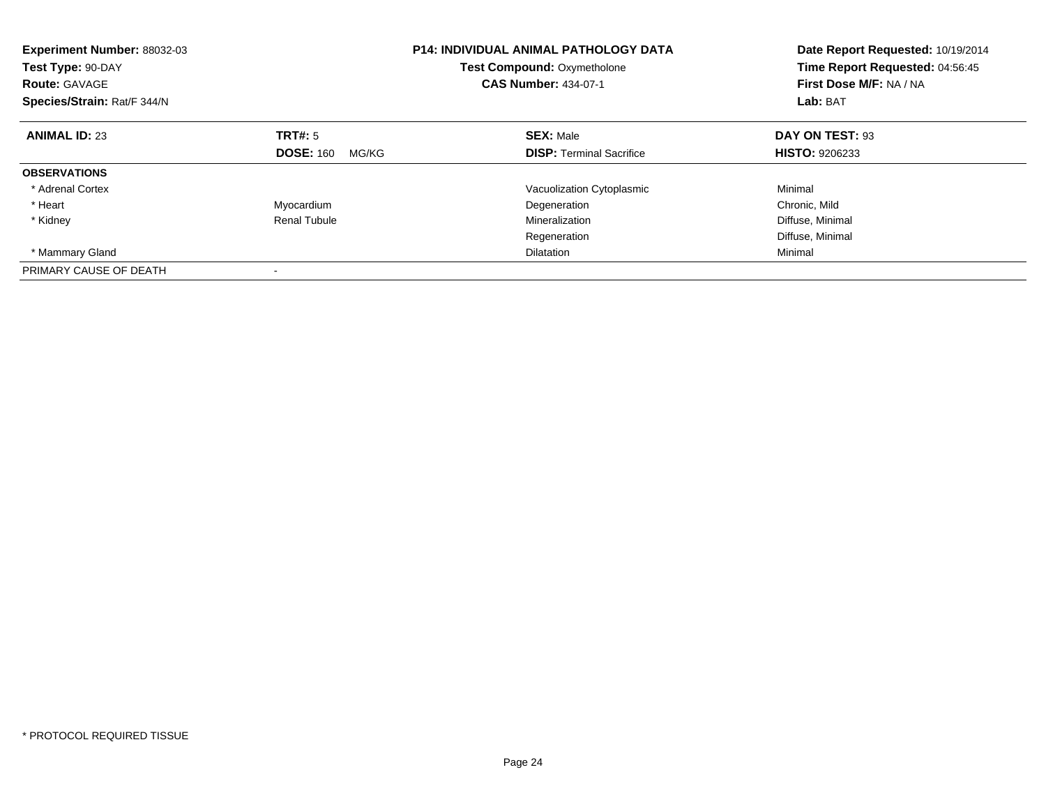**Experiment Number:** 88032-03
**Test Type:** 90-DAY
**Route:** GAVAGE
**Species/Strain:** Rat/F 344/N

**P14: INDIVIDUAL ANIMAL PATHOLOGY DATA**
**Test Compound:** Oxymetholone
**CAS Number:** 434-07-1

**Date Report Requested:** 10/19/2014
**Time Report Requested:** 04:56:45
**First Dose M/F:** NA / NA
**Lab:** BAT

| **ANIMAL ID:** 23 | **TRT#:** 5 | **SEX:** Male | **DAY ON TEST:** 93 |
|---|---|---|---|
| | **DOSE:** 160 MG/KG | **DISP:** Terminal Sacrifice | **HISTO:** 9206233 |
| **OBSERVATIONS** | | | |
| * Adrenal Cortex | | Vacuolization Cytoplasmic | Minimal |
| * Heart | Myocardium | Degeneration | Chronic, Mild |
| * Kidney | Renal Tubule | Mineralization | Diffuse, Minimal |
| | | Regeneration | Diffuse, Minimal |
| * Mammary Gland | | Dilatation | Minimal |
| PRIMARY CAUSE OF DEATH | - | | |

* PROTOCOL REQUIRED TISSUE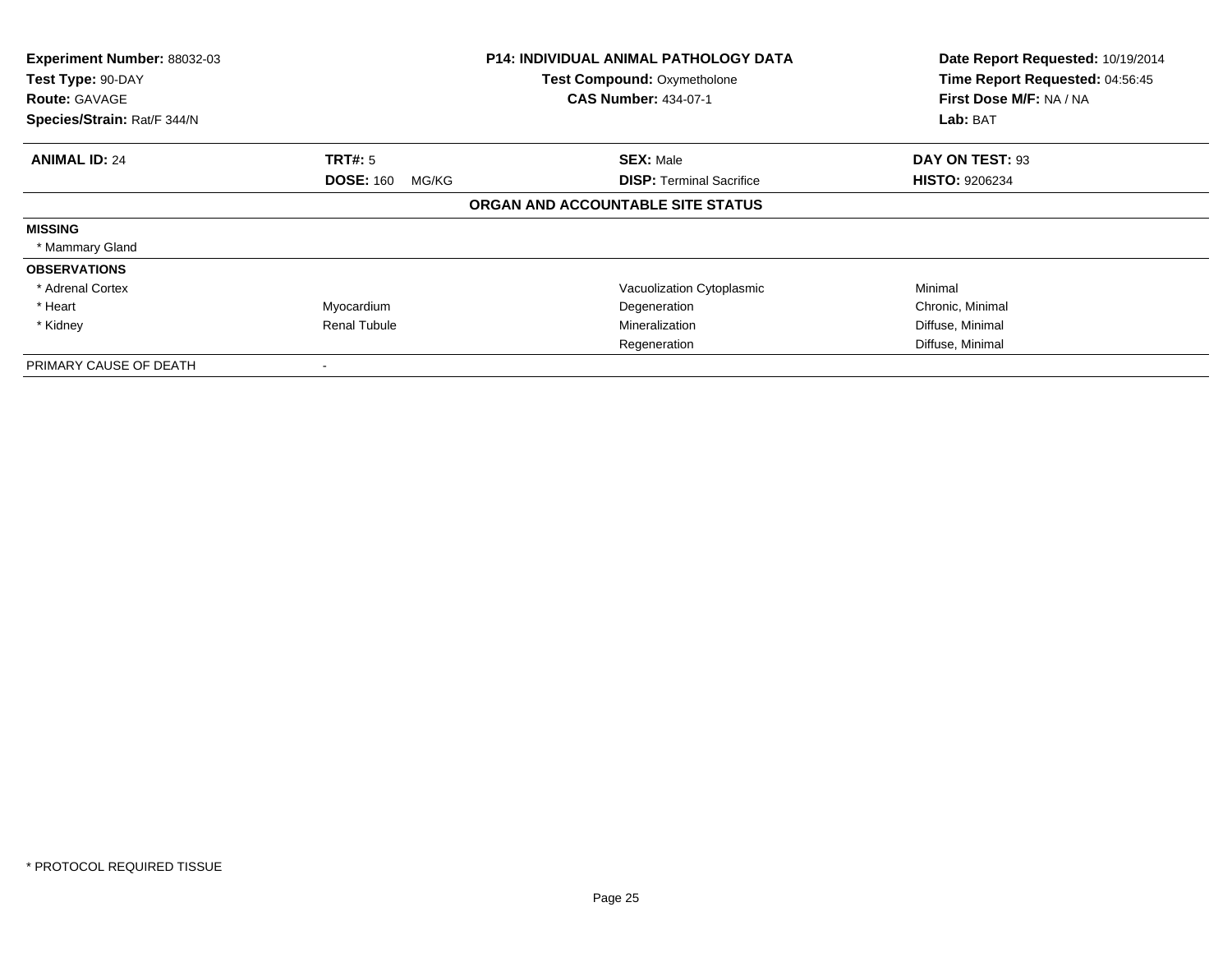**Experiment Number:** 88032-03
**Test Type:** 90-DAY
**Route:** GAVAGE
**Species/Strain:** Rat/F 344/N

**P14: INDIVIDUAL ANIMAL PATHOLOGY DATA**
**Test Compound:** Oxymetholone
**CAS Number:** 434-07-1

**Date Report Requested:** 10/19/2014
**Time Report Requested:** 04:56:45
**First Dose M/F:** NA / NA
**Lab:** BAT

| **ANIMAL ID:** 24 | **TRT#:** 5 | **SEX:** Male | **DAY ON TEST:** 93 |
|---|---|---|---|
| | **DOSE:** 160 MG/KG | **DISP:** Terminal Sacrifice | **HISTO:** 9206234 |

**ORGAN AND ACCOUNTABLE SITE STATUS**

| | | | |
|---|---|---|---|
| **MISSING** | | | |
| * Mammary Gland | | | |
| **OBSERVATIONS** | | | |
| * Adrenal Cortex | | Vacuolization Cytoplasmic | Minimal |
| * Heart | Myocardium | Degeneration | Chronic, Minimal |
| * Kidney | Renal Tubule | Mineralization | Diffuse, Minimal |
| | | Regeneration | Diffuse, Minimal |
| PRIMARY CAUSE OF DEATH | - | | |

* PROTOCOL REQUIRED TISSUE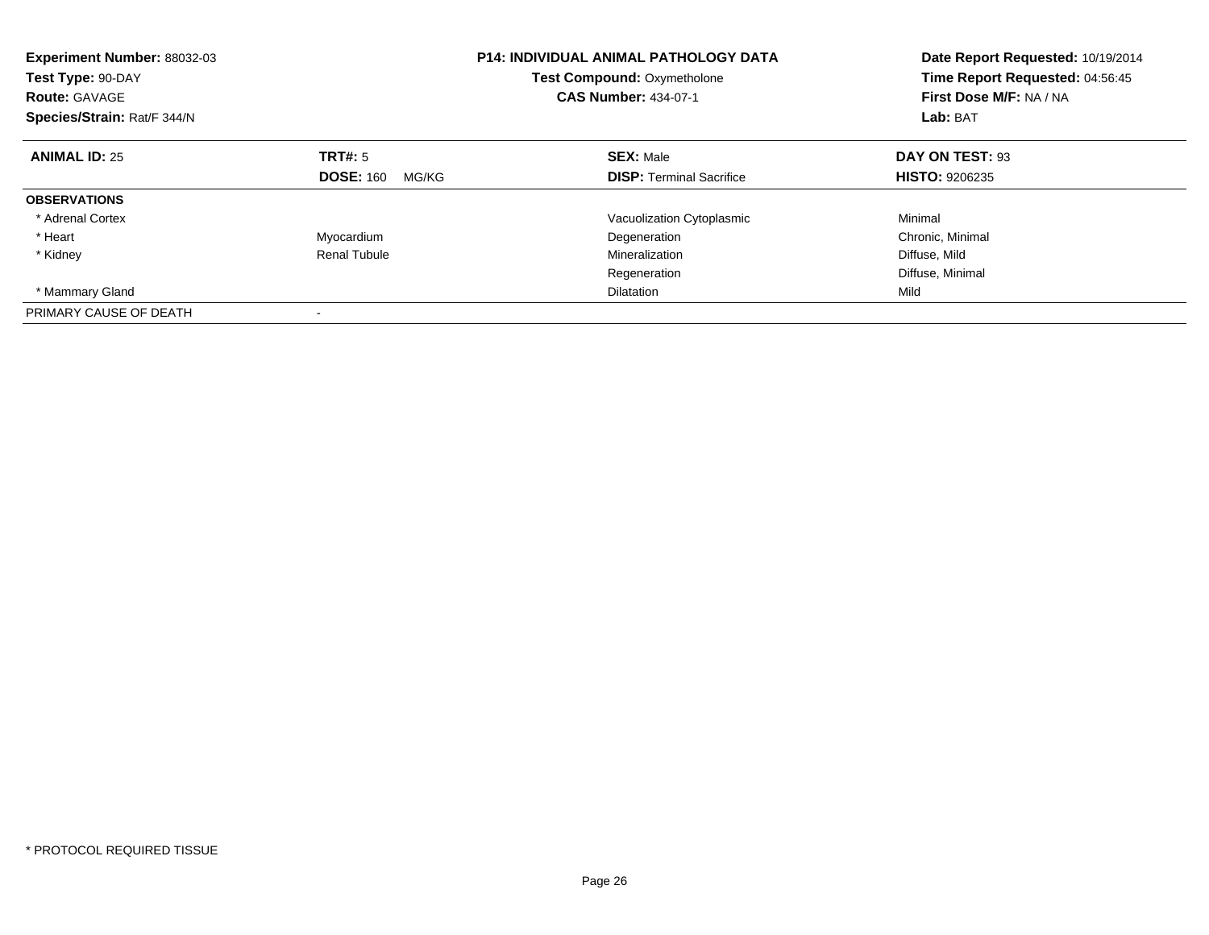**Experiment Number:** 88032-03
**Test Type:** 90-DAY
**Route:** GAVAGE
**Species/Strain:** Rat/F 344/N

**P14: INDIVIDUAL ANIMAL PATHOLOGY DATA**
**Test Compound:** Oxymetholone
**CAS Number:** 434-07-1

**Date Report Requested:** 10/19/2014
**Time Report Requested:** 04:56:45
**First Dose M/F:** NA / NA
**Lab:** BAT

| **ANIMAL ID:** 25 | **TRT#:** 5 | **SEX:** Male | **DAY ON TEST:** 93 |
|---|---|---|---|
| | **DOSE:** 160 MG/KG | **DISP:** Terminal Sacrifice | **HISTO:** 9206235 |
| **OBSERVATIONS** | | | |
| * Adrenal Cortex | | Vacuolization Cytoplasmic | Minimal |
| * Heart | Myocardium | Degeneration | Chronic, Minimal |
| * Kidney | Renal Tubule | Mineralization | Diffuse, Mild |
| | | Regeneration | Diffuse, Minimal |
| * Mammary Gland | | Dilatation | Mild |
| PRIMARY CAUSE OF DEATH | - | | |

* PROTOCOL REQUIRED TISSUE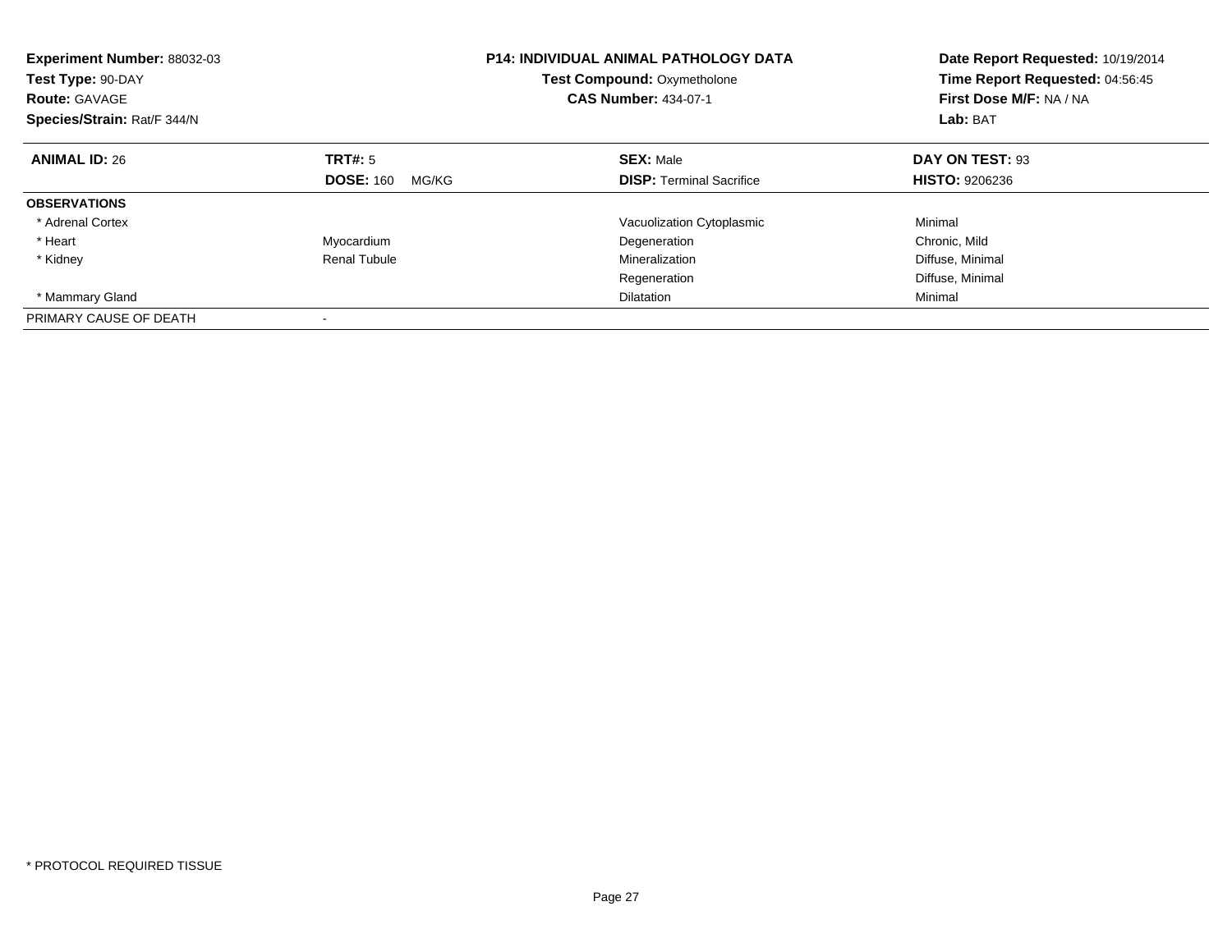**Experiment Number:** 88032-03
**Test Type:** 90-DAY
**Route:** GAVAGE
**Species/Strain:** Rat/F 344/N

**P14: INDIVIDUAL ANIMAL PATHOLOGY DATA**
**Test Compound:** Oxymetholone
**CAS Number:** 434-07-1

**Date Report Requested:** 10/19/2014
**Time Report Requested:** 04:56:45
**First Dose M/F:** NA / NA
**Lab:** BAT

| **ANIMAL ID:** 26 | **TRT#:** 5 | **SEX:** Male | **DAY ON TEST:** 93 |
|---|---|---|---|
| | **DOSE:** 160 MG/KG | **DISP:** Terminal Sacrifice | **HISTO:** 9206236 |
| **OBSERVATIONS** | | | |
| * Adrenal Cortex | | Vacuolization Cytoplasmic | Minimal |
| * Heart | Myocardium | Degeneration | Chronic, Mild |
| * Kidney | Renal Tubule | Mineralization | Diffuse, Minimal |
| | | Regeneration | Diffuse, Minimal |
| * Mammary Gland | | Dilatation | Minimal |
| PRIMARY CAUSE OF DEATH | - | | |

* PROTOCOL REQUIRED TISSUE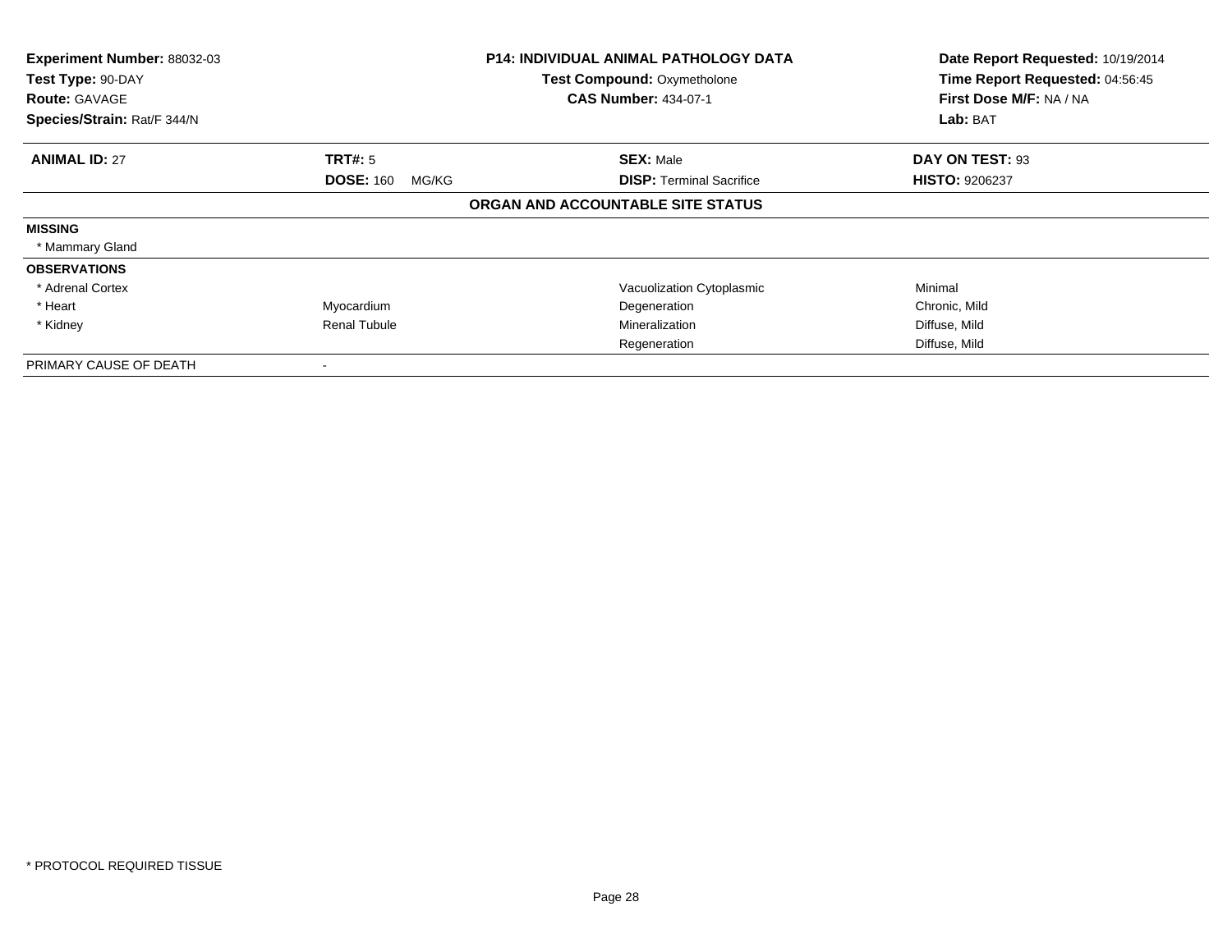**Experiment Number:** 88032-03
**Test Type:** 90-DAY
**Route:** GAVAGE
**Species/Strain:** Rat/F 344/N

**P14: INDIVIDUAL ANIMAL PATHOLOGY DATA**
**Test Compound:** Oxymetholone
**CAS Number:** 434-07-1

**Date Report Requested:** 10/19/2014
**Time Report Requested:** 04:56:45
**First Dose M/F:** NA / NA
**Lab:** BAT

| **ANIMAL ID:** 27 | **TRT#:** 5 | **SEX:** Male | **DAY ON TEST:** 93 |
|---|---|---|---|
| | **DOSE:** 160 MG/KG | **DISP:** Terminal Sacrifice | **HISTO:** 9206237 |

**ORGAN AND ACCOUNTABLE SITE STATUS**

| | | | |
|---|---|---|---|
| **MISSING** | | | |
| * Mammary Gland | | | |
| **OBSERVATIONS** | | | |
| * Adrenal Cortex | | Vacuolization Cytoplasmic | Minimal |
| * Heart | Myocardium | Degeneration | Chronic, Mild |
| * Kidney | Renal Tubule | Mineralization | Diffuse, Mild |
| | | Regeneration | Diffuse, Mild |
| PRIMARY CAUSE OF DEATH | - | | |

* PROTOCOL REQUIRED TISSUE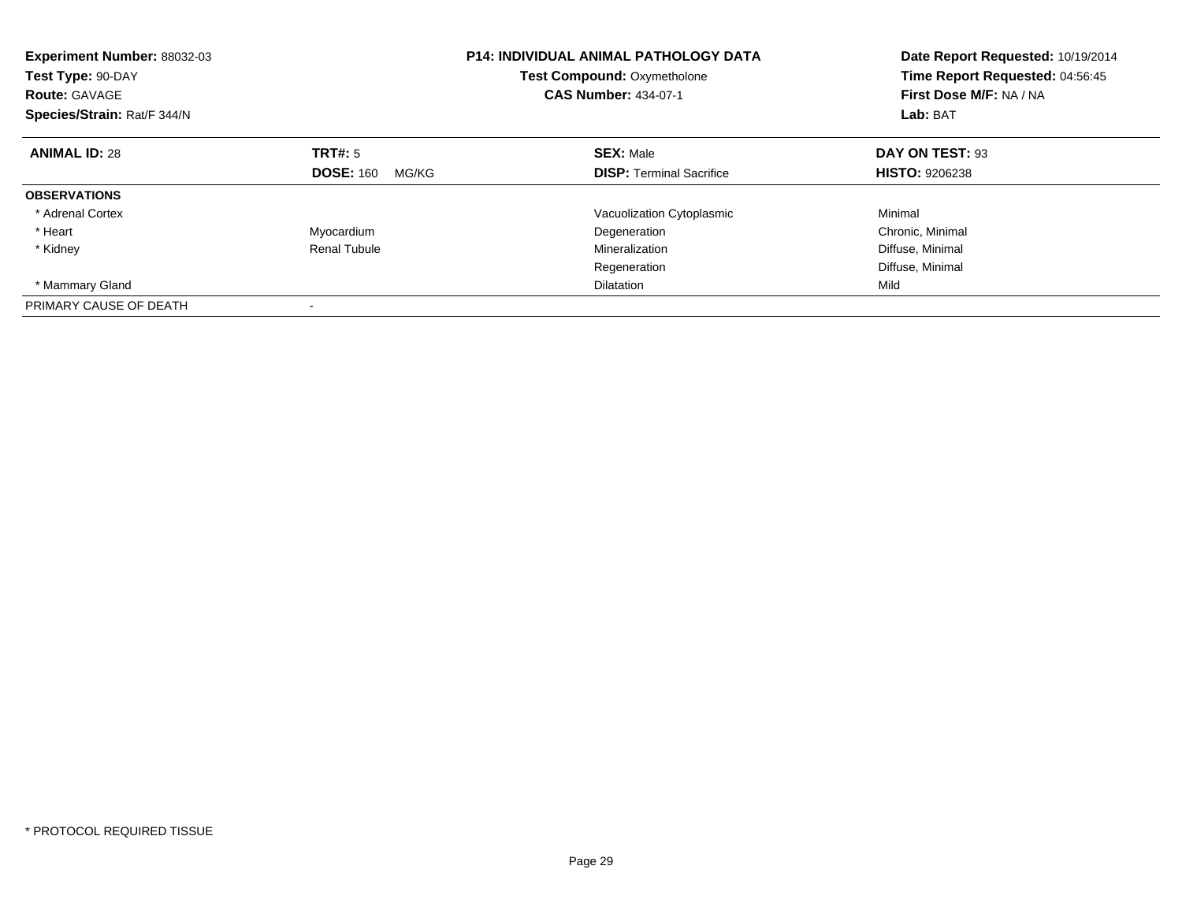**Experiment Number:** 88032-03
**Test Type:** 90-DAY
**Route:** GAVAGE
**Species/Strain:** Rat/F 344/N

**P14: INDIVIDUAL ANIMAL PATHOLOGY DATA**
**Test Compound:** Oxymetholone
**CAS Number:** 434-07-1

**Date Report Requested:** 10/19/2014
**Time Report Requested:** 04:56:45
**First Dose M/F:** NA / NA
**Lab:** BAT

| **ANIMAL ID:** 28 | **TRT#:** 5 | **SEX:** Male | **DAY ON TEST:** 93 |
|---|---|---|---|
| | **DOSE:** 160 MG/KG | **DISP:** Terminal Sacrifice | **HISTO:** 9206238 |
| **OBSERVATIONS** | | | |
| * Adrenal Cortex | | Vacuolization Cytoplasmic | Minimal |
| * Heart | Myocardium | Degeneration | Chronic, Minimal |
| * Kidney | Renal Tubule | Mineralization | Diffuse, Minimal |
| | | Regeneration | Diffuse, Minimal |
| * Mammary Gland | | Dilatation | Mild |
| PRIMARY CAUSE OF DEATH | - | | |

* PROTOCOL REQUIRED TISSUE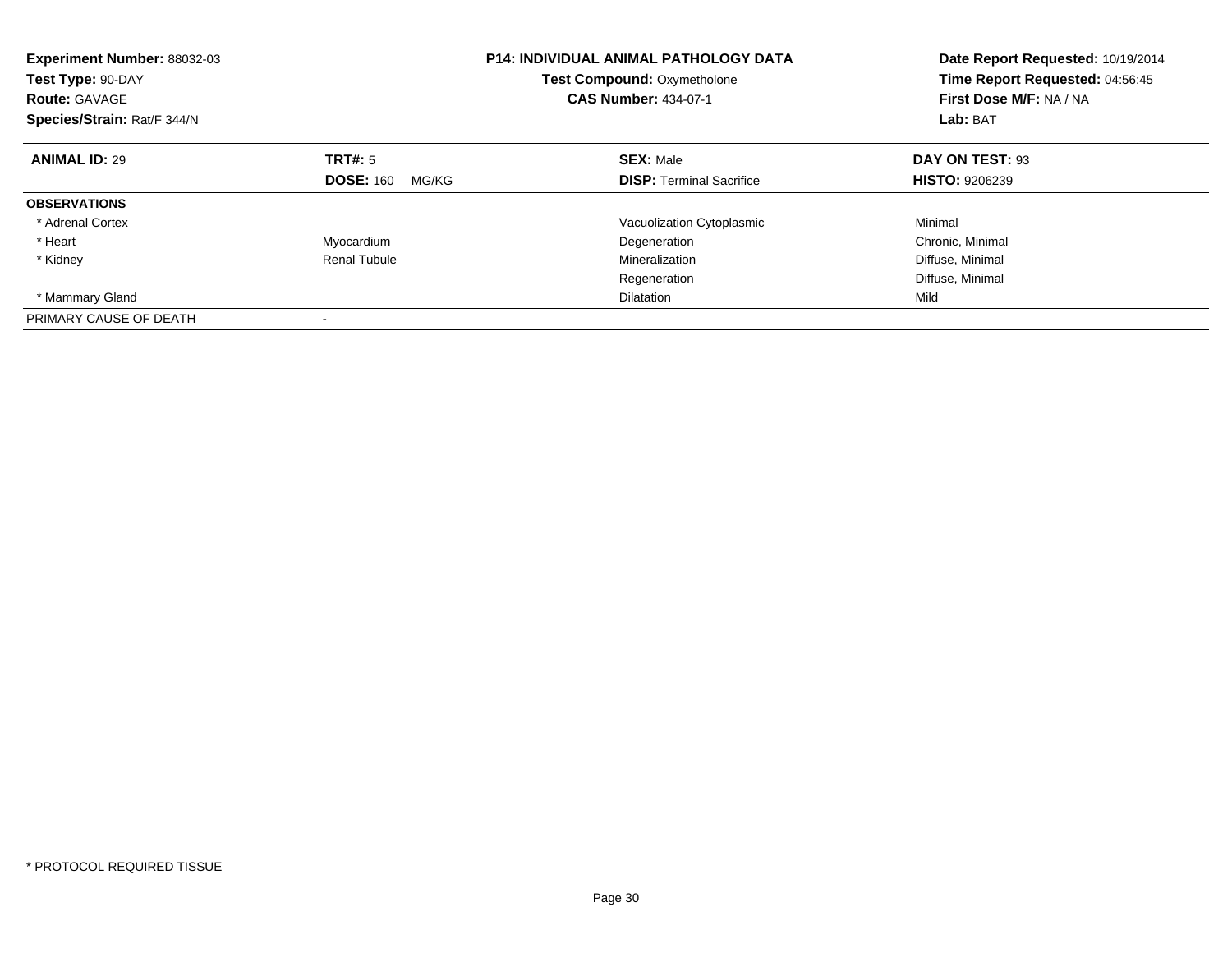**Experiment Number:** 88032-03
**Test Type:** 90-DAY
**Route:** GAVAGE
**Species/Strain:** Rat/F 344/N

**P14: INDIVIDUAL ANIMAL PATHOLOGY DATA**
**Test Compound:** Oxymetholone
**CAS Number:** 434-07-1

**Date Report Requested:** 10/19/2014
**Time Report Requested:** 04:56:45
**First Dose M/F:** NA / NA
**Lab:** BAT

| **ANIMAL ID:** 29 | **TRT#:** 5 | **SEX:** Male | **DAY ON TEST:** 93 |
|---|---|---|---|
| | **DOSE:** 160 MG/KG | **DISP:** Terminal Sacrifice | **HISTO:** 9206239 |
| **OBSERVATIONS** | | | |
| * Adrenal Cortex | | Vacuolization Cytoplasmic | Minimal |
| * Heart | Myocardium | Degeneration | Chronic, Minimal |
| * Kidney | Renal Tubule | Mineralization | Diffuse, Minimal |
| | | Regeneration | Diffuse, Minimal |
| * Mammary Gland | | Dilatation | Mild |
| PRIMARY CAUSE OF DEATH | - | | |

* PROTOCOL REQUIRED TISSUE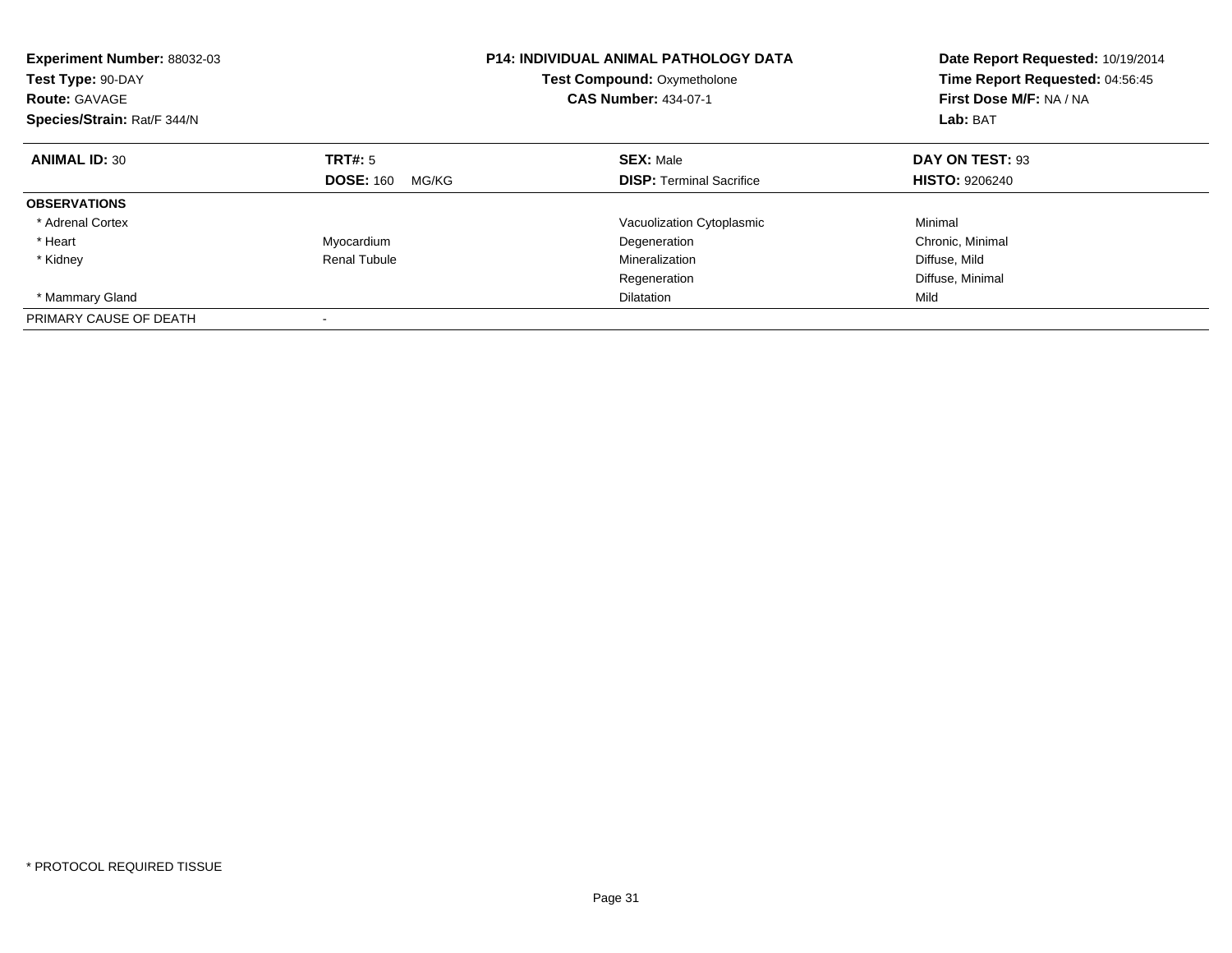**Experiment Number:** 88032-03
**Test Type:** 90-DAY
**Route:** GAVAGE
**Species/Strain:** Rat/F 344/N

**P14: INDIVIDUAL ANIMAL PATHOLOGY DATA**
**Test Compound:** Oxymetholone
**CAS Number:** 434-07-1

**Date Report Requested:** 10/19/2014
**Time Report Requested:** 04:56:45
**First Dose M/F:** NA / NA
**Lab:** BAT

| **ANIMAL ID:** 30 | **TRT#:** 5 | **SEX:** Male | **DAY ON TEST:** 93 |
|---|---|---|---|
| | **DOSE:** 160 MG/KG | **DISP:** Terminal Sacrifice | **HISTO:** 9206240 |
| **OBSERVATIONS** | | | |
| * Adrenal Cortex | | Vacuolization Cytoplasmic | Minimal |
| * Heart | Myocardium | Degeneration | Chronic, Minimal |
| * Kidney | Renal Tubule | Mineralization | Diffuse, Mild |
| | | Regeneration | Diffuse, Minimal |
| * Mammary Gland | | Dilatation | Mild |
| PRIMARY CAUSE OF DEATH | - | | |

* PROTOCOL REQUIRED TISSUE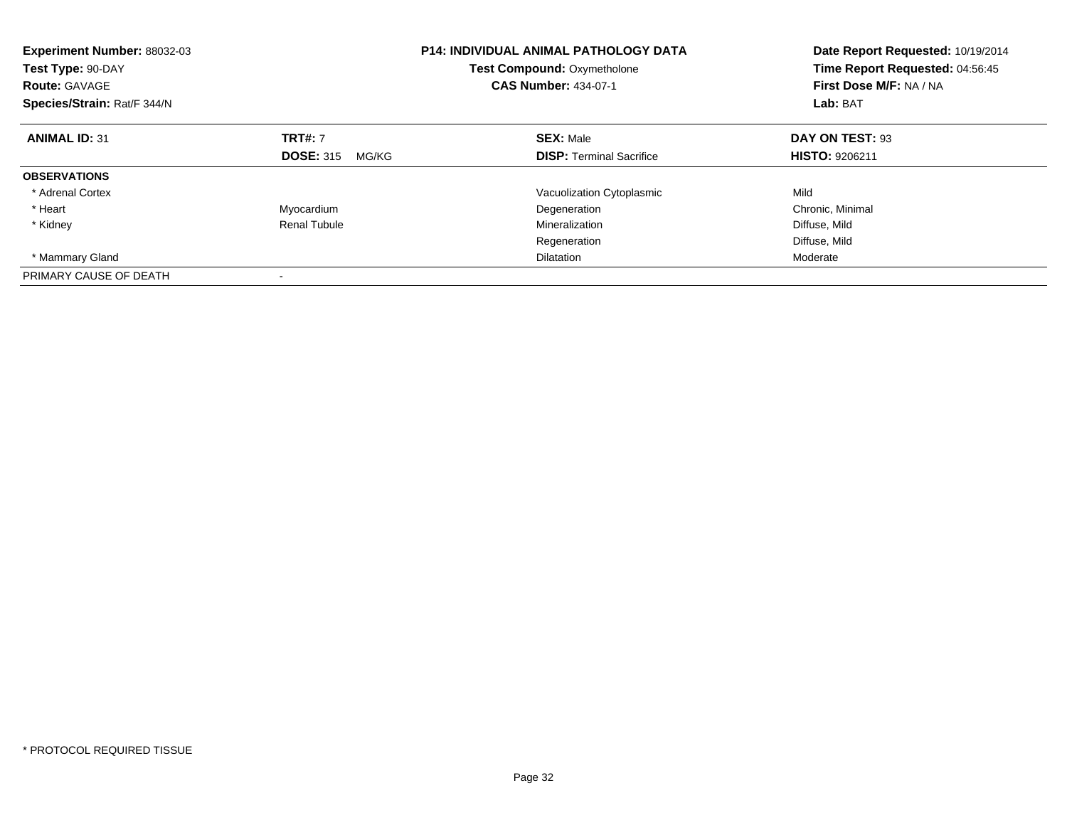**Experiment Number:** 88032-03
**Test Type:** 90-DAY
**Route:** GAVAGE
**Species/Strain:** Rat/F 344/N

**P14: INDIVIDUAL ANIMAL PATHOLOGY DATA**
**Test Compound:** Oxymetholone
**CAS Number:** 434-07-1

**Date Report Requested:** 10/19/2014
**Time Report Requested:** 04:56:45
**First Dose M/F:** NA / NA
**Lab:** BAT

| **ANIMAL ID:** 31 | **TRT#:** 7 | **SEX:** Male | **DAY ON TEST:** 93 |
|---|---|---|---|
| | **DOSE:** 315 MG/KG | **DISP:** Terminal Sacrifice | **HISTO:** 9206211 |
| **OBSERVATIONS** | | | |
| * Adrenal Cortex | | Vacuolization Cytoplasmic | Mild |
| * Heart | Myocardium | Degeneration | Chronic, Minimal |
| * Kidney | Renal Tubule | Mineralization | Diffuse, Mild |
| | | Regeneration | Diffuse, Mild |
| * Mammary Gland | | Dilatation | Moderate |
| PRIMARY CAUSE OF DEATH | - | | |

* PROTOCOL REQUIRED TISSUE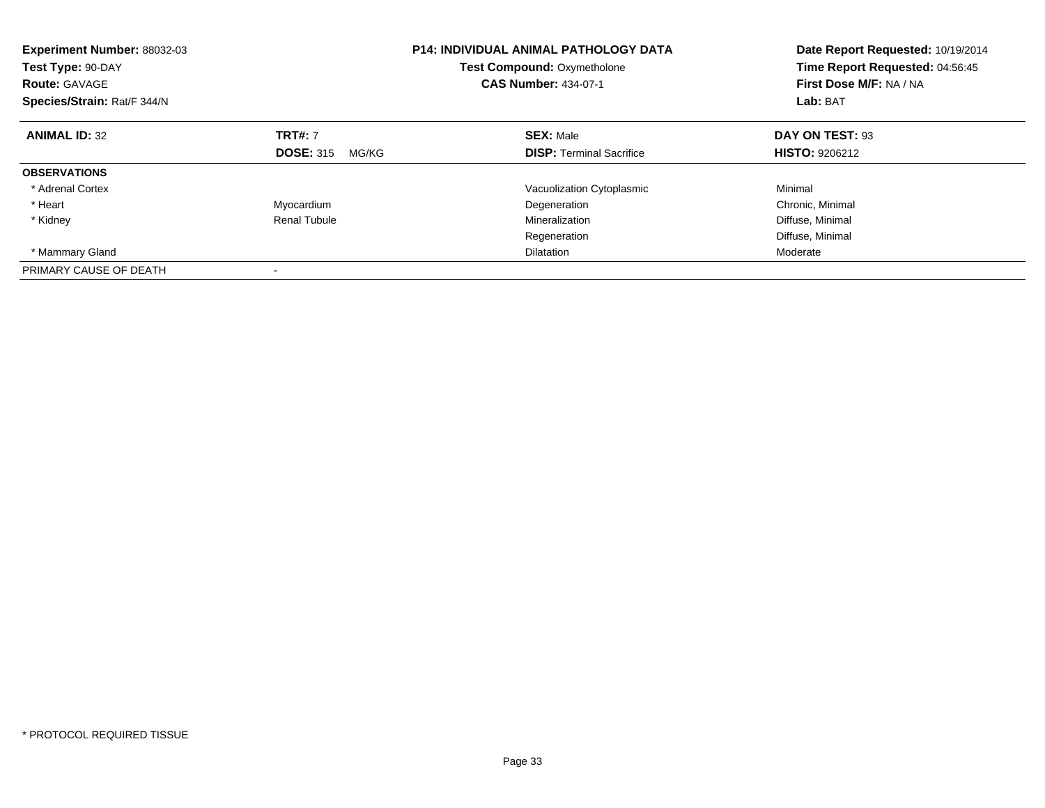**Experiment Number:** 88032-03
**Test Type:** 90-DAY
**Route:** GAVAGE
**Species/Strain:** Rat/F 344/N

**P14: INDIVIDUAL ANIMAL PATHOLOGY DATA**
**Test Compound:** Oxymetholone
**CAS Number:** 434-07-1

**Date Report Requested:** 10/19/2014
**Time Report Requested:** 04:56:45
**First Dose M/F:** NA / NA
**Lab:** BAT

| **ANIMAL ID:** 32 | **TRT#:** 7 | **SEX:** Male | **DAY ON TEST:** 93 |
|---|---|---|---|
| | **DOSE:** 315 MG/KG | **DISP:** Terminal Sacrifice | **HISTO:** 9206212 |
| **OBSERVATIONS** | | | |
| * Adrenal Cortex | | Vacuolization Cytoplasmic | Minimal |
| * Heart | Myocardium | Degeneration | Chronic, Minimal |
| * Kidney | Renal Tubule | Mineralization | Diffuse, Minimal |
| | | Regeneration | Diffuse, Minimal |
| * Mammary Gland | | Dilatation | Moderate |
| PRIMARY CAUSE OF DEATH | - | | |

* PROTOCOL REQUIRED TISSUE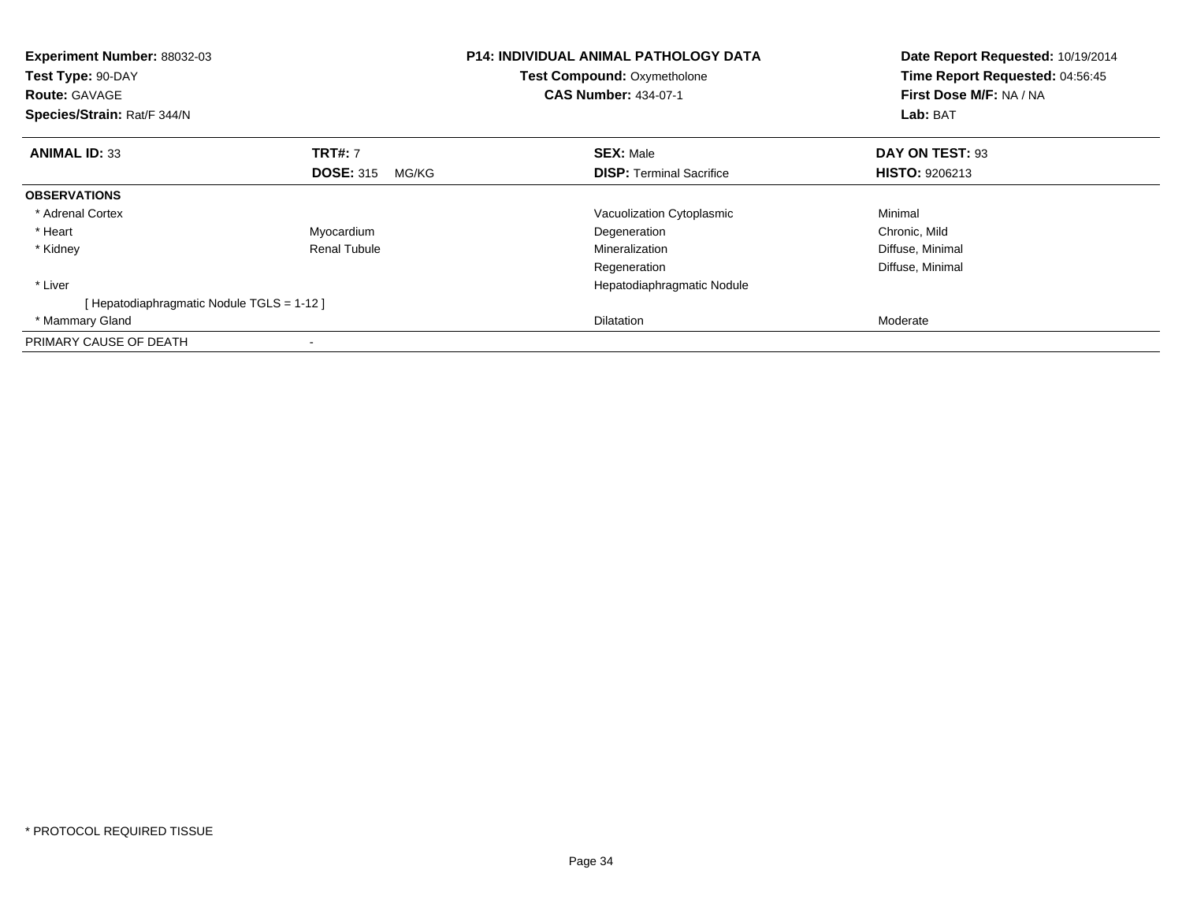**Experiment Number:** 88032-03
**Test Type:** 90-DAY
**Route:** GAVAGE
**Species/Strain:** Rat/F 344/N

**P14: INDIVIDUAL ANIMAL PATHOLOGY DATA**
**Test Compound:** Oxymetholone
**CAS Number:** 434-07-1

**Date Report Requested:** 10/19/2014
**Time Report Requested:** 04:56:45
**First Dose M/F:** NA / NA
**Lab:** BAT

| **ANIMAL ID:** 33 | **TRT#:** 7 | **SEX:** Male | **DAY ON TEST:** 93 |
|---|---|---|---|
| | **DOSE:** 315 MG/KG | **DISP:** Terminal Sacrifice | **HISTO:** 9206213 |
| **OBSERVATIONS** | | | |
| * Adrenal Cortex | | Vacuolization Cytoplasmic | Minimal |
| * Heart | Myocardium | Degeneration | Chronic, Mild |
| * Kidney | Renal Tubule | Mineralization | Diffuse, Minimal |
| | | Regeneration | Diffuse, Minimal |
| * Liver | | Hepatodiaphragmatic Nodule | |
| [ Hepatodiaphragmatic Nodule TGLS = 1-12 ] | | | |
| * Mammary Gland | | Dilatation | Moderate |
| PRIMARY CAUSE OF DEATH | - | | |

* PROTOCOL REQUIRED TISSUE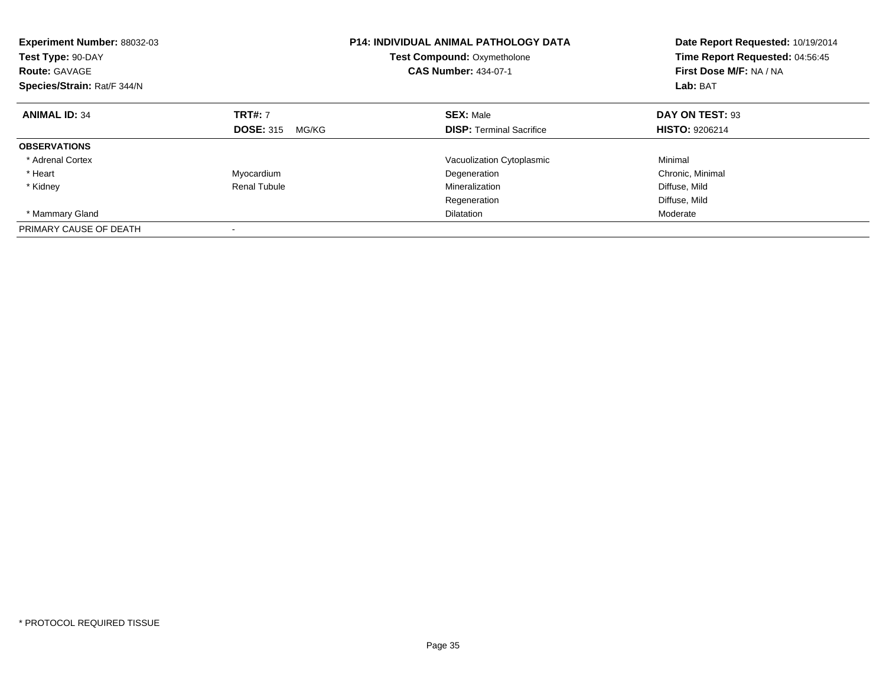**Experiment Number:** 88032-03
**Test Type:** 90-DAY
**Route:** GAVAGE
**Species/Strain:** Rat/F 344/N

**P14: INDIVIDUAL ANIMAL PATHOLOGY DATA**
**Test Compound:** Oxymetholone
**CAS Number:** 434-07-1

**Date Report Requested:** 10/19/2014
**Time Report Requested:** 04:56:45
**First Dose M/F:** NA / NA
**Lab:** BAT

| **ANIMAL ID:** 34 | **TRT#:** 7 | **SEX:** Male | **DAY ON TEST:** 93 |
|---|---|---|---|
| | **DOSE:** 315 MG/KG | **DISP:** Terminal Sacrifice | **HISTO:** 9206214 |
| **OBSERVATIONS** | | | |
| * Adrenal Cortex | | Vacuolization Cytoplasmic | Minimal |
| * Heart | Myocardium | Degeneration | Chronic, Minimal |
| * Kidney | Renal Tubule | Mineralization | Diffuse, Mild |
| | | Regeneration | Diffuse, Mild |
| * Mammary Gland | | Dilatation | Moderate |
| PRIMARY CAUSE OF DEATH | - | | |

* PROTOCOL REQUIRED TISSUE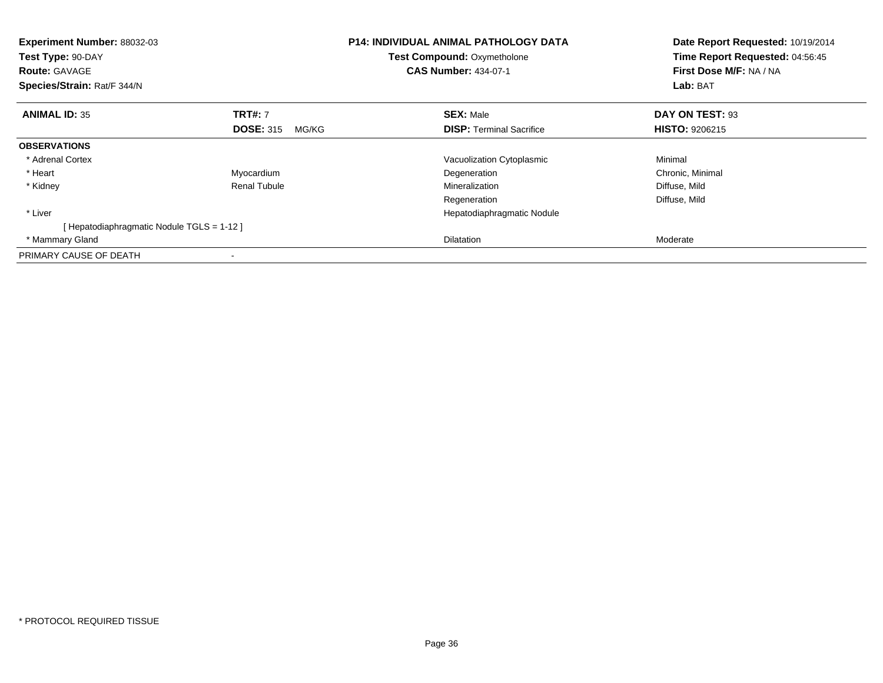**Experiment Number:** 88032-03
**Test Type:** 90-DAY
**Route:** GAVAGE
**Species/Strain:** Rat/F 344/N

**P14: INDIVIDUAL ANIMAL PATHOLOGY DATA**
**Test Compound:** Oxymetholone
**CAS Number:** 434-07-1

**Date Report Requested:** 10/19/2014
**Time Report Requested:** 04:56:45
**First Dose M/F:** NA / NA
**Lab:** BAT

| **ANIMAL ID:** 35 | **TRT#:** 7 | **SEX:** Male | **DAY ON TEST:** 93 |
|---|---|---|---|
| | **DOSE:** 315 MG/KG | **DISP:** Terminal Sacrifice | **HISTO:** 9206215 |
| **OBSERVATIONS** | | | |
| * Adrenal Cortex | | Vacuolization Cytoplasmic | Minimal |
| * Heart | Myocardium | Degeneration | Chronic, Minimal |
| * Kidney | Renal Tubule | Mineralization | Diffuse, Mild |
| | | Regeneration | Diffuse, Mild |
| * Liver | | Hepatodiaphragmatic Nodule | |
| [ Hepatodiaphragmatic Nodule TGLS = 1-12 ] | | | |
| * Mammary Gland | | Dilatation | Moderate |
| PRIMARY CAUSE OF DEATH | - | | |

* PROTOCOL REQUIRED TISSUE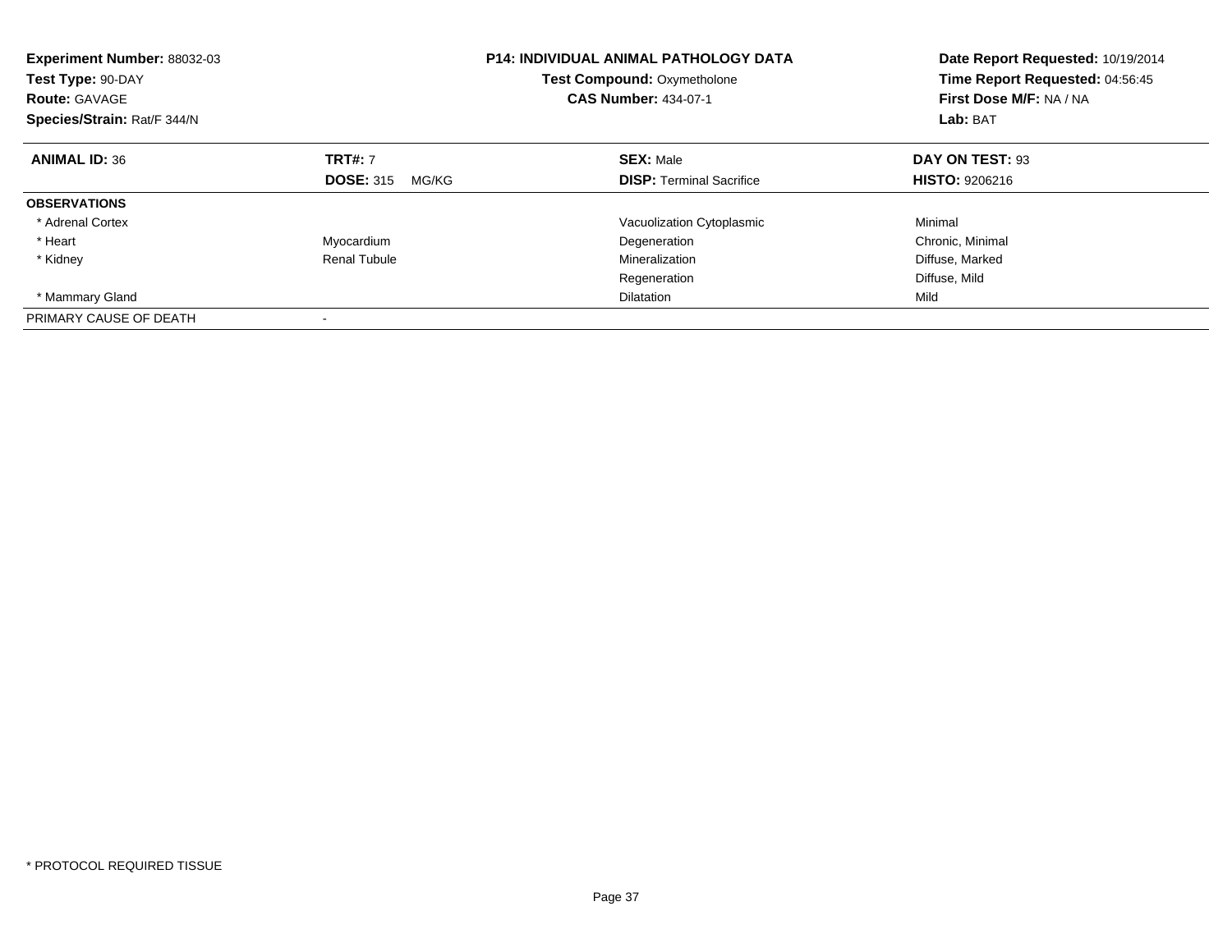**Experiment Number:** 88032-03
**Test Type:** 90-DAY
**Route:** GAVAGE
**Species/Strain:** Rat/F 344/N

**P14: INDIVIDUAL ANIMAL PATHOLOGY DATA**
**Test Compound:** Oxymetholone
**CAS Number:** 434-07-1

**Date Report Requested:** 10/19/2014
**Time Report Requested:** 04:56:45
**First Dose M/F:** NA / NA
**Lab:** BAT

| **ANIMAL ID:** 36 | **TRT#:** 7 | **SEX:** Male | **DAY ON TEST:** 93 |
|---|---|---|---|
| | **DOSE:** 315 MG/KG | **DISP:** Terminal Sacrifice | **HISTO:** 9206216 |
| **OBSERVATIONS** | | | |
| * Adrenal Cortex | | Vacuolization Cytoplasmic | Minimal |
| * Heart | Myocardium | Degeneration | Chronic, Minimal |
| * Kidney | Renal Tubule | Mineralization | Diffuse, Marked |
| | | Regeneration | Diffuse, Mild |
| * Mammary Gland | | Dilatation | Mild |
| PRIMARY CAUSE OF DEATH | - | | |

* PROTOCOL REQUIRED TISSUE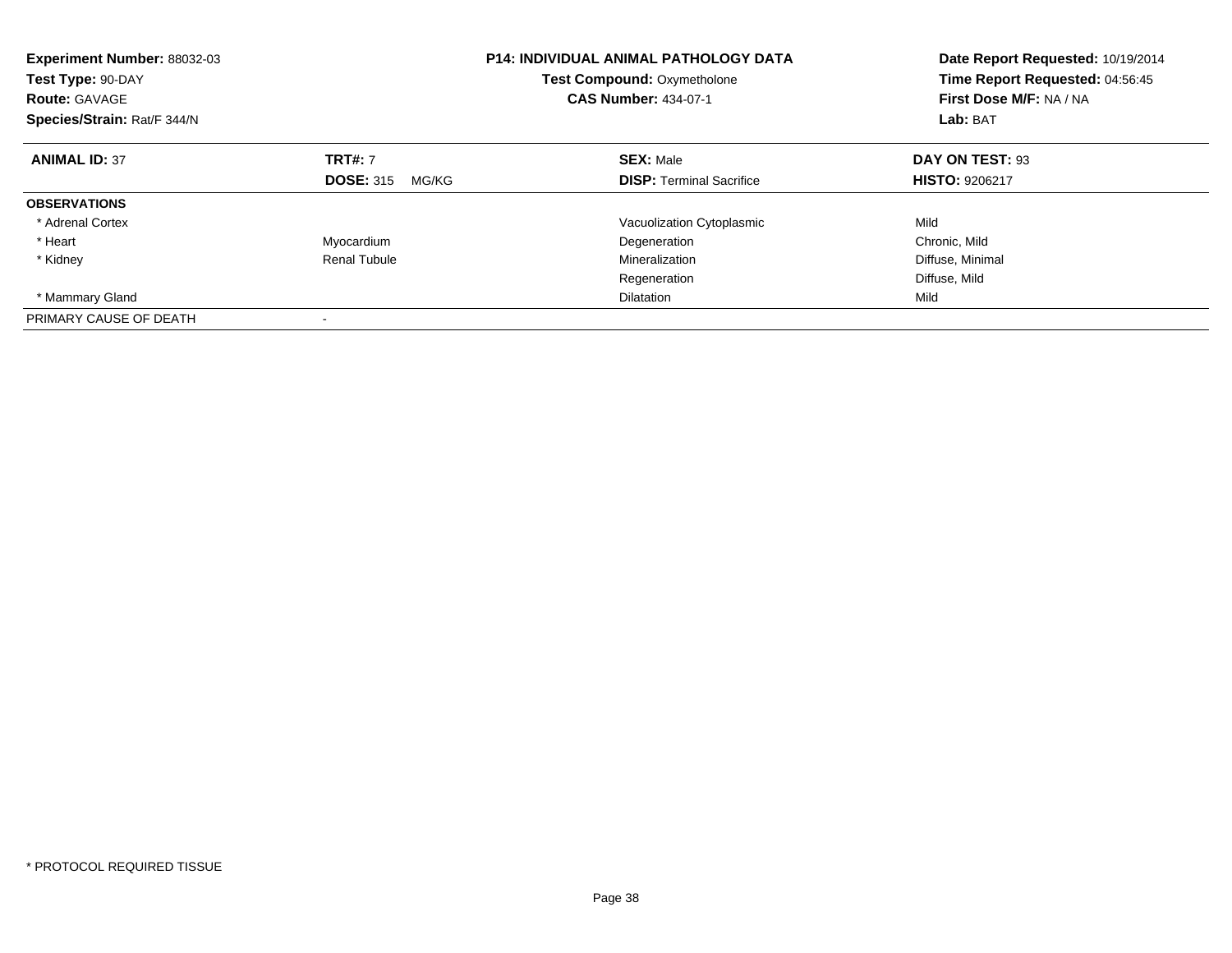**Experiment Number:** 88032-03
**Test Type:** 90-DAY
**Route:** GAVAGE
**Species/Strain:** Rat/F 344/N

**P14: INDIVIDUAL ANIMAL PATHOLOGY DATA**
**Test Compound:** Oxymetholone
**CAS Number:** 434-07-1

**Date Report Requested:** 10/19/2014
**Time Report Requested:** 04:56:45
**First Dose M/F:** NA / NA
**Lab:** BAT

| **ANIMAL ID:** 37 | **TRT#:** 7 | **SEX:** Male | **DAY ON TEST:** 93 |
|---|---|---|---|
| | **DOSE:** 315 MG/KG | **DISP:** Terminal Sacrifice | **HISTO:** 9206217 |
| **OBSERVATIONS** | | | |
| * Adrenal Cortex | | Vacuolization Cytoplasmic | Mild |
| * Heart | Myocardium | Degeneration | Chronic, Mild |
| * Kidney | Renal Tubule | Mineralization | Diffuse, Minimal |
| | | Regeneration | Diffuse, Mild |
| * Mammary Gland | | Dilatation | Mild |
| PRIMARY CAUSE OF DEATH | - | | |

* PROTOCOL REQUIRED TISSUE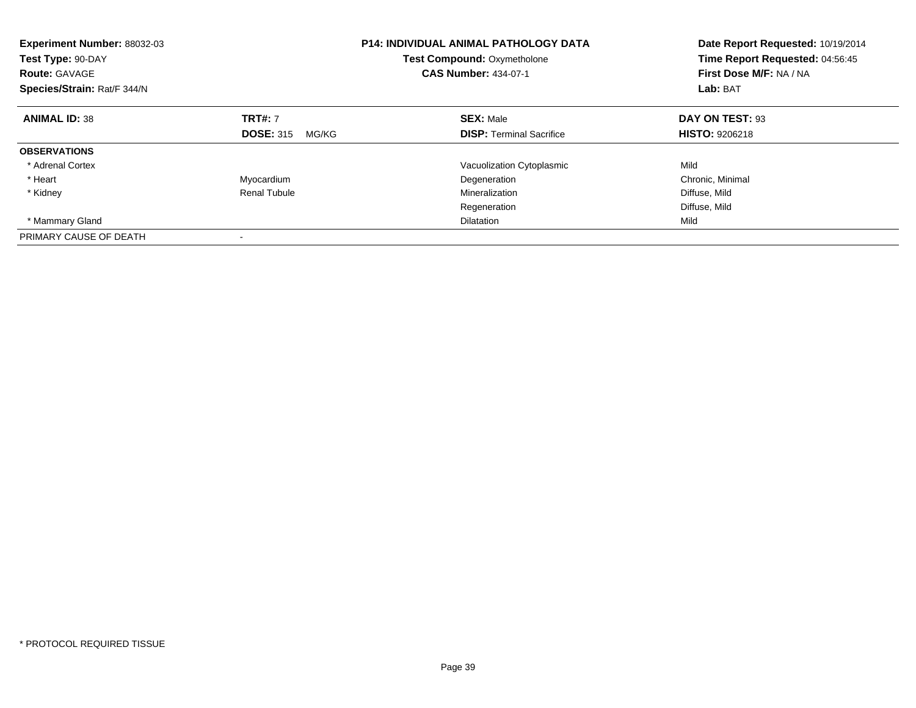**Experiment Number:** 88032-03
**Test Type:** 90-DAY
**Route:** GAVAGE
**Species/Strain:** Rat/F 344/N

**P14: INDIVIDUAL ANIMAL PATHOLOGY DATA**
**Test Compound:** Oxymetholone
**CAS Number:** 434-07-1

**Date Report Requested:** 10/19/2014
**Time Report Requested:** 04:56:45
**First Dose M/F:** NA / NA
**Lab:** BAT

| **ANIMAL ID:** 38 | **TRT#:** 7 | **SEX:** Male | **DAY ON TEST:** 93 |
|---|---|---|---|
| | **DOSE:** 315 MG/KG | **DISP:** Terminal Sacrifice | **HISTO:** 9206218 |
| **OBSERVATIONS** | | | |
| * Adrenal Cortex | | Vacuolization Cytoplasmic | Mild |
| * Heart | Myocardium | Degeneration | Chronic, Minimal |
| * Kidney | Renal Tubule | Mineralization | Diffuse, Mild |
| | | Regeneration | Diffuse, Mild |
| * Mammary Gland | | Dilatation | Mild |
| PRIMARY CAUSE OF DEATH | - | | |

* PROTOCOL REQUIRED TISSUE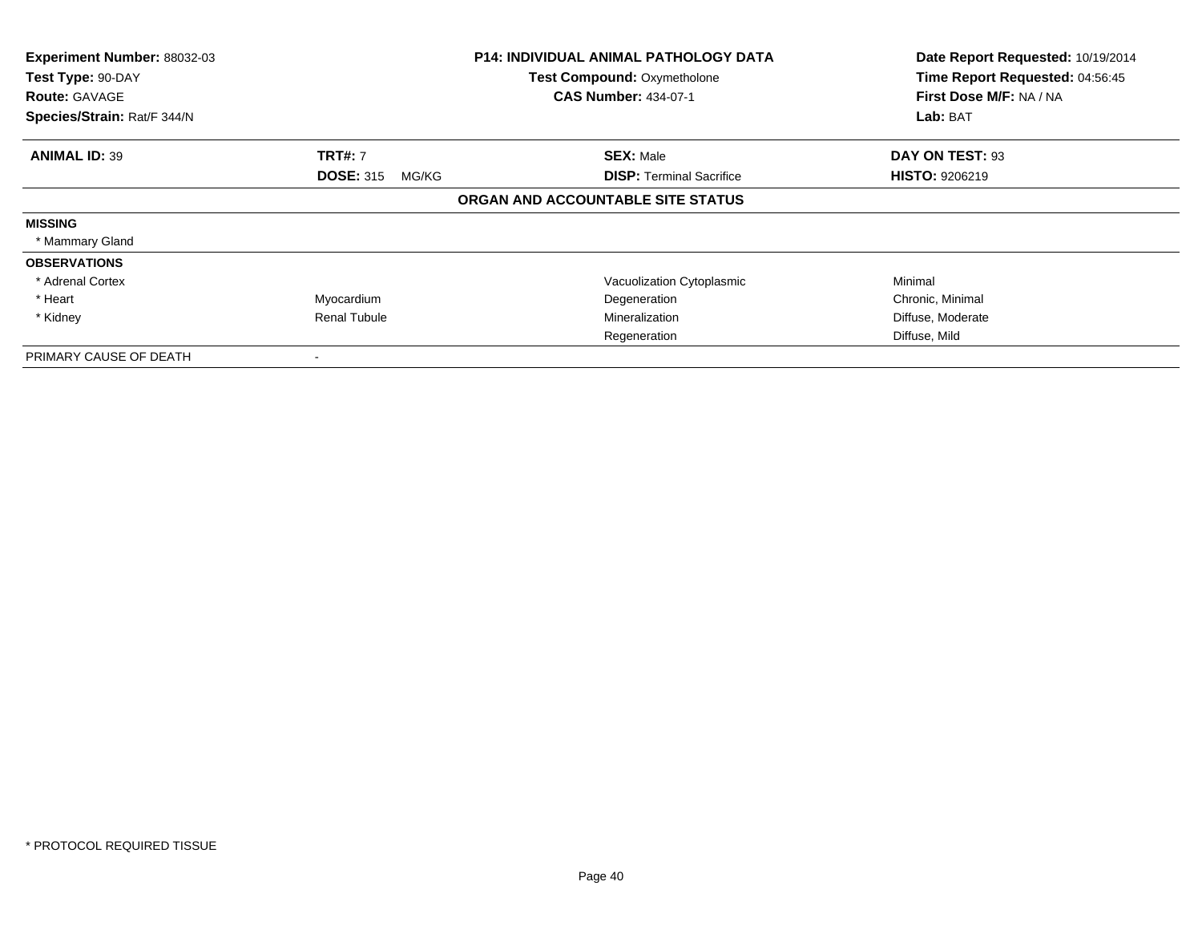| **Experiment Number:** 88032-03 | **P14: INDIVIDUAL ANIMAL PATHOLOGY DATA** | **Date Report Requested:** 10/19/2014 |
|---|---|---|
| **Test Type:** 90-DAY | **Test Compound:** Oxymetholone | **Time Report Requested:** 04:56:45 |
| **Route:** GAVAGE | **CAS Number:** 434-07-1 | **First Dose M/F:** NA / NA |
| **Species/Strain:** Rat/F 344/N | | **Lab:** BAT |

| **ANIMAL ID:** 39 | **TRT#:** 7 | **SEX:** Male | **DAY ON TEST:** 93 |
|---|---|---|---|
| | **DOSE:** 315 MG/KG | **DISP:** Terminal Sacrifice | **HISTO:** 9206219 |

**ORGAN AND ACCOUNTABLE SITE STATUS**

| | | | |
|---|---|---|---|
| **MISSING** | | | |
| * Mammary Gland | | | |
| **OBSERVATIONS** | | | |
| * Adrenal Cortex | | Vacuolization Cytoplasmic | Minimal |
| * Heart | Myocardium | Degeneration | Chronic, Minimal |
| * Kidney | Renal Tubule | Mineralization | Diffuse, Moderate |
| | | Regeneration | Diffuse, Mild |
| PRIMARY CAUSE OF DEATH | - | | |

* PROTOCOL REQUIRED TISSUE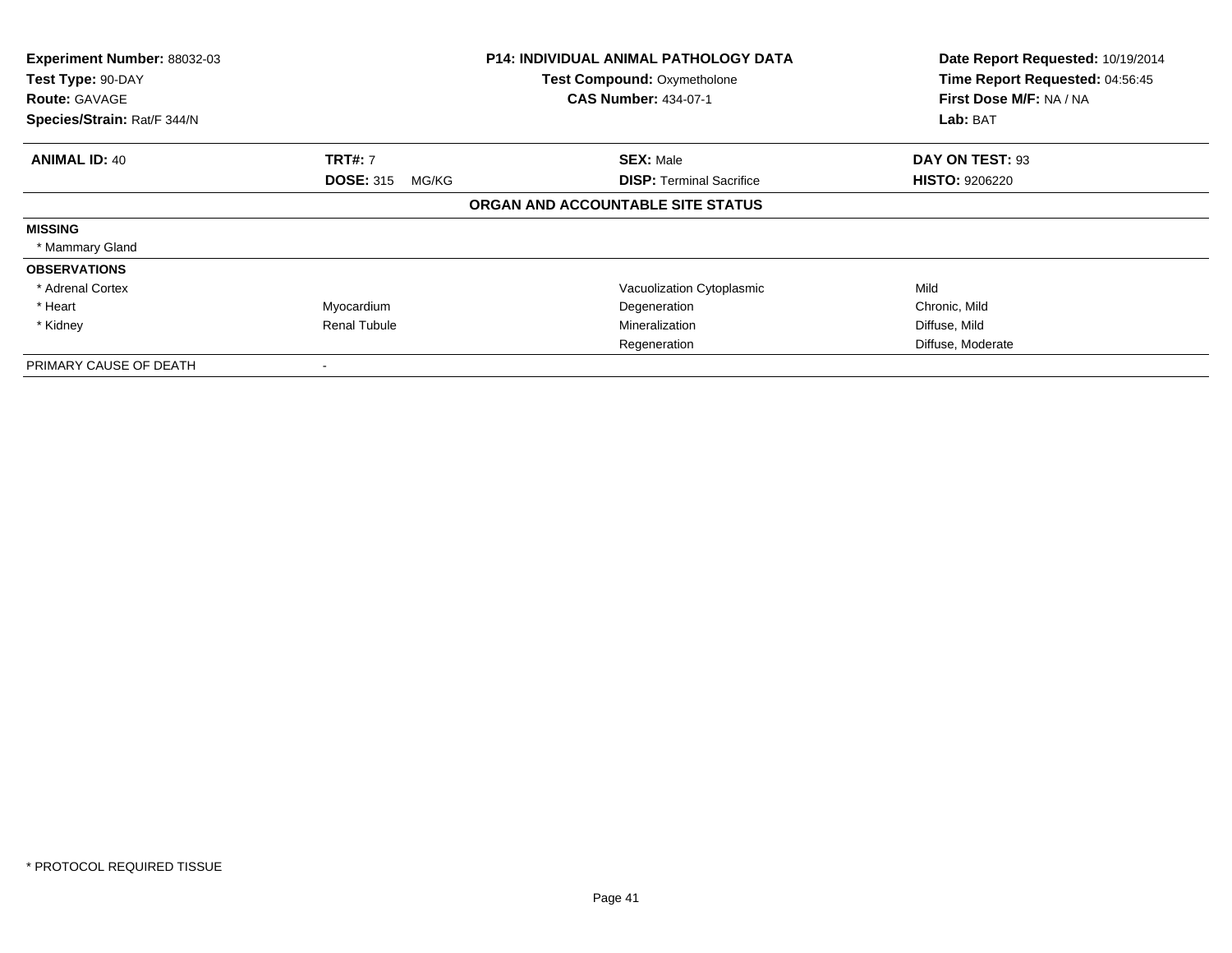**Experiment Number:** 88032-03
**Test Type:** 90-DAY
**Route:** GAVAGE
**Species/Strain:** Rat/F 344/N

**P14: INDIVIDUAL ANIMAL PATHOLOGY DATA**
**Test Compound:** Oxymetholone
**CAS Number:** 434-07-1

**Date Report Requested:** 10/19/2014
**Time Report Requested:** 04:56:45
**First Dose M/F:** NA / NA
**Lab:** BAT

| **ANIMAL ID:** 40 | **TRT#:** 7 | **SEX:** Male | **DAY ON TEST:** 93 |
|---|---|---|---|
| | **DOSE:** 315 MG/KG | **DISP:** Terminal Sacrifice | **HISTO:** 9206220 |

**ORGAN AND ACCOUNTABLE SITE STATUS**

| | | | |
|---|---|---|---|
| **MISSING** | | | |
| * Mammary Gland | | | |
| **OBSERVATIONS** | | | |
| * Adrenal Cortex | | Vacuolization Cytoplasmic | Mild |
| * Heart | Myocardium | Degeneration | Chronic, Mild |
| * Kidney | Renal Tubule | Mineralization | Diffuse, Mild |
| | | Regeneration | Diffuse, Moderate |
| PRIMARY CAUSE OF DEATH | - | | |

* PROTOCOL REQUIRED TISSUE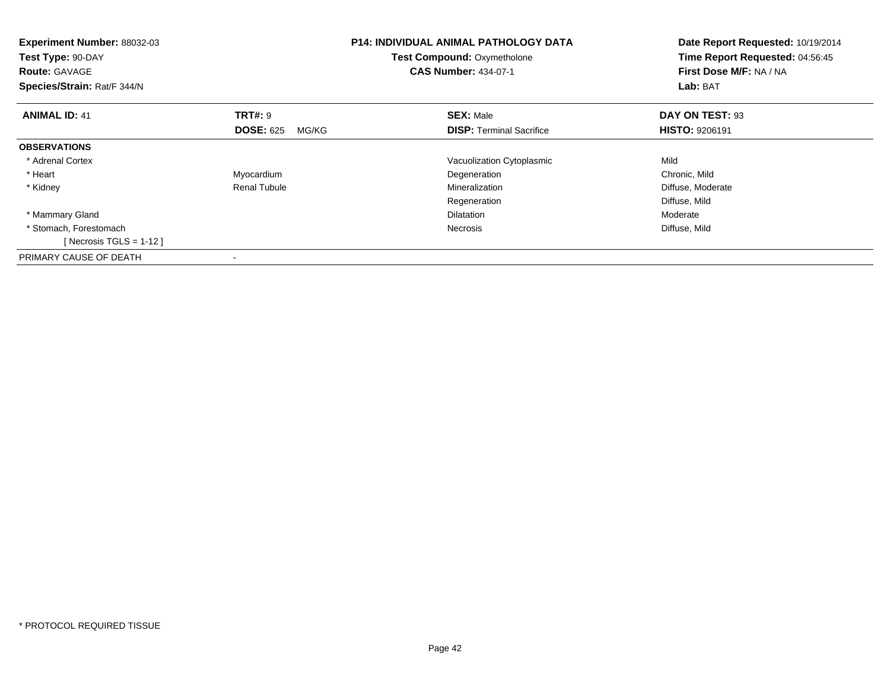**Experiment Number:** 88032-03
**Test Type:** 90-DAY
**Route:** GAVAGE
**Species/Strain:** Rat/F 344/N

**P14: INDIVIDUAL ANIMAL PATHOLOGY DATA**
**Test Compound:** Oxymetholone
**CAS Number:** 434-07-1

**Date Report Requested:** 10/19/2014
**Time Report Requested:** 04:56:45
**First Dose M/F:** NA / NA
**Lab:** BAT

| **ANIMAL ID:** 41 | **TRT#:** 9 | **SEX:** Male | **DAY ON TEST:** 93 |
|---|---|---|---|
| | **DOSE:** 625 MG/KG | **DISP:** Terminal Sacrifice | **HISTO:** 9206191 |
| **OBSERVATIONS** | | | |
| * Adrenal Cortex | | Vacuolization Cytoplasmic | Mild |
| * Heart | Myocardium | Degeneration | Chronic, Mild |
| * Kidney | Renal Tubule | Mineralization | Diffuse, Moderate |
| | | Regeneration | Diffuse, Mild |
| * Mammary Gland | | Dilatation | Moderate |
| * Stomach, Forestomach | | Necrosis | Diffuse, Mild |
| [ Necrosis TGLS = 1-12 ] | | | |
| PRIMARY CAUSE OF DEATH | - | | |

* PROTOCOL REQUIRED TISSUE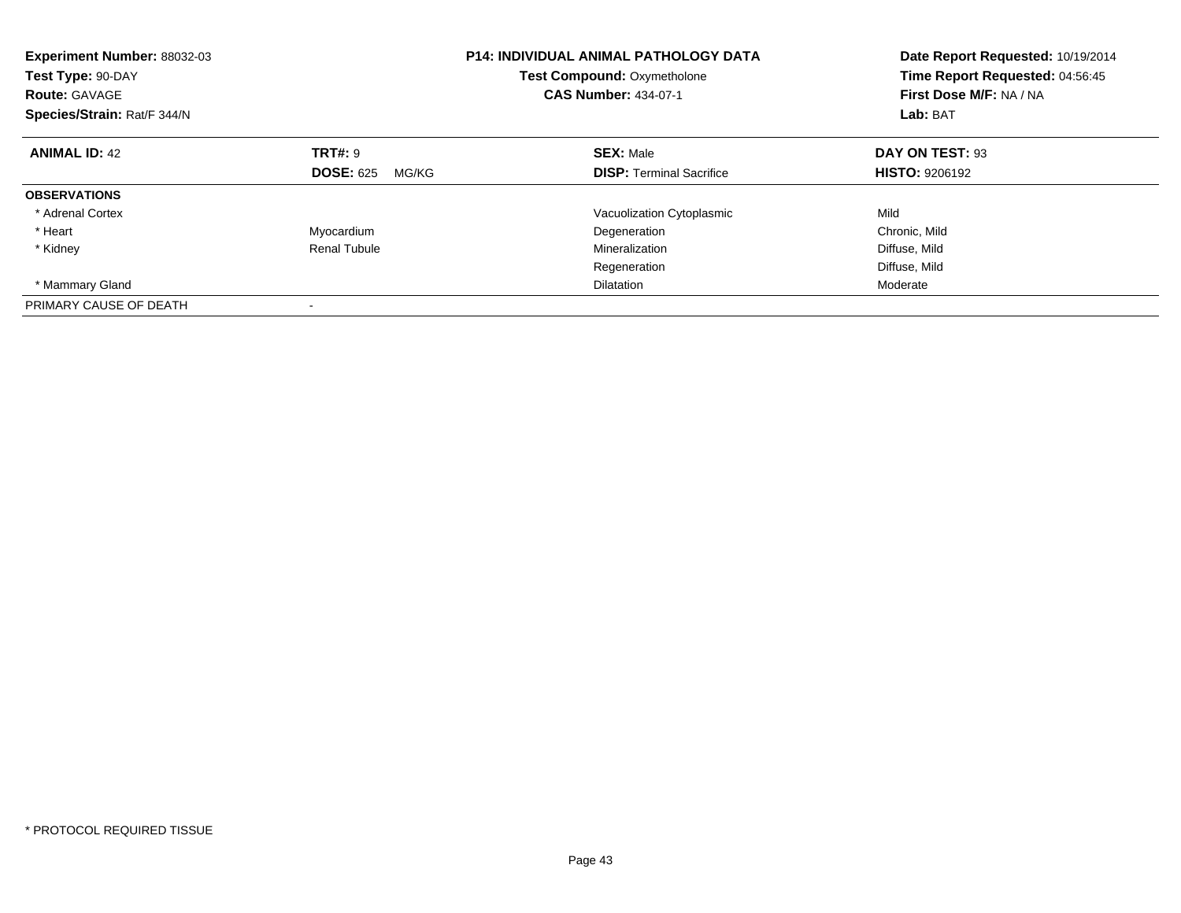**Experiment Number:** 88032-03
**Test Type:** 90-DAY
**Route:** GAVAGE
**Species/Strain:** Rat/F 344/N

**P14: INDIVIDUAL ANIMAL PATHOLOGY DATA**
**Test Compound:** Oxymetholone
**CAS Number:** 434-07-1

**Date Report Requested:** 10/19/2014
**Time Report Requested:** 04:56:45
**First Dose M/F:** NA / NA
**Lab:** BAT

| **ANIMAL ID:** 42 | **TRT#:** 9 | **SEX:** Male | **DAY ON TEST:** 93 |
|---|---|---|---|
| | **DOSE:** 625 MG/KG | **DISP:** Terminal Sacrifice | **HISTO:** 9206192 |
| **OBSERVATIONS** | | | |
| * Adrenal Cortex | | Vacuolization Cytoplasmic | Mild |
| * Heart | Myocardium | Degeneration | Chronic, Mild |
| * Kidney | Renal Tubule | Mineralization | Diffuse, Mild |
| | | Regeneration | Diffuse, Mild |
| * Mammary Gland | | Dilatation | Moderate |
| PRIMARY CAUSE OF DEATH | - | | |

* PROTOCOL REQUIRED TISSUE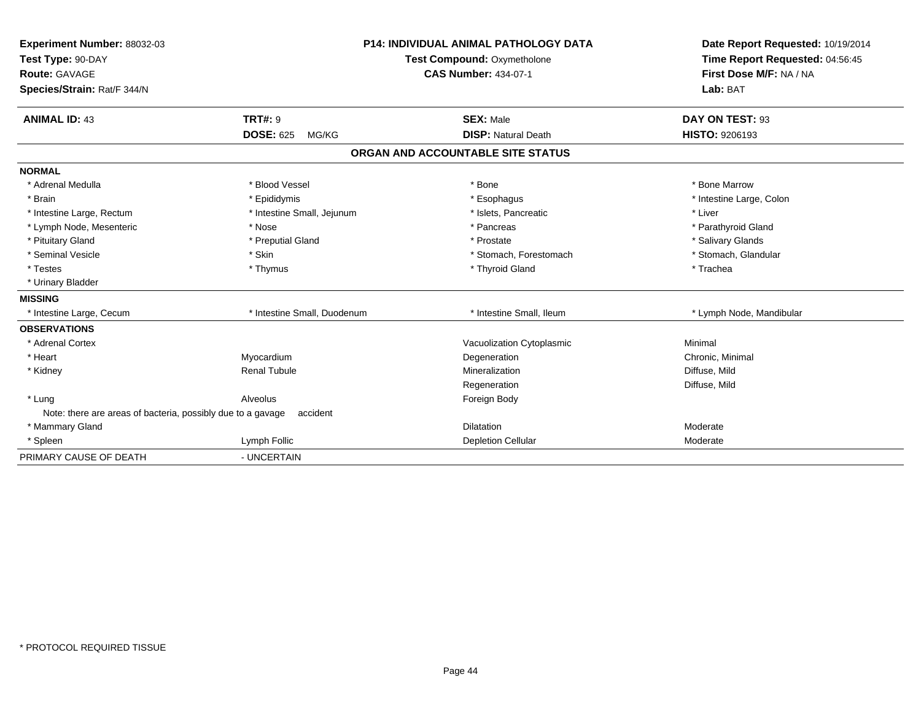**Experiment Number:** 88032-03
**Test Type:** 90-DAY
**Route:** GAVAGE
**Species/Strain:** Rat/F 344/N

**P14: INDIVIDUAL ANIMAL PATHOLOGY DATA**
**Test Compound:** Oxymetholone
**CAS Number:** 434-07-1

**Date Report Requested:** 10/19/2014
**Time Report Requested:** 04:56:45
**First Dose M/F:** NA / NA
**Lab:** BAT

| **ANIMAL ID:** 43 | **TRT#:** 9 | **SEX:** Male | **DAY ON TEST:** 93 |
|---|---|---|---|
| | **DOSE:** 625 MG/KG | **DISP:** Natural Death | **HISTO:** 9206193 |

## ORGAN AND ACCOUNTABLE SITE STATUS

**NORMAL**

| | | | |
|---|---|---|---|
| * Adrenal Medulla | * Blood Vessel | * Bone | * Bone Marrow |
| * Brain | * Epididymis | * Esophagus | * Intestine Large, Colon |
| * Intestine Large, Rectum | * Intestine Small, Jejunum | * Islets, Pancreatic | * Liver |
| * Lymph Node, Mesenteric | * Nose | * Pancreas | * Parathyroid Gland |
| * Pituitary Gland | * Preputial Gland | * Prostate | * Salivary Glands |
| * Seminal Vesicle | * Skin | * Stomach, Forestomach | * Stomach, Glandular |
| * Testes | * Thymus | * Thyroid Gland | * Trachea |
| * Urinary Bladder | | | |

**MISSING**

| | | | |
|---|---|---|---|
| * Intestine Large, Cecum | * Intestine Small, Duodenum | * Intestine Small, Ileum | * Lymph Node, Mandibular |

**OBSERVATIONS**

| | | | |
|---|---|---|---|
| * Adrenal Cortex | | Vacuolization Cytoplasmic | Minimal |
| * Heart | Myocardium | Degeneration | Chronic, Minimal |
| * Kidney | Renal Tubule | Mineralization | Diffuse, Mild |
| | | Regeneration | Diffuse, Mild |
| * Lung | Alveolus | Foreign Body | |
| Note: there are areas of bacteria, possibly due to a gavage accident | | | |
| * Mammary Gland | | Dilatation | Moderate |
| * Spleen | Lymph Follic | Depletion Cellular | Moderate |

PRIMARY CAUSE OF DEATH - UNCERTAIN

* PROTOCOL REQUIRED TISSUE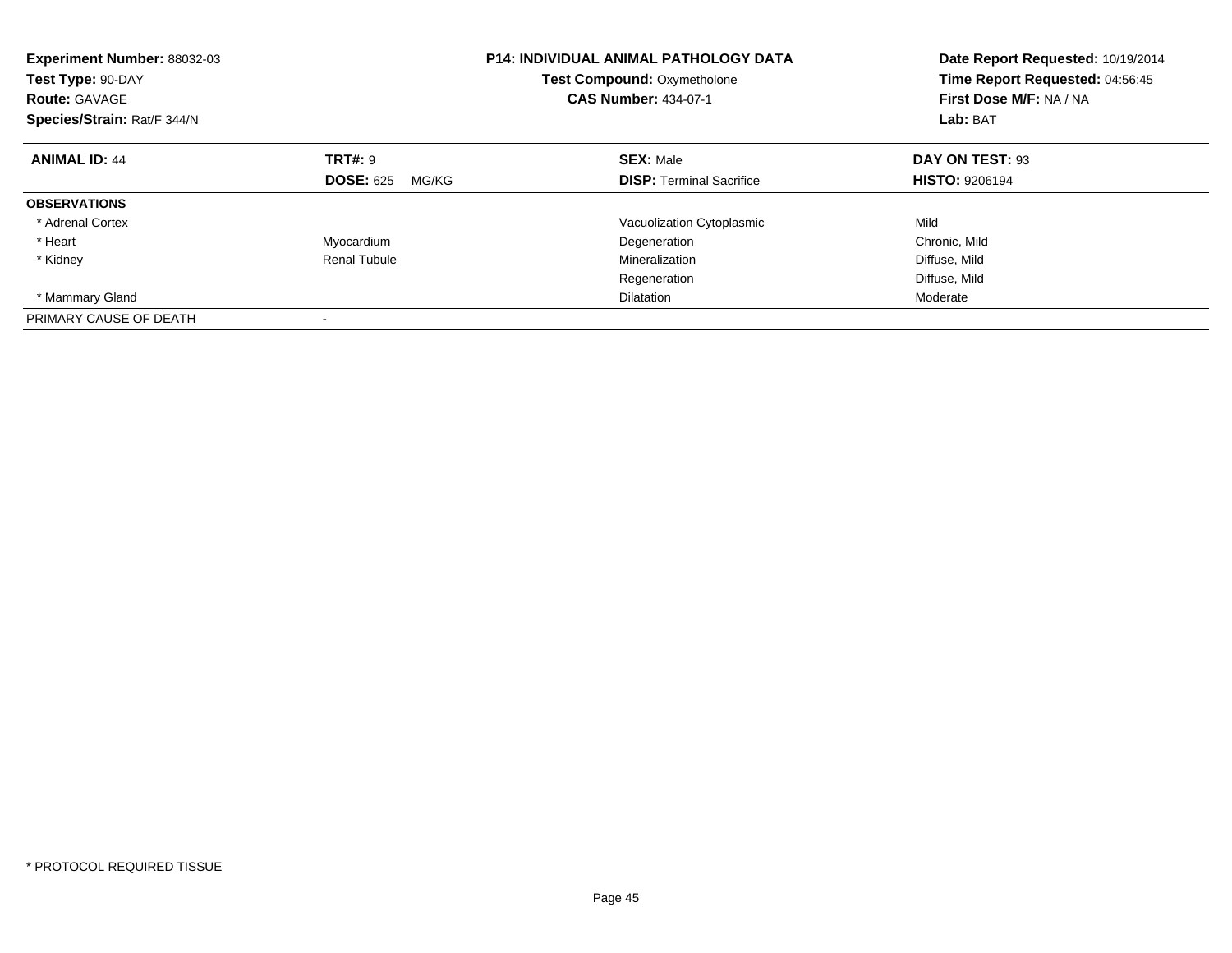**Experiment Number:** 88032-03
**Test Type:** 90-DAY
**Route:** GAVAGE
**Species/Strain:** Rat/F 344/N

**P14: INDIVIDUAL ANIMAL PATHOLOGY DATA**
**Test Compound:** Oxymetholone
**CAS Number:** 434-07-1

**Date Report Requested:** 10/19/2014
**Time Report Requested:** 04:56:45
**First Dose M/F:** NA / NA
**Lab:** BAT

| **ANIMAL ID:** 44 | **TRT#:** 9 | **SEX:** Male | **DAY ON TEST:** 93 |
|---|---|---|---|
| | **DOSE:** 625 MG/KG | **DISP:** Terminal Sacrifice | **HISTO:** 9206194 |
| **OBSERVATIONS** | | | |
| * Adrenal Cortex | | Vacuolization Cytoplasmic | Mild |
| * Heart | Myocardium | Degeneration | Chronic, Mild |
| * Kidney | Renal Tubule | Mineralization | Diffuse, Mild |
| | | Regeneration | Diffuse, Mild |
| * Mammary Gland | | Dilatation | Moderate |
| PRIMARY CAUSE OF DEATH | - | | |

* PROTOCOL REQUIRED TISSUE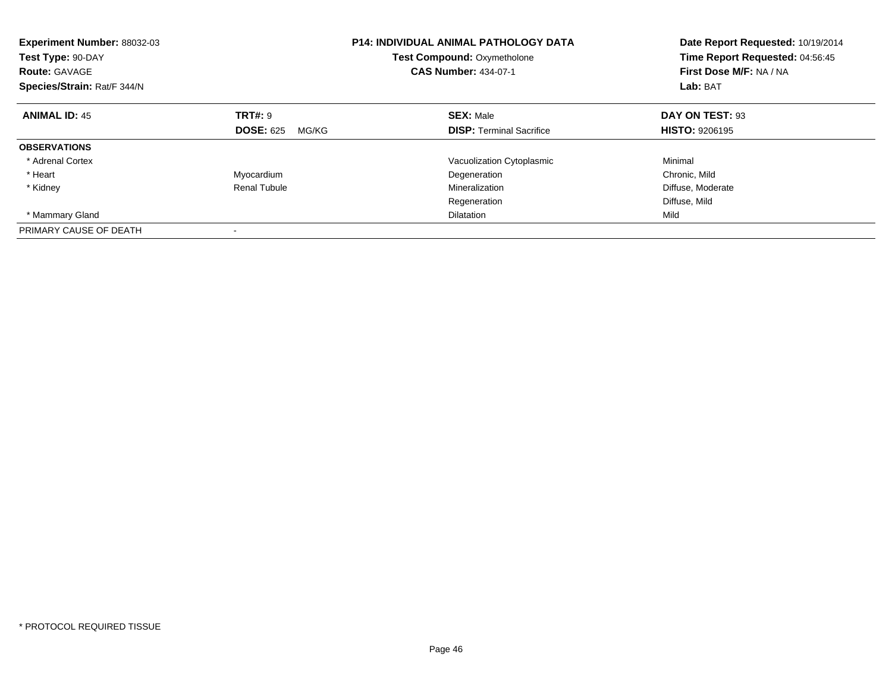**Experiment Number:** 88032-03
**Test Type:** 90-DAY
**Route:** GAVAGE
**Species/Strain:** Rat/F 344/N

**P14: INDIVIDUAL ANIMAL PATHOLOGY DATA**
**Test Compound:** Oxymetholone
**CAS Number:** 434-07-1

**Date Report Requested:** 10/19/2014
**Time Report Requested:** 04:56:45
**First Dose M/F:** NA / NA
**Lab:** BAT

| **ANIMAL ID:** 45 | **TRT#:** 9 | **SEX:** Male | **DAY ON TEST:** 93 |
|---|---|---|---|
| | **DOSE:** 625 MG/KG | **DISP:** Terminal Sacrifice | **HISTO:** 9206195 |
| **OBSERVATIONS** | | | |
| * Adrenal Cortex | | Vacuolization Cytoplasmic | Minimal |
| * Heart | Myocardium | Degeneration | Chronic, Mild |
| * Kidney | Renal Tubule | Mineralization | Diffuse, Moderate |
| | | Regeneration | Diffuse, Mild |
| * Mammary Gland | | Dilatation | Mild |
| PRIMARY CAUSE OF DEATH | - | | |

* PROTOCOL REQUIRED TISSUE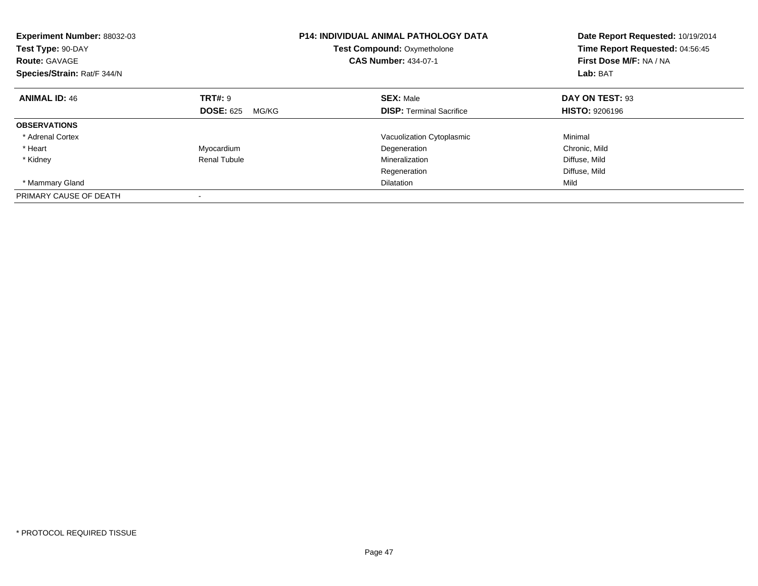**Experiment Number:** 88032-03
**Test Type:** 90-DAY
**Route:** GAVAGE
**Species/Strain:** Rat/F 344/N

**P14: INDIVIDUAL ANIMAL PATHOLOGY DATA**
**Test Compound:** Oxymetholone
**CAS Number:** 434-07-1

**Date Report Requested:** 10/19/2014
**Time Report Requested:** 04:56:45
**First Dose M/F:** NA / NA
**Lab:** BAT

| **ANIMAL ID:** 46 | **TRT#:** 9 | **SEX:** Male | **DAY ON TEST:** 93 |
|---|---|---|---|
| | **DOSE:** 625 MG/KG | **DISP:** Terminal Sacrifice | **HISTO:** 9206196 |
| **OBSERVATIONS** | | | |
| * Adrenal Cortex | | Vacuolization Cytoplasmic | Minimal |
| * Heart | Myocardium | Degeneration | Chronic, Mild |
| * Kidney | Renal Tubule | Mineralization | Diffuse, Mild |
| | | Regeneration | Diffuse, Mild |
| * Mammary Gland | | Dilatation | Mild |
| PRIMARY CAUSE OF DEATH | - | | |

* PROTOCOL REQUIRED TISSUE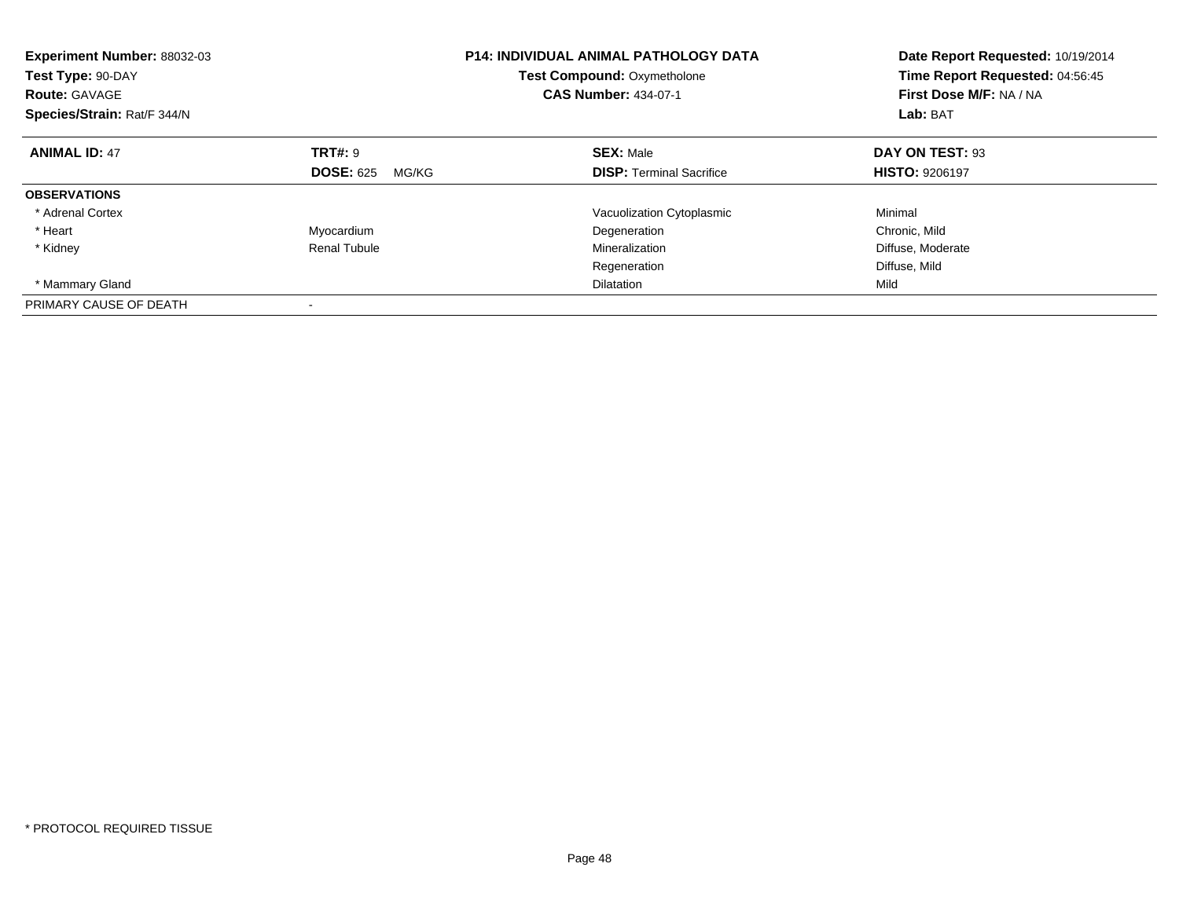**Experiment Number:** 88032-03
**Test Type:** 90-DAY
**Route:** GAVAGE
**Species/Strain:** Rat/F 344/N

**P14: INDIVIDUAL ANIMAL PATHOLOGY DATA**
**Test Compound:** Oxymetholone
**CAS Number:** 434-07-1

**Date Report Requested:** 10/19/2014
**Time Report Requested:** 04:56:45
**First Dose M/F:** NA / NA
**Lab:** BAT

| **ANIMAL ID:** 47 | **TRT#:** 9 | **SEX:** Male | **DAY ON TEST:** 93 |
|---|---|---|---|
| | **DOSE:** 625 MG/KG | **DISP:** Terminal Sacrifice | **HISTO:** 9206197 |
| **OBSERVATIONS** | | | |
| * Adrenal Cortex | | Vacuolization Cytoplasmic | Minimal |
| * Heart | Myocardium | Degeneration | Chronic, Mild |
| * Kidney | Renal Tubule | Mineralization | Diffuse, Moderate |
| | | Regeneration | Diffuse, Mild |
| * Mammary Gland | | Dilatation | Mild |
| PRIMARY CAUSE OF DEATH | - | | |

* PROTOCOL REQUIRED TISSUE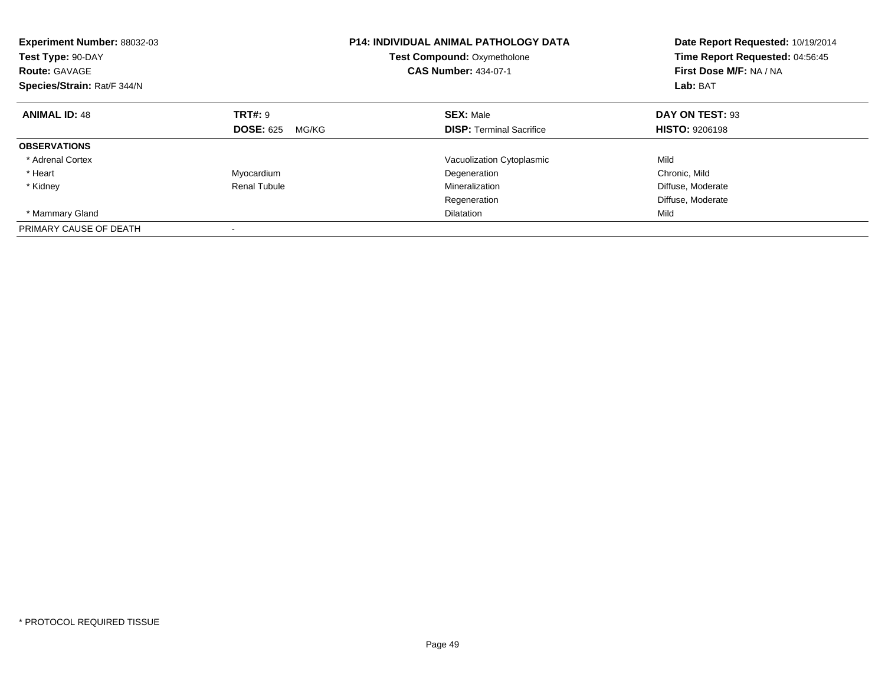**Experiment Number:** 88032-03
**Test Type:** 90-DAY
**Route:** GAVAGE
**Species/Strain:** Rat/F 344/N

**P14: INDIVIDUAL ANIMAL PATHOLOGY DATA**
**Test Compound:** Oxymetholone
**CAS Number:** 434-07-1

**Date Report Requested:** 10/19/2014
**Time Report Requested:** 04:56:45
**First Dose M/F:** NA / NA
**Lab:** BAT

| **ANIMAL ID:** 48 | **TRT#:** 9 | **SEX:** Male | **DAY ON TEST:** 93 |
|---|---|---|---|
| | **DOSE:** 625 MG/KG | **DISP:** Terminal Sacrifice | **HISTO:** 9206198 |
| **OBSERVATIONS** | | | |
| * Adrenal Cortex | | Vacuolization Cytoplasmic | Mild |
| * Heart | Myocardium | Degeneration | Chronic, Mild |
| * Kidney | Renal Tubule | Mineralization | Diffuse, Moderate |
| | | Regeneration | Diffuse, Moderate |
| * Mammary Gland | | Dilatation | Mild |
| PRIMARY CAUSE OF DEATH | - | | |

* PROTOCOL REQUIRED TISSUE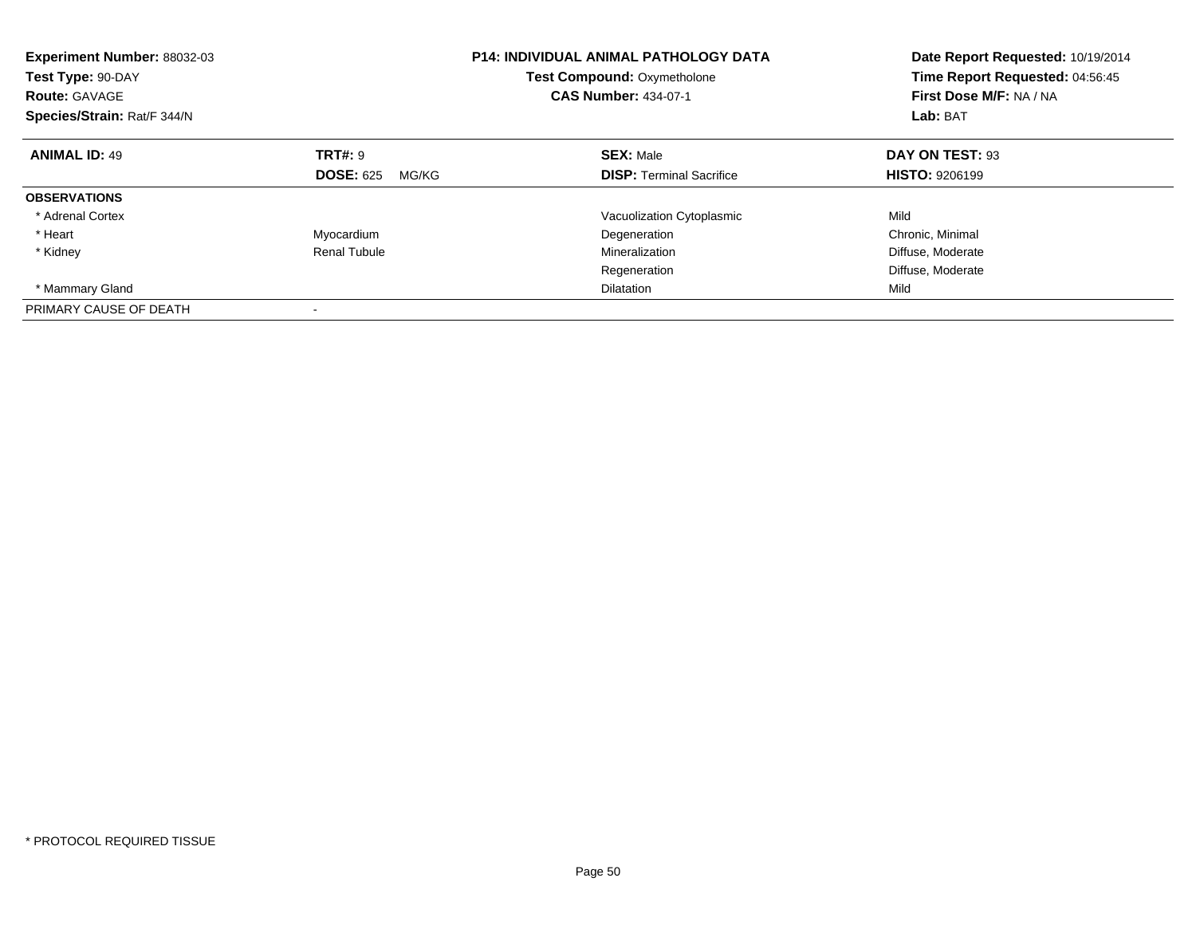**Experiment Number:** 88032-03
**Test Type:** 90-DAY
**Route:** GAVAGE
**Species/Strain:** Rat/F 344/N

**P14: INDIVIDUAL ANIMAL PATHOLOGY DATA**
**Test Compound:** Oxymetholone
**CAS Number:** 434-07-1

**Date Report Requested:** 10/19/2014
**Time Report Requested:** 04:56:45
**First Dose M/F:** NA / NA
**Lab:** BAT

| **ANIMAL ID:** 49 | **TRT#:** 9 | **SEX:** Male | **DAY ON TEST:** 93 |
|---|---|---|---|
| | **DOSE:** 625 MG/KG | **DISP:** Terminal Sacrifice | **HISTO:** 9206199 |
| **OBSERVATIONS** | | | |
| * Adrenal Cortex | | Vacuolization Cytoplasmic | Mild |
| * Heart | Myocardium | Degeneration | Chronic, Minimal |
| * Kidney | Renal Tubule | Mineralization | Diffuse, Moderate |
| | | Regeneration | Diffuse, Moderate |
| * Mammary Gland | | Dilatation | Mild |
| PRIMARY CAUSE OF DEATH | - | | |

* PROTOCOL REQUIRED TISSUE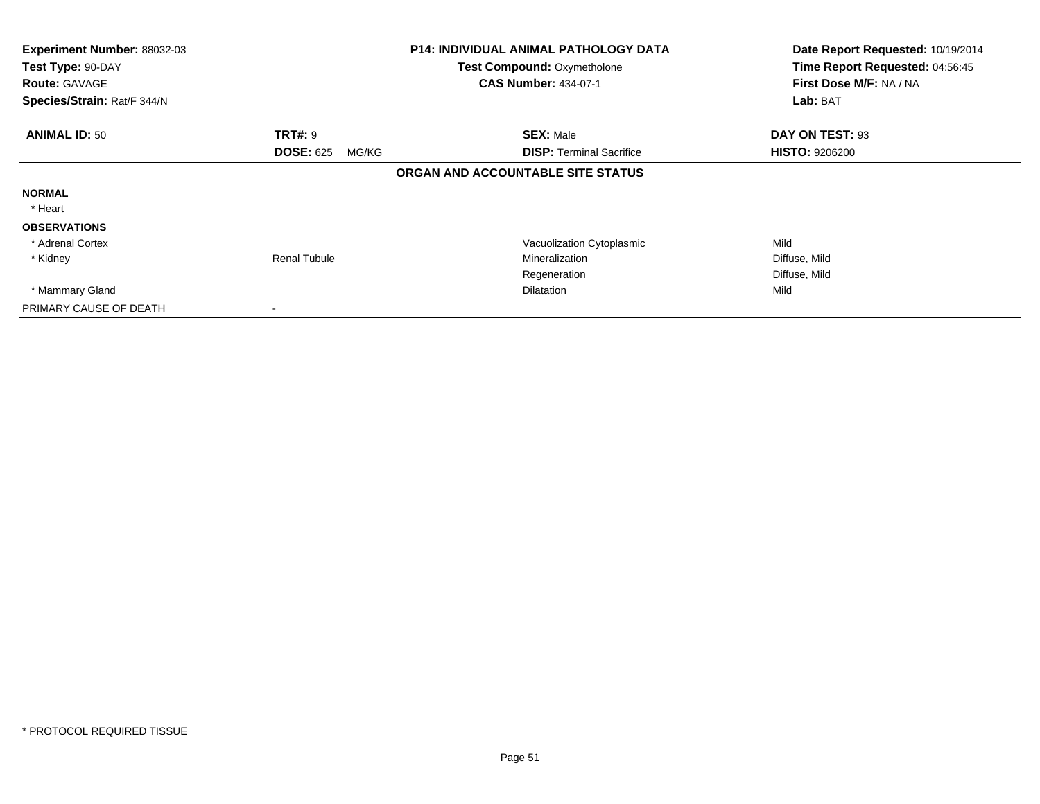| **Experiment Number:** 88032-03 | **P14: INDIVIDUAL ANIMAL PATHOLOGY DATA** | **Date Report Requested:** 10/19/2014 |
|---|---|---|
| **Test Type:** 90-DAY | **Test Compound:** Oxymetholone | **Time Report Requested:** 04:56:45 |
| **Route:** GAVAGE | **CAS Number:** 434-07-1 | **First Dose M/F:** NA / NA |
| **Species/Strain:** Rat/F 344/N | | **Lab:** BAT |

| **ANIMAL ID:** 50 | **TRT#:** 9 | **SEX:** Male | **DAY ON TEST:** 93 |
|---|---|---|---|
| | **DOSE:** 625 MG/KG | **DISP:** Terminal Sacrifice | **HISTO:** 9206200 |

**ORGAN AND ACCOUNTABLE SITE STATUS**

| | | | |
|---|---|---|---|
| **NORMAL** | | | |
| * Heart | | | |
| **OBSERVATIONS** | | | |
| * Adrenal Cortex | | Vacuolization Cytoplasmic | Mild |
| * Kidney | Renal Tubule | Mineralization | Diffuse, Mild |
| | | Regeneration | Diffuse, Mild |
| * Mammary Gland | | Dilatation | Mild |
| PRIMARY CAUSE OF DEATH | - | | |

* PROTOCOL REQUIRED TISSUE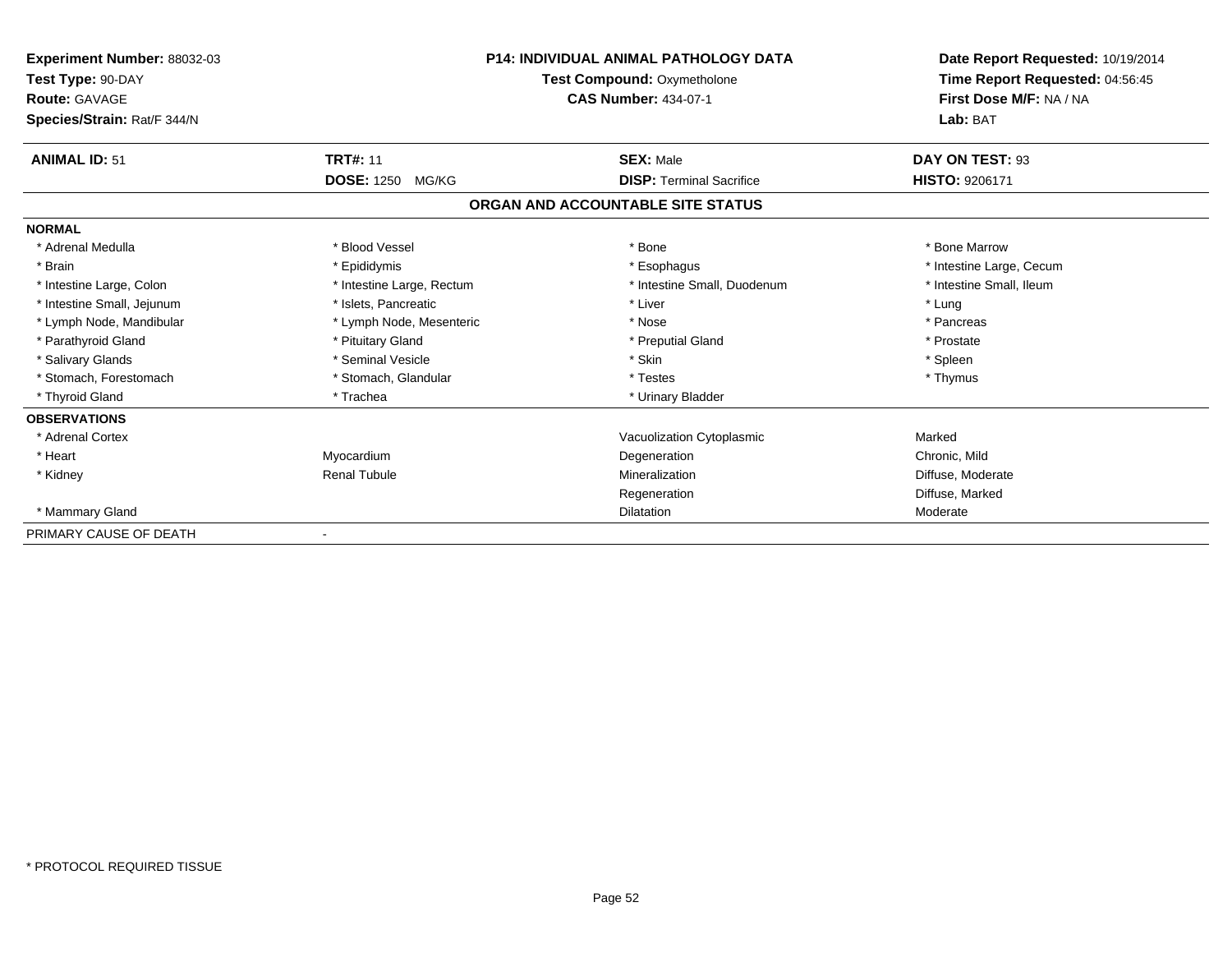**Experiment Number:** 88032-03
**Test Type:** 90-DAY
**Route:** GAVAGE
**Species/Strain:** Rat/F 344/N

**P14: INDIVIDUAL ANIMAL PATHOLOGY DATA**
**Test Compound:** Oxymetholone
**CAS Number:** 434-07-1

**Date Report Requested:** 10/19/2014
**Time Report Requested:** 04:56:45
**First Dose M/F:** NA / NA
**Lab:** BAT

| **ANIMAL ID:** 51 | **TRT#:** 11 | **SEX:** Male | **DAY ON TEST:** 93 |
|---|---|---|---|
| | **DOSE:** 1250 MG/KG | **DISP:** Terminal Sacrifice | **HISTO:** 9206171 |

## ORGAN AND ACCOUNTABLE SITE STATUS

| | | | |
|---|---|---|---|
| **NORMAL** | | | |
| * Adrenal Medulla | * Blood Vessel | * Bone | * Bone Marrow |
| * Brain | * Epididymis | * Esophagus | * Intestine Large, Cecum |
| * Intestine Large, Colon | * Intestine Large, Rectum | * Intestine Small, Duodenum | * Intestine Small, Ileum |
| * Intestine Small, Jejunum | * Islets, Pancreatic | * Liver | * Lung |
| * Lymph Node, Mandibular | * Lymph Node, Mesenteric | * Nose | * Pancreas |
| * Parathyroid Gland | * Pituitary Gland | * Preputial Gland | * Prostate |
| * Salivary Glands | * Seminal Vesicle | * Skin | * Spleen |
| * Stomach, Forestomach | * Stomach, Glandular | * Testes | * Thymus |
| * Thyroid Gland | * Trachea | * Urinary Bladder | |
| **OBSERVATIONS** | | | |
| * Adrenal Cortex | | Vacuolization Cytoplasmic | Marked |
| * Heart | Myocardium | Degeneration | Chronic, Mild |
| * Kidney | Renal Tubule | Mineralization | Diffuse, Moderate |
| | | Regeneration | Diffuse, Marked |
| * Mammary Gland | | Dilatation | Moderate |
| PRIMARY CAUSE OF DEATH | - | | |

* PROTOCOL REQUIRED TISSUE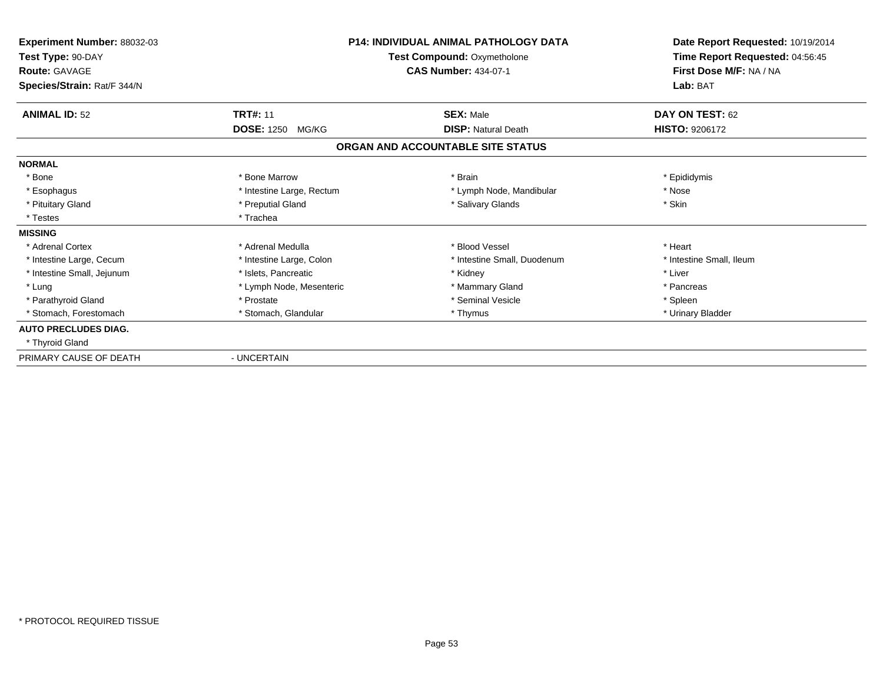**Experiment Number:** 88032-03
**Test Type:** 90-DAY
**Route:** GAVAGE
**Species/Strain:** Rat/F 344/N

**P14: INDIVIDUAL ANIMAL PATHOLOGY DATA**
**Test Compound:** Oxymetholone
**CAS Number:** 434-07-1

**Date Report Requested:** 10/19/2014
**Time Report Requested:** 04:56:45
**First Dose M/F:** NA / NA
**Lab:** BAT

| **ANIMAL ID:** 52 | **TRT#:** 11 | **SEX:** Male | **DAY ON TEST:** 62 |
|---|---|---|---|
| | **DOSE:** 1250 MG/KG | **DISP:** Natural Death | **HISTO:** 9206172 |

## ORGAN AND ACCOUNTABLE SITE STATUS

| | | | |
|---|---|---|---|
| **NORMAL** | | | |
| * Bone | * Bone Marrow | * Brain | * Epididymis |
| * Esophagus | * Intestine Large, Rectum | * Lymph Node, Mandibular | * Nose |
| * Pituitary Gland | * Preputial Gland | * Salivary Glands | * Skin |
| * Testes | * Trachea | | |
| **MISSING** | | | |
| * Adrenal Cortex | * Adrenal Medulla | * Blood Vessel | * Heart |
| * Intestine Large, Cecum | * Intestine Large, Colon | * Intestine Small, Duodenum | * Intestine Small, Ileum |
| * Intestine Small, Jejunum | * Islets, Pancreatic | * Kidney | * Liver |
| * Lung | * Lymph Node, Mesenteric | * Mammary Gland | * Pancreas |
| * Parathyroid Gland | * Prostate | * Seminal Vesicle | * Spleen |
| * Stomach, Forestomach | * Stomach, Glandular | * Thymus | * Urinary Bladder |
| **AUTO PRECLUDES DIAG.** | | | |
| * Thyroid Gland | | | |
| PRIMARY CAUSE OF DEATH | - UNCERTAIN | | |

* PROTOCOL REQUIRED TISSUE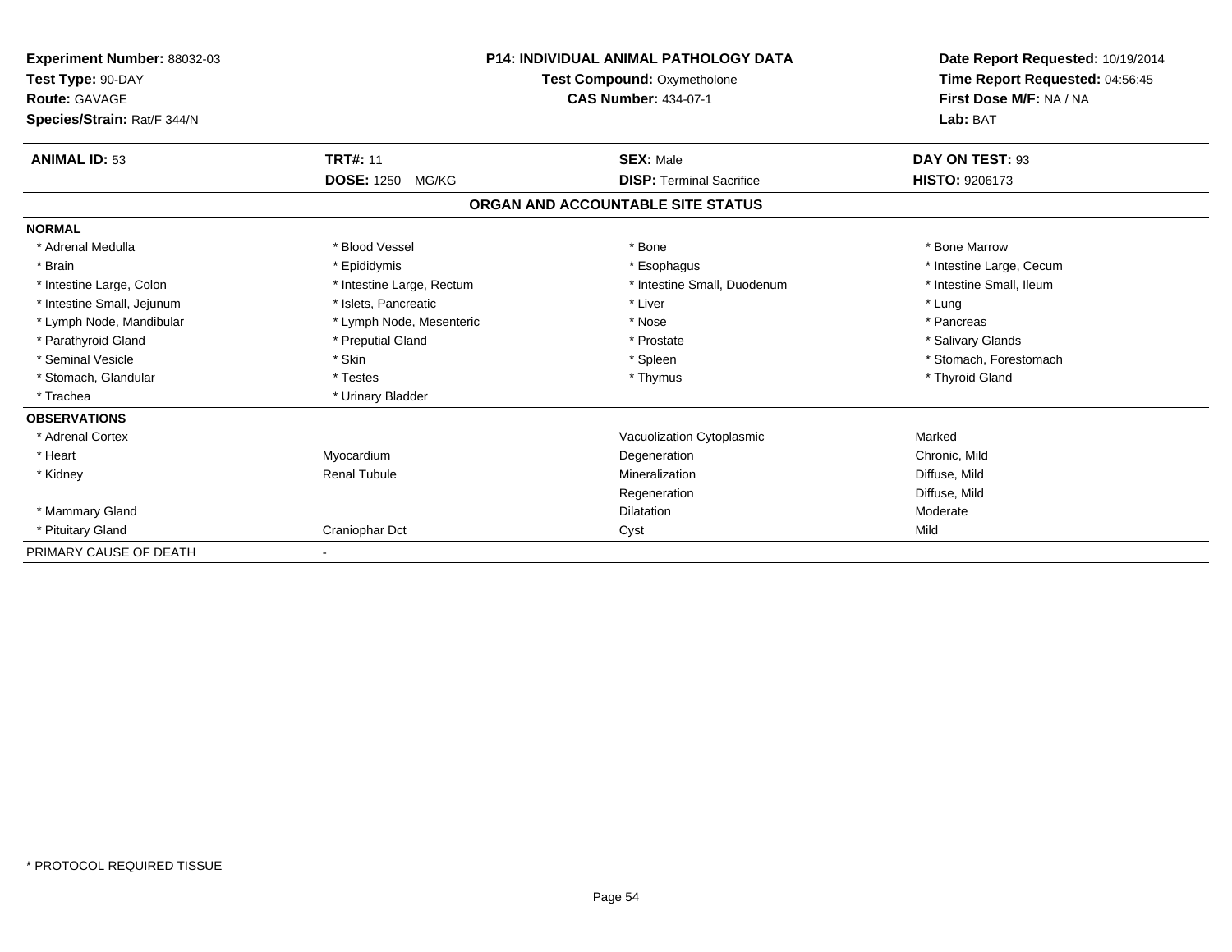**Experiment Number:** 88032-03
**Test Type:** 90-DAY
**Route:** GAVAGE
**Species/Strain:** Rat/F 344/N

**P14: INDIVIDUAL ANIMAL PATHOLOGY DATA**
**Test Compound:** Oxymetholone
**CAS Number:** 434-07-1

**Date Report Requested:** 10/19/2014
**Time Report Requested:** 04:56:45
**First Dose M/F:** NA / NA
**Lab:** BAT

| **ANIMAL ID:** 53 | **TRT#:** 11 | **SEX:** Male | **DAY ON TEST:** 93 |
|---|---|---|---|
| | **DOSE:** 1250 MG/KG | **DISP:** Terminal Sacrifice | **HISTO:** 9206173 |

## ORGAN AND ACCOUNTABLE SITE STATUS

**NORMAL**

| | | | |
|---|---|---|---|
| * Adrenal Medulla | * Blood Vessel | * Bone | * Bone Marrow |
| * Brain | * Epididymis | * Esophagus | * Intestine Large, Cecum |
| * Intestine Large, Colon | * Intestine Large, Rectum | * Intestine Small, Duodenum | * Intestine Small, Ileum |
| * Intestine Small, Jejunum | * Islets, Pancreatic | * Liver | * Lung |
| * Lymph Node, Mandibular | * Lymph Node, Mesenteric | * Nose | * Pancreas |
| * Parathyroid Gland | * Preputial Gland | * Prostate | * Salivary Glands |
| * Seminal Vesicle | * Skin | * Spleen | * Stomach, Forestomach |
| * Stomach, Glandular | * Testes | * Thymus | * Thyroid Gland |
| * Trachea | * Urinary Bladder | | |

**OBSERVATIONS**

| | | | |
|---|---|---|---|
| * Adrenal Cortex | | Vacuolization Cytoplasmic | Marked |
| * Heart | Myocardium | Degeneration | Chronic, Mild |
| * Kidney | Renal Tubule | Mineralization | Diffuse, Mild |
| | | Regeneration | Diffuse, Mild |
| * Mammary Gland | | Dilatation | Moderate |
| * Pituitary Gland | Craniophar Dct | Cyst | Mild |

PRIMARY CAUSE OF DEATH -

* PROTOCOL REQUIRED TISSUE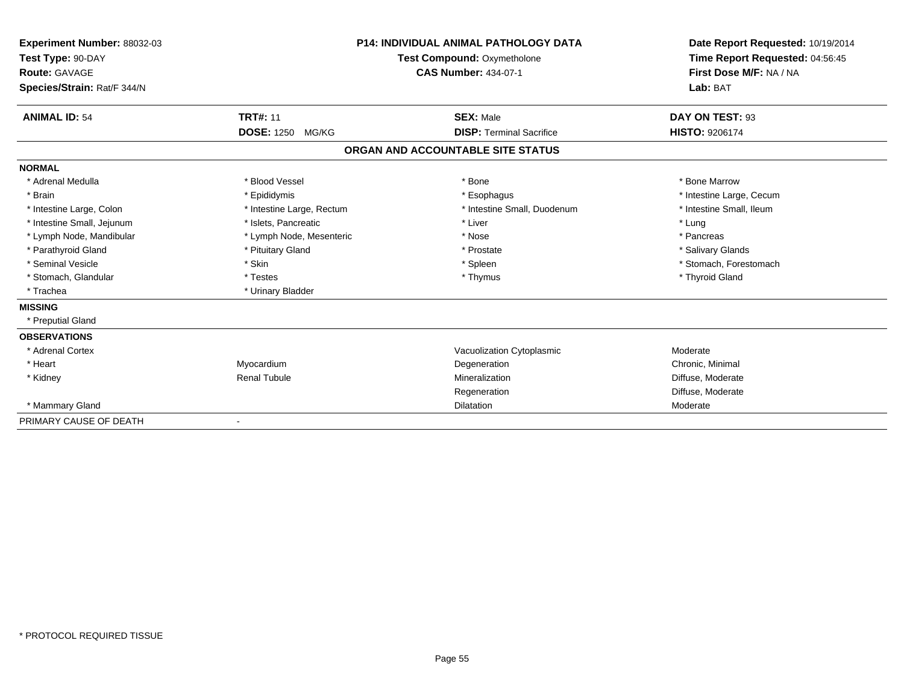**Experiment Number:** 88032-03
**Test Type:** 90-DAY
**Route:** GAVAGE
**Species/Strain:** Rat/F 344/N

**P14: INDIVIDUAL ANIMAL PATHOLOGY DATA**
**Test Compound:** Oxymetholone
**CAS Number:** 434-07-1

**Date Report Requested:** 10/19/2014
**Time Report Requested:** 04:56:45
**First Dose M/F:** NA / NA
**Lab:** BAT

| **ANIMAL ID:** 54 | **TRT#:** 11 | **SEX:** Male | **DAY ON TEST:** 93 |
|---|---|---|---|
| | **DOSE:** 1250 MG/KG | **DISP:** Terminal Sacrifice | **HISTO:** 9206174 |

## ORGAN AND ACCOUNTABLE SITE STATUS

**NORMAL**

| | | | |
|---|---|---|---|
| * Adrenal Medulla | * Blood Vessel | * Bone | * Bone Marrow |
| * Brain | * Epididymis | * Esophagus | * Intestine Large, Cecum |
| * Intestine Large, Colon | * Intestine Large, Rectum | * Intestine Small, Duodenum | * Intestine Small, Ileum |
| * Intestine Small, Jejunum | * Islets, Pancreatic | * Liver | * Lung |
| * Lymph Node, Mandibular | * Lymph Node, Mesenteric | * Nose | * Pancreas |
| * Parathyroid Gland | * Pituitary Gland | * Prostate | * Salivary Glands |
| * Seminal Vesicle | * Skin | * Spleen | * Stomach, Forestomach |
| * Stomach, Glandular | * Testes | * Thymus | * Thyroid Gland |
| * Trachea | * Urinary Bladder | | |

**MISSING**

* Preputial Gland

**OBSERVATIONS**

| | | | |
|---|---|---|---|
| * Adrenal Cortex | | Vacuolization Cytoplasmic | Moderate |
| * Heart | Myocardium | Degeneration | Chronic, Minimal |
| * Kidney | Renal Tubule | Mineralization | Diffuse, Moderate |
| | | Regeneration | Diffuse, Moderate |
| * Mammary Gland | | Dilatation | Moderate |

PRIMARY CAUSE OF DEATH -

\* PROTOCOL REQUIRED TISSUE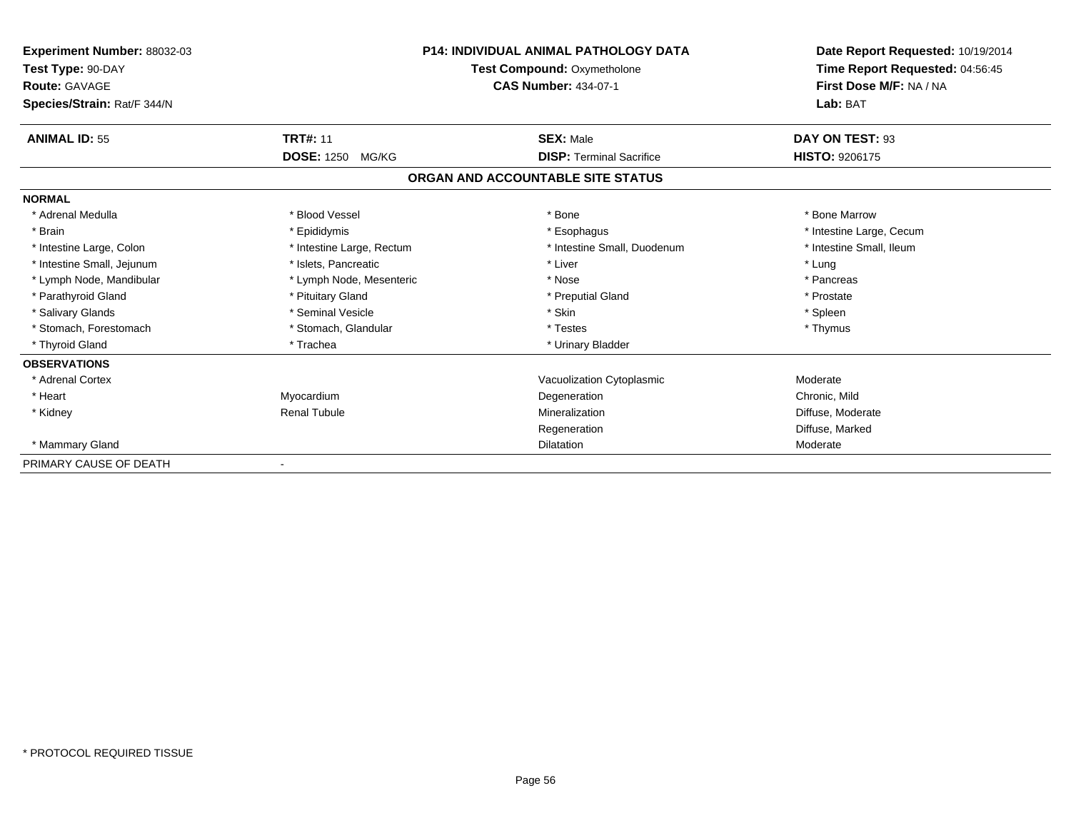**Experiment Number:** 88032-03
**Test Type:** 90-DAY
**Route:** GAVAGE
**Species/Strain:** Rat/F 344/N

**P14: INDIVIDUAL ANIMAL PATHOLOGY DATA**
**Test Compound:** Oxymetholone
**CAS Number:** 434-07-1

**Date Report Requested:** 10/19/2014
**Time Report Requested:** 04:56:45
**First Dose M/F:** NA / NA
**Lab:** BAT

| **ANIMAL ID:** 55 | **TRT#:** 11 | **SEX:** Male | **DAY ON TEST:** 93 |
|---|---|---|---|
| | **DOSE:** 1250 MG/KG | **DISP:** Terminal Sacrifice | **HISTO:** 9206175 |

## ORGAN AND ACCOUNTABLE SITE STATUS

**NORMAL**

| | | | |
|---|---|---|---|
| * Adrenal Medulla | * Blood Vessel | * Bone | * Bone Marrow |
| * Brain | * Epididymis | * Esophagus | * Intestine Large, Cecum |
| * Intestine Large, Colon | * Intestine Large, Rectum | * Intestine Small, Duodenum | * Intestine Small, Ileum |
| * Intestine Small, Jejunum | * Islets, Pancreatic | * Liver | * Lung |
| * Lymph Node, Mandibular | * Lymph Node, Mesenteric | * Nose | * Pancreas |
| * Parathyroid Gland | * Pituitary Gland | * Preputial Gland | * Prostate |
| * Salivary Glands | * Seminal Vesicle | * Skin | * Spleen |
| * Stomach, Forestomach | * Stomach, Glandular | * Testes | * Thymus |
| * Thyroid Gland | * Trachea | * Urinary Bladder | |

**OBSERVATIONS**

| | | | |
|---|---|---|---|
| * Adrenal Cortex | | Vacuolization Cytoplasmic | Moderate |
| * Heart | Myocardium | Degeneration | Chronic, Mild |
| * Kidney | Renal Tubule | Mineralization | Diffuse, Moderate |
| | | Regeneration | Diffuse, Marked |
| * Mammary Gland | | Dilatation | Moderate |

PRIMARY CAUSE OF DEATH -

* PROTOCOL REQUIRED TISSUE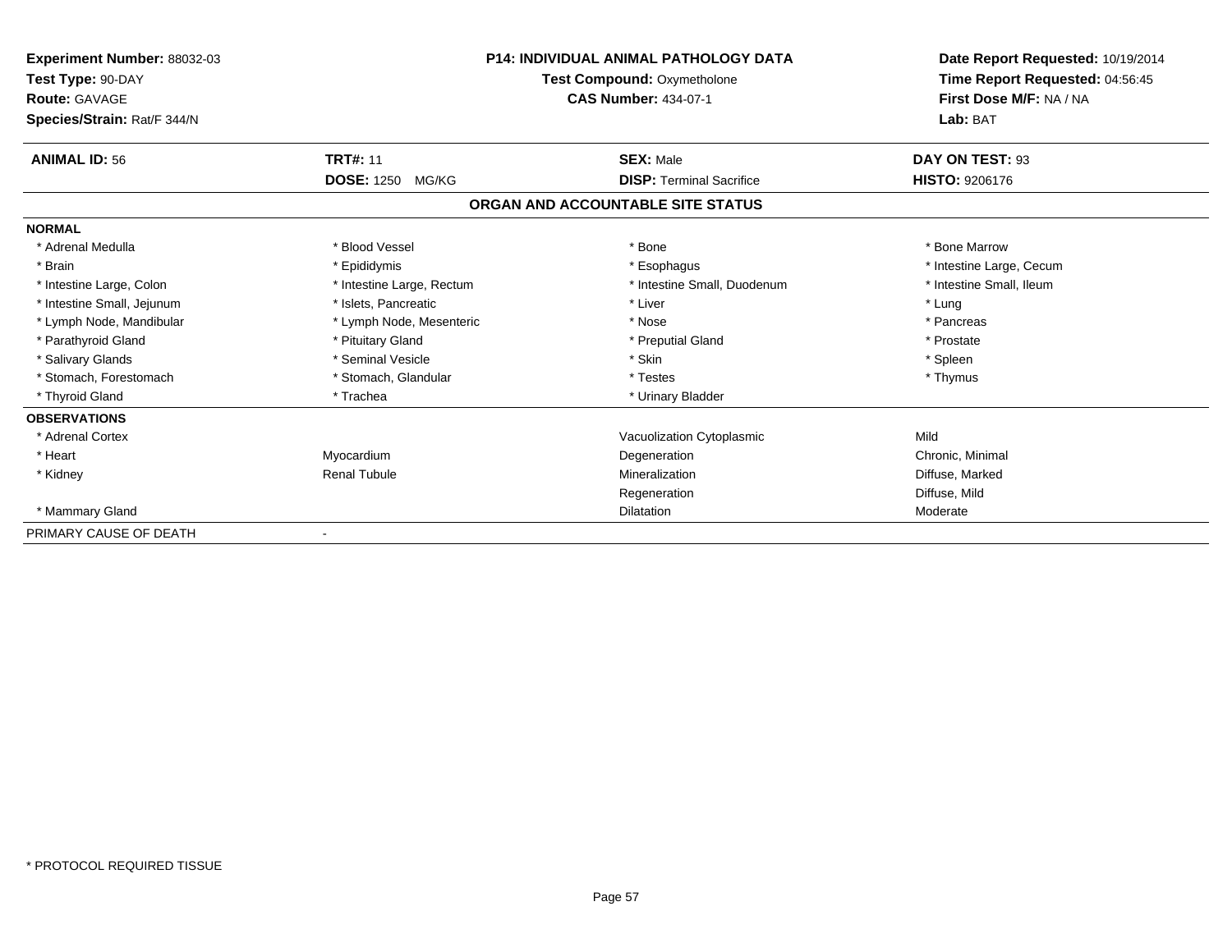**Experiment Number:** 88032-03
**Test Type:** 90-DAY
**Route:** GAVAGE
**Species/Strain:** Rat/F 344/N

**P14: INDIVIDUAL ANIMAL PATHOLOGY DATA**
**Test Compound:** Oxymetholone
**CAS Number:** 434-07-1

**Date Report Requested:** 10/19/2014
**Time Report Requested:** 04:56:45
**First Dose M/F:** NA / NA
**Lab:** BAT

| **ANIMAL ID:** 56 | **TRT#:** 11 | **SEX:** Male | **DAY ON TEST:** 93 |
|---|---|---|---|
| | **DOSE:** 1250 MG/KG | **DISP:** Terminal Sacrifice | **HISTO:** 9206176 |

## ORGAN AND ACCOUNTABLE SITE STATUS

**NORMAL**

| | | | |
|---|---|---|---|
| * Adrenal Medulla | * Blood Vessel | * Bone | * Bone Marrow |
| * Brain | * Epididymis | * Esophagus | * Intestine Large, Cecum |
| * Intestine Large, Colon | * Intestine Large, Rectum | * Intestine Small, Duodenum | * Intestine Small, Ileum |
| * Intestine Small, Jejunum | * Islets, Pancreatic | * Liver | * Lung |
| * Lymph Node, Mandibular | * Lymph Node, Mesenteric | * Nose | * Pancreas |
| * Parathyroid Gland | * Pituitary Gland | * Preputial Gland | * Prostate |
| * Salivary Glands | * Seminal Vesicle | * Skin | * Spleen |
| * Stomach, Forestomach | * Stomach, Glandular | * Testes | * Thymus |
| * Thyroid Gland | * Trachea | * Urinary Bladder | |

**OBSERVATIONS**

| | | | |
|---|---|---|---|
| * Adrenal Cortex | | Vacuolization Cytoplasmic | Mild |
| * Heart | Myocardium | Degeneration | Chronic, Minimal |
| * Kidney | Renal Tubule | Mineralization | Diffuse, Marked |
| | | Regeneration | Diffuse, Mild |
| * Mammary Gland | | Dilatation | Moderate |

PRIMARY CAUSE OF DEATH -

* PROTOCOL REQUIRED TISSUE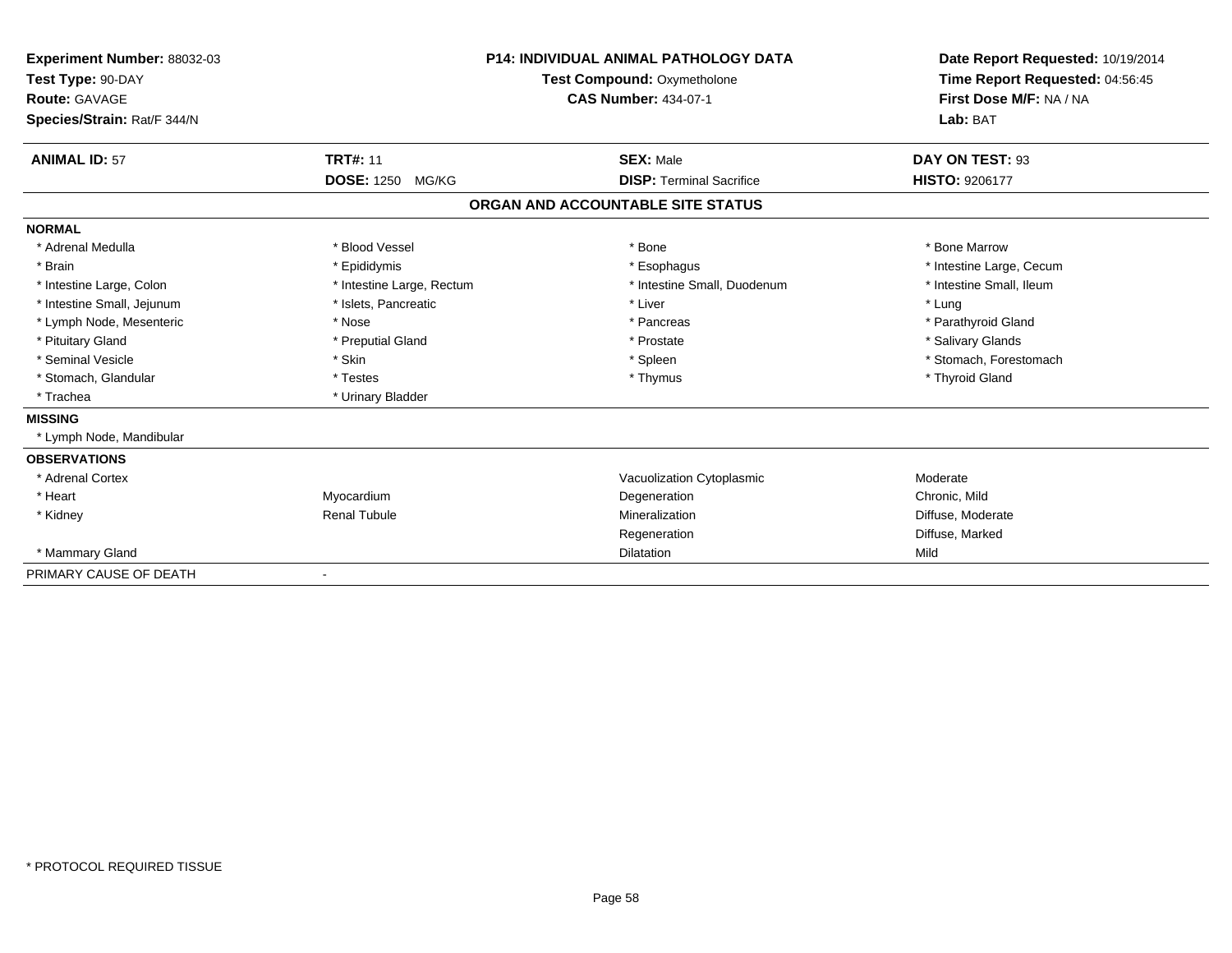**Experiment Number:** 88032-03
**Test Type:** 90-DAY
**Route:** GAVAGE
**Species/Strain:** Rat/F 344/N

**P14: INDIVIDUAL ANIMAL PATHOLOGY DATA**
**Test Compound:** Oxymetholone
**CAS Number:** 434-07-1

**Date Report Requested:** 10/19/2014
**Time Report Requested:** 04:56:45
**First Dose M/F:** NA / NA
**Lab:** BAT

| **ANIMAL ID:** 57 | **TRT#:** 11 | **SEX:** Male | **DAY ON TEST:** 93 |
|---|---|---|---|
| | **DOSE:** 1250 MG/KG | **DISP:** Terminal Sacrifice | **HISTO:** 9206177 |

## ORGAN AND ACCOUNTABLE SITE STATUS

**NORMAL**

| | | | |
|---|---|---|---|
| * Adrenal Medulla | * Blood Vessel | * Bone | * Bone Marrow |
| * Brain | * Epididymis | * Esophagus | * Intestine Large, Cecum |
| * Intestine Large, Colon | * Intestine Large, Rectum | * Intestine Small, Duodenum | * Intestine Small, Ileum |
| * Intestine Small, Jejunum | * Islets, Pancreatic | * Liver | * Lung |
| * Lymph Node, Mesenteric | * Nose | * Pancreas | * Parathyroid Gland |
| * Pituitary Gland | * Preputial Gland | * Prostate | * Salivary Glands |
| * Seminal Vesicle | * Skin | * Spleen | * Stomach, Forestomach |
| * Stomach, Glandular | * Testes | * Thymus | * Thyroid Gland |
| * Trachea | * Urinary Bladder | | |

**MISSING**

* Lymph Node, Mandibular

**OBSERVATIONS**

| | | | |
|---|---|---|---|
| * Adrenal Cortex | | Vacuolization Cytoplasmic | Moderate |
| * Heart | Myocardium | Degeneration | Chronic, Mild |
| * Kidney | Renal Tubule | Mineralization | Diffuse, Moderate |
| | | Regeneration | Diffuse, Marked |
| * Mammary Gland | | Dilatation | Mild |

PRIMARY CAUSE OF DEATH -

* PROTOCOL REQUIRED TISSUE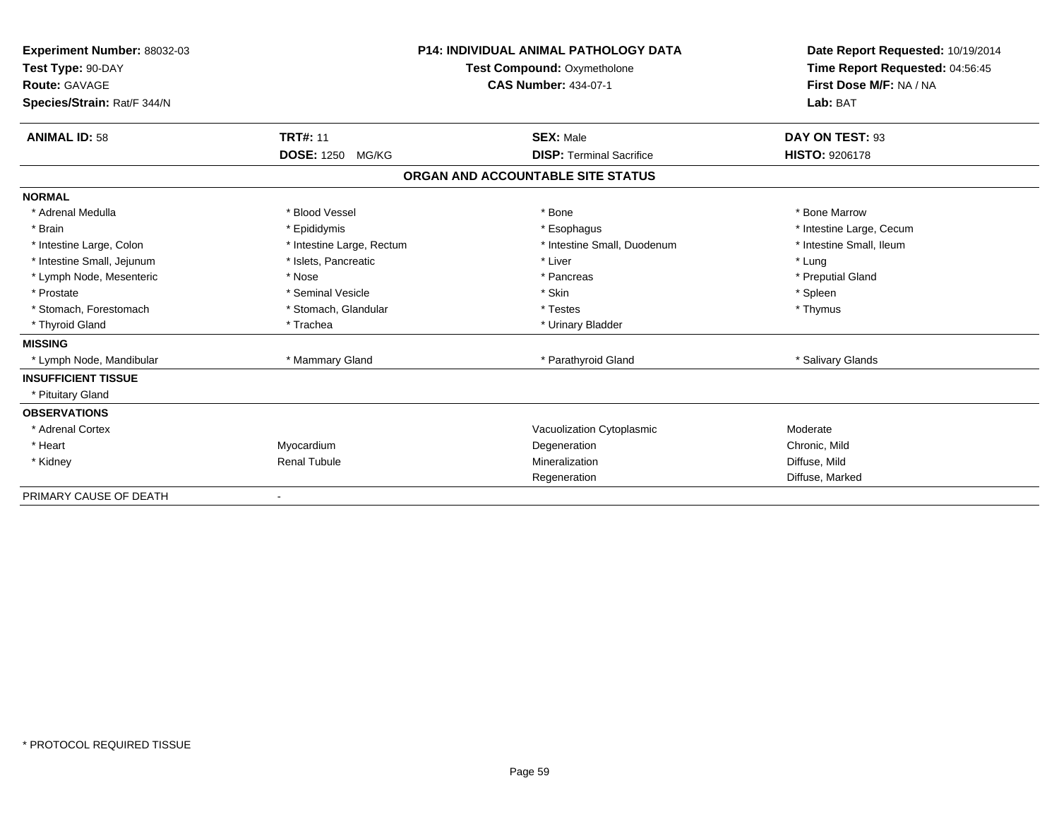**Experiment Number:** 88032-03
**Test Type:** 90-DAY
**Route:** GAVAGE
**Species/Strain:** Rat/F 344/N

**P14: INDIVIDUAL ANIMAL PATHOLOGY DATA**
**Test Compound:** Oxymetholone
**CAS Number:** 434-07-1

**Date Report Requested:** 10/19/2014
**Time Report Requested:** 04:56:45
**First Dose M/F:** NA / NA
**Lab:** BAT

| **ANIMAL ID:** 58 | **TRT#:** 11 | **SEX:** Male | **DAY ON TEST:** 93 |
|---|---|---|---|
| | **DOSE:** 1250 MG/KG | **DISP:** Terminal Sacrifice | **HISTO:** 9206178 |

## ORGAN AND ACCOUNTABLE SITE STATUS

**NORMAL**

| | | | |
|---|---|---|---|
| * Adrenal Medulla | * Blood Vessel | * Bone | * Bone Marrow |
| * Brain | * Epididymis | * Esophagus | * Intestine Large, Cecum |
| * Intestine Large, Colon | * Intestine Large, Rectum | * Intestine Small, Duodenum | * Intestine Small, Ileum |
| * Intestine Small, Jejunum | * Islets, Pancreatic | * Liver | * Lung |
| * Lymph Node, Mesenteric | * Nose | * Pancreas | * Preputial Gland |
| * Prostate | * Seminal Vesicle | * Skin | * Spleen |
| * Stomach, Forestomach | * Stomach, Glandular | * Testes | * Thymus |
| * Thyroid Gland | * Trachea | * Urinary Bladder | |

**MISSING**

| | | | |
|---|---|---|---|
| * Lymph Node, Mandibular | * Mammary Gland | * Parathyroid Gland | * Salivary Glands |

**INSUFFICIENT TISSUE**

* Pituitary Gland

**OBSERVATIONS**

| | | | |
|---|---|---|---|
| * Adrenal Cortex | | Vacuolization Cytoplasmic | Moderate |
| * Heart | Myocardium | Degeneration | Chronic, Mild |
| * Kidney | Renal Tubule | Mineralization | Diffuse, Mild |
| | | Regeneration | Diffuse, Marked |

PRIMARY CAUSE OF DEATH -

* PROTOCOL REQUIRED TISSUE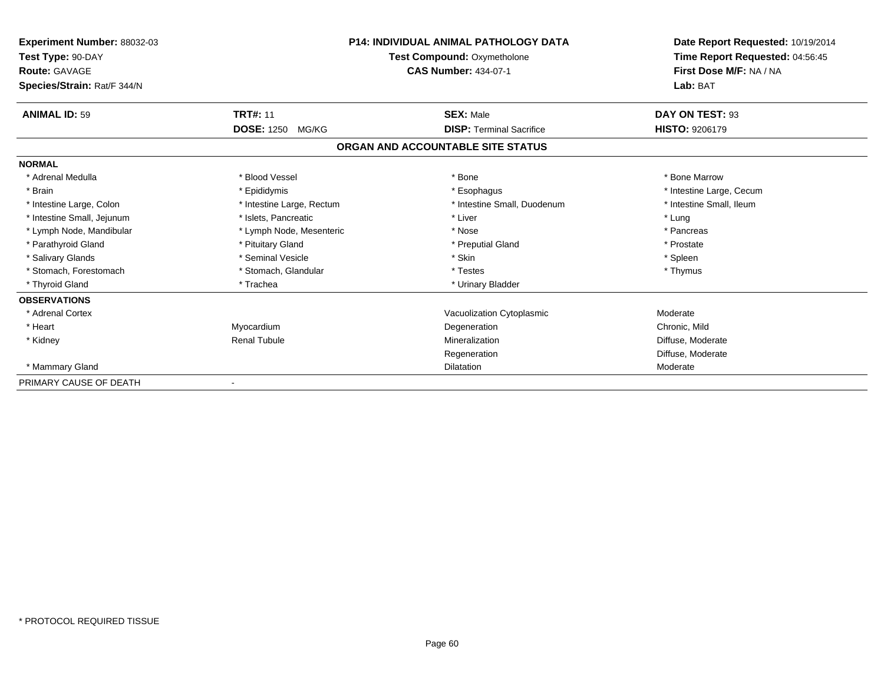| **Experiment Number:** 88032-03 | **P14: INDIVIDUAL ANIMAL PATHOLOGY DATA** | **Date Report Requested:** 10/19/2014 |
|---|---|---|
| **Test Type:** 90-DAY | **Test Compound:** Oxymetholone | **Time Report Requested:** 04:56:45 |
| **Route:** GAVAGE | **CAS Number:** 434-07-1 | **First Dose M/F:** NA / NA |
| **Species/Strain:** Rat/F 344/N | | **Lab:** BAT |

| **ANIMAL ID:** 59 | **TRT#:** 11 | **SEX:** Male | **DAY ON TEST:** 93 |
|---|---|---|---|
| | **DOSE:** 1250 MG/KG | **DISP:** Terminal Sacrifice | **HISTO:** 9206179 |

## ORGAN AND ACCOUNTABLE SITE STATUS

**NORMAL**

| | | | |
|---|---|---|---|
| * Adrenal Medulla | * Blood Vessel | * Bone | * Bone Marrow |
| * Brain | * Epididymis | * Esophagus | * Intestine Large, Cecum |
| * Intestine Large, Colon | * Intestine Large, Rectum | * Intestine Small, Duodenum | * Intestine Small, Ileum |
| * Intestine Small, Jejunum | * Islets, Pancreatic | * Liver | * Lung |
| * Lymph Node, Mandibular | * Lymph Node, Mesenteric | * Nose | * Pancreas |
| * Parathyroid Gland | * Pituitary Gland | * Preputial Gland | * Prostate |
| * Salivary Glands | * Seminal Vesicle | * Skin | * Spleen |
| * Stomach, Forestomach | * Stomach, Glandular | * Testes | * Thymus |
| * Thyroid Gland | * Trachea | * Urinary Bladder | |

**OBSERVATIONS**

| | | | |
|---|---|---|---|
| * Adrenal Cortex | | Vacuolization Cytoplasmic | Moderate |
| * Heart | Myocardium | Degeneration | Chronic, Mild |
| * Kidney | Renal Tubule | Mineralization | Diffuse, Moderate |
| | | Regeneration | Diffuse, Moderate |
| * Mammary Gland | | Dilatation | Moderate |

PRIMARY CAUSE OF DEATH -

* PROTOCOL REQUIRED TISSUE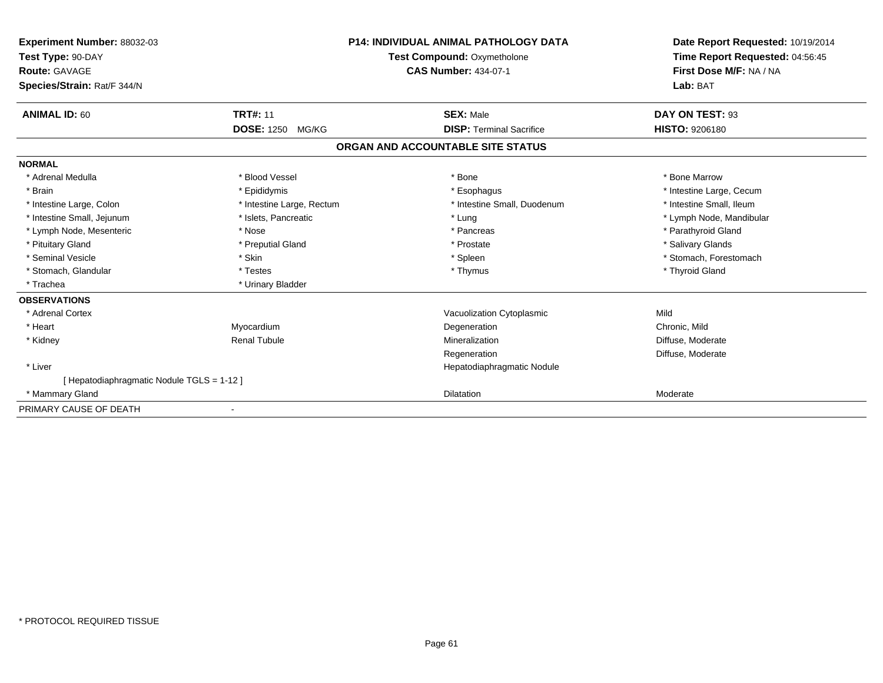**Experiment Number:** 88032-03
**Test Type:** 90-DAY
**Route:** GAVAGE
**Species/Strain:** Rat/F 344/N

**P14: INDIVIDUAL ANIMAL PATHOLOGY DATA**
**Test Compound:** Oxymetholone
**CAS Number:** 434-07-1

**Date Report Requested:** 10/19/2014
**Time Report Requested:** 04:56:45
**First Dose M/F:** NA / NA
**Lab:** BAT

| **ANIMAL ID:** 60 | **TRT#:** 11 | **SEX:** Male | **DAY ON TEST:** 93 |
|---|---|---|---|
| | **DOSE:** 1250 MG/KG | **DISP:** Terminal Sacrifice | **HISTO:** 9206180 |

## ORGAN AND ACCOUNTABLE SITE STATUS

**NORMAL**

| | | | |
|---|---|---|---|
| * Adrenal Medulla | * Blood Vessel | * Bone | * Bone Marrow |
| * Brain | * Epididymis | * Esophagus | * Intestine Large, Cecum |
| * Intestine Large, Colon | * Intestine Large, Rectum | * Intestine Small, Duodenum | * Intestine Small, Ileum |
| * Intestine Small, Jejunum | * Islets, Pancreatic | * Lung | * Lymph Node, Mandibular |
| * Lymph Node, Mesenteric | * Nose | * Pancreas | * Parathyroid Gland |
| * Pituitary Gland | * Preputial Gland | * Prostate | * Salivary Glands |
| * Seminal Vesicle | * Skin | * Spleen | * Stomach, Forestomach |
| * Stomach, Glandular | * Testes | * Thymus | * Thyroid Gland |
| * Trachea | * Urinary Bladder | | |

**OBSERVATIONS**

| | | | |
|---|---|---|---|
| * Adrenal Cortex | | Vacuolization Cytoplasmic | Mild |
| * Heart | Myocardium | Degeneration | Chronic, Mild |
| * Kidney | Renal Tubule | Mineralization | Diffuse, Moderate |
| | | Regeneration | Diffuse, Moderate |
| * Liver | | Hepatodiaphragmatic Nodule | |
| [ Hepatodiaphragmatic Nodule TGLS = 1-12 ] | | | |
| * Mammary Gland | | Dilatation | Moderate |

PRIMARY CAUSE OF DEATH -

* PROTOCOL REQUIRED TISSUE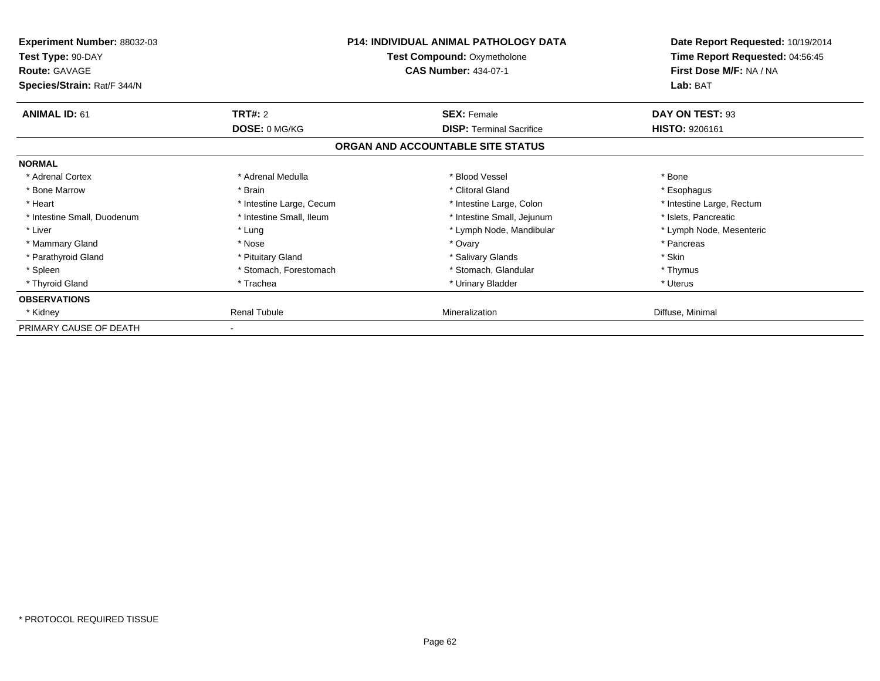**Experiment Number:** 88032-03
**Test Type:** 90-DAY
**Route:** GAVAGE
**Species/Strain:** Rat/F 344/N

**P14: INDIVIDUAL ANIMAL PATHOLOGY DATA**
**Test Compound:** Oxymetholone
**CAS Number:** 434-07-1

**Date Report Requested:** 10/19/2014
**Time Report Requested:** 04:56:45
**First Dose M/F:** NA / NA
**Lab:** BAT

| **ANIMAL ID:** 61 | **TRT#:** 2 | **SEX:** Female | **DAY ON TEST:** 93 |
|---|---|---|---|
| | **DOSE:** 0 MG/KG | **DISP:** Terminal Sacrifice | **HISTO:** 9206161 |

## ORGAN AND ACCOUNTABLE SITE STATUS

| **NORMAL** | | | |
|---|---|---|---|
| * Adrenal Cortex | * Adrenal Medulla | * Blood Vessel | * Bone |
| * Bone Marrow | * Brain | * Clitoral Gland | * Esophagus |
| * Heart | * Intestine Large, Cecum | * Intestine Large, Colon | * Intestine Large, Rectum |
| * Intestine Small, Duodenum | * Intestine Small, Ileum | * Intestine Small, Jejunum | * Islets, Pancreatic |
| * Liver | * Lung | * Lymph Node, Mandibular | * Lymph Node, Mesenteric |
| * Mammary Gland | * Nose | * Ovary | * Pancreas |
| * Parathyroid Gland | * Pituitary Gland | * Salivary Glands | * Skin |
| * Spleen | * Stomach, Forestomach | * Stomach, Glandular | * Thymus |
| * Thyroid Gland | * Trachea | * Urinary Bladder | * Uterus |
| **OBSERVATIONS** | | | |
| * Kidney | Renal Tubule | Mineralization | Diffuse, Minimal |
| PRIMARY CAUSE OF DEATH | - | | |

\* PROTOCOL REQUIRED TISSUE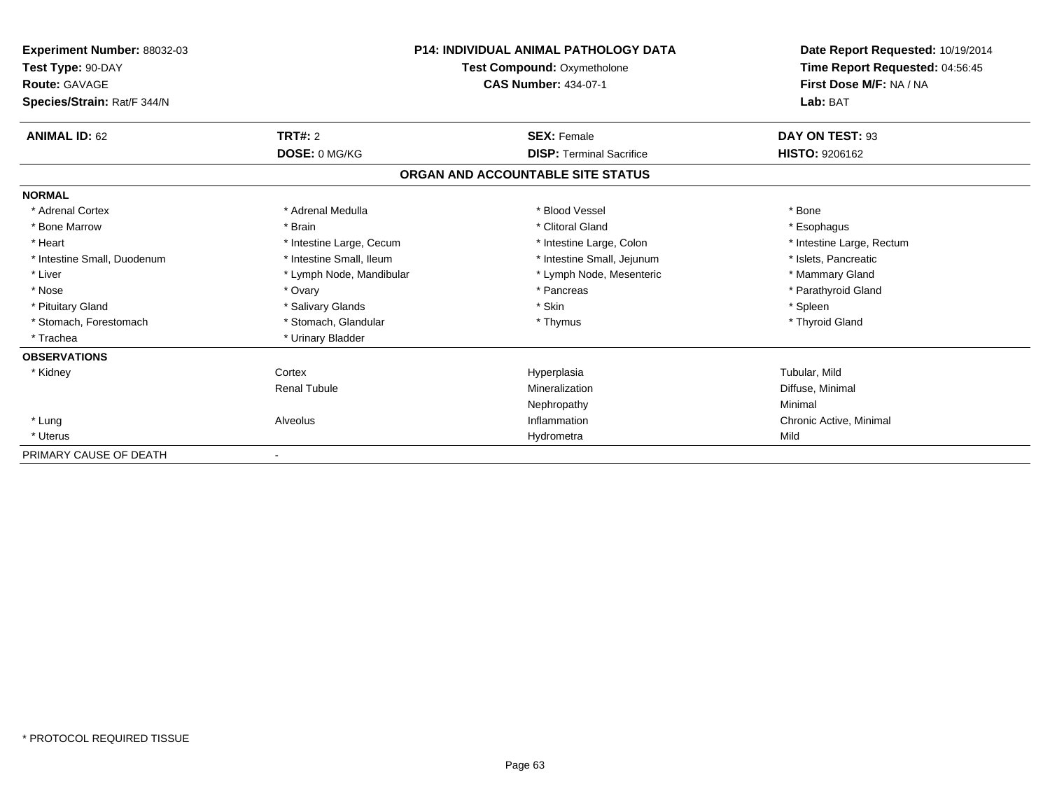| **Experiment Number:** 88032-03 | **P14: INDIVIDUAL ANIMAL PATHOLOGY DATA** | **Date Report Requested:** 10/19/2014 |
|---|---|---|
| **Test Type:** 90-DAY | **Test Compound:** Oxymetholone | **Time Report Requested:** 04:56:45 |
| **Route:** GAVAGE | **CAS Number:** 434-07-1 | **First Dose M/F:** NA / NA |
| **Species/Strain:** Rat/F 344/N | | **Lab:** BAT |

| **ANIMAL ID:** 62 | **TRT#:** 2 | **SEX:** Female | **DAY ON TEST:** 93 |
|---|---|---|---|
| | **DOSE:** 0 MG/KG | **DISP:** Terminal Sacrifice | **HISTO:** 9206162 |

**ORGAN AND ACCOUNTABLE SITE STATUS**

**NORMAL**

| | | | |
|---|---|---|---|
| * Adrenal Cortex | * Adrenal Medulla | * Blood Vessel | * Bone |
| * Bone Marrow | * Brain | * Clitoral Gland | * Esophagus |
| * Heart | * Intestine Large, Cecum | * Intestine Large, Colon | * Intestine Large, Rectum |
| * Intestine Small, Duodenum | * Intestine Small, Ileum | * Intestine Small, Jejunum | * Islets, Pancreatic |
| * Liver | * Lymph Node, Mandibular | * Lymph Node, Mesenteric | * Mammary Gland |
| * Nose | * Ovary | * Pancreas | * Parathyroid Gland |
| * Pituitary Gland | * Salivary Glands | * Skin | * Spleen |
| * Stomach, Forestomach | * Stomach, Glandular | * Thymus | * Thyroid Gland |
| * Trachea | * Urinary Bladder | | |

**OBSERVATIONS**

| | | | |
|---|---|---|---|
| * Kidney | Cortex | Hyperplasia | Tubular, Mild |
| | Renal Tubule | Mineralization | Diffuse, Minimal |
| | | Nephropathy | Minimal |
| * Lung | Alveolus | Inflammation | Chronic Active, Minimal |
| * Uterus | | Hydrometra | Mild |

PRIMARY CAUSE OF DEATH -

* PROTOCOL REQUIRED TISSUE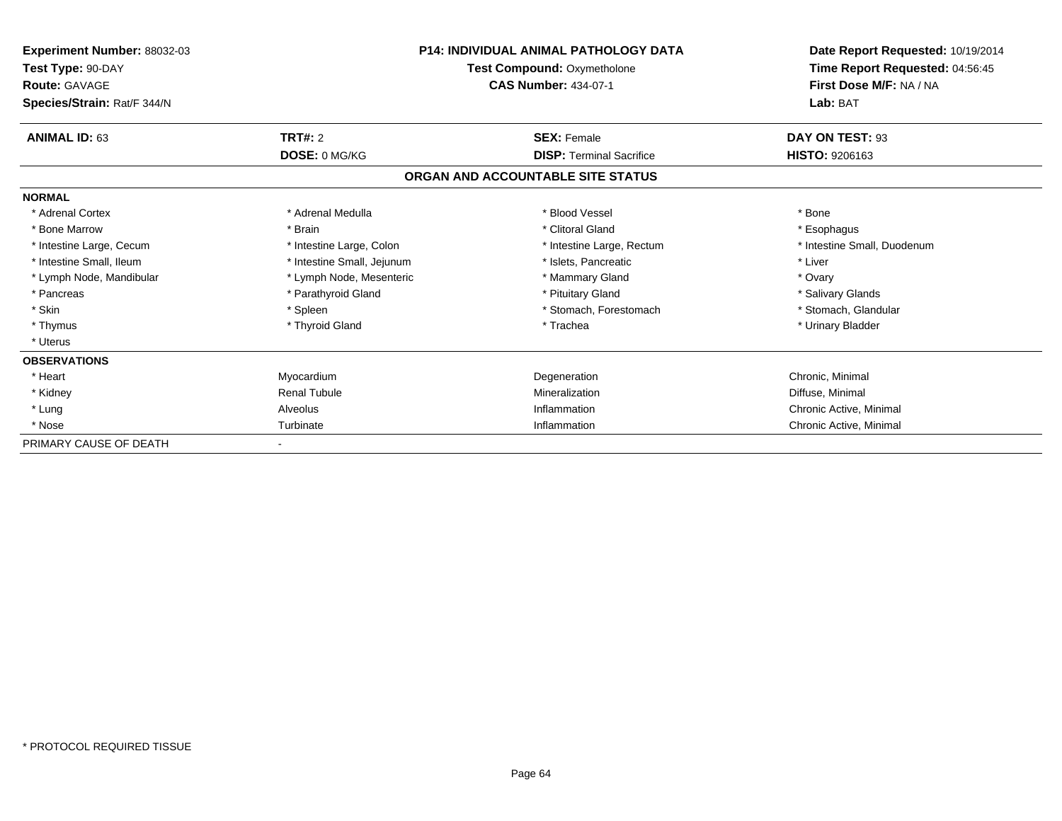**Experiment Number:** 88032-03
**Test Type:** 90-DAY
**Route:** GAVAGE
**Species/Strain:** Rat/F 344/N

**P14: INDIVIDUAL ANIMAL PATHOLOGY DATA**
**Test Compound:** Oxymetholone
**CAS Number:** 434-07-1

**Date Report Requested:** 10/19/2014
**Time Report Requested:** 04:56:45
**First Dose M/F:** NA / NA
**Lab:** BAT

| **ANIMAL ID:** 63 | **TRT#:** 2 | **SEX:** Female | **DAY ON TEST:** 93 |
|---|---|---|---|
| | **DOSE:** 0 MG/KG | **DISP:** Terminal Sacrifice | **HISTO:** 9206163 |

## ORGAN AND ACCOUNTABLE SITE STATUS

**NORMAL**

| | | | |
|---|---|---|---|
| * Adrenal Cortex | * Adrenal Medulla | * Blood Vessel | * Bone |
| * Bone Marrow | * Brain | * Clitoral Gland | * Esophagus |
| * Intestine Large, Cecum | * Intestine Large, Colon | * Intestine Large, Rectum | * Intestine Small, Duodenum |
| * Intestine Small, Ileum | * Intestine Small, Jejunum | * Islets, Pancreatic | * Liver |
| * Lymph Node, Mandibular | * Lymph Node, Mesenteric | * Mammary Gland | * Ovary |
| * Pancreas | * Parathyroid Gland | * Pituitary Gland | * Salivary Glands |
| * Skin | * Spleen | * Stomach, Forestomach | * Stomach, Glandular |
| * Thymus | * Thyroid Gland | * Trachea | * Urinary Bladder |
| * Uterus | | | |

**OBSERVATIONS**

| | | | |
|---|---|---|---|
| * Heart | Myocardium | Degeneration | Chronic, Minimal |
| * Kidney | Renal Tubule | Mineralization | Diffuse, Minimal |
| * Lung | Alveolus | Inflammation | Chronic Active, Minimal |
| * Nose | Turbinate | Inflammation | Chronic Active, Minimal |

PRIMARY CAUSE OF DEATH -

* PROTOCOL REQUIRED TISSUE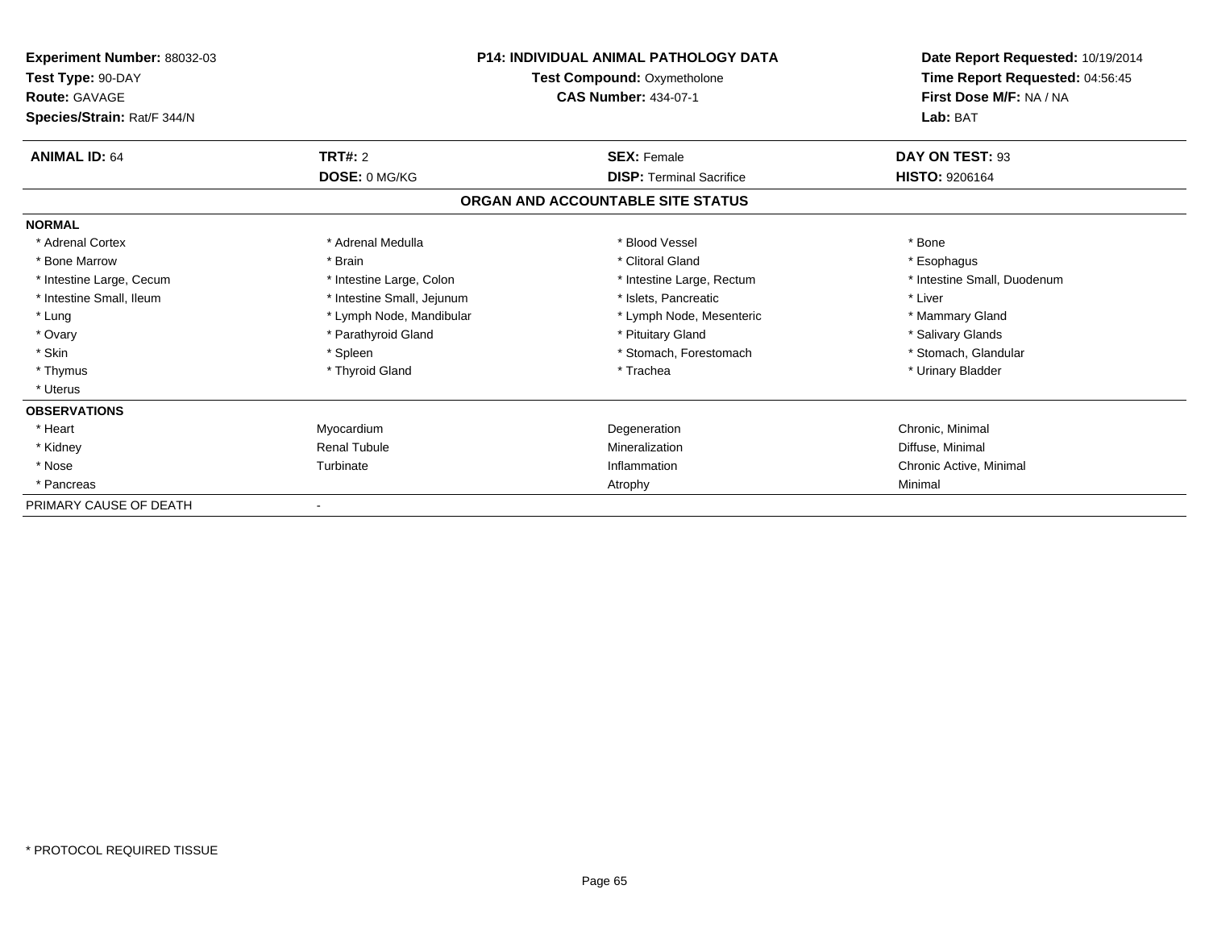**Experiment Number:** 88032-03
**Test Type:** 90-DAY
**Route:** GAVAGE
**Species/Strain:** Rat/F 344/N

**P14: INDIVIDUAL ANIMAL PATHOLOGY DATA**
**Test Compound:** Oxymetholone
**CAS Number:** 434-07-1

**Date Report Requested:** 10/19/2014
**Time Report Requested:** 04:56:45
**First Dose M/F:** NA / NA
**Lab:** BAT

| **ANIMAL ID:** 64 | **TRT#:** 2 | **SEX:** Female | **DAY ON TEST:** 93 |
|---|---|---|---|
| | **DOSE:** 0 MG/KG | **DISP:** Terminal Sacrifice | **HISTO:** 9206164 |

## ORGAN AND ACCOUNTABLE SITE STATUS

| | | | |
|---|---|---|---|
| **NORMAL** | | | |
| * Adrenal Cortex | * Adrenal Medulla | * Blood Vessel | * Bone |
| * Bone Marrow | * Brain | * Clitoral Gland | * Esophagus |
| * Intestine Large, Cecum | * Intestine Large, Colon | * Intestine Large, Rectum | * Intestine Small, Duodenum |
| * Intestine Small, Ileum | * Intestine Small, Jejunum | * Islets, Pancreatic | * Liver |
| * Lung | * Lymph Node, Mandibular | * Lymph Node, Mesenteric | * Mammary Gland |
| * Ovary | * Parathyroid Gland | * Pituitary Gland | * Salivary Glands |
| * Skin | * Spleen | * Stomach, Forestomach | * Stomach, Glandular |
| * Thymus | * Thyroid Gland | * Trachea | * Urinary Bladder |
| * Uterus | | | |
| **OBSERVATIONS** | | | |
| * Heart | Myocardium | Degeneration | Chronic, Minimal |
| * Kidney | Renal Tubule | Mineralization | Diffuse, Minimal |
| * Nose | Turbinate | Inflammation | Chronic Active, Minimal |
| * Pancreas | | Atrophy | Minimal |
| PRIMARY CAUSE OF DEATH | - | | |

* PROTOCOL REQUIRED TISSUE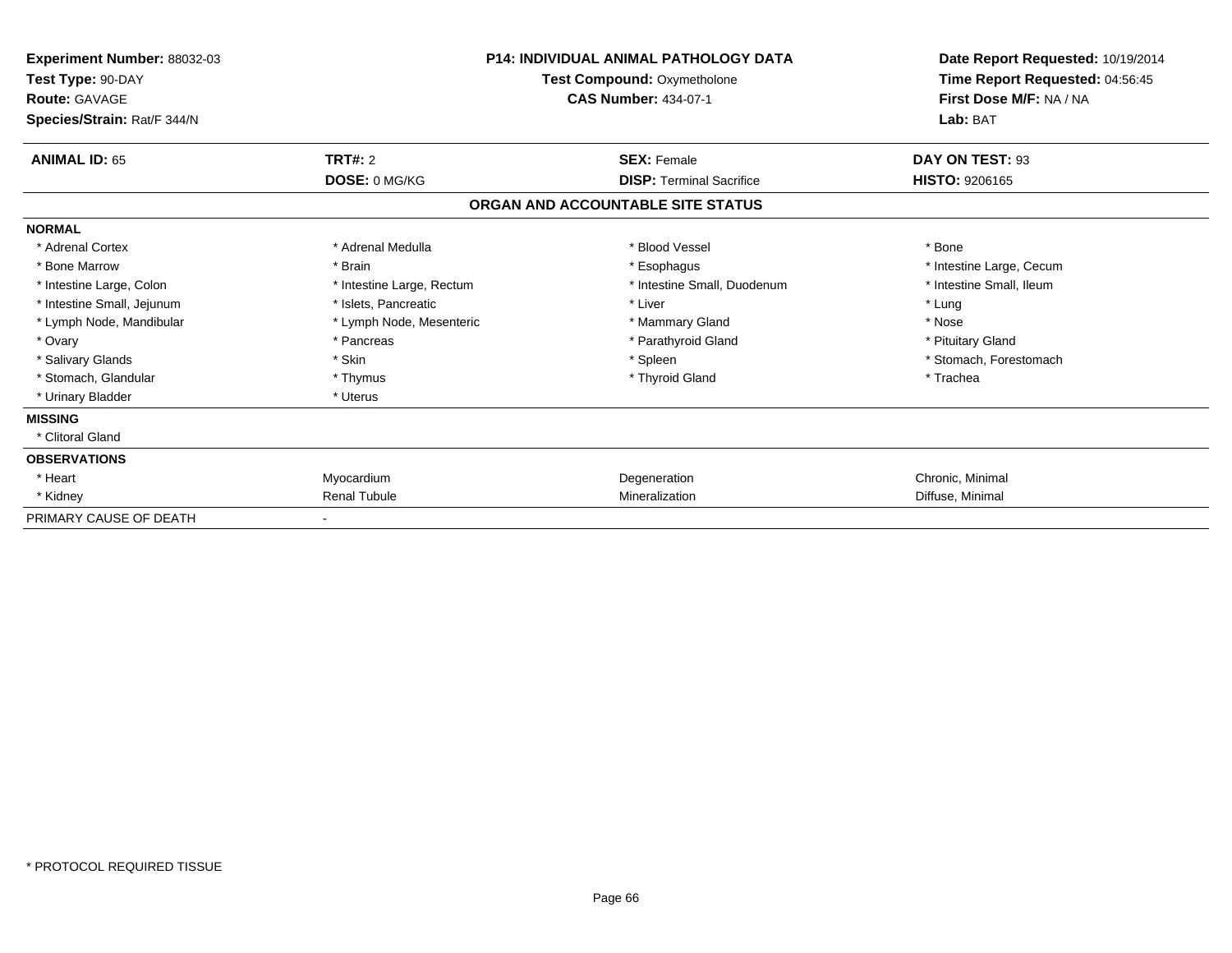**Experiment Number:** 88032-03
**Test Type:** 90-DAY
**Route:** GAVAGE
**Species/Strain:** Rat/F 344/N

**P14: INDIVIDUAL ANIMAL PATHOLOGY DATA**
**Test Compound:** Oxymetholone
**CAS Number:** 434-07-1

**Date Report Requested:** 10/19/2014
**Time Report Requested:** 04:56:45
**First Dose M/F:** NA / NA
**Lab:** BAT

| **ANIMAL ID:** 65 | **TRT#:** 2 | **SEX:** Female | **DAY ON TEST:** 93 |
|---|---|---|---|
| | **DOSE:** 0 MG/KG | **DISP:** Terminal Sacrifice | **HISTO:** 9206165 |

## ORGAN AND ACCOUNTABLE SITE STATUS

| | | | |
|---|---|---|---|
| **NORMAL** | | | |
| * Adrenal Cortex | * Adrenal Medulla | * Blood Vessel | * Bone |
| * Bone Marrow | * Brain | * Esophagus | * Intestine Large, Cecum |
| * Intestine Large, Colon | * Intestine Large, Rectum | * Intestine Small, Duodenum | * Intestine Small, Ileum |
| * Intestine Small, Jejunum | * Islets, Pancreatic | * Liver | * Lung |
| * Lymph Node, Mandibular | * Lymph Node, Mesenteric | * Mammary Gland | * Nose |
| * Ovary | * Pancreas | * Parathyroid Gland | * Pituitary Gland |
| * Salivary Glands | * Skin | * Spleen | * Stomach, Forestomach |
| * Stomach, Glandular | * Thymus | * Thyroid Gland | * Trachea |
| * Urinary Bladder | * Uterus | | |
| **MISSING** | | | |
| * Clitoral Gland | | | |
| **OBSERVATIONS** | | | |
| * Heart | Myocardium | Degeneration | Chronic, Minimal |
| * Kidney | Renal Tubule | Mineralization | Diffuse, Minimal |
| PRIMARY CAUSE OF DEATH | - | | |

\* PROTOCOL REQUIRED TISSUE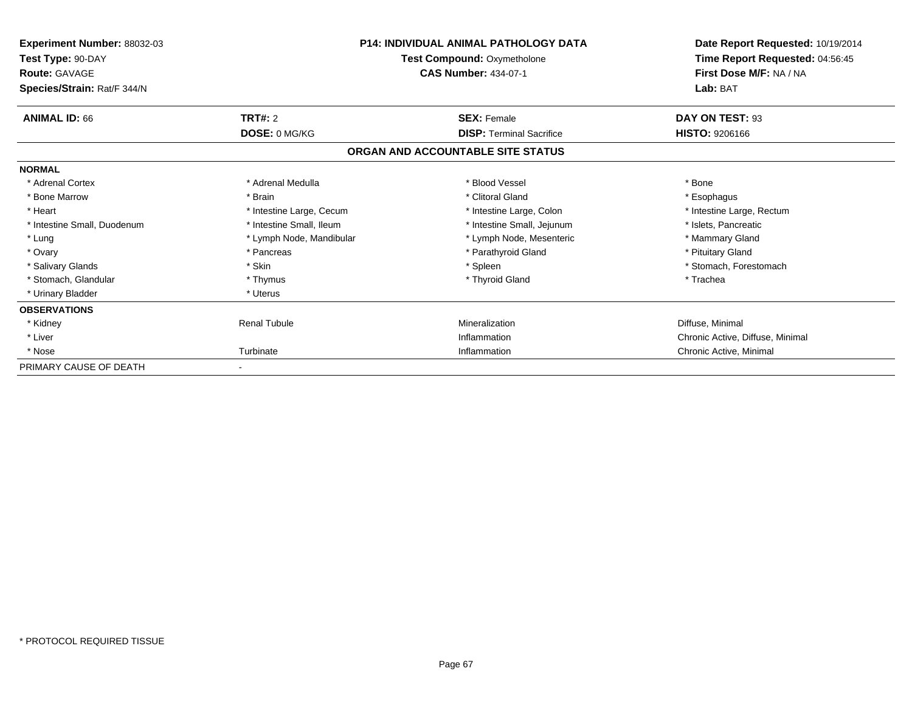**Experiment Number:** 88032-03
**Test Type:** 90-DAY
**Route:** GAVAGE
**Species/Strain:** Rat/F 344/N

**P14: INDIVIDUAL ANIMAL PATHOLOGY DATA**
**Test Compound:** Oxymetholone
**CAS Number:** 434-07-1

**Date Report Requested:** 10/19/2014
**Time Report Requested:** 04:56:45
**First Dose M/F:** NA / NA
**Lab:** BAT

| **ANIMAL ID:** 66 | **TRT#:** 2 | **SEX:** Female | **DAY ON TEST:** 93 |
|---|---|---|---|
| | **DOSE:** 0 MG/KG | **DISP:** Terminal Sacrifice | **HISTO:** 9206166 |

## ORGAN AND ACCOUNTABLE SITE STATUS

| **NORMAL** | | | |
|---|---|---|---|
| * Adrenal Cortex | * Adrenal Medulla | * Blood Vessel | * Bone |
| * Bone Marrow | * Brain | * Clitoral Gland | * Esophagus |
| * Heart | * Intestine Large, Cecum | * Intestine Large, Colon | * Intestine Large, Rectum |
| * Intestine Small, Duodenum | * Intestine Small, Ileum | * Intestine Small, Jejunum | * Islets, Pancreatic |
| * Lung | * Lymph Node, Mandibular | * Lymph Node, Mesenteric | * Mammary Gland |
| * Ovary | * Pancreas | * Parathyroid Gland | * Pituitary Gland |
| * Salivary Glands | * Skin | * Spleen | * Stomach, Forestomach |
| * Stomach, Glandular | * Thymus | * Thyroid Gland | * Trachea |
| * Urinary Bladder | * Uterus | | |
| **OBSERVATIONS** | | | |
| * Kidney | Renal Tubule | Mineralization | Diffuse, Minimal |
| * Liver | | Inflammation | Chronic Active, Diffuse, Minimal |
| * Nose | Turbinate | Inflammation | Chronic Active, Minimal |
| PRIMARY CAUSE OF DEATH | - | | |

* PROTOCOL REQUIRED TISSUE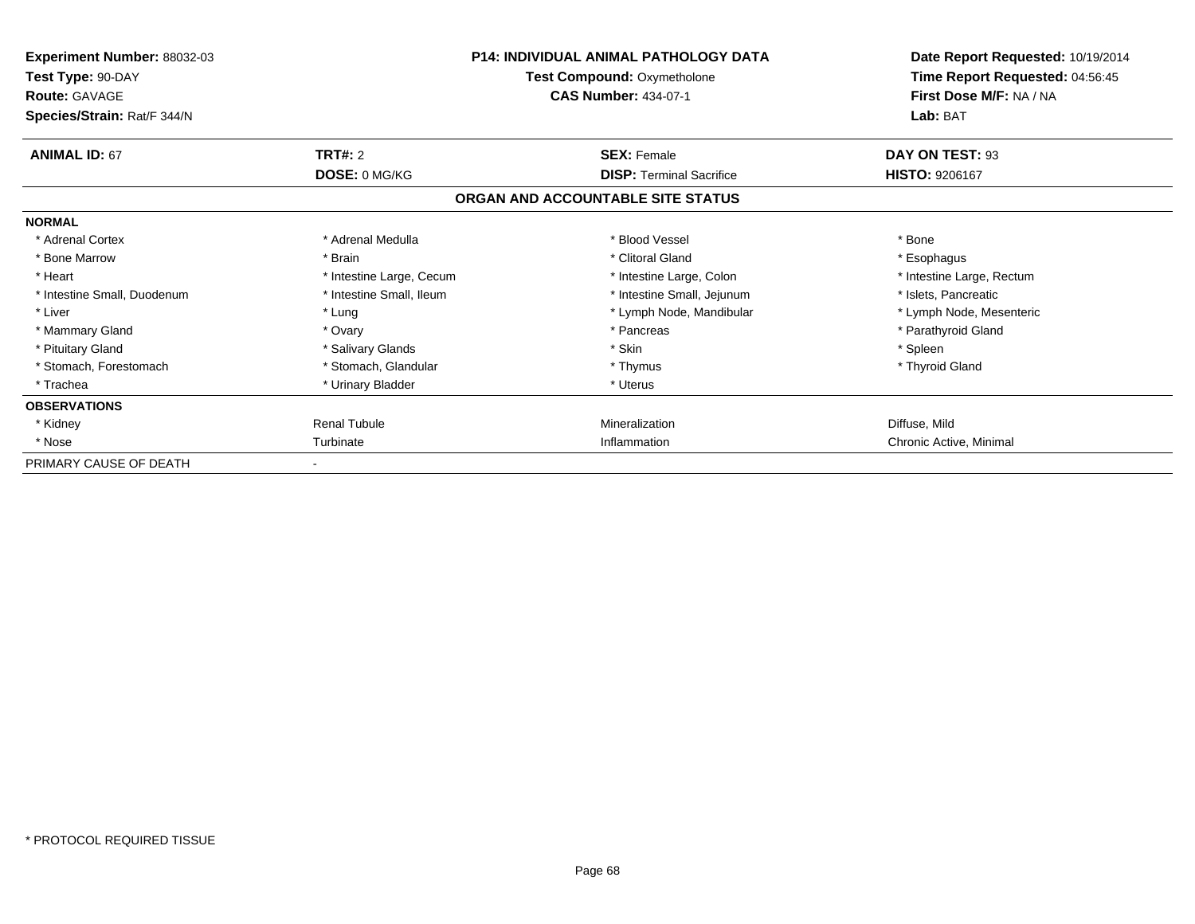**Experiment Number:** 88032-03
**Test Type:** 90-DAY
**Route:** GAVAGE
**Species/Strain:** Rat/F 344/N

**P14: INDIVIDUAL ANIMAL PATHOLOGY DATA**
**Test Compound:** Oxymetholone
**CAS Number:** 434-07-1

**Date Report Requested:** 10/19/2014
**Time Report Requested:** 04:56:45
**First Dose M/F:** NA / NA
**Lab:** BAT

| **ANIMAL ID:** 67 | **TRT#:** 2 | **SEX:** Female | **DAY ON TEST:** 93 |
|---|---|---|---|
| | **DOSE:** 0 MG/KG | **DISP:** Terminal Sacrifice | **HISTO:** 9206167 |

## ORGAN AND ACCOUNTABLE SITE STATUS

| | | | |
|---|---|---|---|
| **NORMAL** | | | |
| * Adrenal Cortex | * Adrenal Medulla | * Blood Vessel | * Bone |
| * Bone Marrow | * Brain | * Clitoral Gland | * Esophagus |
| * Heart | * Intestine Large, Cecum | * Intestine Large, Colon | * Intestine Large, Rectum |
| * Intestine Small, Duodenum | * Intestine Small, Ileum | * Intestine Small, Jejunum | * Islets, Pancreatic |
| * Liver | * Lung | * Lymph Node, Mandibular | * Lymph Node, Mesenteric |
| * Mammary Gland | * Ovary | * Pancreas | * Parathyroid Gland |
| * Pituitary Gland | * Salivary Glands | * Skin | * Spleen |
| * Stomach, Forestomach | * Stomach, Glandular | * Thymus | * Thyroid Gland |
| * Trachea | * Urinary Bladder | * Uterus | |
| **OBSERVATIONS** | | | |
| * Kidney | Renal Tubule | Mineralization | Diffuse, Mild |
| * Nose | Turbinate | Inflammation | Chronic Active, Minimal |
| PRIMARY CAUSE OF DEATH | - | | |

* PROTOCOL REQUIRED TISSUE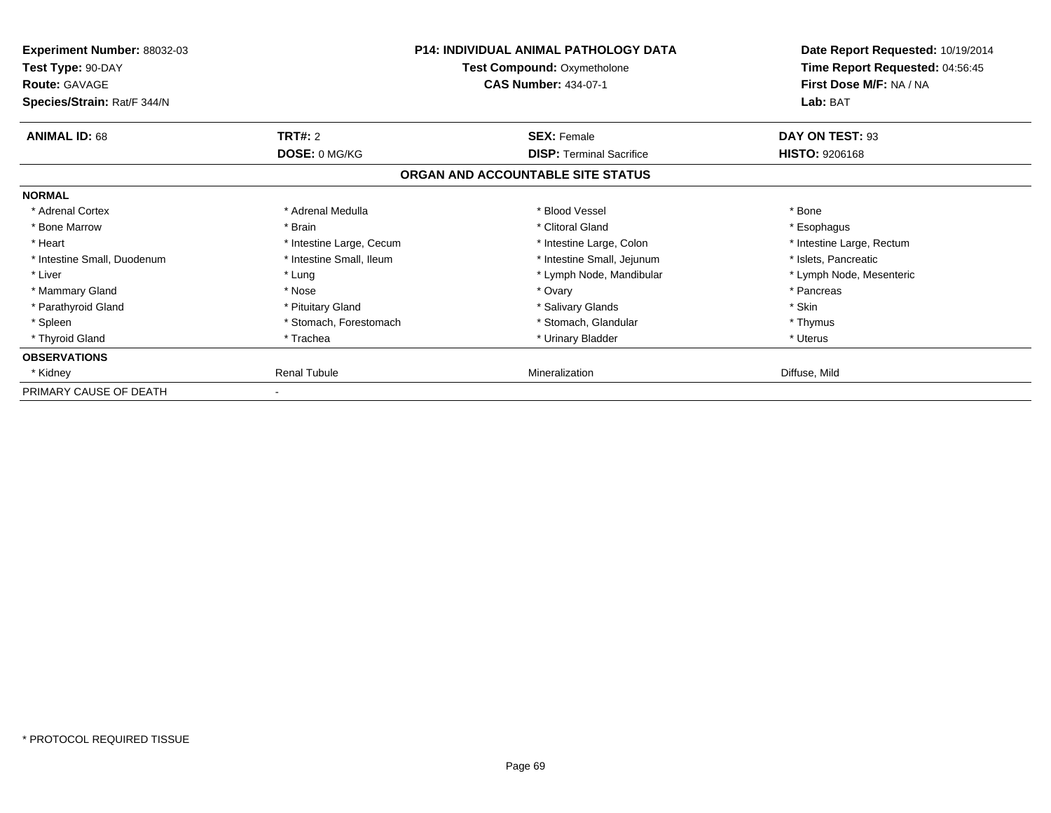**Experiment Number:** 88032-03
**Test Type:** 90-DAY
**Route:** GAVAGE
**Species/Strain:** Rat/F 344/N

**P14: INDIVIDUAL ANIMAL PATHOLOGY DATA**
**Test Compound:** Oxymetholone
**CAS Number:** 434-07-1

**Date Report Requested:** 10/19/2014
**Time Report Requested:** 04:56:45
**First Dose M/F:** NA / NA
**Lab:** BAT

| **ANIMAL ID:** 68 | **TRT#:** 2 | **SEX:** Female | **DAY ON TEST:** 93 |
|---|---|---|---|
| | **DOSE:** 0 MG/KG | **DISP:** Terminal Sacrifice | **HISTO:** 9206168 |

## ORGAN AND ACCOUNTABLE SITE STATUS

| | | | |
|---|---|---|---|
| **NORMAL** | | | |
| * Adrenal Cortex | * Adrenal Medulla | * Blood Vessel | * Bone |
| * Bone Marrow | * Brain | * Clitoral Gland | * Esophagus |
| * Heart | * Intestine Large, Cecum | * Intestine Large, Colon | * Intestine Large, Rectum |
| * Intestine Small, Duodenum | * Intestine Small, Ileum | * Intestine Small, Jejunum | * Islets, Pancreatic |
| * Liver | * Lung | * Lymph Node, Mandibular | * Lymph Node, Mesenteric |
| * Mammary Gland | * Nose | * Ovary | * Pancreas |
| * Parathyroid Gland | * Pituitary Gland | * Salivary Glands | * Skin |
| * Spleen | * Stomach, Forestomach | * Stomach, Glandular | * Thymus |
| * Thyroid Gland | * Trachea | * Urinary Bladder | * Uterus |
| **OBSERVATIONS** | | | |
| * Kidney | Renal Tubule | Mineralization | Diffuse, Mild |
| PRIMARY CAUSE OF DEATH | - | | |

* PROTOCOL REQUIRED TISSUE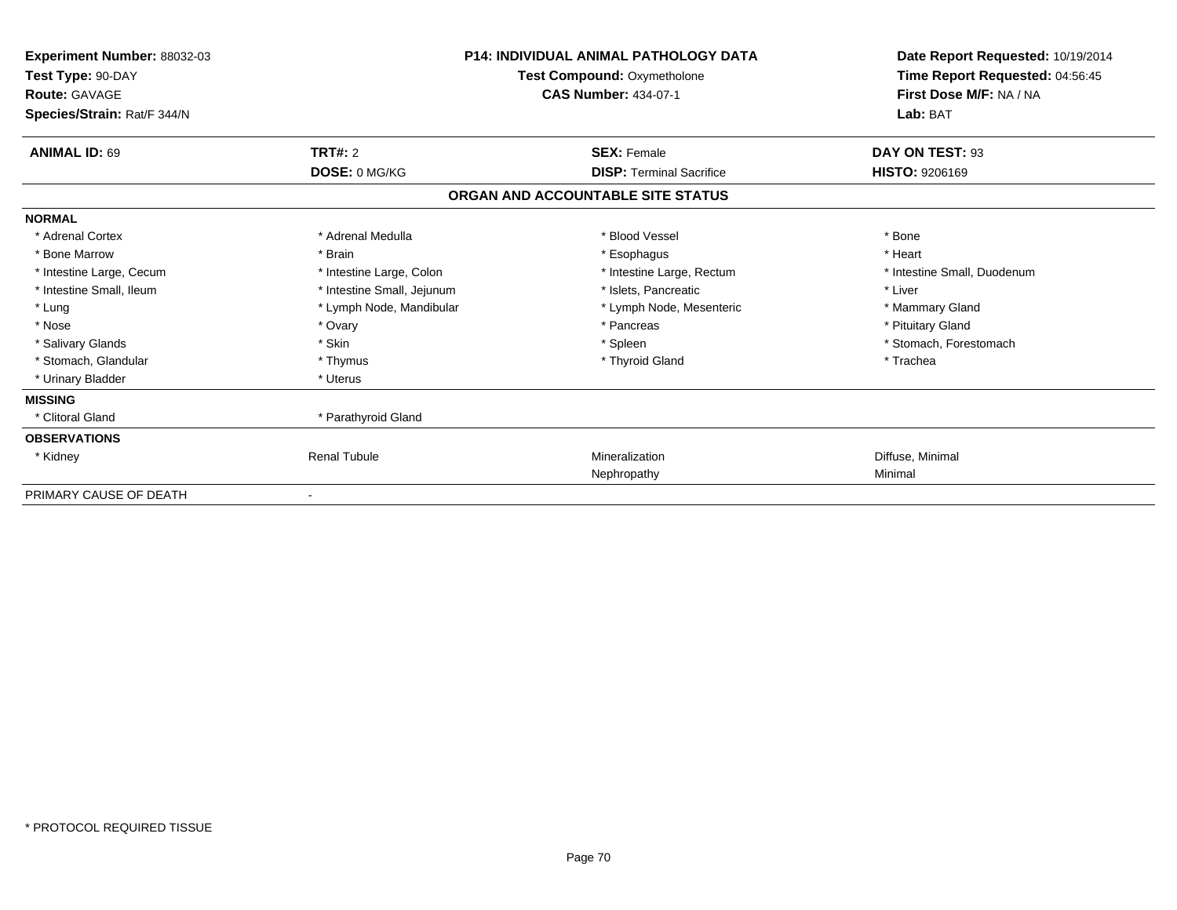**Experiment Number:** 88032-03
**Test Type:** 90-DAY
**Route:** GAVAGE
**Species/Strain:** Rat/F 344/N

**P14: INDIVIDUAL ANIMAL PATHOLOGY DATA**
**Test Compound:** Oxymetholone
**CAS Number:** 434-07-1

**Date Report Requested:** 10/19/2014
**Time Report Requested:** 04:56:45
**First Dose M/F:** NA / NA
**Lab:** BAT

| **ANIMAL ID:** 69 | **TRT#:** 2 | **SEX:** Female | **DAY ON TEST:** 93 |
|---|---|---|---|
| | **DOSE:** 0 MG/KG | **DISP:** Terminal Sacrifice | **HISTO:** 9206169 |

**ORGAN AND ACCOUNTABLE SITE STATUS**

**NORMAL**

| | | | |
|---|---|---|---|
| * Adrenal Cortex | * Adrenal Medulla | * Blood Vessel | * Bone |
| * Bone Marrow | * Brain | * Esophagus | * Heart |
| * Intestine Large, Cecum | * Intestine Large, Colon | * Intestine Large, Rectum | * Intestine Small, Duodenum |
| * Intestine Small, Ileum | * Intestine Small, Jejunum | * Islets, Pancreatic | * Liver |
| * Lung | * Lymph Node, Mandibular | * Lymph Node, Mesenteric | * Mammary Gland |
| * Nose | * Ovary | * Pancreas | * Pituitary Gland |
| * Salivary Glands | * Skin | * Spleen | * Stomach, Forestomach |
| * Stomach, Glandular | * Thymus | * Thyroid Gland | * Trachea |
| * Urinary Bladder | * Uterus | | |

**MISSING**

| | |
|---|---|
| * Clitoral Gland | * Parathyroid Gland |

**OBSERVATIONS**

| | | | |
|---|---|---|---|
| * Kidney | Renal Tubule | Mineralization | Diffuse, Minimal |
| | | Nephropathy | Minimal |

PRIMARY CAUSE OF DEATH -

* PROTOCOL REQUIRED TISSUE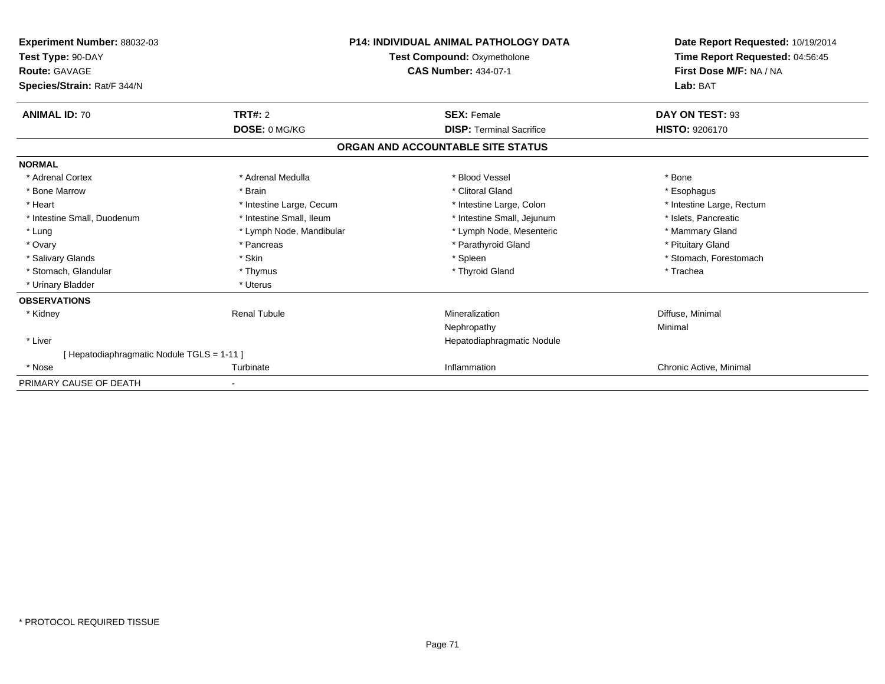**Experiment Number:** 88032-03
**Test Type:** 90-DAY
**Route:** GAVAGE
**Species/Strain:** Rat/F 344/N

**P14: INDIVIDUAL ANIMAL PATHOLOGY DATA**
**Test Compound:** Oxymetholone
**CAS Number:** 434-07-1

**Date Report Requested:** 10/19/2014
**Time Report Requested:** 04:56:45
**First Dose M/F:** NA / NA
**Lab:** BAT

| **ANIMAL ID:** 70 | **TRT#:** 2 | **SEX:** Female | **DAY ON TEST:** 93 |
|---|---|---|---|
| | **DOSE:** 0 MG/KG | **DISP:** Terminal Sacrifice | **HISTO:** 9206170 |

**ORGAN AND ACCOUNTABLE SITE STATUS**

**NORMAL**

| | | | |
|---|---|---|---|
| * Adrenal Cortex | * Adrenal Medulla | * Blood Vessel | * Bone |
| * Bone Marrow | * Brain | * Clitoral Gland | * Esophagus |
| * Heart | * Intestine Large, Cecum | * Intestine Large, Colon | * Intestine Large, Rectum |
| * Intestine Small, Duodenum | * Intestine Small, Ileum | * Intestine Small, Jejunum | * Islets, Pancreatic |
| * Lung | * Lymph Node, Mandibular | * Lymph Node, Mesenteric | * Mammary Gland |
| * Ovary | * Pancreas | * Parathyroid Gland | * Pituitary Gland |
| * Salivary Glands | * Skin | * Spleen | * Stomach, Forestomach |
| * Stomach, Glandular | * Thymus | * Thyroid Gland | * Trachea |
| * Urinary Bladder | * Uterus | | |

**OBSERVATIONS**

| | | | |
|---|---|---|---|
| * Kidney | Renal Tubule | Mineralization | Diffuse, Minimal |
| | | Nephropathy | Minimal |
| * Liver | | Hepatodiaphragmatic Nodule | |
| [ Hepatodiaphragmatic Nodule TGLS = 1-11 ] | | | |
| * Nose | Turbinate | Inflammation | Chronic Active, Minimal |

PRIMARY CAUSE OF DEATH -

\* PROTOCOL REQUIRED TISSUE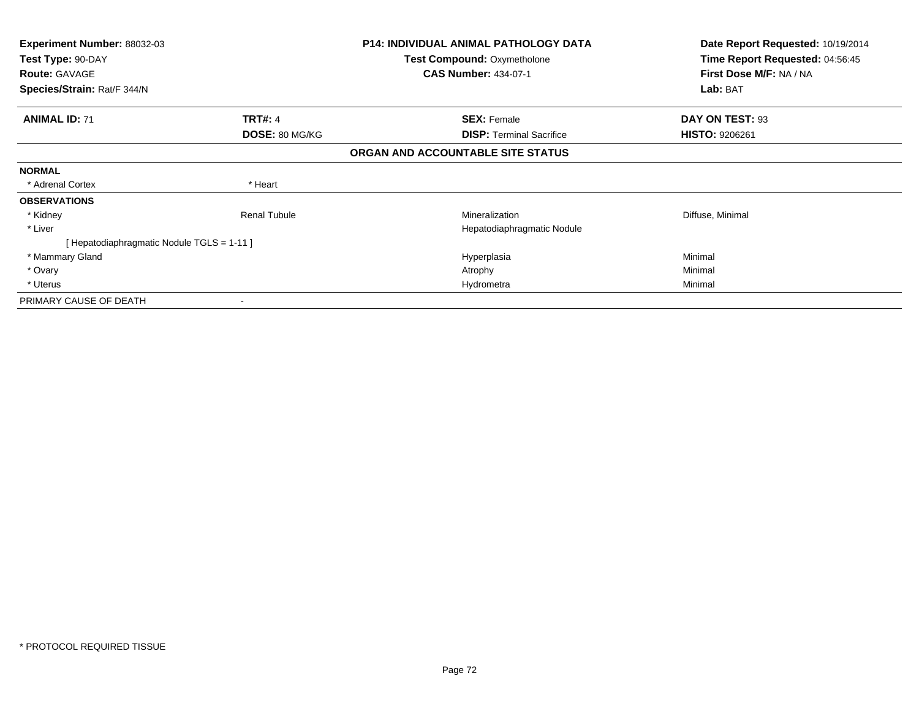**Experiment Number:** 88032-03
**Test Type:** 90-DAY
**Route:** GAVAGE
**Species/Strain:** Rat/F 344/N

**P14: INDIVIDUAL ANIMAL PATHOLOGY DATA**
**Test Compound:** Oxymetholone
**CAS Number:** 434-07-1

**Date Report Requested:** 10/19/2014
**Time Report Requested:** 04:56:45
**First Dose M/F:** NA / NA
**Lab:** BAT

| **ANIMAL ID:** 71 | **TRT#:** 4 | **SEX:** Female | **DAY ON TEST:** 93 |
|---|---|---|---|
| | **DOSE:** 80 MG/KG | **DISP:** Terminal Sacrifice | **HISTO:** 9206261 |

## ORGAN AND ACCOUNTABLE SITE STATUS

| | | | |
|---|---|---|---|
| **NORMAL** | | | |
| * Adrenal Cortex | * Heart | | |
| **OBSERVATIONS** | | | |
| * Kidney | Renal Tubule | Mineralization | Diffuse, Minimal |
| * Liver | | Hepatodiaphragmatic Nodule | |
| [ Hepatodiaphragmatic Nodule TGLS = 1-11 ] | | | |
| * Mammary Gland | | Hyperplasia | Minimal |
| * Ovary | | Atrophy | Minimal |
| * Uterus | | Hydrometra | Minimal |
| PRIMARY CAUSE OF DEATH | - | | |

* PROTOCOL REQUIRED TISSUE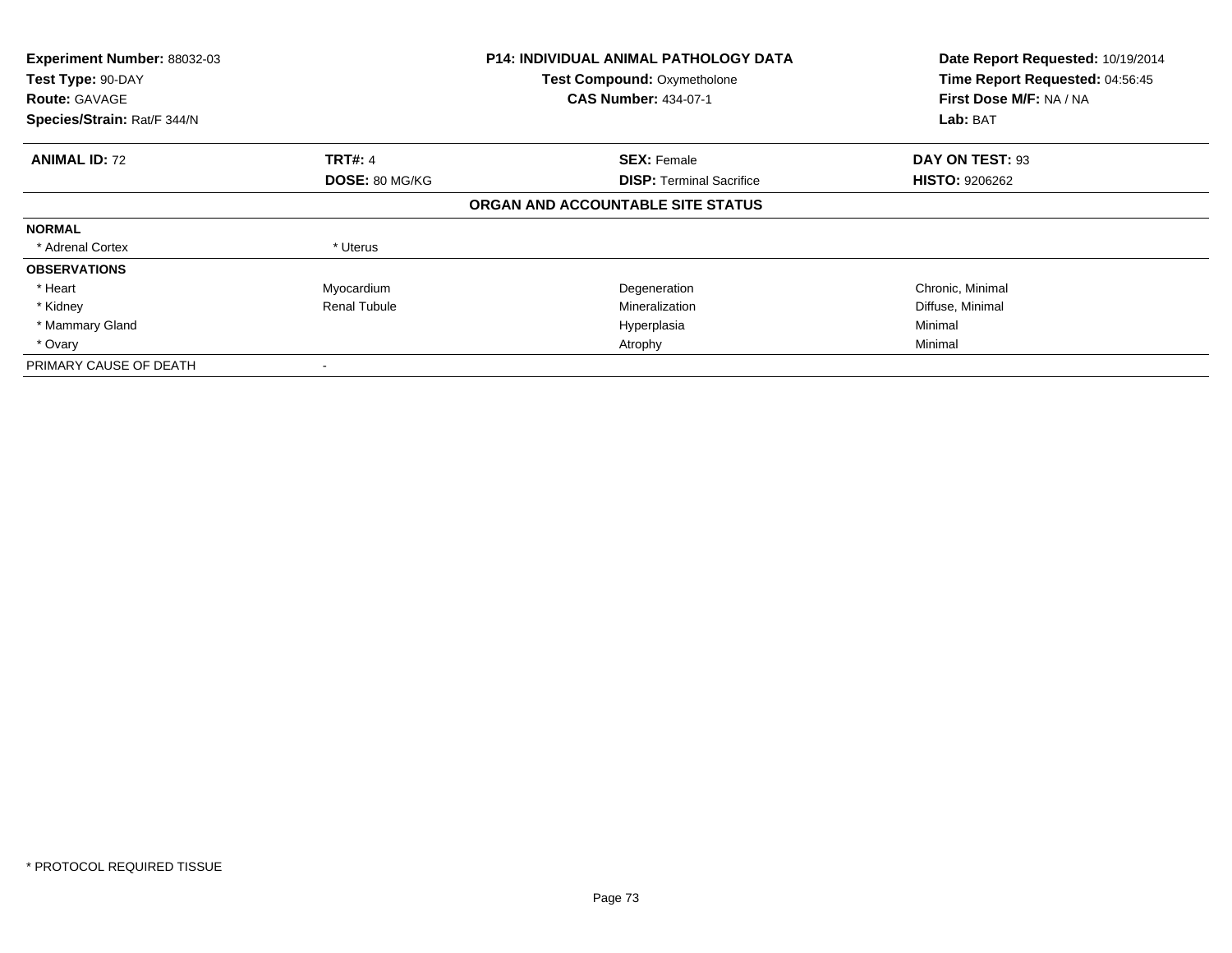**Experiment Number:** 88032-03
**Test Type:** 90-DAY
**Route:** GAVAGE
**Species/Strain:** Rat/F 344/N

**P14: INDIVIDUAL ANIMAL PATHOLOGY DATA**
**Test Compound:** Oxymetholone
**CAS Number:** 434-07-1

**Date Report Requested:** 10/19/2014
**Time Report Requested:** 04:56:45
**First Dose M/F:** NA / NA
**Lab:** BAT

| **ANIMAL ID:** 72 | **TRT#:** 4 | **SEX:** Female | **DAY ON TEST:** 93 |
|---|---|---|---|
| | **DOSE:** 80 MG/KG | **DISP:** Terminal Sacrifice | **HISTO:** 9206262 |

**ORGAN AND ACCOUNTABLE SITE STATUS**

| | | | |
|---|---|---|---|
| **NORMAL** | | | |
| * Adrenal Cortex | * Uterus | | |
| **OBSERVATIONS** | | | |
| * Heart | Myocardium | Degeneration | Chronic, Minimal |
| * Kidney | Renal Tubule | Mineralization | Diffuse, Minimal |
| * Mammary Gland | | Hyperplasia | Minimal |
| * Ovary | | Atrophy | Minimal |
| PRIMARY CAUSE OF DEATH | - | | |

* PROTOCOL REQUIRED TISSUE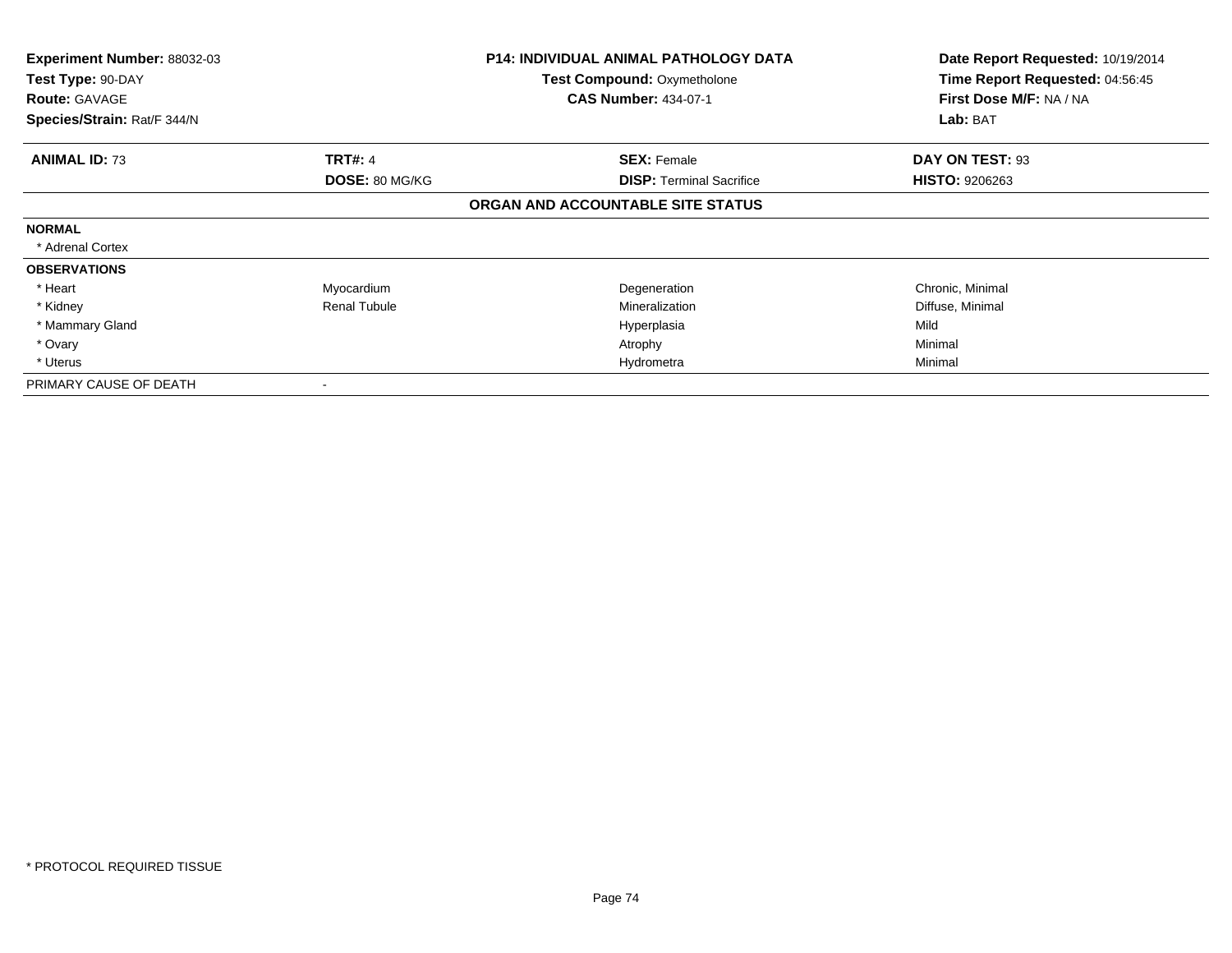| **Experiment Number:** 88032-03 | **P14: INDIVIDUAL ANIMAL PATHOLOGY DATA** | **Date Report Requested:** 10/19/2014 |
|---|---|---|
| **Test Type:** 90-DAY | **Test Compound:** Oxymetholone | **Time Report Requested:** 04:56:45 |
| **Route:** GAVAGE | **CAS Number:** 434-07-1 | **First Dose M/F:** NA / NA |
| **Species/Strain:** Rat/F 344/N | | **Lab:** BAT |

| **ANIMAL ID:** 73 | **TRT#:** 4 | **SEX:** Female | **DAY ON TEST:** 93 |
|---|---|---|---|
| | **DOSE:** 80 MG/KG | **DISP:** Terminal Sacrifice | **HISTO:** 9206263 |
| | | **ORGAN AND ACCOUNTABLE SITE STATUS** | |
| **NORMAL** | | | |
| * Adrenal Cortex | | | |
| **OBSERVATIONS** | | | |
| * Heart | Myocardium | Degeneration | Chronic, Minimal |
| * Kidney | Renal Tubule | Mineralization | Diffuse, Minimal |
| * Mammary Gland | | Hyperplasia | Mild |
| * Ovary | | Atrophy | Minimal |
| * Uterus | | Hydrometra | Minimal |
| PRIMARY CAUSE OF DEATH | - | | |

* PROTOCOL REQUIRED TISSUE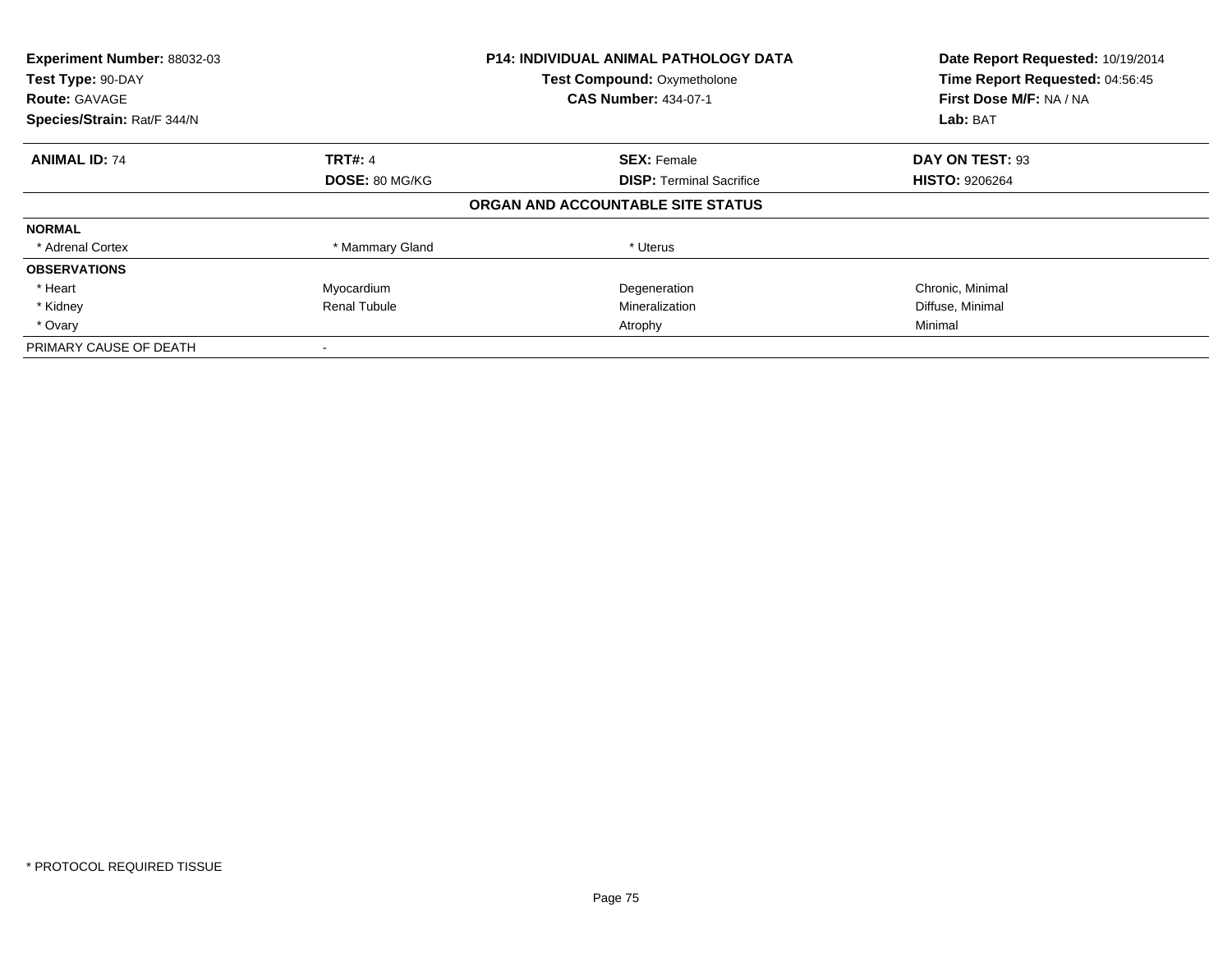**Experiment Number:** 88032-03
**Test Type:** 90-DAY
**Route:** GAVAGE
**Species/Strain:** Rat/F 344/N

**P14: INDIVIDUAL ANIMAL PATHOLOGY DATA**
**Test Compound:** Oxymetholone
**CAS Number:** 434-07-1

**Date Report Requested:** 10/19/2014
**Time Report Requested:** 04:56:45
**First Dose M/F:** NA / NA
**Lab:** BAT

| **ANIMAL ID:** 74 | **TRT#:** 4 | **SEX:** Female | **DAY ON TEST:** 93 |
|---|---|---|---|
| | **DOSE:** 80 MG/KG | **DISP:** Terminal Sacrifice | **HISTO:** 9206264 |

**ORGAN AND ACCOUNTABLE SITE STATUS**

| | | | |
|---|---|---|---|
| **NORMAL** | | | |
| * Adrenal Cortex | * Mammary Gland | * Uterus | |
| **OBSERVATIONS** | | | |
| * Heart | Myocardium | Degeneration | Chronic, Minimal |
| * Kidney | Renal Tubule | Mineralization | Diffuse, Minimal |
| * Ovary | | Atrophy | Minimal |
| PRIMARY CAUSE OF DEATH | - | | |

* PROTOCOL REQUIRED TISSUE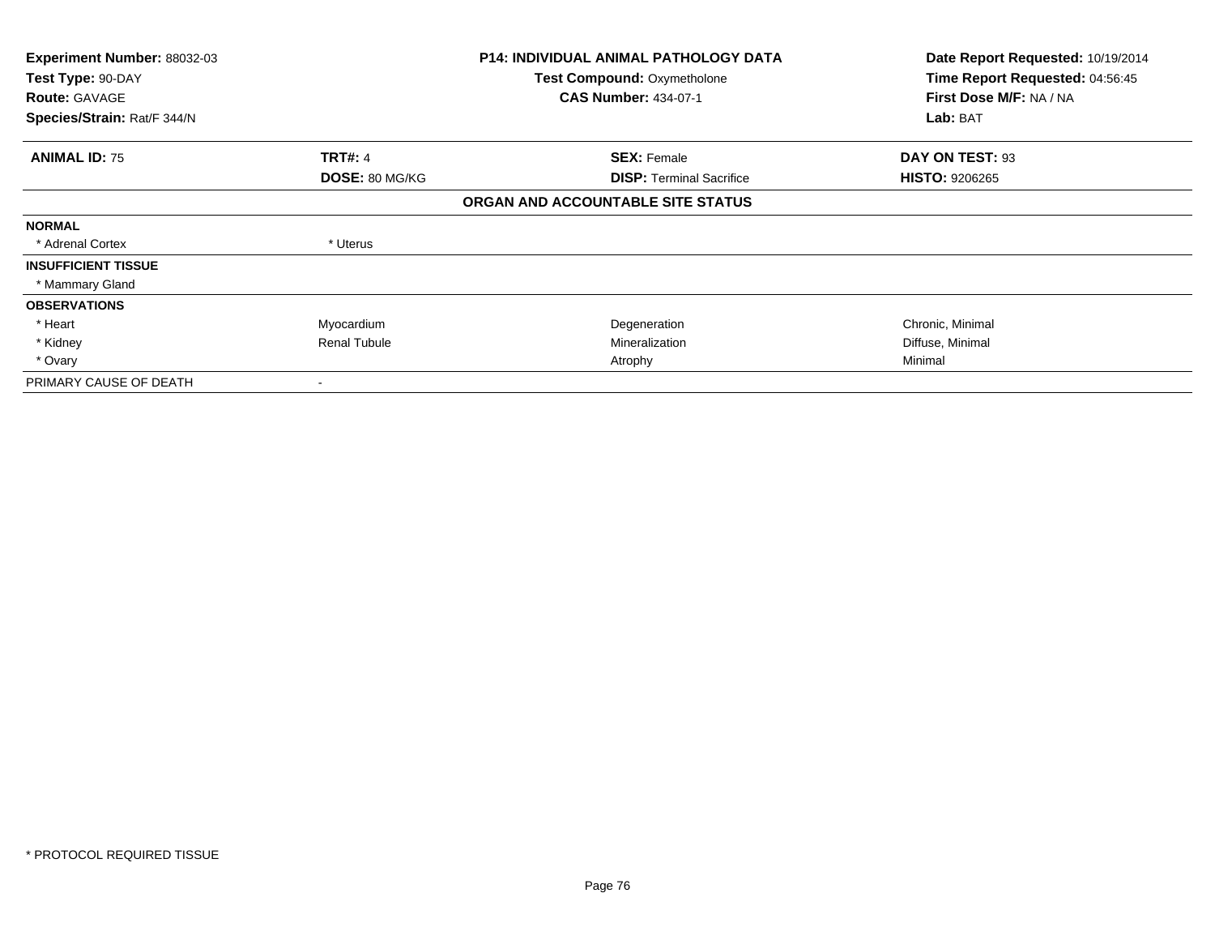| **Experiment Number:** 88032-03 | **P14: INDIVIDUAL ANIMAL PATHOLOGY DATA** | **Date Report Requested:** 10/19/2014 |
|---|---|---|
| **Test Type:** 90-DAY | **Test Compound:** Oxymetholone | **Time Report Requested:** 04:56:45 |
| **Route:** GAVAGE | **CAS Number:** 434-07-1 | **First Dose M/F:** NA / NA |
| **Species/Strain:** Rat/F 344/N | | **Lab:** BAT |

| **ANIMAL ID:** 75 | **TRT#:** 4 | **SEX:** Female | **DAY ON TEST:** 93 |
|---|---|---|---|
| | **DOSE:** 80 MG/KG | **DISP:** Terminal Sacrifice | **HISTO:** 9206265 |

**ORGAN AND ACCOUNTABLE SITE STATUS**

| | | | |
|---|---|---|---|
| **NORMAL** | | | |
| * Adrenal Cortex | * Uterus | | |
| **INSUFFICIENT TISSUE** | | | |
| * Mammary Gland | | | |
| **OBSERVATIONS** | | | |
| * Heart | Myocardium | Degeneration | Chronic, Minimal |
| * Kidney | Renal Tubule | Mineralization | Diffuse, Minimal |
| * Ovary | | Atrophy | Minimal |
| PRIMARY CAUSE OF DEATH | - | | |

* PROTOCOL REQUIRED TISSUE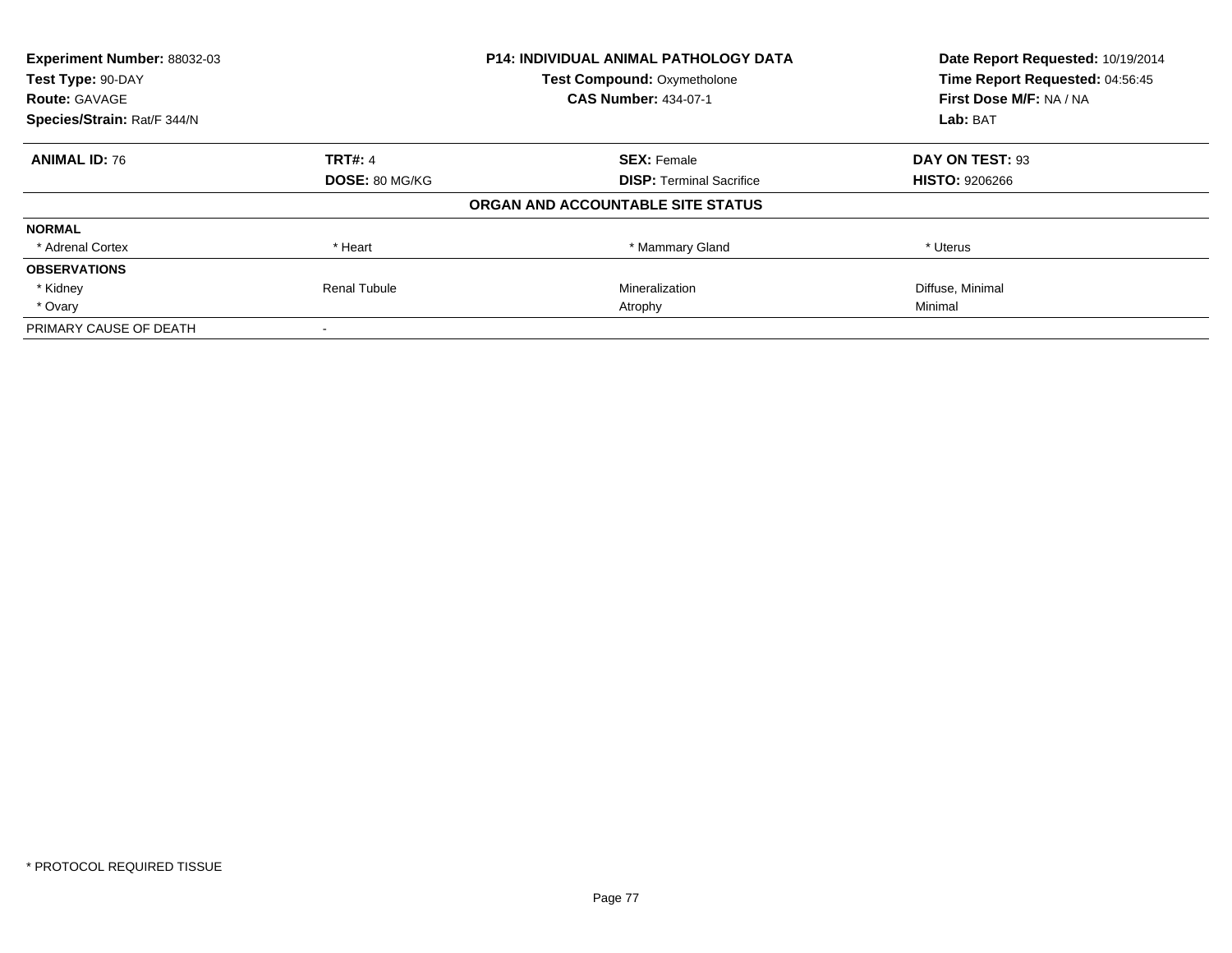**Experiment Number:** 88032-03
**Test Type:** 90-DAY
**Route:** GAVAGE
**Species/Strain:** Rat/F 344/N

**P14: INDIVIDUAL ANIMAL PATHOLOGY DATA**
**Test Compound:** Oxymetholone
**CAS Number:** 434-07-1

**Date Report Requested:** 10/19/2014
**Time Report Requested:** 04:56:45
**First Dose M/F:** NA / NA
**Lab:** BAT

| **ANIMAL ID:** 76 | **TRT#:** 4 | **SEX:** Female | **DAY ON TEST:** 93 |
|---|---|---|---|
| | **DOSE:** 80 MG/KG | **DISP:** Terminal Sacrifice | **HISTO:** 9206266 |

**ORGAN AND ACCOUNTABLE SITE STATUS**

| | | | |
|---|---|---|---|
| **NORMAL** | | | |
| * Adrenal Cortex | * Heart | * Mammary Gland | * Uterus |
| **OBSERVATIONS** | | | |
| * Kidney | Renal Tubule | Mineralization | Diffuse, Minimal |
| * Ovary | | Atrophy | Minimal |
| PRIMARY CAUSE OF DEATH | - | | |

* PROTOCOL REQUIRED TISSUE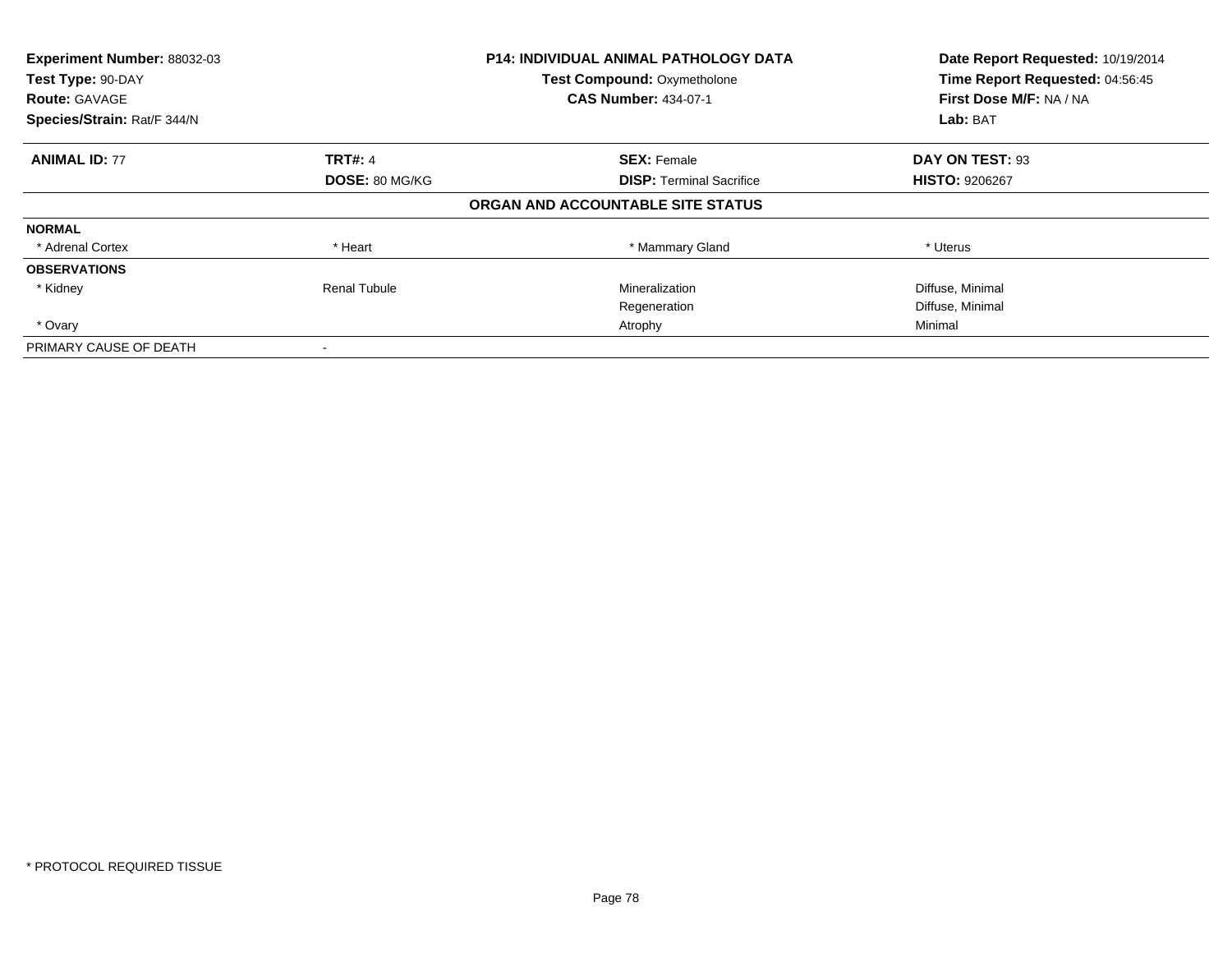**Experiment Number:** 88032-03
**Test Type:** 90-DAY
**Route:** GAVAGE
**Species/Strain:** Rat/F 344/N

**P14: INDIVIDUAL ANIMAL PATHOLOGY DATA**
**Test Compound:** Oxymetholone
**CAS Number:** 434-07-1

**Date Report Requested:** 10/19/2014
**Time Report Requested:** 04:56:45
**First Dose M/F:** NA / NA
**Lab:** BAT

| **ANIMAL ID:** 77 | **TRT#:** 4 | **SEX:** Female | **DAY ON TEST:** 93 |
|---|---|---|---|
| | **DOSE:** 80 MG/KG | **DISP:** Terminal Sacrifice | **HISTO:** 9206267 |

**ORGAN AND ACCOUNTABLE SITE STATUS**

| | | | |
|---|---|---|---|
| **NORMAL** | | | |
| * Adrenal Cortex | * Heart | * Mammary Gland | * Uterus |
| **OBSERVATIONS** | | | |
| * Kidney | Renal Tubule | Mineralization | Diffuse, Minimal |
| | | Regeneration | Diffuse, Minimal |
| * Ovary | | Atrophy | Minimal |
| PRIMARY CAUSE OF DEATH | - | | |

* PROTOCOL REQUIRED TISSUE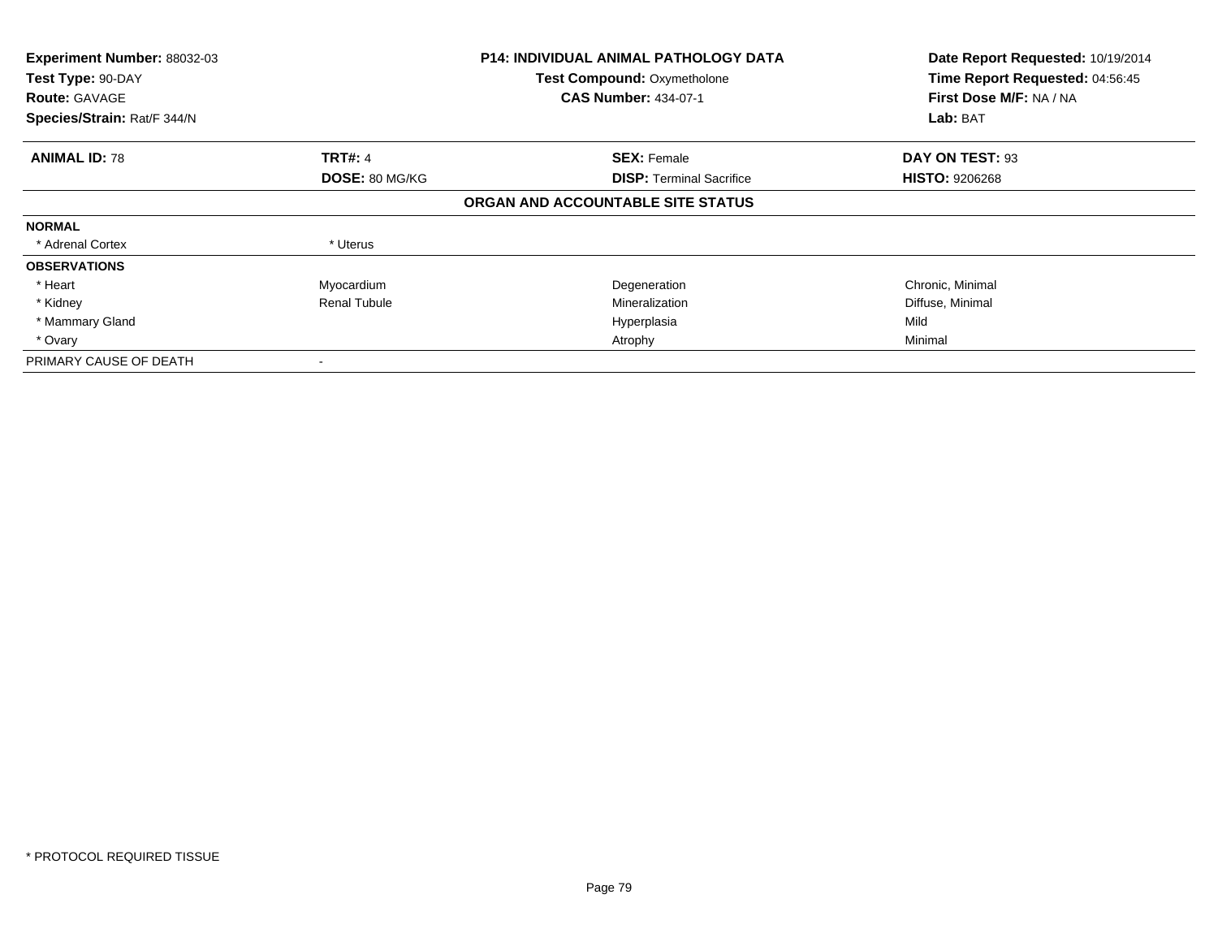**Experiment Number:** 88032-03
**Test Type:** 90-DAY
**Route:** GAVAGE
**Species/Strain:** Rat/F 344/N

**P14: INDIVIDUAL ANIMAL PATHOLOGY DATA**
**Test Compound:** Oxymetholone
**CAS Number:** 434-07-1

**Date Report Requested:** 10/19/2014
**Time Report Requested:** 04:56:45
**First Dose M/F:** NA / NA
**Lab:** BAT

| **ANIMAL ID:** 78 | **TRT#:** 4 | **SEX:** Female | **DAY ON TEST:** 93 |
|---|---|---|---|
| | **DOSE:** 80 MG/KG | **DISP:** Terminal Sacrifice | **HISTO:** 9206268 |

**ORGAN AND ACCOUNTABLE SITE STATUS**

| | | | |
|---|---|---|---|
| **NORMAL** | | | |
| * Adrenal Cortex | * Uterus | | |
| **OBSERVATIONS** | | | |
| * Heart | Myocardium | Degeneration | Chronic, Minimal |
| * Kidney | Renal Tubule | Mineralization | Diffuse, Minimal |
| * Mammary Gland | | Hyperplasia | Mild |
| * Ovary | | Atrophy | Minimal |
| PRIMARY CAUSE OF DEATH | - | | |

* PROTOCOL REQUIRED TISSUE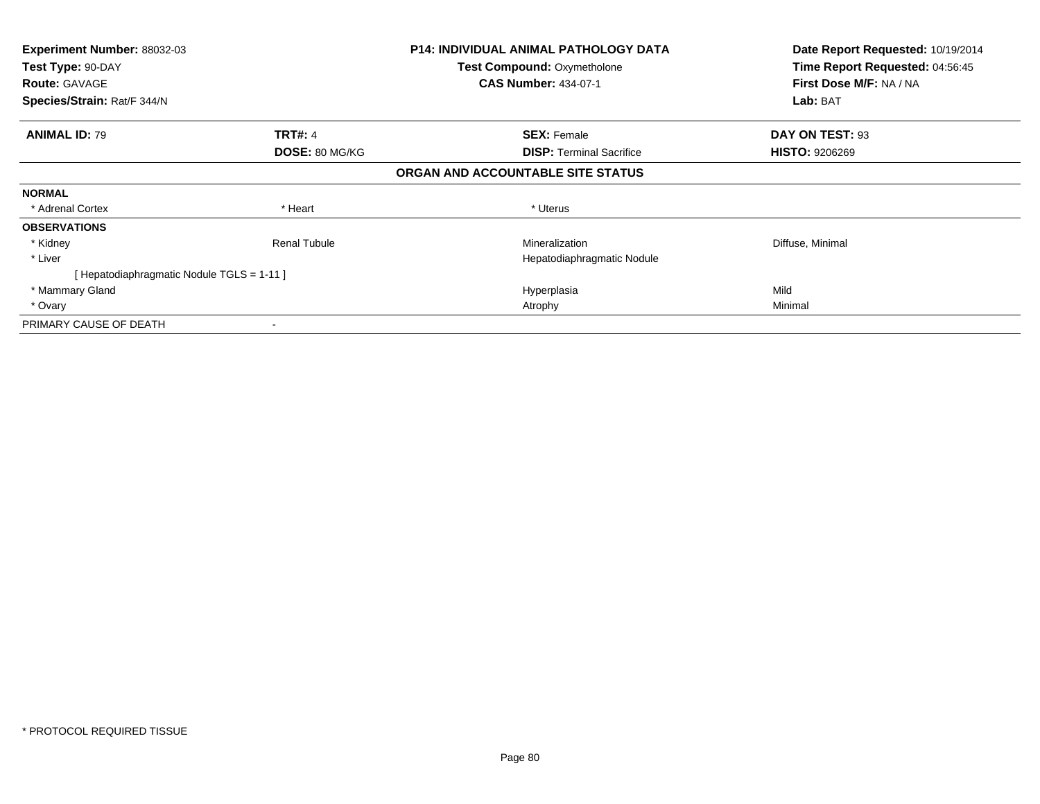| **Experiment Number:** 88032-03 | **P14: INDIVIDUAL ANIMAL PATHOLOGY DATA** | **Date Report Requested:** 10/19/2014 |
|---|---|---|
| **Test Type:** 90-DAY | **Test Compound:** Oxymetholone | **Time Report Requested:** 04:56:45 |
| **Route:** GAVAGE | **CAS Number:** 434-07-1 | **First Dose M/F:** NA / NA |
| **Species/Strain:** Rat/F 344/N | | **Lab:** BAT |

| **ANIMAL ID:** 79 | **TRT#:** 4 | **SEX:** Female | **DAY ON TEST:** 93 |
|---|---|---|---|
| | **DOSE:** 80 MG/KG | **DISP:** Terminal Sacrifice | **HISTO:** 9206269 |

## ORGAN AND ACCOUNTABLE SITE STATUS

| | | | |
|---|---|---|---|
| **NORMAL** | | | |
| * Adrenal Cortex | * Heart | * Uterus | |
| **OBSERVATIONS** | | | |
| * Kidney | Renal Tubule | Mineralization | Diffuse, Minimal |
| * Liver | | Hepatodiaphragmatic Nodule | |
| [ Hepatodiaphragmatic Nodule TGLS = 1-11 ] | | | |
| * Mammary Gland | | Hyperplasia | Mild |
| * Ovary | | Atrophy | Minimal |
| PRIMARY CAUSE OF DEATH | - | | |

* PROTOCOL REQUIRED TISSUE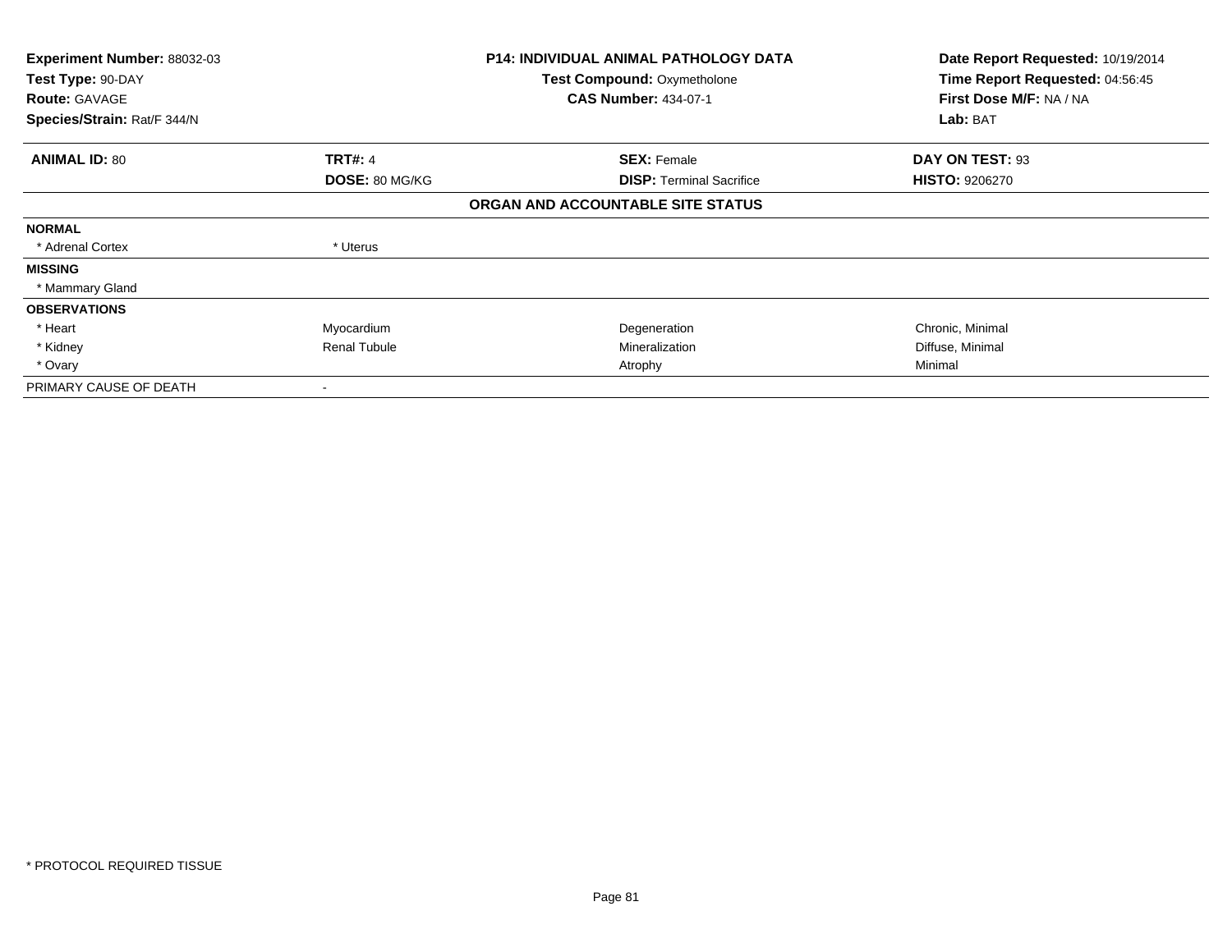**Experiment Number:** 88032-03
**Test Type:** 90-DAY
**Route:** GAVAGE
**Species/Strain:** Rat/F 344/N

**P14: INDIVIDUAL ANIMAL PATHOLOGY DATA**
**Test Compound:** Oxymetholone
**CAS Number:** 434-07-1

**Date Report Requested:** 10/19/2014
**Time Report Requested:** 04:56:45
**First Dose M/F:** NA / NA
**Lab:** BAT

| **ANIMAL ID:** 80 | **TRT#:** 4 | **SEX:** Female | **DAY ON TEST:** 93 |
|---|---|---|---|
| | **DOSE:** 80 MG/KG | **DISP:** Terminal Sacrifice | **HISTO:** 9206270 |

**ORGAN AND ACCOUNTABLE SITE STATUS**

| | | | |
|---|---|---|---|
| **NORMAL** | | | |
| * Adrenal Cortex | * Uterus | | |
| **MISSING** | | | |
| * Mammary Gland | | | |
| **OBSERVATIONS** | | | |
| * Heart | Myocardium | Degeneration | Chronic, Minimal |
| * Kidney | Renal Tubule | Mineralization | Diffuse, Minimal |
| * Ovary | | Atrophy | Minimal |
| PRIMARY CAUSE OF DEATH | - | | |

* PROTOCOL REQUIRED TISSUE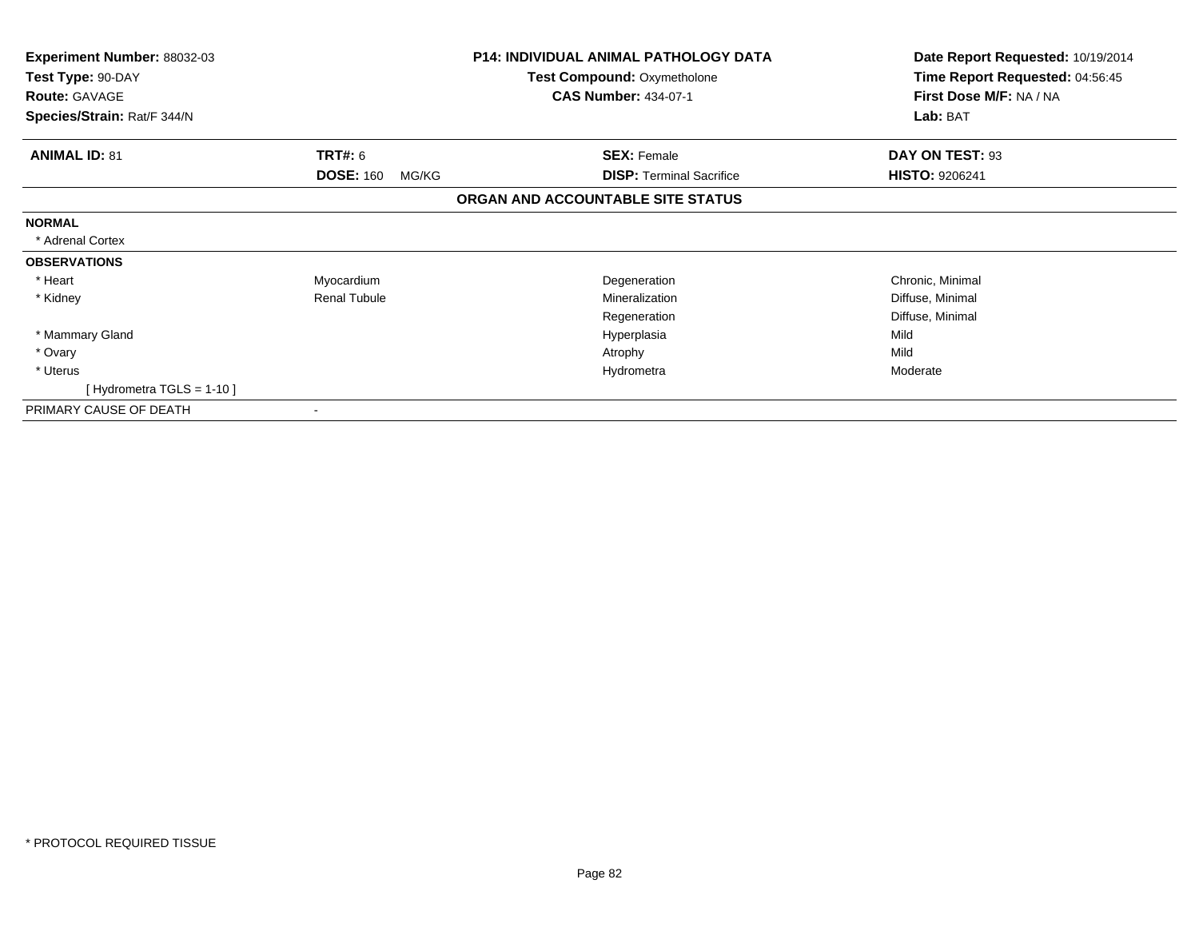**Experiment Number:** 88032-03
**Test Type:** 90-DAY
**Route:** GAVAGE
**Species/Strain:** Rat/F 344/N

**P14: INDIVIDUAL ANIMAL PATHOLOGY DATA**
**Test Compound:** Oxymetholone
**CAS Number:** 434-07-1

**Date Report Requested:** 10/19/2014
**Time Report Requested:** 04:56:45
**First Dose M/F:** NA / NA
**Lab:** BAT

| **ANIMAL ID:** 81 | **TRT#:** 6 | **SEX:** Female | **DAY ON TEST:** 93 |
|---|---|---|---|
| | **DOSE:** 160 MG/KG | **DISP:** Terminal Sacrifice | **HISTO:** 9206241 |

**ORGAN AND ACCOUNTABLE SITE STATUS**

| | | | |
|---|---|---|---|
| **NORMAL** | | | |
| * Adrenal Cortex | | | |
| **OBSERVATIONS** | | | |
| * Heart | Myocardium | Degeneration | Chronic, Minimal |
| * Kidney | Renal Tubule | Mineralization | Diffuse, Minimal |
| | | Regeneration | Diffuse, Minimal |
| * Mammary Gland | | Hyperplasia | Mild |
| * Ovary | | Atrophy | Mild |
| * Uterus | | Hydrometra | Moderate |
| [ Hydrometra TGLS = 1-10 ] | | | |
| PRIMARY CAUSE OF DEATH | - | | |

* PROTOCOL REQUIRED TISSUE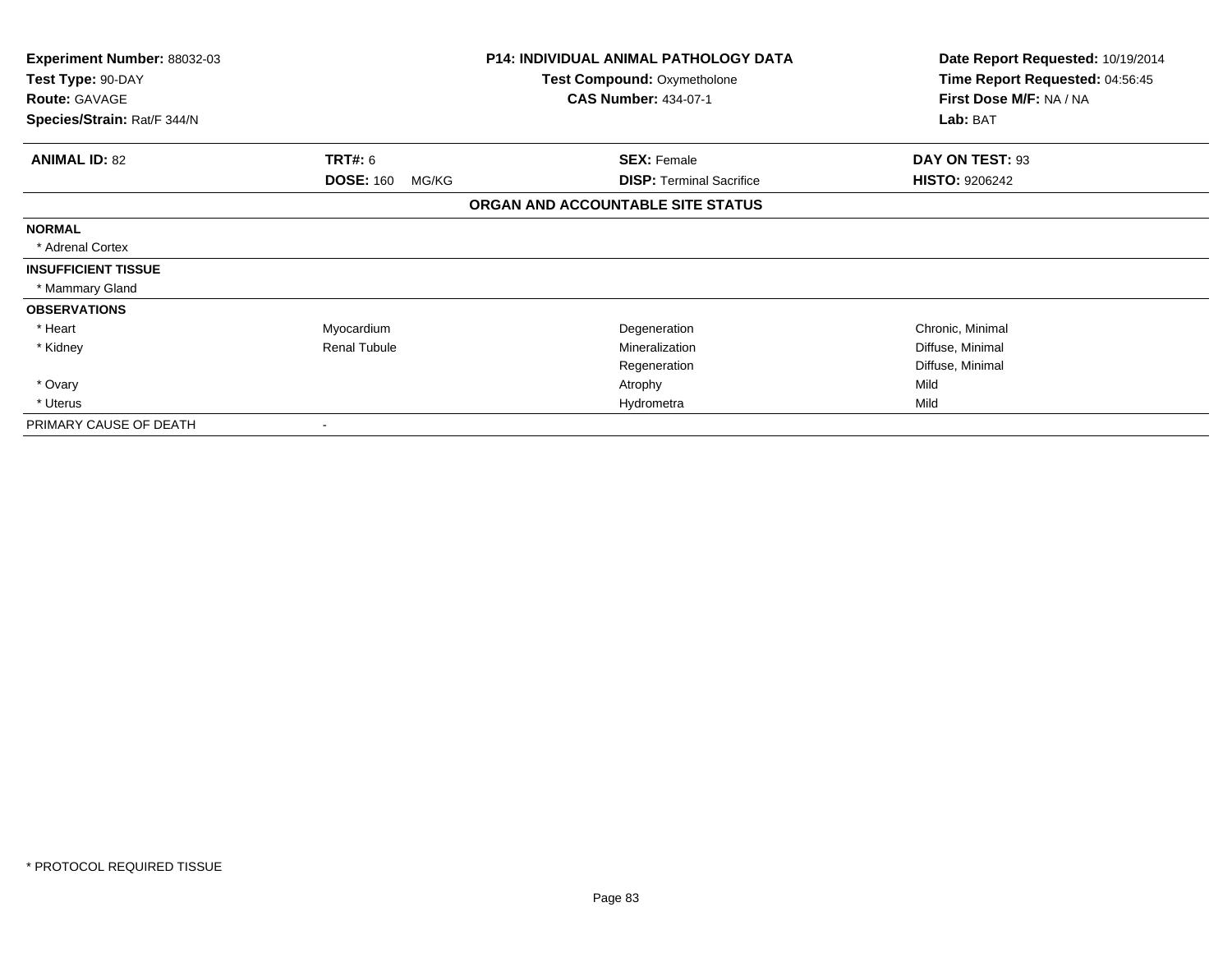**Experiment Number:** 88032-03
**Test Type:** 90-DAY
**Route:** GAVAGE
**Species/Strain:** Rat/F 344/N

**P14: INDIVIDUAL ANIMAL PATHOLOGY DATA**
**Test Compound:** Oxymetholone
**CAS Number:** 434-07-1

**Date Report Requested:** 10/19/2014
**Time Report Requested:** 04:56:45
**First Dose M/F:** NA / NA
**Lab:** BAT

| **ANIMAL ID:** 82 | **TRT#:** 6 | **SEX:** Female | **DAY ON TEST:** 93 |
|---|---|---|---|
| | **DOSE:** 160 MG/KG | **DISP:** Terminal Sacrifice | **HISTO:** 9206242 |

**ORGAN AND ACCOUNTABLE SITE STATUS**

| | | | |
|---|---|---|---|
| **NORMAL** | | | |
| * Adrenal Cortex | | | |
| **INSUFFICIENT TISSUE** | | | |
| * Mammary Gland | | | |
| **OBSERVATIONS** | | | |
| * Heart | Myocardium | Degeneration | Chronic, Minimal |
| * Kidney | Renal Tubule | Mineralization | Diffuse, Minimal |
| | | Regeneration | Diffuse, Minimal |
| * Ovary | | Atrophy | Mild |
| * Uterus | | Hydrometra | Mild |
| PRIMARY CAUSE OF DEATH | - | | |

* PROTOCOL REQUIRED TISSUE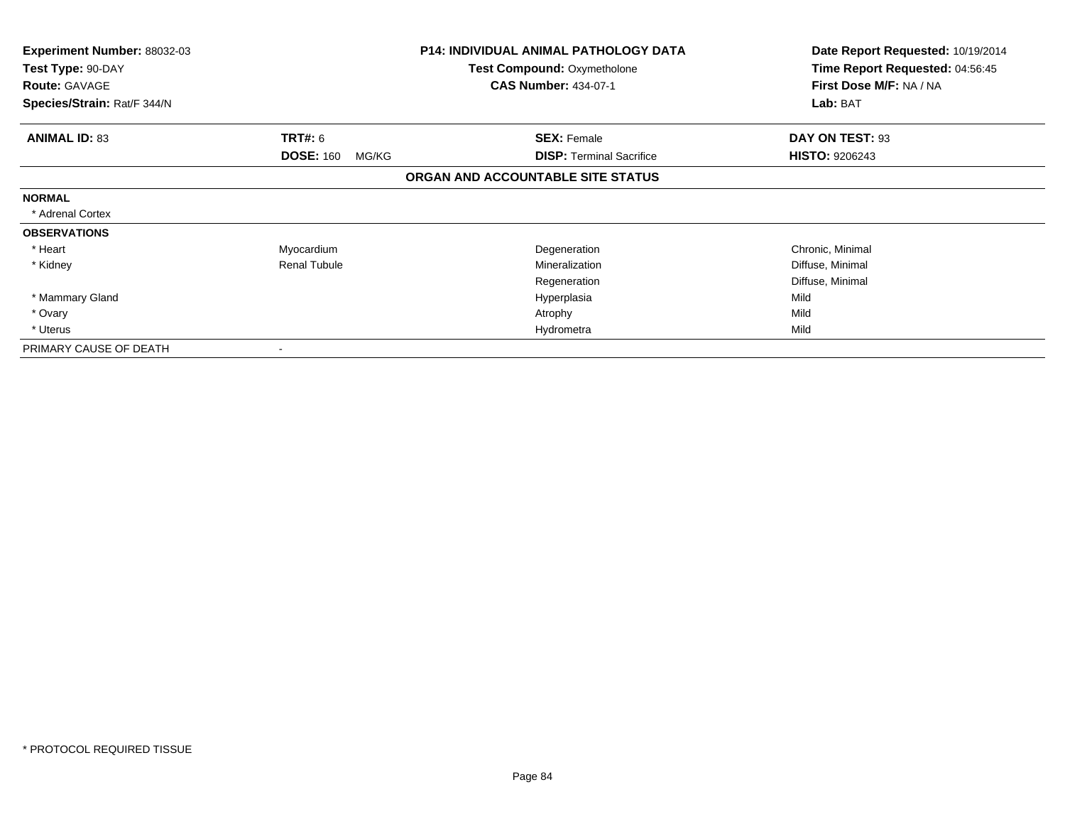| **Experiment Number:** 88032-03 | **P14: INDIVIDUAL ANIMAL PATHOLOGY DATA** | **Date Report Requested:** 10/19/2014 |
|---|---|---|
| **Test Type:** 90-DAY | **Test Compound:** Oxymetholone | **Time Report Requested:** 04:56:45 |
| **Route:** GAVAGE | **CAS Number:** 434-07-1 | **First Dose M/F:** NA / NA |
| **Species/Strain:** Rat/F 344/N | | **Lab:** BAT |

| **ANIMAL ID:** 83 | **TRT#:** 6 | **SEX:** Female | **DAY ON TEST:** 93 |
|---|---|---|---|
| | **DOSE:** 160 MG/KG | **DISP:** Terminal Sacrifice | **HISTO:** 9206243 |

## ORGAN AND ACCOUNTABLE SITE STATUS

| | | | |
|---|---|---|---|
| **NORMAL** | | | |
| * Adrenal Cortex | | | |
| **OBSERVATIONS** | | | |
| * Heart | Myocardium | Degeneration | Chronic, Minimal |
| * Kidney | Renal Tubule | Mineralization | Diffuse, Minimal |
| | | Regeneration | Diffuse, Minimal |
| * Mammary Gland | | Hyperplasia | Mild |
| * Ovary | | Atrophy | Mild |
| * Uterus | | Hydrometra | Mild |
| PRIMARY CAUSE OF DEATH | - | | |

* PROTOCOL REQUIRED TISSUE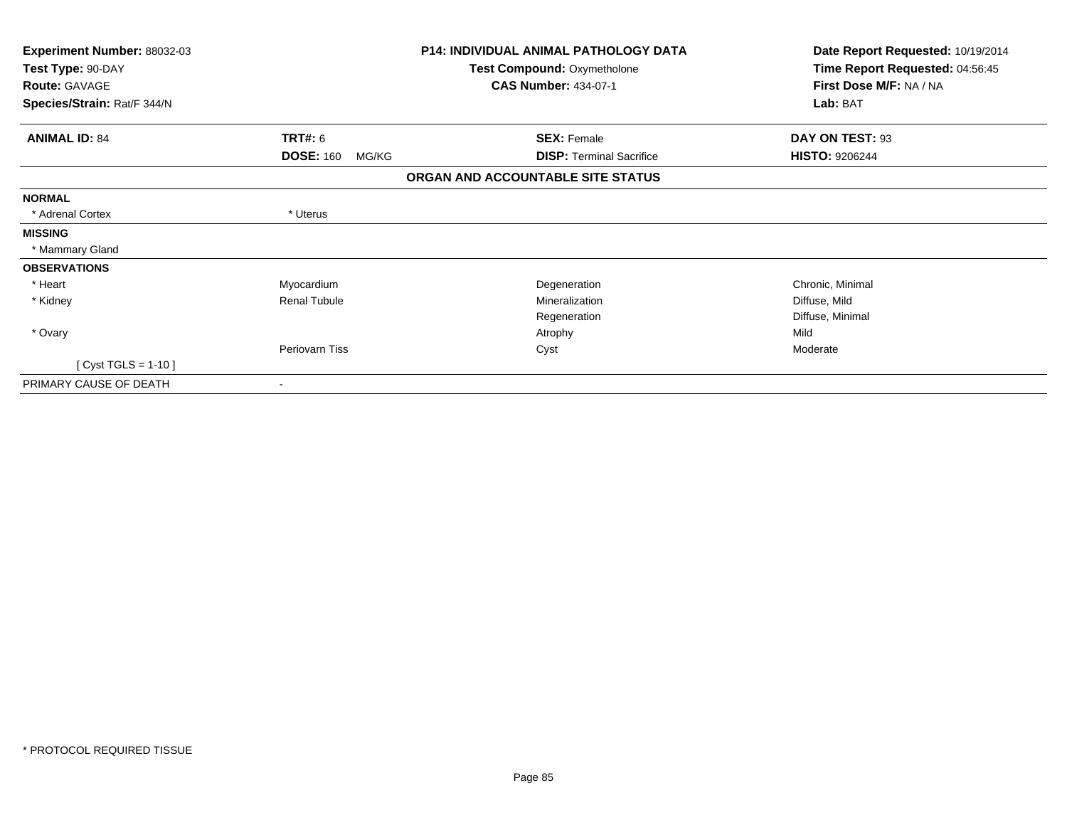**Experiment Number:** 88032-03
**Test Type:** 90-DAY
**Route:** GAVAGE
**Species/Strain:** Rat/F 344/N

**P14: INDIVIDUAL ANIMAL PATHOLOGY DATA**
**Test Compound:** Oxymetholone
**CAS Number:** 434-07-1

**Date Report Requested:** 10/19/2014
**Time Report Requested:** 04:56:45
**First Dose M/F:** NA / NA
**Lab:** BAT

| **ANIMAL ID:** 84 | **TRT#:** 6 | **SEX:** Female | **DAY ON TEST:** 93 |
|---|---|---|---|
| | **DOSE:** 160 MG/KG | **DISP:** Terminal Sacrifice | **HISTO:** 9206244 |

**ORGAN AND ACCOUNTABLE SITE STATUS**

| | | | |
|---|---|---|---|
| **NORMAL** | | | |
| * Adrenal Cortex | * Uterus | | |
| **MISSING** | | | |
| * Mammary Gland | | | |
| **OBSERVATIONS** | | | |
| * Heart | Myocardium | Degeneration | Chronic, Minimal |
| * Kidney | Renal Tubule | Mineralization | Diffuse, Mild |
| | | Regeneration | Diffuse, Minimal |
| * Ovary | | Atrophy | Mild |
| | Periovarn Tiss | Cyst | Moderate |
| [ Cyst TGLS = 1-10 ] | | | |
| PRIMARY CAUSE OF DEATH | - | | |

* PROTOCOL REQUIRED TISSUE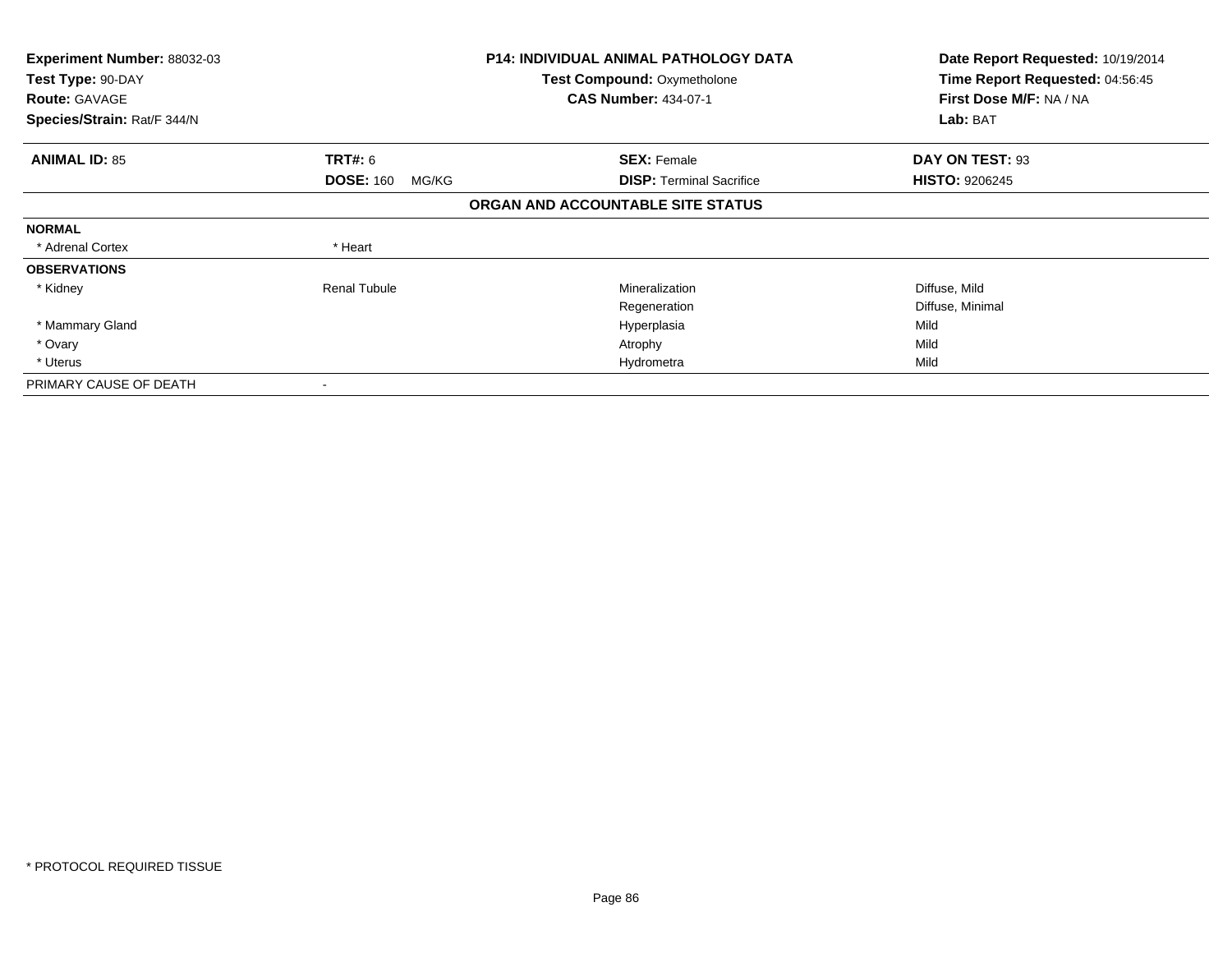**Experiment Number:** 88032-03
**Test Type:** 90-DAY
**Route:** GAVAGE
**Species/Strain:** Rat/F 344/N

**P14: INDIVIDUAL ANIMAL PATHOLOGY DATA**
**Test Compound:** Oxymetholone
**CAS Number:** 434-07-1

**Date Report Requested:** 10/19/2014
**Time Report Requested:** 04:56:45
**First Dose M/F:** NA / NA
**Lab:** BAT

| **ANIMAL ID:** 85 | **TRT#:** 6 | **SEX:** Female | **DAY ON TEST:** 93 |
|---|---|---|---|
| | **DOSE:** 160 MG/KG | **DISP:** Terminal Sacrifice | **HISTO:** 9206245 |

**ORGAN AND ACCOUNTABLE SITE STATUS**

| | | | |
|---|---|---|---|
| **NORMAL** | | | |
| * Adrenal Cortex | * Heart | | |
| **OBSERVATIONS** | | | |
| * Kidney | Renal Tubule | Mineralization | Diffuse, Mild |
| | | Regeneration | Diffuse, Minimal |
| * Mammary Gland | | Hyperplasia | Mild |
| * Ovary | | Atrophy | Mild |
| * Uterus | | Hydrometra | Mild |
| PRIMARY CAUSE OF DEATH | - | | |

* PROTOCOL REQUIRED TISSUE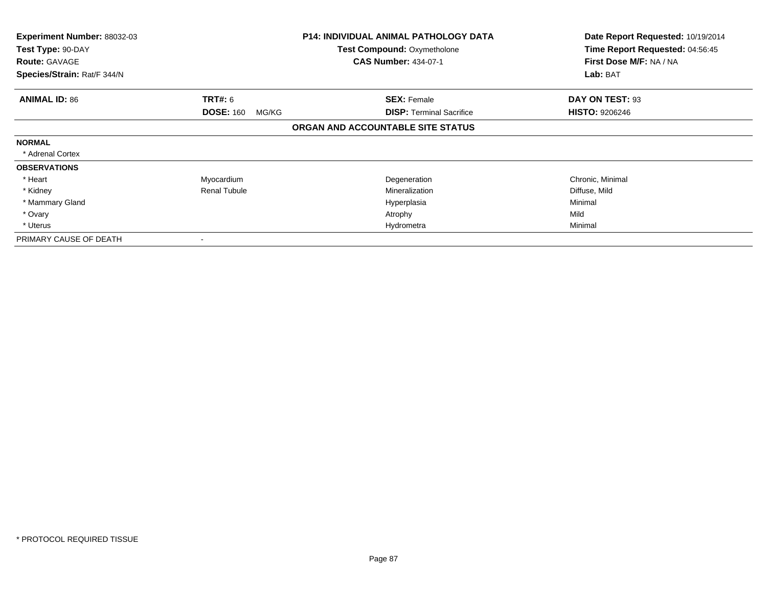| **Experiment Number:** 88032-03 | **P14: INDIVIDUAL ANIMAL PATHOLOGY DATA** | **Date Report Requested:** 10/19/2014 |
|---|---|---|
| **Test Type:** 90-DAY | **Test Compound:** Oxymetholone | **Time Report Requested:** 04:56:45 |
| **Route:** GAVAGE | **CAS Number:** 434-07-1 | **First Dose M/F:** NA / NA |
| **Species/Strain:** Rat/F 344/N | | **Lab:** BAT |

| **ANIMAL ID:** 86 | **TRT#:** 6 | **SEX:** Female | **DAY ON TEST:** 93 |
|---|---|---|---|
| | **DOSE:** 160 MG/KG | **DISP:** Terminal Sacrifice | **HISTO:** 9206246 |

**ORGAN AND ACCOUNTABLE SITE STATUS**

| | | | |
|---|---|---|---|
| **NORMAL** | | | |
| * Adrenal Cortex | | | |
| **OBSERVATIONS** | | | |
| * Heart | Myocardium | Degeneration | Chronic, Minimal |
| * Kidney | Renal Tubule | Mineralization | Diffuse, Mild |
| * Mammary Gland | | Hyperplasia | Minimal |
| * Ovary | | Atrophy | Mild |
| * Uterus | | Hydrometra | Minimal |
| PRIMARY CAUSE OF DEATH | - | | |

* PROTOCOL REQUIRED TISSUE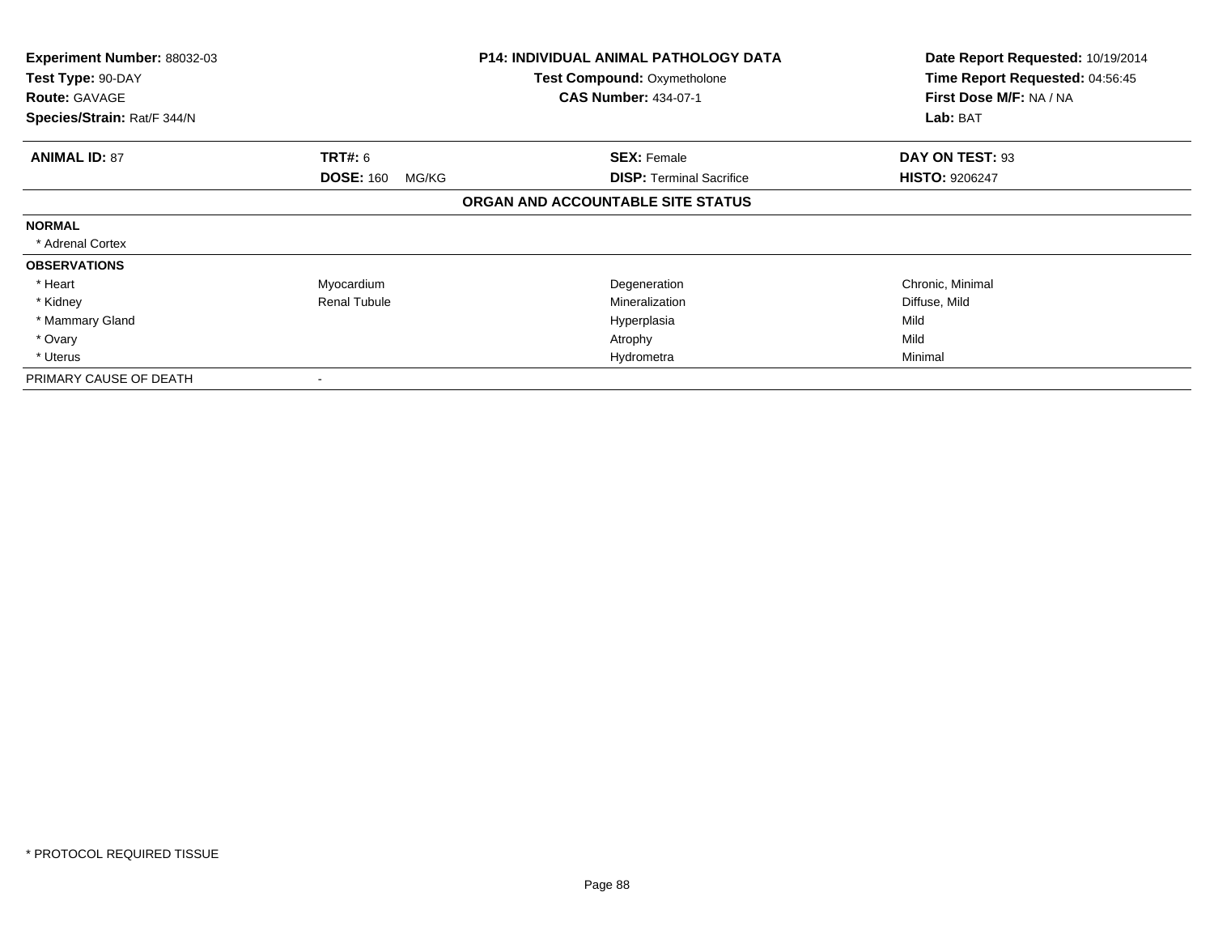**Experiment Number:** 88032-03
**Test Type:** 90-DAY
**Route:** GAVAGE
**Species/Strain:** Rat/F 344/N

**P14: INDIVIDUAL ANIMAL PATHOLOGY DATA**
**Test Compound:** Oxymetholone
**CAS Number:** 434-07-1

**Date Report Requested:** 10/19/2014
**Time Report Requested:** 04:56:45
**First Dose M/F:** NA / NA
**Lab:** BAT

| **ANIMAL ID:** 87 | **TRT#:** 6 | **SEX:** Female | **DAY ON TEST:** 93 |
|---|---|---|---|
| | **DOSE:** 160 MG/KG | **DISP:** Terminal Sacrifice | **HISTO:** 9206247 |

**ORGAN AND ACCOUNTABLE SITE STATUS**

| | | | |
|---|---|---|---|
| **NORMAL** | | | |
| * Adrenal Cortex | | | |
| **OBSERVATIONS** | | | |
| * Heart | Myocardium | Degeneration | Chronic, Minimal |
| * Kidney | Renal Tubule | Mineralization | Diffuse, Mild |
| * Mammary Gland | | Hyperplasia | Mild |
| * Ovary | | Atrophy | Mild |
| * Uterus | | Hydrometra | Minimal |
| PRIMARY CAUSE OF DEATH | - | | |

* PROTOCOL REQUIRED TISSUE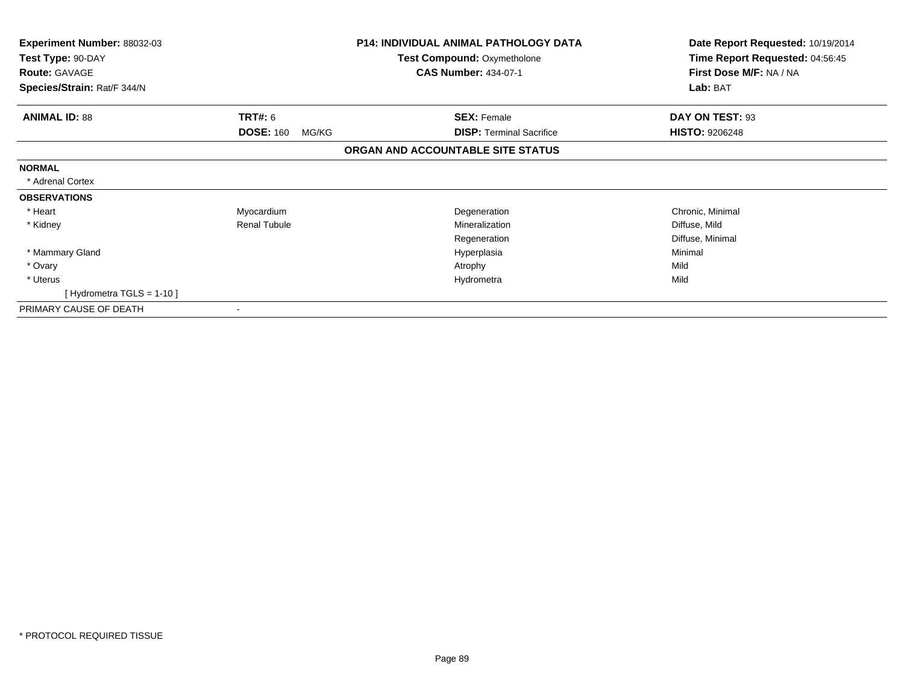**Experiment Number:** 88032-03
**Test Type:** 90-DAY
**Route:** GAVAGE
**Species/Strain:** Rat/F 344/N

**P14: INDIVIDUAL ANIMAL PATHOLOGY DATA**
**Test Compound:** Oxymetholone
**CAS Number:** 434-07-1

**Date Report Requested:** 10/19/2014
**Time Report Requested:** 04:56:45
**First Dose M/F:** NA / NA
**Lab:** BAT

| **ANIMAL ID:** 88 | **TRT#:** 6 | **SEX:** Female | **DAY ON TEST:** 93 |
|---|---|---|---|
| | **DOSE:** 160 MG/KG | **DISP:** Terminal Sacrifice | **HISTO:** 9206248 |

## ORGAN AND ACCOUNTABLE SITE STATUS

**NORMAL**

* Adrenal Cortex

**OBSERVATIONS**

| Organ | Site | Observation | Severity |
|---|---|---|---|
| * Heart | Myocardium | Degeneration | Chronic, Minimal |
| * Kidney | Renal Tubule | Mineralization | Diffuse, Mild |
| | | Regeneration | Diffuse, Minimal |
| * Mammary Gland | | Hyperplasia | Minimal |
| * Ovary | | Atrophy | Mild |
| * Uterus | | Hydrometra | Mild |
| [ Hydrometra TGLS = 1-10 ] | | | |

PRIMARY CAUSE OF DEATH -

* PROTOCOL REQUIRED TISSUE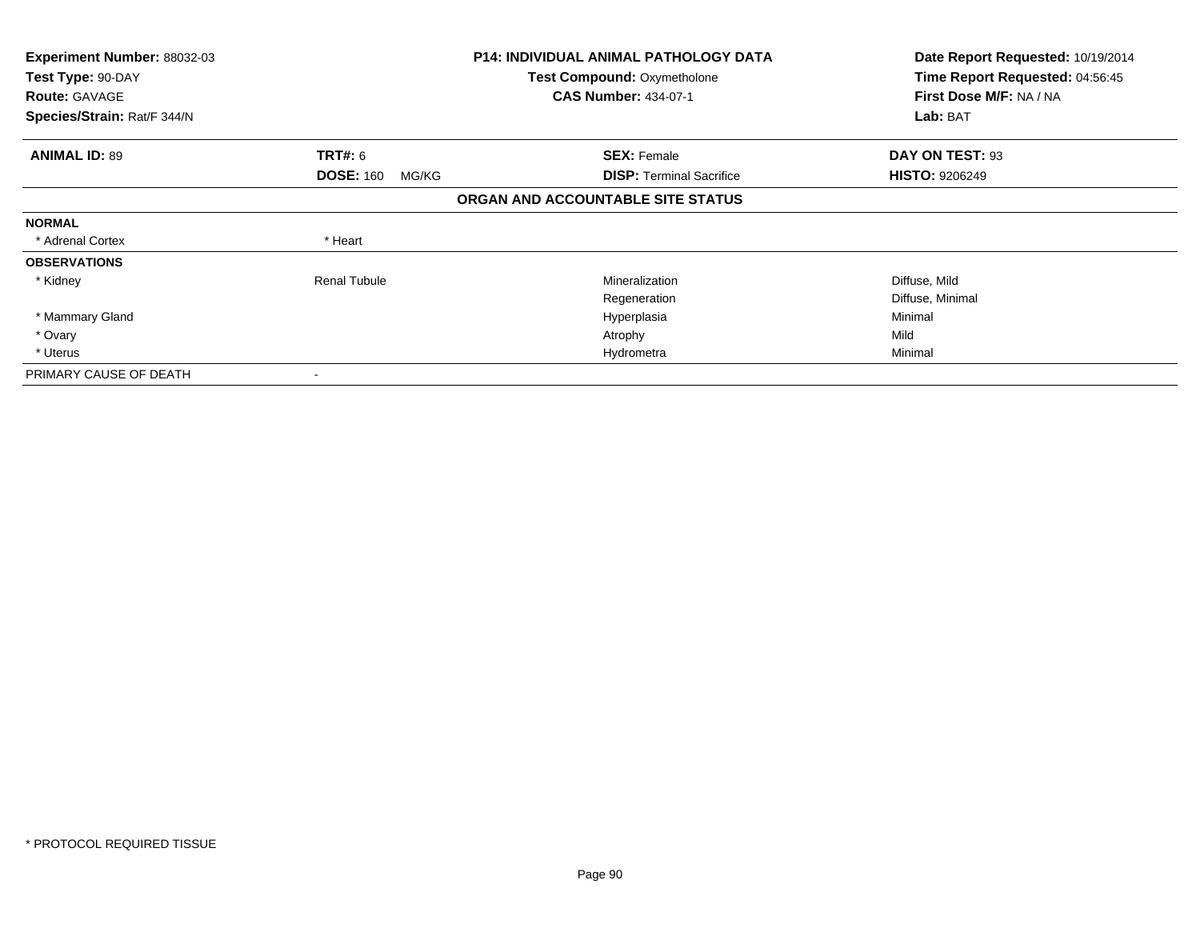**Experiment Number:** 88032-03
**Test Type:** 90-DAY
**Route:** GAVAGE
**Species/Strain:** Rat/F 344/N

**P14: INDIVIDUAL ANIMAL PATHOLOGY DATA**
**Test Compound:** Oxymetholone
**CAS Number:** 434-07-1

**Date Report Requested:** 10/19/2014
**Time Report Requested:** 04:56:45
**First Dose M/F:** NA / NA
**Lab:** BAT

| **ANIMAL ID:** 89 | **TRT#:** 6 | **SEX:** Female | **DAY ON TEST:** 93 |
|---|---|---|---|
| | **DOSE:** 160 MG/KG | **DISP:** Terminal Sacrifice | **HISTO:** 9206249 |

### ORGAN AND ACCOUNTABLE SITE STATUS

| | | | |
|---|---|---|---|
| **NORMAL** | | | |
| * Adrenal Cortex | * Heart | | |
| **OBSERVATIONS** | | | |
| * Kidney | Renal Tubule | Mineralization | Diffuse, Mild |
| | | Regeneration | Diffuse, Minimal |
| * Mammary Gland | | Hyperplasia | Minimal |
| * Ovary | | Atrophy | Mild |
| * Uterus | | Hydrometra | Minimal |
| PRIMARY CAUSE OF DEATH | - | | |

* PROTOCOL REQUIRED TISSUE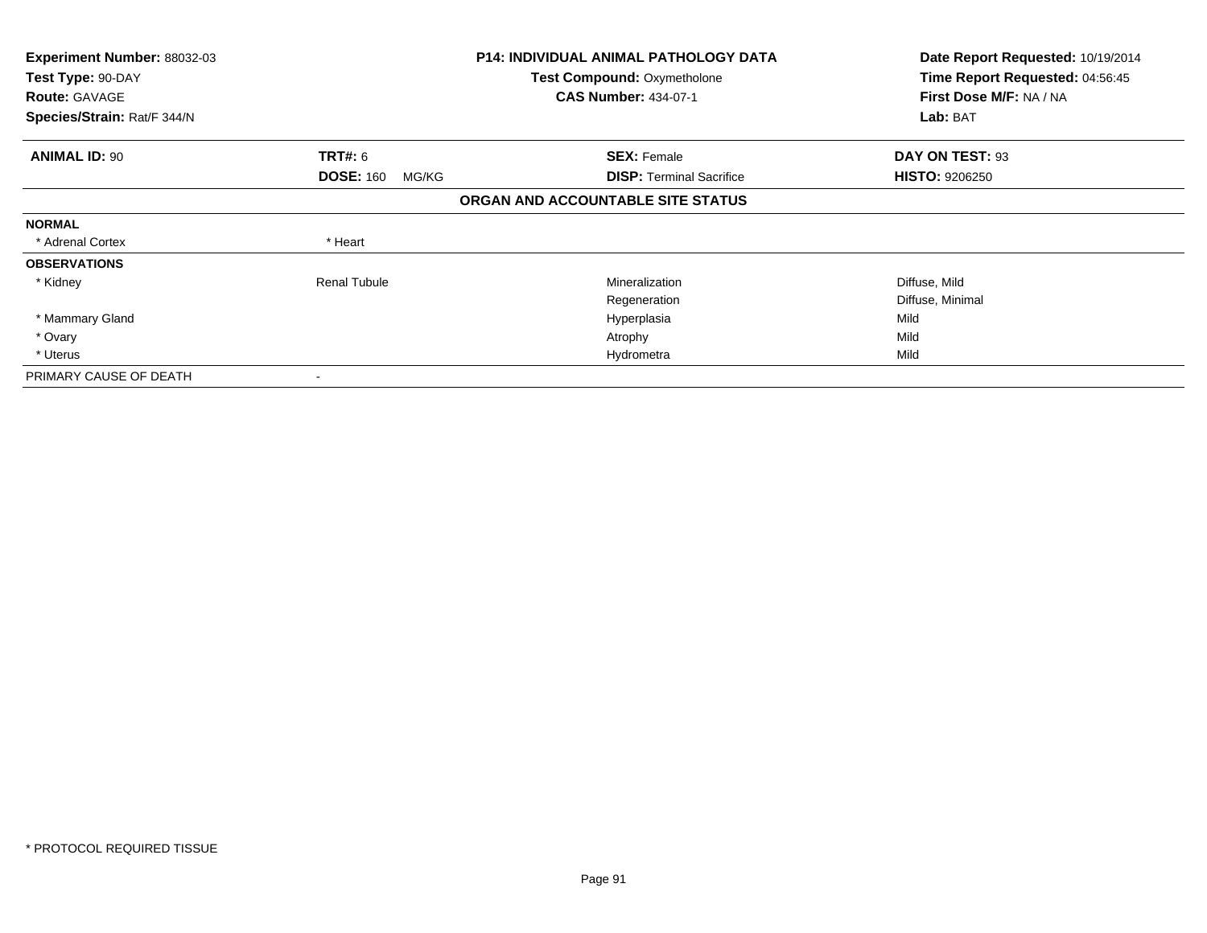| Experiment Number: 88032-03 | P14: INDIVIDUAL ANIMAL PATHOLOGY DATA | Date Report Requested: 10/19/2014 |
|---|---|---|
| Test Type: 90-DAY | Test Compound: Oxymetholone | Time Report Requested: 04:56:45 |
| Route: GAVAGE | CAS Number: 434-07-1 | First Dose M/F: NA / NA |
| Species/Strain: Rat/F 344/N | | Lab: BAT |

| ANIMAL ID: 90 | TRT#: 6 | SEX: Female | DAY ON TEST: 93 |
|---|---|---|---|
| | DOSE: 160 MG/KG | DISP: Terminal Sacrifice | HISTO: 9206250 |

## ORGAN AND ACCOUNTABLE SITE STATUS

| | | | |
|---|---|---|---|
| **NORMAL** | | | |
| * Adrenal Cortex | * Heart | | |
| **OBSERVATIONS** | | | |
| * Kidney | Renal Tubule | Mineralization | Diffuse, Mild |
| | | Regeneration | Diffuse, Minimal |
| * Mammary Gland | | Hyperplasia | Mild |
| * Ovary | | Atrophy | Mild |
| * Uterus | | Hydrometra | Mild |
| PRIMARY CAUSE OF DEATH | - | | |

* PROTOCOL REQUIRED TISSUE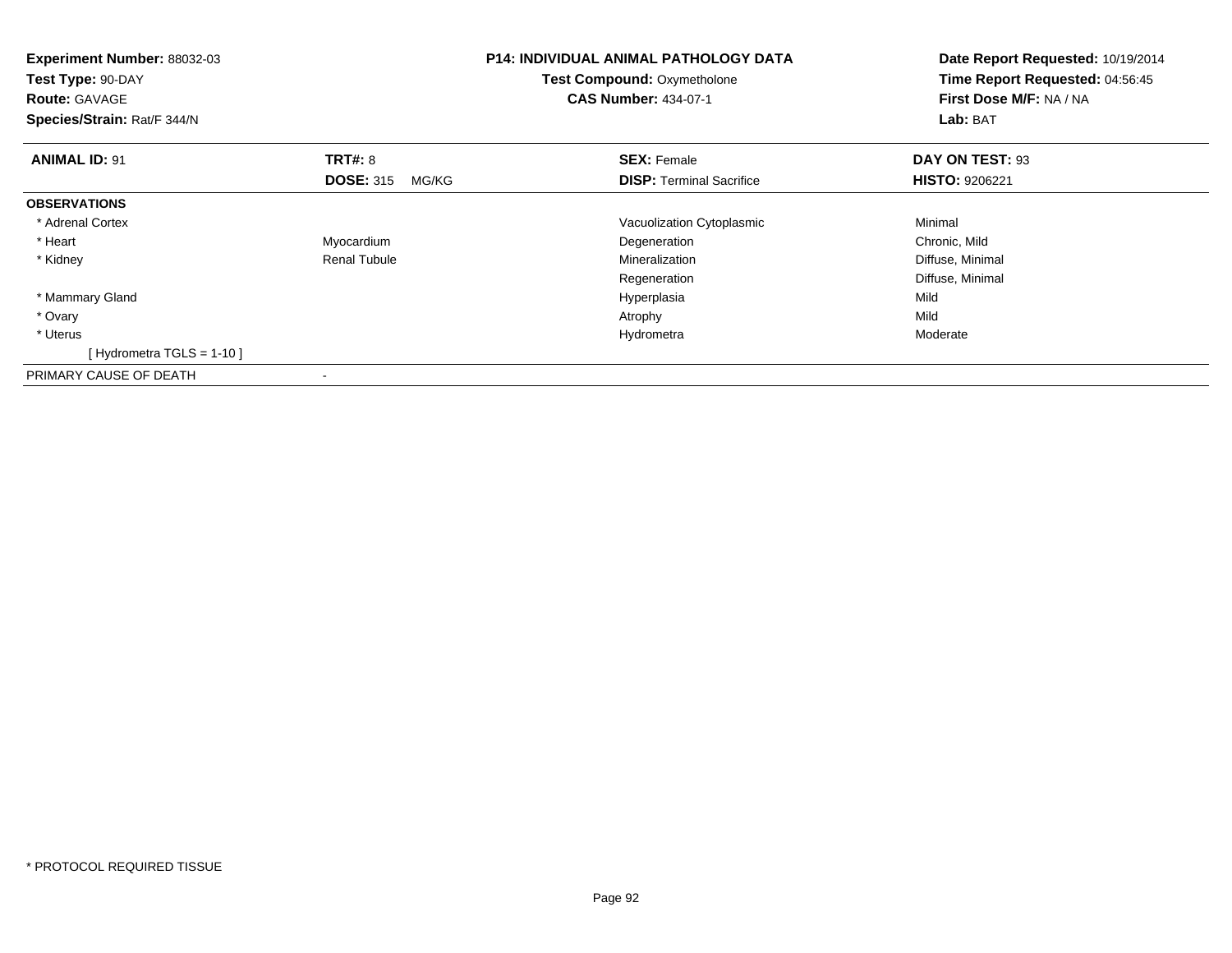**Experiment Number:** 88032-03
**Test Type:** 90-DAY
**Route:** GAVAGE
**Species/Strain:** Rat/F 344/N

**P14: INDIVIDUAL ANIMAL PATHOLOGY DATA**
**Test Compound:** Oxymetholone
**CAS Number:** 434-07-1

**Date Report Requested:** 10/19/2014
**Time Report Requested:** 04:56:45
**First Dose M/F:** NA / NA
**Lab:** BAT

| **ANIMAL ID:** 91 | **TRT#:** 8 | **SEX:** Female | **DAY ON TEST:** 93 |
|---|---|---|---|
| | **DOSE:** 315 MG/KG | **DISP:** Terminal Sacrifice | **HISTO:** 9206221 |
| **OBSERVATIONS** | | | |
| * Adrenal Cortex | | Vacuolization Cytoplasmic | Minimal |
| * Heart | Myocardium | Degeneration | Chronic, Mild |
| * Kidney | Renal Tubule | Mineralization | Diffuse, Minimal |
| | | Regeneration | Diffuse, Minimal |
| * Mammary Gland | | Hyperplasia | Mild |
| * Ovary | | Atrophy | Mild |
| * Uterus | | Hydrometra | Moderate |
| [ Hydrometra TGLS = 1-10 ] | | | |
| PRIMARY CAUSE OF DEATH | - | | |

* PROTOCOL REQUIRED TISSUE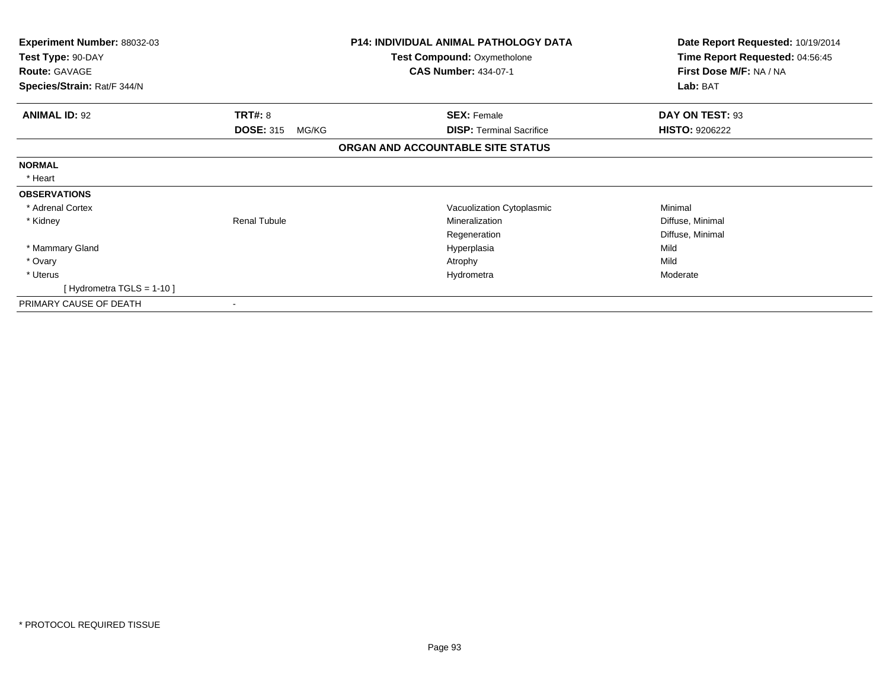**Experiment Number:** 88032-03
**Test Type:** 90-DAY
**Route:** GAVAGE
**Species/Strain:** Rat/F 344/N

**P14: INDIVIDUAL ANIMAL PATHOLOGY DATA**
**Test Compound:** Oxymetholone
**CAS Number:** 434-07-1

**Date Report Requested:** 10/19/2014
**Time Report Requested:** 04:56:45
**First Dose M/F:** NA / NA
**Lab:** BAT

| **ANIMAL ID:** 92 | **TRT#:** 8 | **SEX:** Female | **DAY ON TEST:** 93 |
|---|---|---|---|
| | **DOSE:** 315 MG/KG | **DISP:** Terminal Sacrifice | **HISTO:** 9206222 |

## ORGAN AND ACCOUNTABLE SITE STATUS

| | | | |
|---|---|---|---|
| **NORMAL** | | | |
| * Heart | | | |
| **OBSERVATIONS** | | | |
| * Adrenal Cortex | | Vacuolization Cytoplasmic | Minimal |
| * Kidney | Renal Tubule | Mineralization | Diffuse, Minimal |
| | | Regeneration | Diffuse, Minimal |
| * Mammary Gland | | Hyperplasia | Mild |
| * Ovary | | Atrophy | Mild |
| * Uterus | | Hydrometra | Moderate |
| [ Hydrometra TGLS = 1-10 ] | | | |
| PRIMARY CAUSE OF DEATH | - | | |

* PROTOCOL REQUIRED TISSUE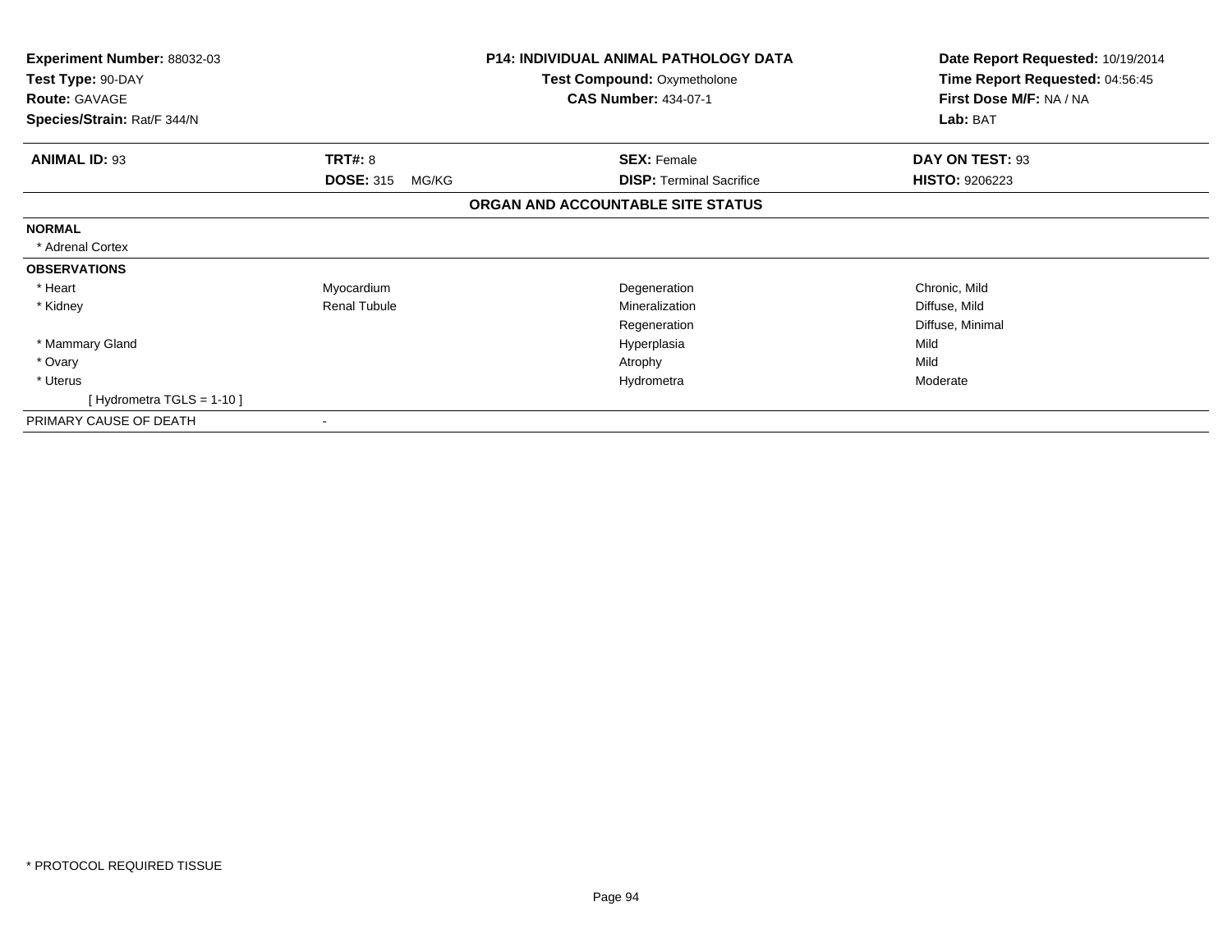**Experiment Number:** 88032-03
**Test Type:** 90-DAY
**Route:** GAVAGE
**Species/Strain:** Rat/F 344/N

**P14: INDIVIDUAL ANIMAL PATHOLOGY DATA**
**Test Compound:** Oxymetholone
**CAS Number:** 434-07-1

**Date Report Requested:** 10/19/2014
**Time Report Requested:** 04:56:45
**First Dose M/F:** NA / NA
**Lab:** BAT

| **ANIMAL ID:** 93 | **TRT#:** 8 | **SEX:** Female | **DAY ON TEST:** 93 |
|---|---|---|---|
| | **DOSE:** 315 MG/KG | **DISP:** Terminal Sacrifice | **HISTO:** 9206223 |

## ORGAN AND ACCOUNTABLE SITE STATUS

| | | | |
|---|---|---|---|
| **NORMAL** | | | |
| * Adrenal Cortex | | | |
| **OBSERVATIONS** | | | |
| * Heart | Myocardium | Degeneration | Chronic, Mild |
| * Kidney | Renal Tubule | Mineralization | Diffuse, Mild |
| | | Regeneration | Diffuse, Minimal |
| * Mammary Gland | | Hyperplasia | Mild |
| * Ovary | | Atrophy | Mild |
| * Uterus | | Hydrometra | Moderate |
| [ Hydrometra TGLS = 1-10 ] | | | |
| PRIMARY CAUSE OF DEATH | - | | |

* PROTOCOL REQUIRED TISSUE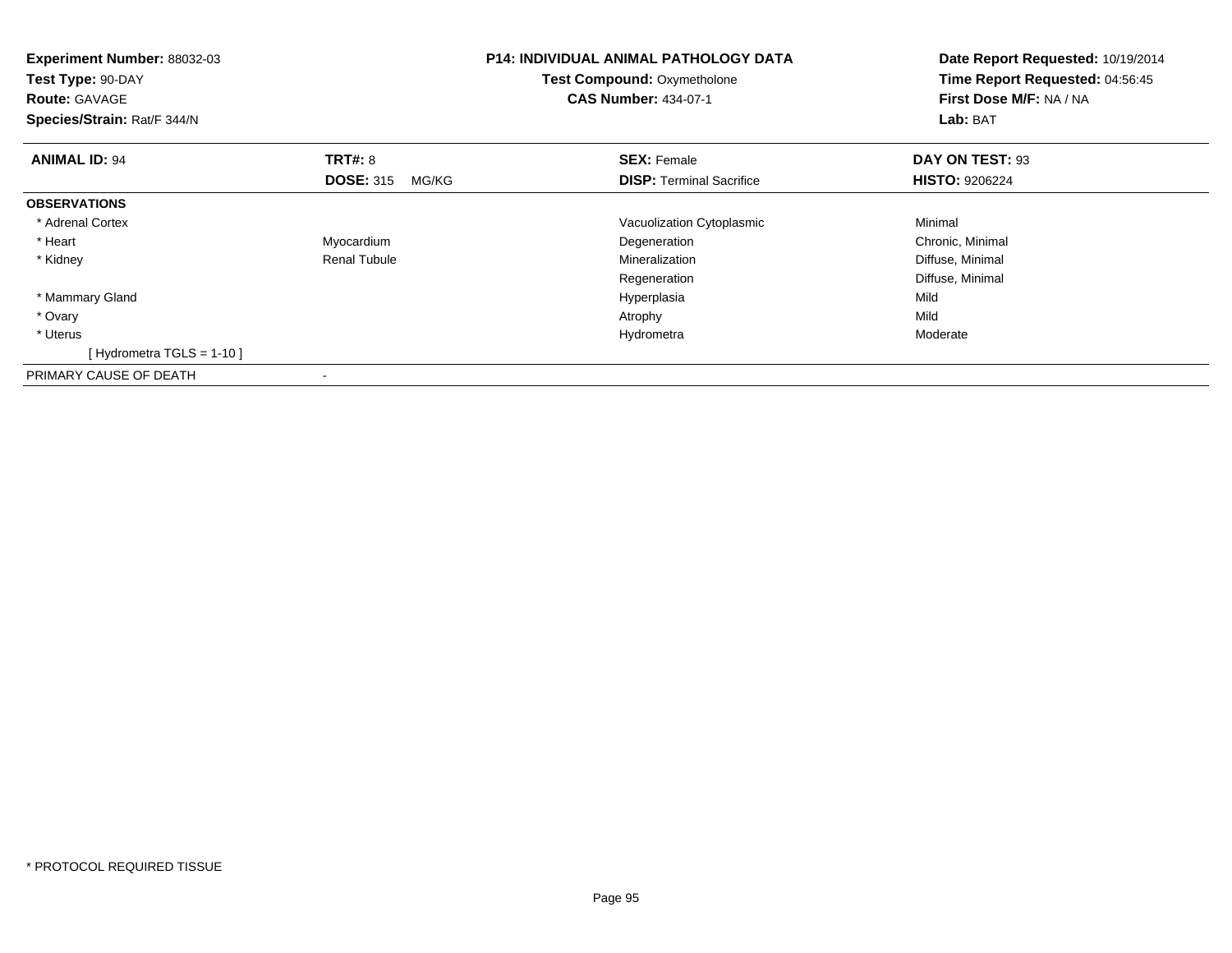**Experiment Number:** 88032-03
**Test Type:** 90-DAY
**Route:** GAVAGE
**Species/Strain:** Rat/F 344/N

**P14: INDIVIDUAL ANIMAL PATHOLOGY DATA**
**Test Compound:** Oxymetholone
**CAS Number:** 434-07-1

**Date Report Requested:** 10/19/2014
**Time Report Requested:** 04:56:45
**First Dose M/F:** NA / NA
**Lab:** BAT

| **ANIMAL ID:** 94 | **TRT#:** 8 | **SEX:** Female | **DAY ON TEST:** 93 |
|---|---|---|---|
| | **DOSE:** 315 MG/KG | **DISP:** Terminal Sacrifice | **HISTO:** 9206224 |
| **OBSERVATIONS** | | | |
| * Adrenal Cortex | | Vacuolization Cytoplasmic | Minimal |
| * Heart | Myocardium | Degeneration | Chronic, Minimal |
| * Kidney | Renal Tubule | Mineralization | Diffuse, Minimal |
| | | Regeneration | Diffuse, Minimal |
| * Mammary Gland | | Hyperplasia | Mild |
| * Ovary | | Atrophy | Mild |
| * Uterus | | Hydrometra | Moderate |
| [ Hydrometra TGLS = 1-10 ] | | | |
| PRIMARY CAUSE OF DEATH | - | | |

* PROTOCOL REQUIRED TISSUE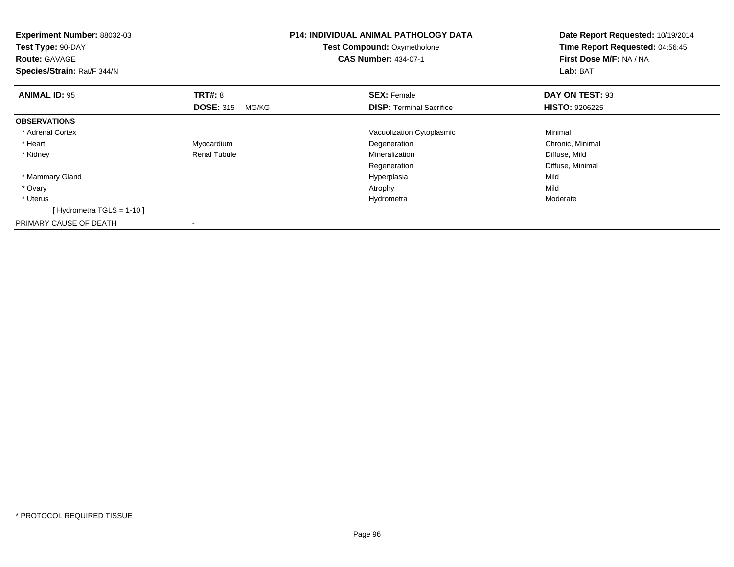**Experiment Number:** 88032-03
**Test Type:** 90-DAY
**Route:** GAVAGE
**Species/Strain:** Rat/F 344/N

**P14: INDIVIDUAL ANIMAL PATHOLOGY DATA**
**Test Compound:** Oxymetholone
**CAS Number:** 434-07-1

**Date Report Requested:** 10/19/2014
**Time Report Requested:** 04:56:45
**First Dose M/F:** NA / NA
**Lab:** BAT

| **ANIMAL ID:** 95 | **TRT#:** 8 | **SEX:** Female | **DAY ON TEST:** 93 |
|---|---|---|---|
| | **DOSE:** 315 MG/KG | **DISP:** Terminal Sacrifice | **HISTO:** 9206225 |
| **OBSERVATIONS** | | | |
| * Adrenal Cortex | | Vacuolization Cytoplasmic | Minimal |
| * Heart | Myocardium | Degeneration | Chronic, Minimal |
| * Kidney | Renal Tubule | Mineralization | Diffuse, Mild |
| | | Regeneration | Diffuse, Minimal |
| * Mammary Gland | | Hyperplasia | Mild |
| * Ovary | | Atrophy | Mild |
| * Uterus | | Hydrometra | Moderate |
| [ Hydrometra TGLS = 1-10 ] | | | |
| PRIMARY CAUSE OF DEATH | - | | |

* PROTOCOL REQUIRED TISSUE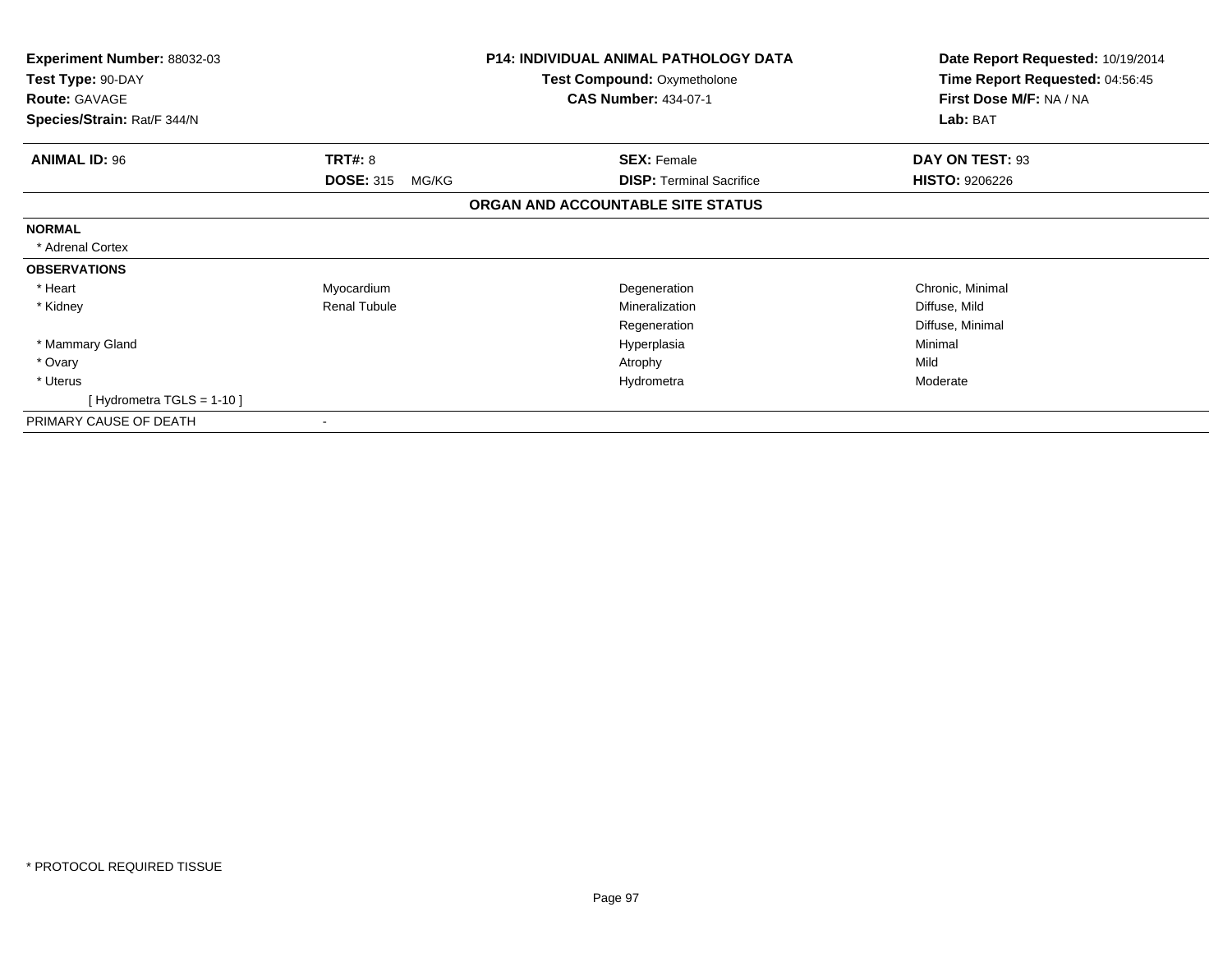| **Experiment Number:** 88032-03 | **P14: INDIVIDUAL ANIMAL PATHOLOGY DATA** | **Date Report Requested:** 10/19/2014 |
|---|---|---|
| **Test Type:** 90-DAY | **Test Compound:** Oxymetholone | **Time Report Requested:** 04:56:45 |
| **Route:** GAVAGE | **CAS Number:** 434-07-1 | **First Dose M/F:** NA / NA |
| **Species/Strain:** Rat/F 344/N | | **Lab:** BAT |

| **ANIMAL ID:** 96 | **TRT#:** 8 | **SEX:** Female | **DAY ON TEST:** 93 |
|---|---|---|---|
| | **DOSE:** 315 MG/KG | **DISP:** Terminal Sacrifice | **HISTO:** 9206226 |

**ORGAN AND ACCOUNTABLE SITE STATUS**

| | | | |
|---|---|---|---|
| **NORMAL** | | | |
| * Adrenal Cortex | | | |
| **OBSERVATIONS** | | | |
| * Heart | Myocardium | Degeneration | Chronic, Minimal |
| * Kidney | Renal Tubule | Mineralization | Diffuse, Mild |
| | | Regeneration | Diffuse, Minimal |
| * Mammary Gland | | Hyperplasia | Minimal |
| * Ovary | | Atrophy | Mild |
| * Uterus | | Hydrometra | Moderate |
| [ Hydrometra TGLS = 1-10 ] | | | |
| PRIMARY CAUSE OF DEATH | - | | |

* PROTOCOL REQUIRED TISSUE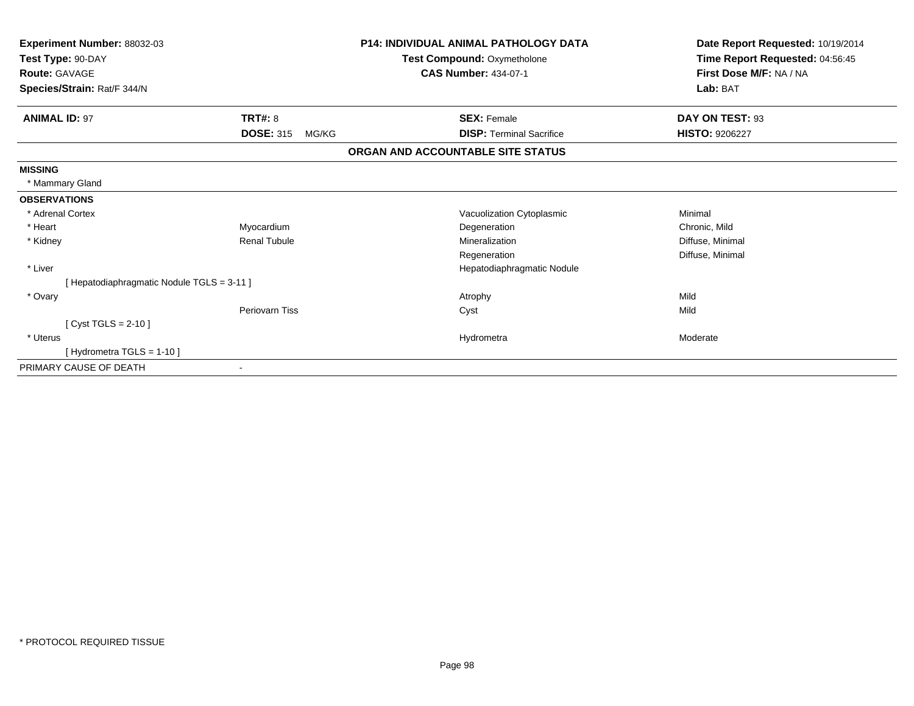**Experiment Number:** 88032-03
**Test Type:** 90-DAY
**Route:** GAVAGE
**Species/Strain:** Rat/F 344/N

**P14: INDIVIDUAL ANIMAL PATHOLOGY DATA**
**Test Compound:** Oxymetholone
**CAS Number:** 434-07-1

**Date Report Requested:** 10/19/2014
**Time Report Requested:** 04:56:45
**First Dose M/F:** NA / NA
**Lab:** BAT

| **ANIMAL ID:** 97 | **TRT#:** 8 | **SEX:** Female | **DAY ON TEST:** 93 |
|---|---|---|---|
| | **DOSE:** 315 MG/KG | **DISP:** Terminal Sacrifice | **HISTO:** 9206227 |

**ORGAN AND ACCOUNTABLE SITE STATUS**

| | | | |
|---|---|---|---|
| **MISSING** | | | |
| * Mammary Gland | | | |
| **OBSERVATIONS** | | | |
| * Adrenal Cortex | | Vacuolization Cytoplasmic | Minimal |
| * Heart | Myocardium | Degeneration | Chronic, Mild |
| * Kidney | Renal Tubule | Mineralization | Diffuse, Minimal |
| | | Regeneration | Diffuse, Minimal |
| * Liver | | Hepatodiaphragmatic Nodule | |
| [ Hepatodiaphragmatic Nodule TGLS = 3-11 ] | | | |
| * Ovary | | Atrophy | Mild |
| | Periovarn Tiss | Cyst | Mild |
| [ Cyst TGLS = 2-10 ] | | | |
| * Uterus | | Hydrometra | Moderate |
| [ Hydrometra TGLS = 1-10 ] | | | |
| PRIMARY CAUSE OF DEATH | - | | |

* PROTOCOL REQUIRED TISSUE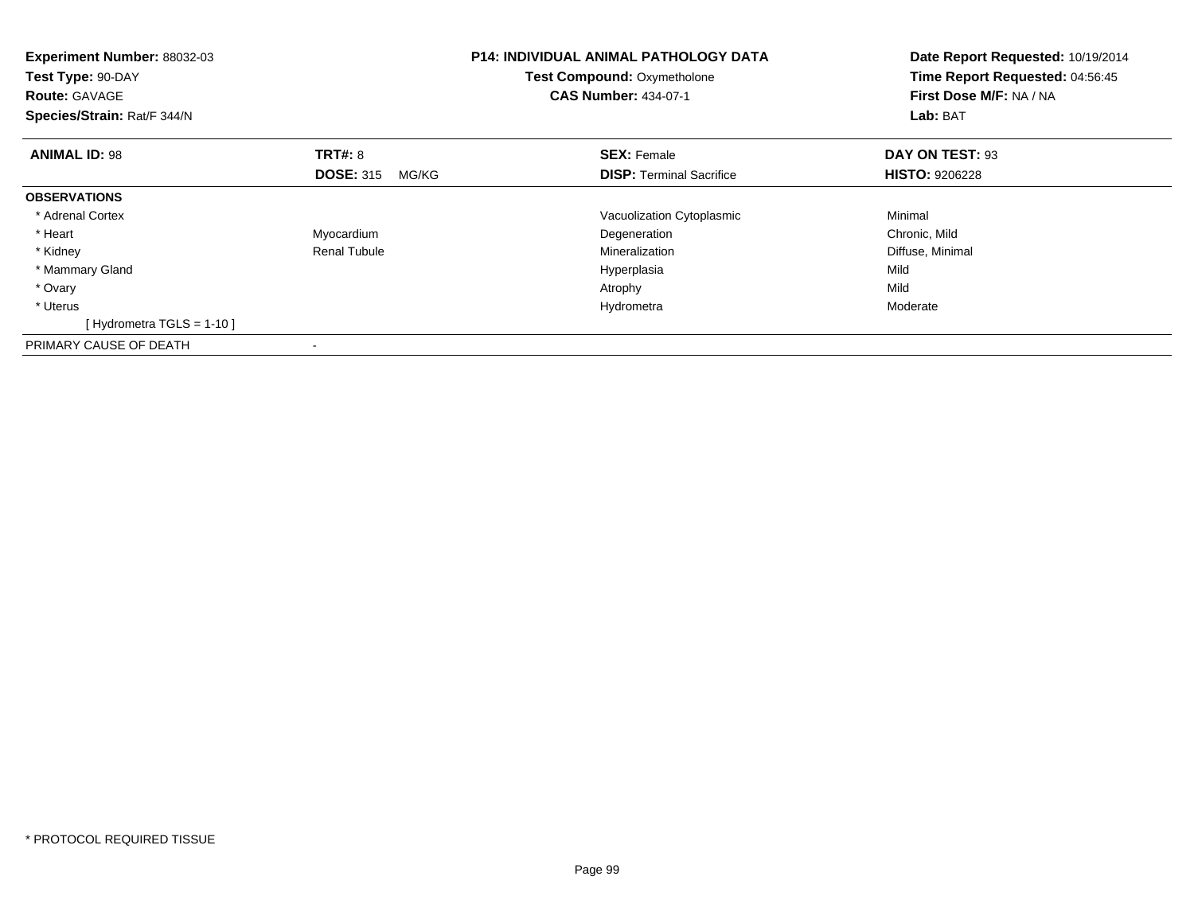**Experiment Number:** 88032-03
**Test Type:** 90-DAY
**Route:** GAVAGE
**Species/Strain:** Rat/F 344/N

**P14: INDIVIDUAL ANIMAL PATHOLOGY DATA**
**Test Compound:** Oxymetholone
**CAS Number:** 434-07-1

**Date Report Requested:** 10/19/2014
**Time Report Requested:** 04:56:45
**First Dose M/F:** NA / NA
**Lab:** BAT

| **ANIMAL ID:** 98 | **TRT#:** 8 | **SEX:** Female | **DAY ON TEST:** 93 |
|---|---|---|---|
| | **DOSE:** 315 MG/KG | **DISP:** Terminal Sacrifice | **HISTO:** 9206228 |
| **OBSERVATIONS** | | | |
| * Adrenal Cortex | | Vacuolization Cytoplasmic | Minimal |
| * Heart | Myocardium | Degeneration | Chronic, Mild |
| * Kidney | Renal Tubule | Mineralization | Diffuse, Minimal |
| * Mammary Gland | | Hyperplasia | Mild |
| * Ovary | | Atrophy | Mild |
| * Uterus | | Hydrometra | Moderate |
| [ Hydrometra TGLS = 1-10 ] | | | |
| PRIMARY CAUSE OF DEATH | - | | |

* PROTOCOL REQUIRED TISSUE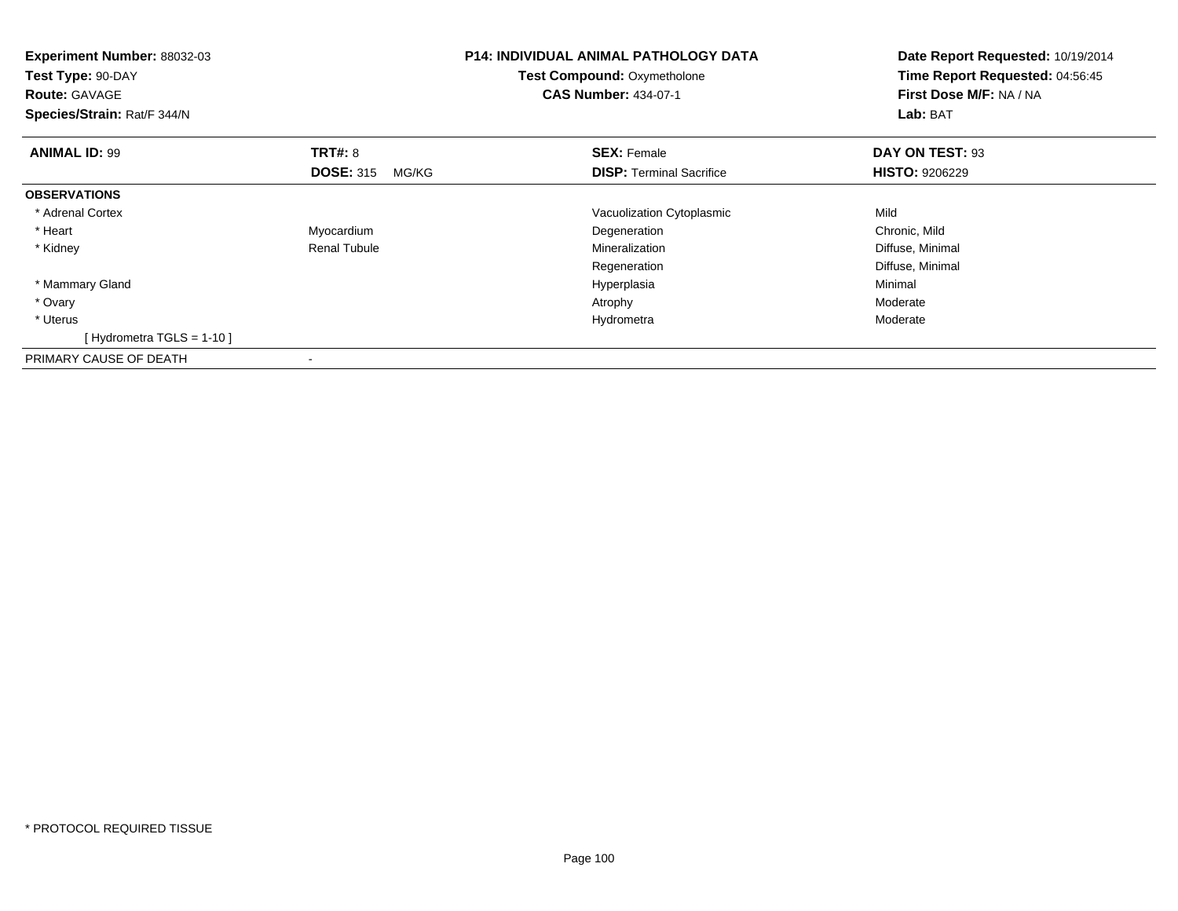**Experiment Number:** 88032-03
**Test Type:** 90-DAY
**Route:** GAVAGE
**Species/Strain:** Rat/F 344/N

**P14: INDIVIDUAL ANIMAL PATHOLOGY DATA**
**Test Compound:** Oxymetholone
**CAS Number:** 434-07-1

**Date Report Requested:** 10/19/2014
**Time Report Requested:** 04:56:45
**First Dose M/F:** NA / NA
**Lab:** BAT

| **ANIMAL ID:** 99 | **TRT#:** 8 | **SEX:** Female | **DAY ON TEST:** 93 |
|---|---|---|---|
| | **DOSE:** 315 MG/KG | **DISP:** Terminal Sacrifice | **HISTO:** 9206229 |
| **OBSERVATIONS** | | | |
| * Adrenal Cortex | | Vacuolization Cytoplasmic | Mild |
| * Heart | Myocardium | Degeneration | Chronic, Mild |
| * Kidney | Renal Tubule | Mineralization | Diffuse, Minimal |
| | | Regeneration | Diffuse, Minimal |
| * Mammary Gland | | Hyperplasia | Minimal |
| * Ovary | | Atrophy | Moderate |
| * Uterus | | Hydrometra | Moderate |
| [ Hydrometra TGLS = 1-10 ] | | | |
| PRIMARY CAUSE OF DEATH | - | | |

* PROTOCOL REQUIRED TISSUE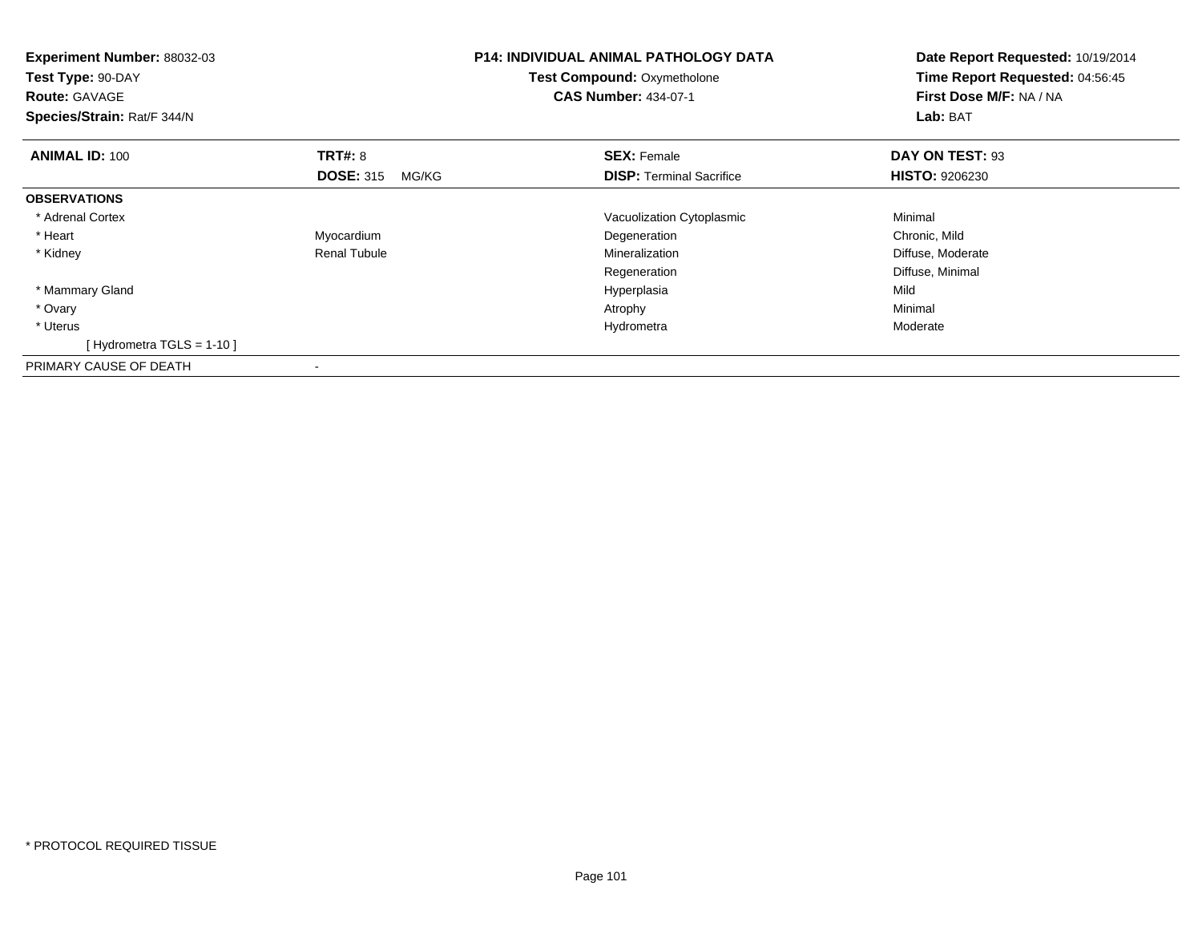**Experiment Number:** 88032-03
**Test Type:** 90-DAY
**Route:** GAVAGE
**Species/Strain:** Rat/F 344/N

**P14: INDIVIDUAL ANIMAL PATHOLOGY DATA**
**Test Compound:** Oxymetholone
**CAS Number:** 434-07-1

**Date Report Requested:** 10/19/2014
**Time Report Requested:** 04:56:45
**First Dose M/F:** NA / NA
**Lab:** BAT

| **ANIMAL ID:** 100 | **TRT#:** 8 | **SEX:** Female | **DAY ON TEST:** 93 |
|---|---|---|---|
| | **DOSE:** 315 MG/KG | **DISP:** Terminal Sacrifice | **HISTO:** 9206230 |
| **OBSERVATIONS** | | | |
| * Adrenal Cortex | | Vacuolization Cytoplasmic | Minimal |
| * Heart | Myocardium | Degeneration | Chronic, Mild |
| * Kidney | Renal Tubule | Mineralization | Diffuse, Moderate |
| | | Regeneration | Diffuse, Minimal |
| * Mammary Gland | | Hyperplasia | Mild |
| * Ovary | | Atrophy | Minimal |
| * Uterus | | Hydrometra | Moderate |
| [ Hydrometra TGLS = 1-10 ] | | | |
| PRIMARY CAUSE OF DEATH | - | | |

* PROTOCOL REQUIRED TISSUE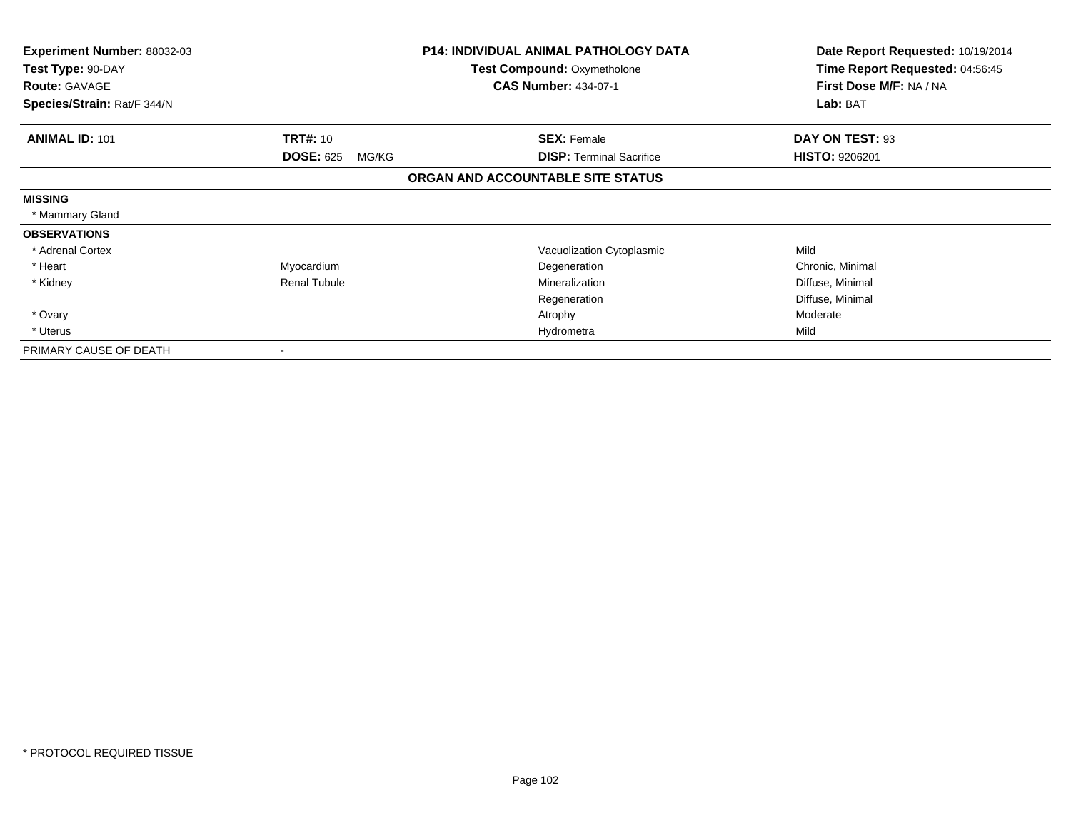| **Experiment Number:** 88032-03 | **P14: INDIVIDUAL ANIMAL PATHOLOGY DATA** | **Date Report Requested:** 10/19/2014 |
|---|---|---|
| **Test Type:** 90-DAY | **Test Compound:** Oxymetholone | **Time Report Requested:** 04:56:45 |
| **Route:** GAVAGE | **CAS Number:** 434-07-1 | **First Dose M/F:** NA / NA |
| **Species/Strain:** Rat/F 344/N | | **Lab:** BAT |

| **ANIMAL ID:** 101 | **TRT#:** 10 | **SEX:** Female | **DAY ON TEST:** 93 |
|---|---|---|---|
| | **DOSE:** 625 MG/KG | **DISP:** Terminal Sacrifice | **HISTO:** 9206201 |

**ORGAN AND ACCOUNTABLE SITE STATUS**

| | | | |
|---|---|---|---|
| **MISSING** | | | |
| * Mammary Gland | | | |
| **OBSERVATIONS** | | | |
| * Adrenal Cortex | | Vacuolization Cytoplasmic | Mild |
| * Heart | Myocardium | Degeneration | Chronic, Minimal |
| * Kidney | Renal Tubule | Mineralization | Diffuse, Minimal |
| | | Regeneration | Diffuse, Minimal |
| * Ovary | | Atrophy | Moderate |
| * Uterus | | Hydrometra | Mild |
| PRIMARY CAUSE OF DEATH | - | | |

* PROTOCOL REQUIRED TISSUE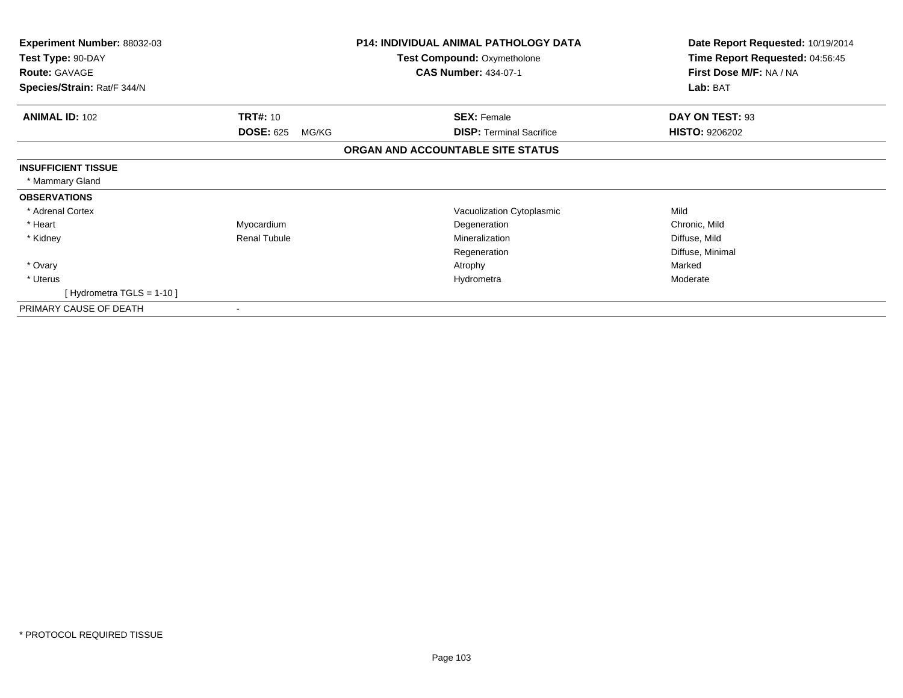**Experiment Number:** 88032-03
**Test Type:** 90-DAY
**Route:** GAVAGE
**Species/Strain:** Rat/F 344/N

**P14: INDIVIDUAL ANIMAL PATHOLOGY DATA**
**Test Compound:** Oxymetholone
**CAS Number:** 434-07-1

**Date Report Requested:** 10/19/2014
**Time Report Requested:** 04:56:45
**First Dose M/F:** NA / NA
**Lab:** BAT

| **ANIMAL ID:** 102 | **TRT#:** 10 | **SEX:** Female | **DAY ON TEST:** 93 |
|---|---|---|---|
| | **DOSE:** 625 MG/KG | **DISP:** Terminal Sacrifice | **HISTO:** 9206202 |

**ORGAN AND ACCOUNTABLE SITE STATUS**

| | | | |
|---|---|---|---|
| **INSUFFICIENT TISSUE** | | | |
| * Mammary Gland | | | |
| **OBSERVATIONS** | | | |
| * Adrenal Cortex | | Vacuolization Cytoplasmic | Mild |
| * Heart | Myocardium | Degeneration | Chronic, Mild |
| * Kidney | Renal Tubule | Mineralization | Diffuse, Mild |
| | | Regeneration | Diffuse, Minimal |
| * Ovary | | Atrophy | Marked |
| * Uterus | | Hydrometra | Moderate |
| [ Hydrometra TGLS = 1-10 ] | | | |
| PRIMARY CAUSE OF DEATH | - | | |

* PROTOCOL REQUIRED TISSUE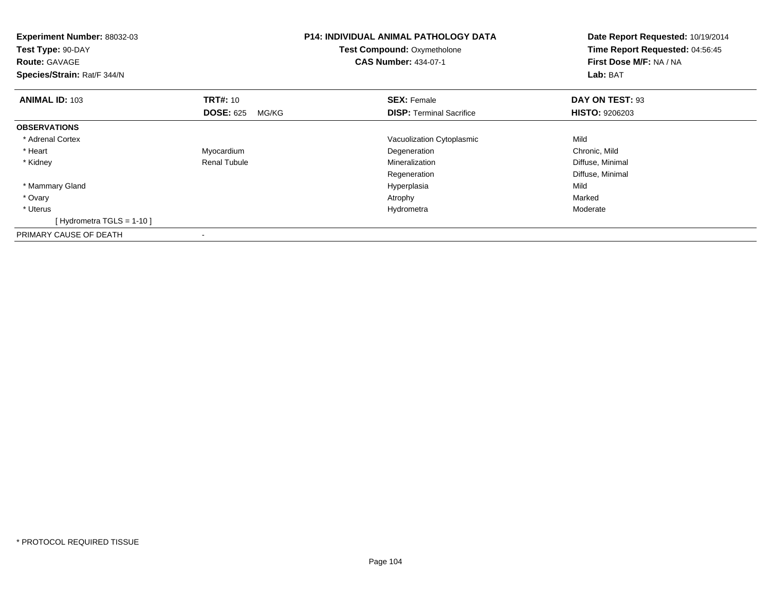**Experiment Number:** 88032-03
**Test Type:** 90-DAY
**Route:** GAVAGE
**Species/Strain:** Rat/F 344/N

**P14: INDIVIDUAL ANIMAL PATHOLOGY DATA**
**Test Compound:** Oxymetholone
**CAS Number:** 434-07-1

**Date Report Requested:** 10/19/2014
**Time Report Requested:** 04:56:45
**First Dose M/F:** NA / NA
**Lab:** BAT

| **ANIMAL ID:** 103 | **TRT#:** 10 | **SEX:** Female | **DAY ON TEST:** 93 |
|---|---|---|---|
| | **DOSE:** 625 MG/KG | **DISP:** Terminal Sacrifice | **HISTO:** 9206203 |
| **OBSERVATIONS** | | | |
| * Adrenal Cortex | | Vacuolization Cytoplasmic | Mild |
| * Heart | Myocardium | Degeneration | Chronic, Mild |
| * Kidney | Renal Tubule | Mineralization | Diffuse, Minimal |
| | | Regeneration | Diffuse, Minimal |
| * Mammary Gland | | Hyperplasia | Mild |
| * Ovary | | Atrophy | Marked |
| * Uterus | | Hydrometra | Moderate |
| [ Hydrometra TGLS = 1-10 ] | | | |
| PRIMARY CAUSE OF DEATH | - | | |

* PROTOCOL REQUIRED TISSUE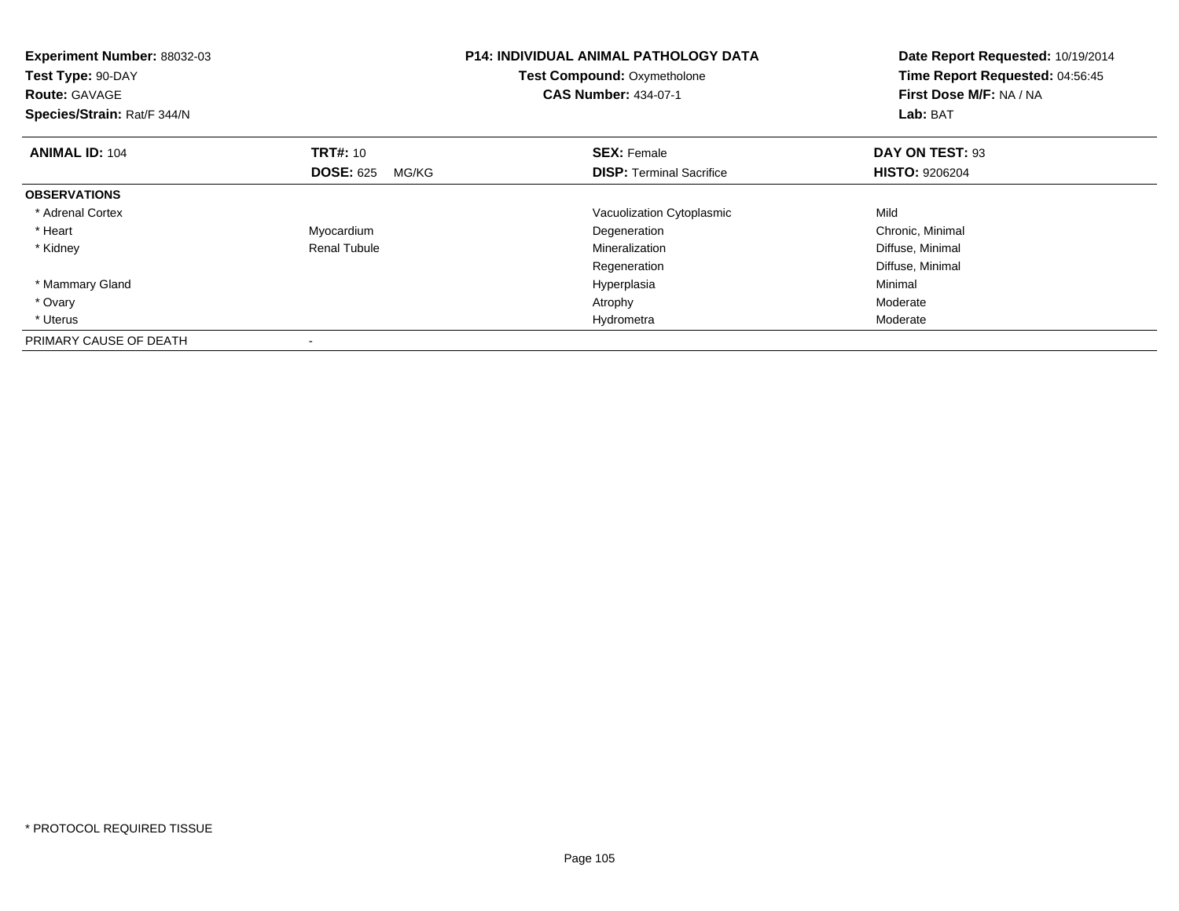**Experiment Number:** 88032-03
**Test Type:** 90-DAY
**Route:** GAVAGE
**Species/Strain:** Rat/F 344/N

**P14: INDIVIDUAL ANIMAL PATHOLOGY DATA**
**Test Compound:** Oxymetholone
**CAS Number:** 434-07-1

**Date Report Requested:** 10/19/2014
**Time Report Requested:** 04:56:45
**First Dose M/F:** NA / NA
**Lab:** BAT

| **ANIMAL ID:** 104 | **TRT#:** 10 | **SEX:** Female | **DAY ON TEST:** 93 |
|---|---|---|---|
| | **DOSE:** 625 MG/KG | **DISP:** Terminal Sacrifice | **HISTO:** 9206204 |
| **OBSERVATIONS** | | | |
| * Adrenal Cortex | | Vacuolization Cytoplasmic | Mild |
| * Heart | Myocardium | Degeneration | Chronic, Minimal |
| * Kidney | Renal Tubule | Mineralization | Diffuse, Minimal |
| | | Regeneration | Diffuse, Minimal |
| * Mammary Gland | | Hyperplasia | Minimal |
| * Ovary | | Atrophy | Moderate |
| * Uterus | | Hydrometra | Moderate |
| PRIMARY CAUSE OF DEATH | - | | |

* PROTOCOL REQUIRED TISSUE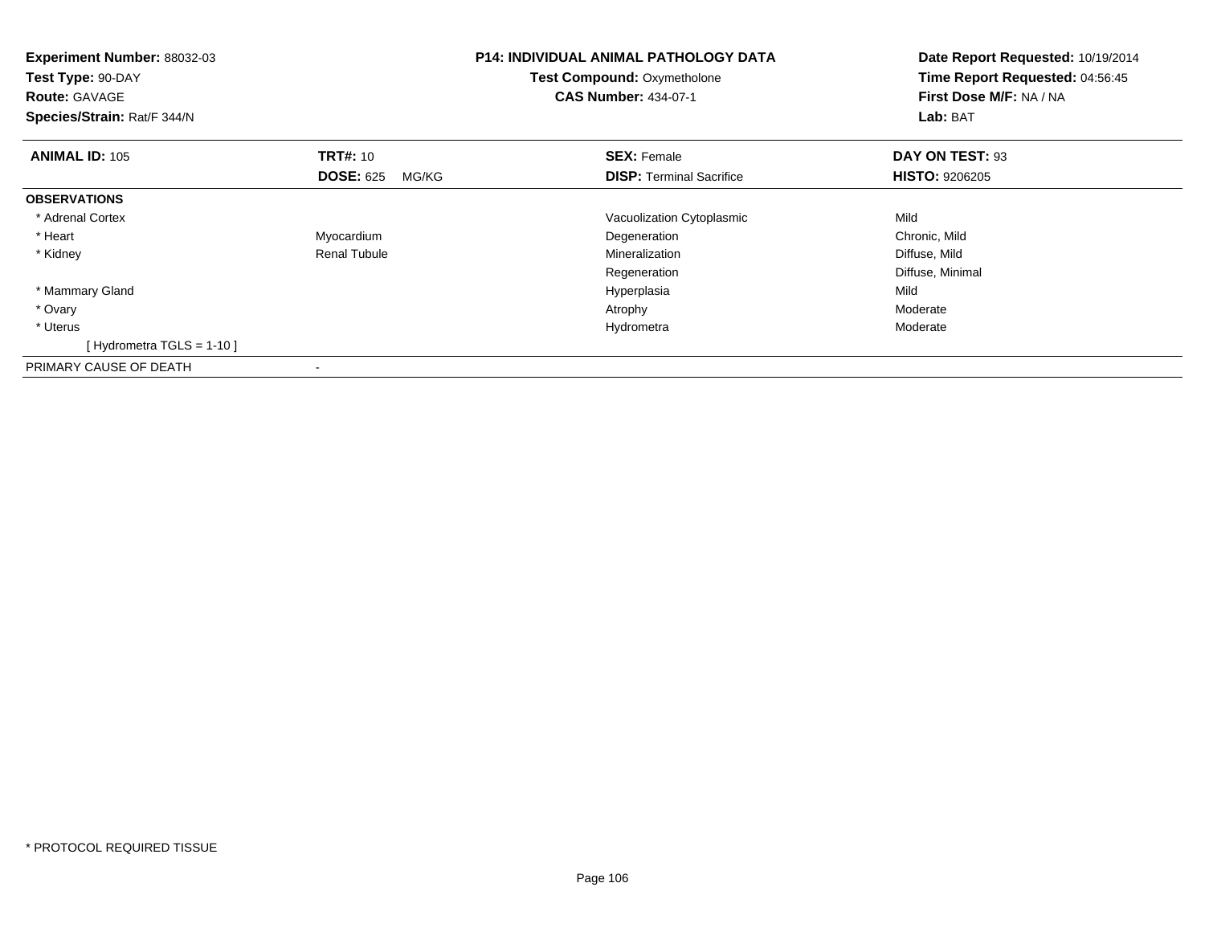**Experiment Number:** 88032-03
**Test Type:** 90-DAY
**Route:** GAVAGE
**Species/Strain:** Rat/F 344/N

**P14: INDIVIDUAL ANIMAL PATHOLOGY DATA**
**Test Compound:** Oxymetholone
**CAS Number:** 434-07-1

**Date Report Requested:** 10/19/2014
**Time Report Requested:** 04:56:45
**First Dose M/F:** NA / NA
**Lab:** BAT

| **ANIMAL ID:** 105 | **TRT#:** 10 | **SEX:** Female | **DAY ON TEST:** 93 |
|---|---|---|---|
| | **DOSE:** 625 MG/KG | **DISP:** Terminal Sacrifice | **HISTO:** 9206205 |
| **OBSERVATIONS** | | | |
| * Adrenal Cortex | | Vacuolization Cytoplasmic | Mild |
| * Heart | Myocardium | Degeneration | Chronic, Mild |
| * Kidney | Renal Tubule | Mineralization | Diffuse, Mild |
| | | Regeneration | Diffuse, Minimal |
| * Mammary Gland | | Hyperplasia | Mild |
| * Ovary | | Atrophy | Moderate |
| * Uterus | | Hydrometra | Moderate |
| [ Hydrometra TGLS = 1-10 ] | | | |
| PRIMARY CAUSE OF DEATH | - | | |

* PROTOCOL REQUIRED TISSUE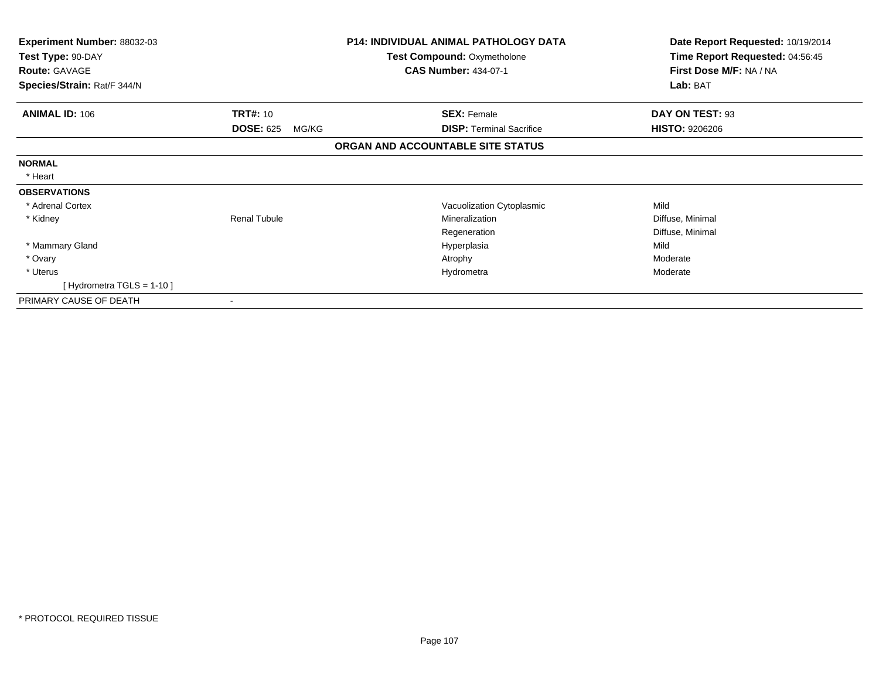**Experiment Number:** 88032-03
**Test Type:** 90-DAY
**Route:** GAVAGE
**Species/Strain:** Rat/F 344/N

**P14: INDIVIDUAL ANIMAL PATHOLOGY DATA**
**Test Compound:** Oxymetholone
**CAS Number:** 434-07-1

**Date Report Requested:** 10/19/2014
**Time Report Requested:** 04:56:45
**First Dose M/F:** NA / NA
**Lab:** BAT

| **ANIMAL ID:** 106 | **TRT#:** 10 | **SEX:** Female | **DAY ON TEST:** 93 |
|---|---|---|---|
| | **DOSE:** 625 MG/KG | **DISP:** Terminal Sacrifice | **HISTO:** 9206206 |

## ORGAN AND ACCOUNTABLE SITE STATUS

| | | | |
|---|---|---|---|
| **NORMAL** | | | |
| * Heart | | | |
| **OBSERVATIONS** | | | |
| * Adrenal Cortex | | Vacuolization Cytoplasmic | Mild |
| * Kidney | Renal Tubule | Mineralization | Diffuse, Minimal |
| | | Regeneration | Diffuse, Minimal |
| * Mammary Gland | | Hyperplasia | Mild |
| * Ovary | | Atrophy | Moderate |
| * Uterus | | Hydrometra | Moderate |
| [ Hydrometra TGLS = 1-10 ] | | | |
| PRIMARY CAUSE OF DEATH | - | | |

* PROTOCOL REQUIRED TISSUE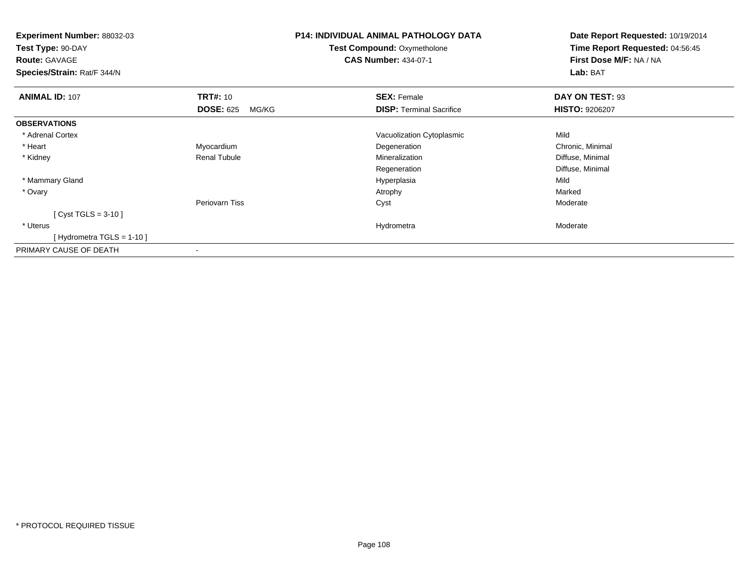**Experiment Number:** 88032-03
**Test Type:** 90-DAY
**Route:** GAVAGE
**Species/Strain:** Rat/F 344/N

**P14: INDIVIDUAL ANIMAL PATHOLOGY DATA**
**Test Compound:** Oxymetholone
**CAS Number:** 434-07-1

**Date Report Requested:** 10/19/2014
**Time Report Requested:** 04:56:45
**First Dose M/F:** NA / NA
**Lab:** BAT

| **ANIMAL ID:** 107 | **TRT#:** 10 | **SEX:** Female | **DAY ON TEST:** 93 |
|---|---|---|---|
| | **DOSE:** 625 MG/KG | **DISP:** Terminal Sacrifice | **HISTO:** 9206207 |
| **OBSERVATIONS** | | | |
| * Adrenal Cortex | | Vacuolization Cytoplasmic | Mild |
| * Heart | Myocardium | Degeneration | Chronic, Minimal |
| * Kidney | Renal Tubule | Mineralization | Diffuse, Minimal |
| | | Regeneration | Diffuse, Minimal |
| * Mammary Gland | | Hyperplasia | Mild |
| * Ovary | | Atrophy | Marked |
| | Periovarn Tiss | Cyst | Moderate |
| [ Cyst TGLS = 3-10 ] | | | |
| * Uterus | | Hydrometra | Moderate |
| [ Hydrometra TGLS = 1-10 ] | | | |
| PRIMARY CAUSE OF DEATH | - | | |

* PROTOCOL REQUIRED TISSUE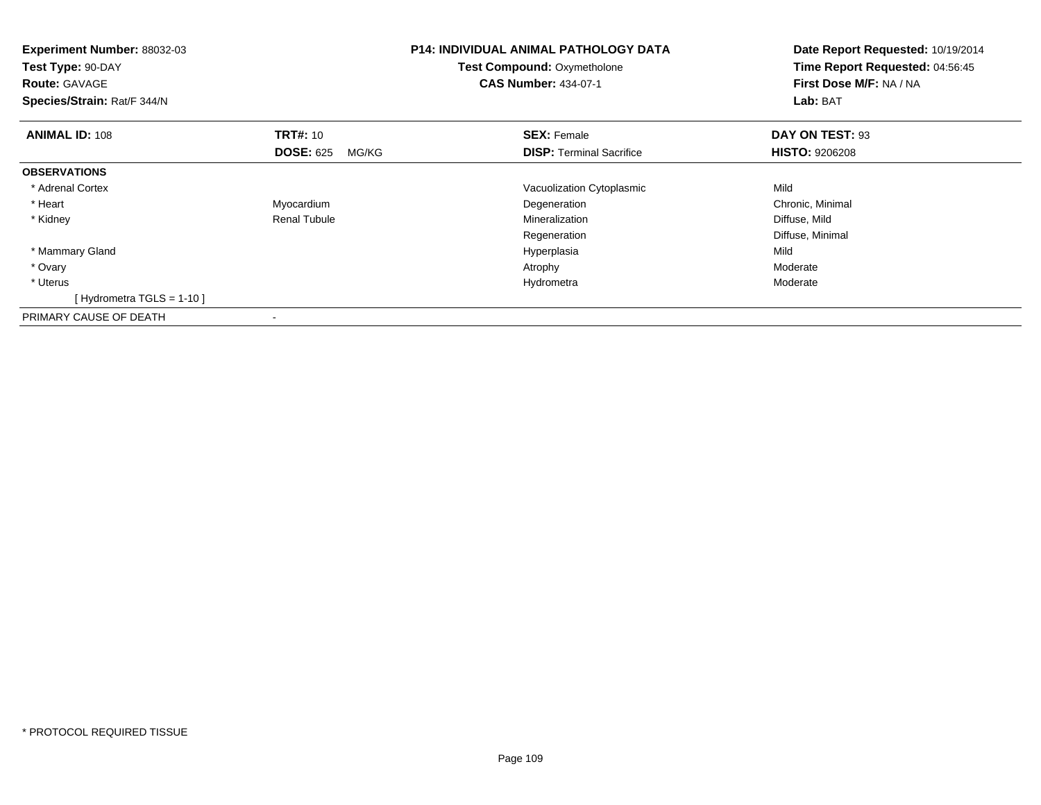**Experiment Number:** 88032-03
**Test Type:** 90-DAY
**Route:** GAVAGE
**Species/Strain:** Rat/F 344/N

**P14: INDIVIDUAL ANIMAL PATHOLOGY DATA**
**Test Compound:** Oxymetholone
**CAS Number:** 434-07-1

**Date Report Requested:** 10/19/2014
**Time Report Requested:** 04:56:45
**First Dose M/F:** NA / NA
**Lab:** BAT

| **ANIMAL ID:** 108 | **TRT#:** 10 | **SEX:** Female | **DAY ON TEST:** 93 |
|---|---|---|---|
| | **DOSE:** 625 MG/KG | **DISP:** Terminal Sacrifice | **HISTO:** 9206208 |
| **OBSERVATIONS** | | | |
| * Adrenal Cortex | | Vacuolization Cytoplasmic | Mild |
| * Heart | Myocardium | Degeneration | Chronic, Minimal |
| * Kidney | Renal Tubule | Mineralization | Diffuse, Mild |
| | | Regeneration | Diffuse, Minimal |
| * Mammary Gland | | Hyperplasia | Mild |
| * Ovary | | Atrophy | Moderate |
| * Uterus | | Hydrometra | Moderate |
| [ Hydrometra TGLS = 1-10 ] | | | |
| PRIMARY CAUSE OF DEATH | - | | |

* PROTOCOL REQUIRED TISSUE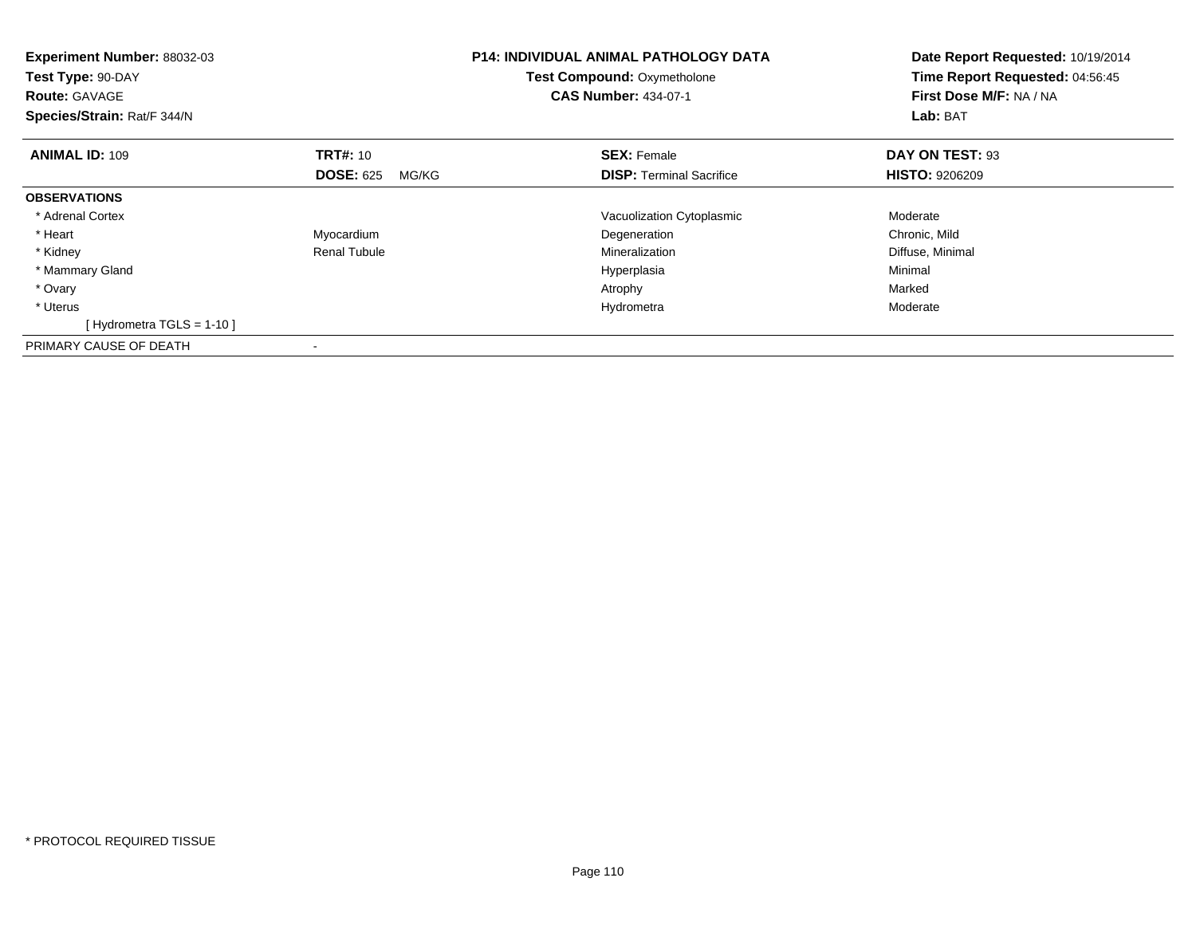**Experiment Number:** 88032-03
**Test Type:** 90-DAY
**Route:** GAVAGE
**Species/Strain:** Rat/F 344/N

**P14: INDIVIDUAL ANIMAL PATHOLOGY DATA**
**Test Compound:** Oxymetholone
**CAS Number:** 434-07-1

**Date Report Requested:** 10/19/2014
**Time Report Requested:** 04:56:45
**First Dose M/F:** NA / NA
**Lab:** BAT

| **ANIMAL ID:** 109 | **TRT#:** 10 | **SEX:** Female | **DAY ON TEST:** 93 |
|---|---|---|---|
| | **DOSE:** 625 MG/KG | **DISP:** Terminal Sacrifice | **HISTO:** 9206209 |
| **OBSERVATIONS** | | | |
| * Adrenal Cortex | | Vacuolization Cytoplasmic | Moderate |
| * Heart | Myocardium | Degeneration | Chronic, Mild |
| * Kidney | Renal Tubule | Mineralization | Diffuse, Minimal |
| * Mammary Gland | | Hyperplasia | Minimal |
| * Ovary | | Atrophy | Marked |
| * Uterus | | Hydrometra | Moderate |
| [ Hydrometra TGLS = 1-10 ] | | | |
| PRIMARY CAUSE OF DEATH | - | | |

* PROTOCOL REQUIRED TISSUE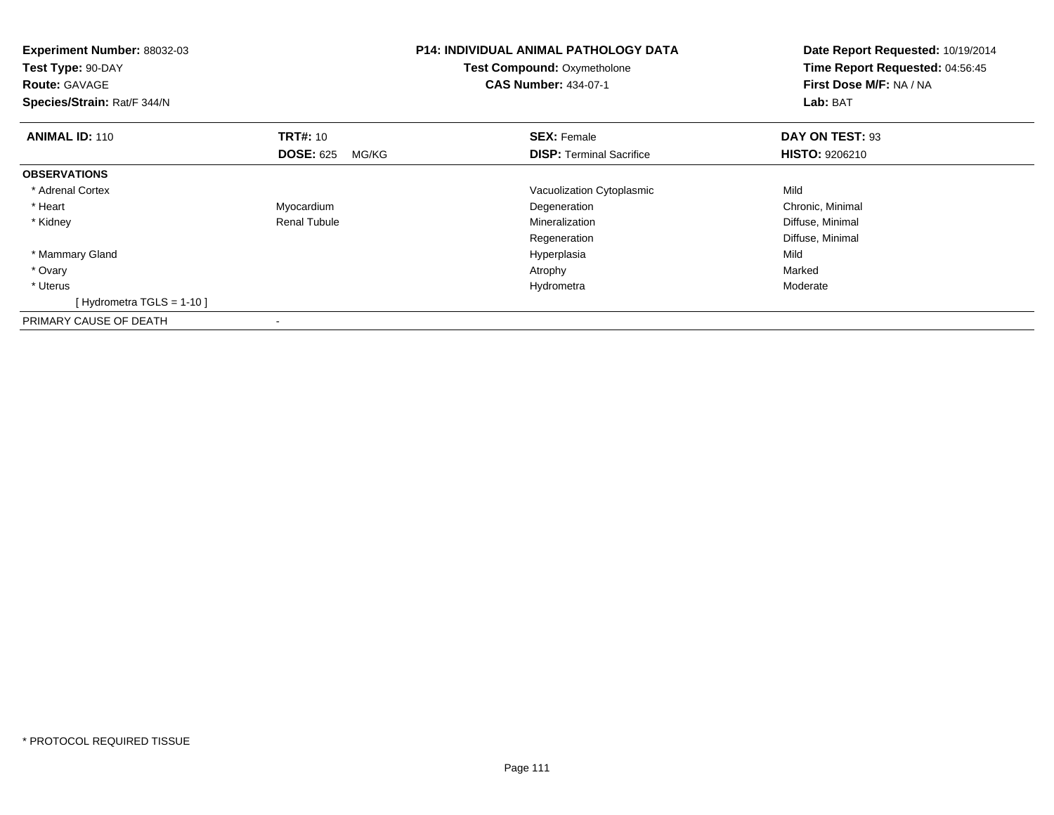**Experiment Number:** 88032-03
**Test Type:** 90-DAY
**Route:** GAVAGE
**Species/Strain:** Rat/F 344/N

**P14: INDIVIDUAL ANIMAL PATHOLOGY DATA**
**Test Compound:** Oxymetholone
**CAS Number:** 434-07-1

**Date Report Requested:** 10/19/2014
**Time Report Requested:** 04:56:45
**First Dose M/F:** NA / NA
**Lab:** BAT

| **ANIMAL ID:** 110 | **TRT#:** 10 | **SEX:** Female | **DAY ON TEST:** 93 |
|---|---|---|---|
| | **DOSE:** 625 MG/KG | **DISP:** Terminal Sacrifice | **HISTO:** 9206210 |
| **OBSERVATIONS** | | | |
| * Adrenal Cortex | | Vacuolization Cytoplasmic | Mild |
| * Heart | Myocardium | Degeneration | Chronic, Minimal |
| * Kidney | Renal Tubule | Mineralization | Diffuse, Minimal |
| | | Regeneration | Diffuse, Minimal |
| * Mammary Gland | | Hyperplasia | Mild |
| * Ovary | | Atrophy | Marked |
| * Uterus | | Hydrometra | Moderate |
| [ Hydrometra TGLS = 1-10 ] | | | |
| PRIMARY CAUSE OF DEATH | - | | |

* PROTOCOL REQUIRED TISSUE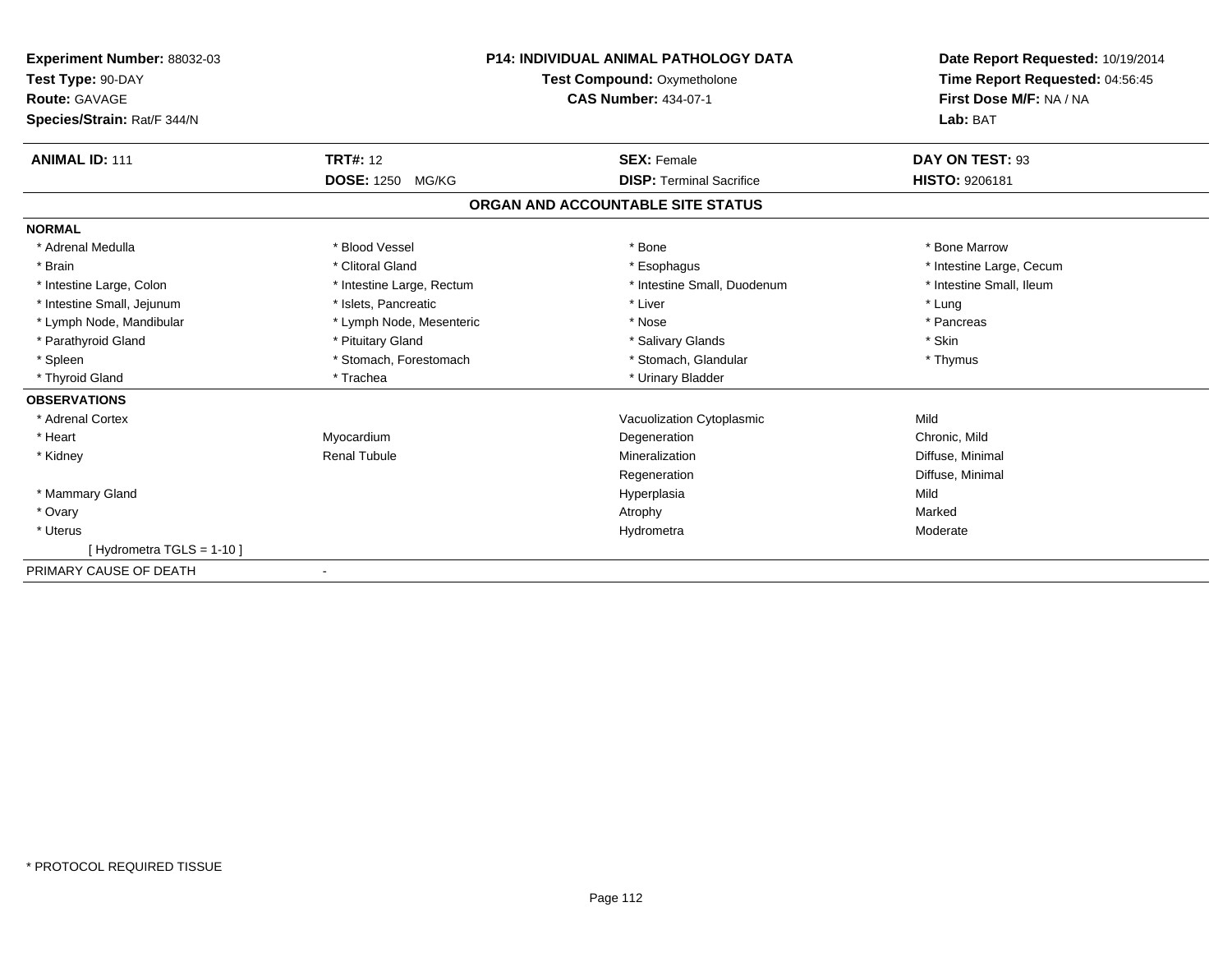**Experiment Number:** 88032-03
**Test Type:** 90-DAY
**Route:** GAVAGE
**Species/Strain:** Rat/F 344/N

**P14: INDIVIDUAL ANIMAL PATHOLOGY DATA**
**Test Compound:** Oxymetholone
**CAS Number:** 434-07-1

**Date Report Requested:** 10/19/2014
**Time Report Requested:** 04:56:45
**First Dose M/F:** NA / NA
**Lab:** BAT

| **ANIMAL ID:** 111 | **TRT#:** 12 | **SEX:** Female | **DAY ON TEST:** 93 |
|---|---|---|---|
| | **DOSE:** 1250 MG/KG | **DISP:** Terminal Sacrifice | **HISTO:** 9206181 |

## ORGAN AND ACCOUNTABLE SITE STATUS

**NORMAL**

| | | | |
|---|---|---|---|
| * Adrenal Medulla | * Blood Vessel | * Bone | * Bone Marrow |
| * Brain | * Clitoral Gland | * Esophagus | * Intestine Large, Cecum |
| * Intestine Large, Colon | * Intestine Large, Rectum | * Intestine Small, Duodenum | * Intestine Small, Ileum |
| * Intestine Small, Jejunum | * Islets, Pancreatic | * Liver | * Lung |
| * Lymph Node, Mandibular | * Lymph Node, Mesenteric | * Nose | * Pancreas |
| * Parathyroid Gland | * Pituitary Gland | * Salivary Glands | * Skin |
| * Spleen | * Stomach, Forestomach | * Stomach, Glandular | * Thymus |
| * Thyroid Gland | * Trachea | * Urinary Bladder | |

**OBSERVATIONS**

| | | | |
|---|---|---|---|
| * Adrenal Cortex | | Vacuolization Cytoplasmic | Mild |
| * Heart | Myocardium | Degeneration | Chronic, Mild |
| * Kidney | Renal Tubule | Mineralization | Diffuse, Minimal |
| | | Regeneration | Diffuse, Minimal |
| * Mammary Gland | | Hyperplasia | Mild |
| * Ovary | | Atrophy | Marked |
| * Uterus | | Hydrometra | Moderate |
| [ Hydrometra TGLS = 1-10 ] | | | |

PRIMARY CAUSE OF DEATH -

* PROTOCOL REQUIRED TISSUE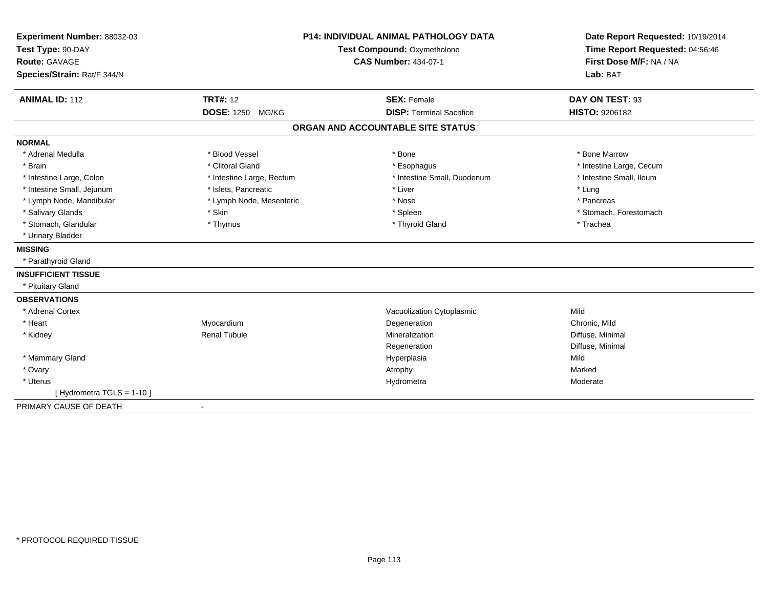**Experiment Number:** 88032-03
**Test Type:** 90-DAY
**Route:** GAVAGE
**Species/Strain:** Rat/F 344/N

**P14: INDIVIDUAL ANIMAL PATHOLOGY DATA**
**Test Compound:** Oxymetholone
**CAS Number:** 434-07-1

**Date Report Requested:** 10/19/2014
**Time Report Requested:** 04:56:46
**First Dose M/F:** NA / NA
**Lab:** BAT

| **ANIMAL ID:** 112 | **TRT#:** 12 | **SEX:** Female | **DAY ON TEST:** 93 |
|---|---|---|---|
| | **DOSE:** 1250 MG/KG | **DISP:** Terminal Sacrifice | **HISTO:** 9206182 |

## ORGAN AND ACCOUNTABLE SITE STATUS

**NORMAL**

| | | | |
|---|---|---|---|
| * Adrenal Medulla | * Blood Vessel | * Bone | * Bone Marrow |
| * Brain | * Clitoral Gland | * Esophagus | * Intestine Large, Cecum |
| * Intestine Large, Colon | * Intestine Large, Rectum | * Intestine Small, Duodenum | * Intestine Small, Ileum |
| * Intestine Small, Jejunum | * Islets, Pancreatic | * Liver | * Lung |
| * Lymph Node, Mandibular | * Lymph Node, Mesenteric | * Nose | * Pancreas |
| * Salivary Glands | * Skin | * Spleen | * Stomach, Forestomach |
| * Stomach, Glandular | * Thymus | * Thyroid Gland | * Trachea |
| * Urinary Bladder | | | |

**MISSING**

* Parathyroid Gland

**INSUFFICIENT TISSUE**

* Pituitary Gland

**OBSERVATIONS**

| | | | |
|---|---|---|---|
| * Adrenal Cortex | | Vacuolization Cytoplasmic | Mild |
| * Heart | Myocardium | Degeneration | Chronic, Mild |
| * Kidney | Renal Tubule | Mineralization | Diffuse, Minimal |
| | | Regeneration | Diffuse, Minimal |
| * Mammary Gland | | Hyperplasia | Mild |
| * Ovary | | Atrophy | Marked |
| * Uterus | | Hydrometra | Moderate |
| [ Hydrometra TGLS = 1-10 ] | | | |

PRIMARY CAUSE OF DEATH -

* PROTOCOL REQUIRED TISSUE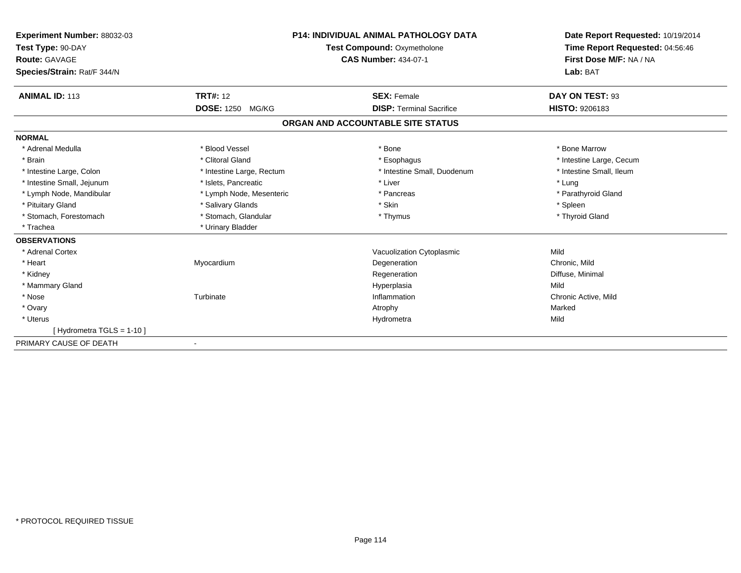**Experiment Number:** 88032-03
**Test Type:** 90-DAY
**Route:** GAVAGE
**Species/Strain:** Rat/F 344/N

**P14: INDIVIDUAL ANIMAL PATHOLOGY DATA**
**Test Compound:** Oxymetholone
**CAS Number:** 434-07-1

**Date Report Requested:** 10/19/2014
**Time Report Requested:** 04:56:46
**First Dose M/F:** NA / NA
**Lab:** BAT

| **ANIMAL ID:** 113 | **TRT#:** 12 | **SEX:** Female | **DAY ON TEST:** 93 |
|---|---|---|---|
| | **DOSE:** 1250 MG/KG | **DISP:** Terminal Sacrifice | **HISTO:** 9206183 |

## ORGAN AND ACCOUNTABLE SITE STATUS

**NORMAL**

| | | | |
|---|---|---|---|
| * Adrenal Medulla | * Blood Vessel | * Bone | * Bone Marrow |
| * Brain | * Clitoral Gland | * Esophagus | * Intestine Large, Cecum |
| * Intestine Large, Colon | * Intestine Large, Rectum | * Intestine Small, Duodenum | * Intestine Small, Ileum |
| * Intestine Small, Jejunum | * Islets, Pancreatic | * Liver | * Lung |
| * Lymph Node, Mandibular | * Lymph Node, Mesenteric | * Pancreas | * Parathyroid Gland |
| * Pituitary Gland | * Salivary Glands | * Skin | * Spleen |
| * Stomach, Forestomach | * Stomach, Glandular | * Thymus | * Thyroid Gland |
| * Trachea | * Urinary Bladder | | |

**OBSERVATIONS**

| | | | |
|---|---|---|---|
| * Adrenal Cortex | | Vacuolization Cytoplasmic | Mild |
| * Heart | Myocardium | Degeneration | Chronic, Mild |
| * Kidney | | Regeneration | Diffuse, Minimal |
| * Mammary Gland | | Hyperplasia | Mild |
| * Nose | Turbinate | Inflammation | Chronic Active, Mild |
| * Ovary | | Atrophy | Marked |
| * Uterus | | Hydrometra | Mild |
| [ Hydrometra TGLS = 1-10 ] | | | |

PRIMARY CAUSE OF DEATH -

* PROTOCOL REQUIRED TISSUE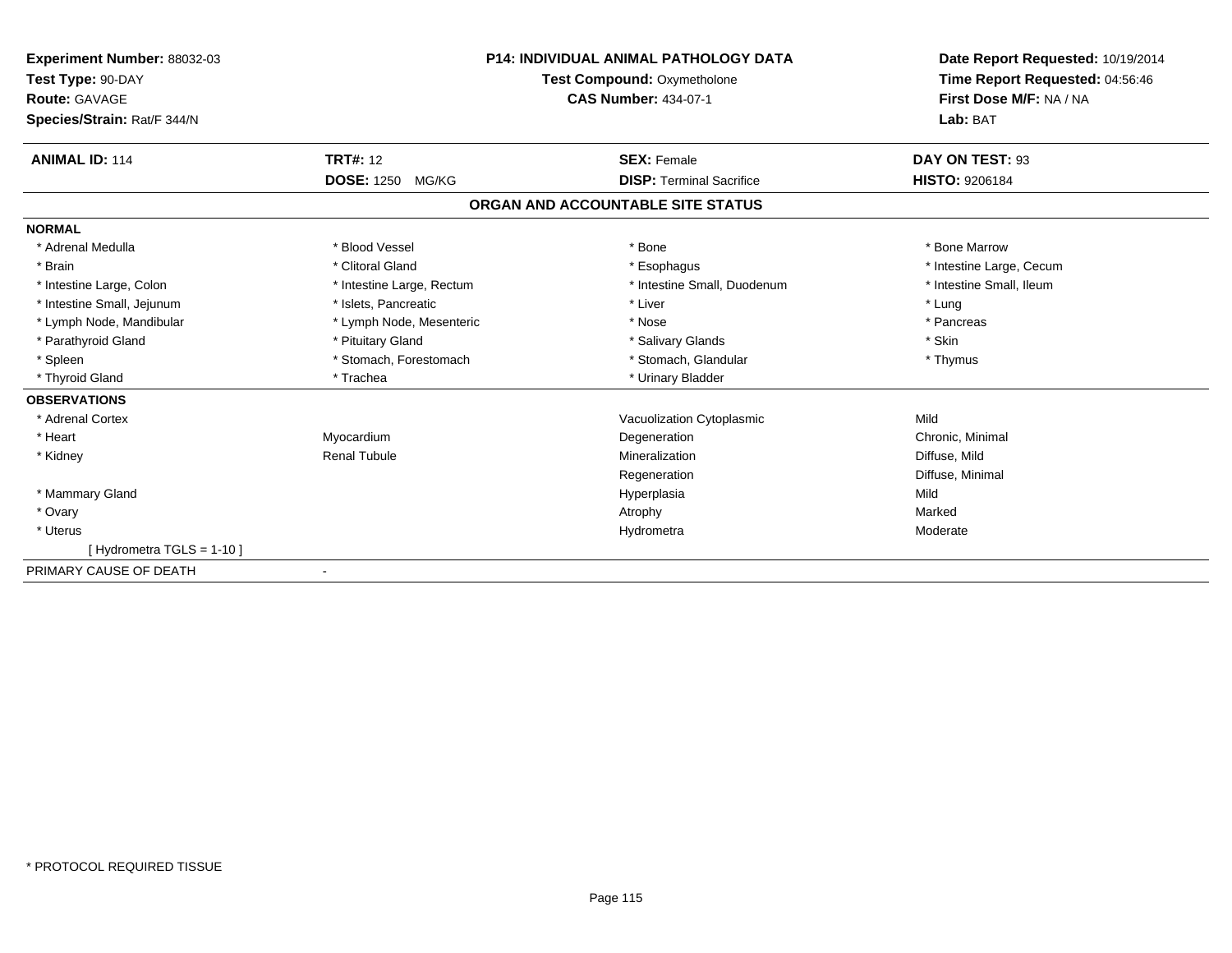**Experiment Number:** 88032-03
**Test Type:** 90-DAY
**Route:** GAVAGE
**Species/Strain:** Rat/F 344/N

**P14: INDIVIDUAL ANIMAL PATHOLOGY DATA**
**Test Compound:** Oxymetholone
**CAS Number:** 434-07-1

**Date Report Requested:** 10/19/2014
**Time Report Requested:** 04:56:46
**First Dose M/F:** NA / NA
**Lab:** BAT

| **ANIMAL ID:** 114 | **TRT#:** 12 | **SEX:** Female | **DAY ON TEST:** 93 |
|---|---|---|---|
| | **DOSE:** 1250 MG/KG | **DISP:** Terminal Sacrifice | **HISTO:** 9206184 |

## ORGAN AND ACCOUNTABLE SITE STATUS

**NORMAL**

| | | | |
|---|---|---|---|
| * Adrenal Medulla | * Blood Vessel | * Bone | * Bone Marrow |
| * Brain | * Clitoral Gland | * Esophagus | * Intestine Large, Cecum |
| * Intestine Large, Colon | * Intestine Large, Rectum | * Intestine Small, Duodenum | * Intestine Small, Ileum |
| * Intestine Small, Jejunum | * Islets, Pancreatic | * Liver | * Lung |
| * Lymph Node, Mandibular | * Lymph Node, Mesenteric | * Nose | * Pancreas |
| * Parathyroid Gland | * Pituitary Gland | * Salivary Glands | * Skin |
| * Spleen | * Stomach, Forestomach | * Stomach, Glandular | * Thymus |
| * Thyroid Gland | * Trachea | * Urinary Bladder | |

**OBSERVATIONS**

| | | | |
|---|---|---|---|
| * Adrenal Cortex | | Vacuolization Cytoplasmic | Mild |
| * Heart | Myocardium | Degeneration | Chronic, Minimal |
| * Kidney | Renal Tubule | Mineralization | Diffuse, Mild |
| | | Regeneration | Diffuse, Minimal |
| * Mammary Gland | | Hyperplasia | Mild |
| * Ovary | | Atrophy | Marked |
| * Uterus | | Hydrometra | Moderate |
| [ Hydrometra TGLS = 1-10 ] | | | |

PRIMARY CAUSE OF DEATH -

* PROTOCOL REQUIRED TISSUE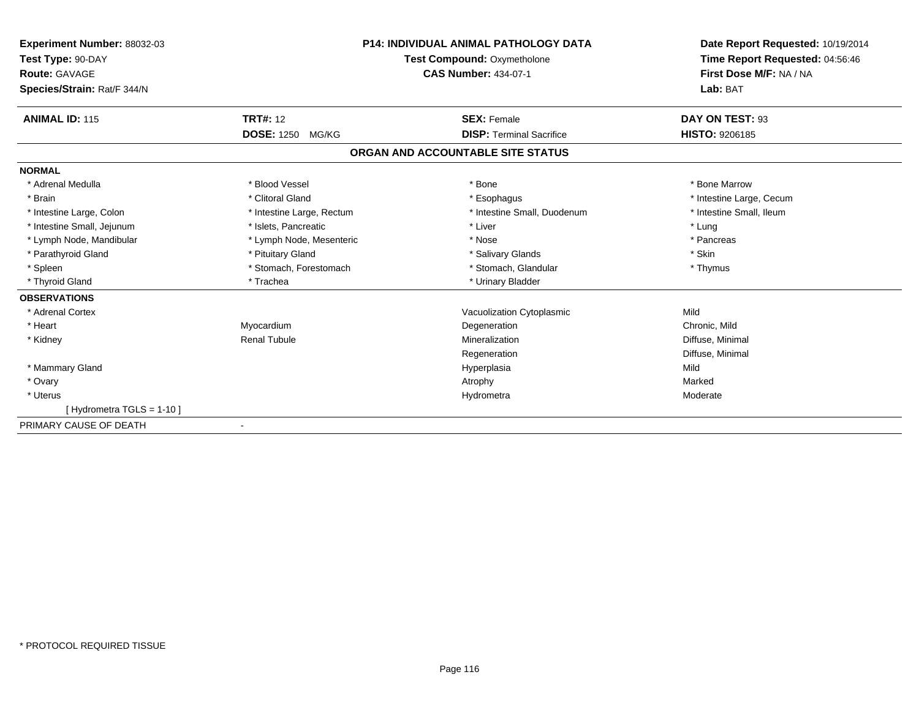**Experiment Number:** 88032-03
**Test Type:** 90-DAY
**Route:** GAVAGE
**Species/Strain:** Rat/F 344/N

**P14: INDIVIDUAL ANIMAL PATHOLOGY DATA**
**Test Compound:** Oxymetholone
**CAS Number:** 434-07-1

**Date Report Requested:** 10/19/2014
**Time Report Requested:** 04:56:46
**First Dose M/F:** NA / NA
**Lab:** BAT

| **ANIMAL ID:** 115 | **TRT#:** 12 | **SEX:** Female | **DAY ON TEST:** 93 |
|---|---|---|---|
| | **DOSE:** 1250 MG/KG | **DISP:** Terminal Sacrifice | **HISTO:** 9206185 |

## ORGAN AND ACCOUNTABLE SITE STATUS

**NORMAL**

| | | | |
|---|---|---|---|
| * Adrenal Medulla | * Blood Vessel | * Bone | * Bone Marrow |
| * Brain | * Clitoral Gland | * Esophagus | * Intestine Large, Cecum |
| * Intestine Large, Colon | * Intestine Large, Rectum | * Intestine Small, Duodenum | * Intestine Small, Ileum |
| * Intestine Small, Jejunum | * Islets, Pancreatic | * Liver | * Lung |
| * Lymph Node, Mandibular | * Lymph Node, Mesenteric | * Nose | * Pancreas |
| * Parathyroid Gland | * Pituitary Gland | * Salivary Glands | * Skin |
| * Spleen | * Stomach, Forestomach | * Stomach, Glandular | * Thymus |
| * Thyroid Gland | * Trachea | * Urinary Bladder | |

**OBSERVATIONS**

| | | | |
|---|---|---|---|
| * Adrenal Cortex | | Vacuolization Cytoplasmic | Mild |
| * Heart | Myocardium | Degeneration | Chronic, Mild |
| * Kidney | Renal Tubule | Mineralization | Diffuse, Minimal |
| | | Regeneration | Diffuse, Minimal |
| * Mammary Gland | | Hyperplasia | Mild |
| * Ovary | | Atrophy | Marked |
| * Uterus | | Hydrometra | Moderate |
| [ Hydrometra TGLS = 1-10 ] | | | |

PRIMARY CAUSE OF DEATH -

* PROTOCOL REQUIRED TISSUE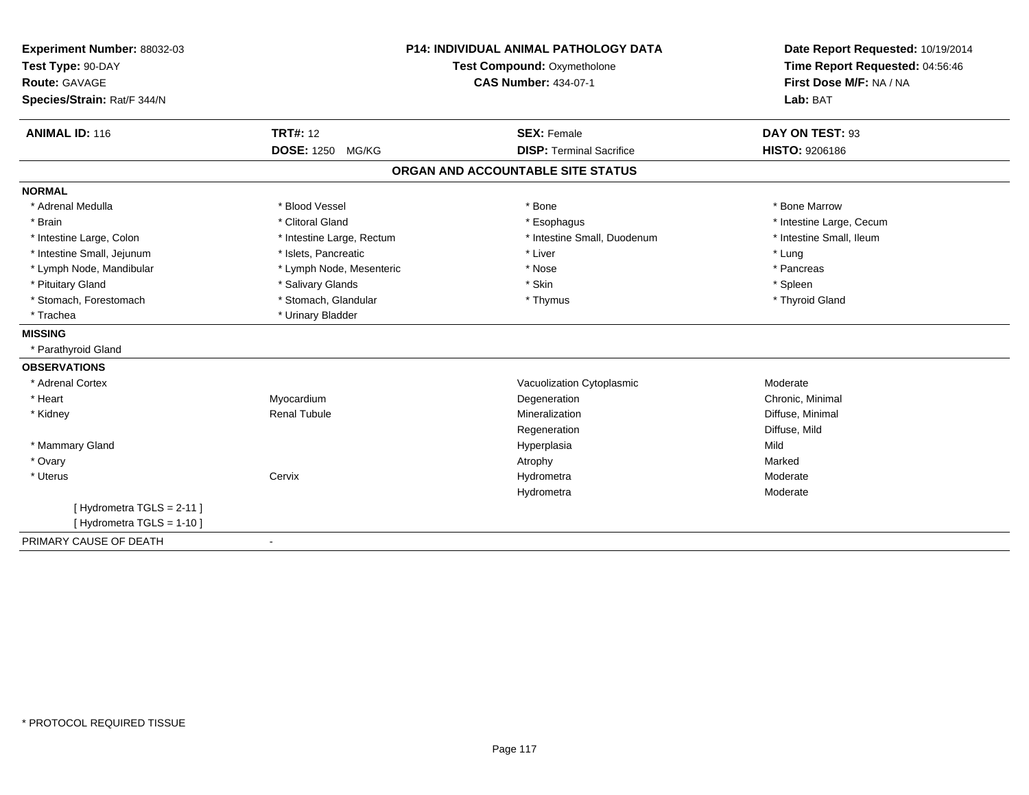**Experiment Number:** 88032-03
**Test Type:** 90-DAY
**Route:** GAVAGE
**Species/Strain:** Rat/F 344/N

**P14: INDIVIDUAL ANIMAL PATHOLOGY DATA**
**Test Compound:** Oxymetholone
**CAS Number:** 434-07-1

**Date Report Requested:** 10/19/2014
**Time Report Requested:** 04:56:46
**First Dose M/F:** NA / NA
**Lab:** BAT

| **ANIMAL ID:** 116 | **TRT#:** 12 | **SEX:** Female | **DAY ON TEST:** 93 |
|---|---|---|---|
| | **DOSE:** 1250 MG/KG | **DISP:** Terminal Sacrifice | **HISTO:** 9206186 |

## ORGAN AND ACCOUNTABLE SITE STATUS

**NORMAL**

| | | | |
|---|---|---|---|
| * Adrenal Medulla | * Blood Vessel | * Bone | * Bone Marrow |
| * Brain | * Clitoral Gland | * Esophagus | * Intestine Large, Cecum |
| * Intestine Large, Colon | * Intestine Large, Rectum | * Intestine Small, Duodenum | * Intestine Small, Ileum |
| * Intestine Small, Jejunum | * Islets, Pancreatic | * Liver | * Lung |
| * Lymph Node, Mandibular | * Lymph Node, Mesenteric | * Nose | * Pancreas |
| * Pituitary Gland | * Salivary Glands | * Skin | * Spleen |
| * Stomach, Forestomach | * Stomach, Glandular | * Thymus | * Thyroid Gland |
| * Trachea | * Urinary Bladder | | |

**MISSING**

* Parathyroid Gland

**OBSERVATIONS**

| | | | |
|---|---|---|---|
| * Adrenal Cortex | | Vacuolization Cytoplasmic | Moderate |
| * Heart | Myocardium | Degeneration | Chronic, Minimal |
| * Kidney | Renal Tubule | Mineralization | Diffuse, Minimal |
| | | Regeneration | Diffuse, Mild |
| * Mammary Gland | | Hyperplasia | Mild |
| * Ovary | | Atrophy | Marked |
| * Uterus | Cervix | Hydrometra | Moderate |
| | | Hydrometra | Moderate |
| [ Hydrometra TGLS = 2-11 ] | | | |
| [ Hydrometra TGLS = 1-10 ] | | | |

PRIMARY CAUSE OF DEATH -

* PROTOCOL REQUIRED TISSUE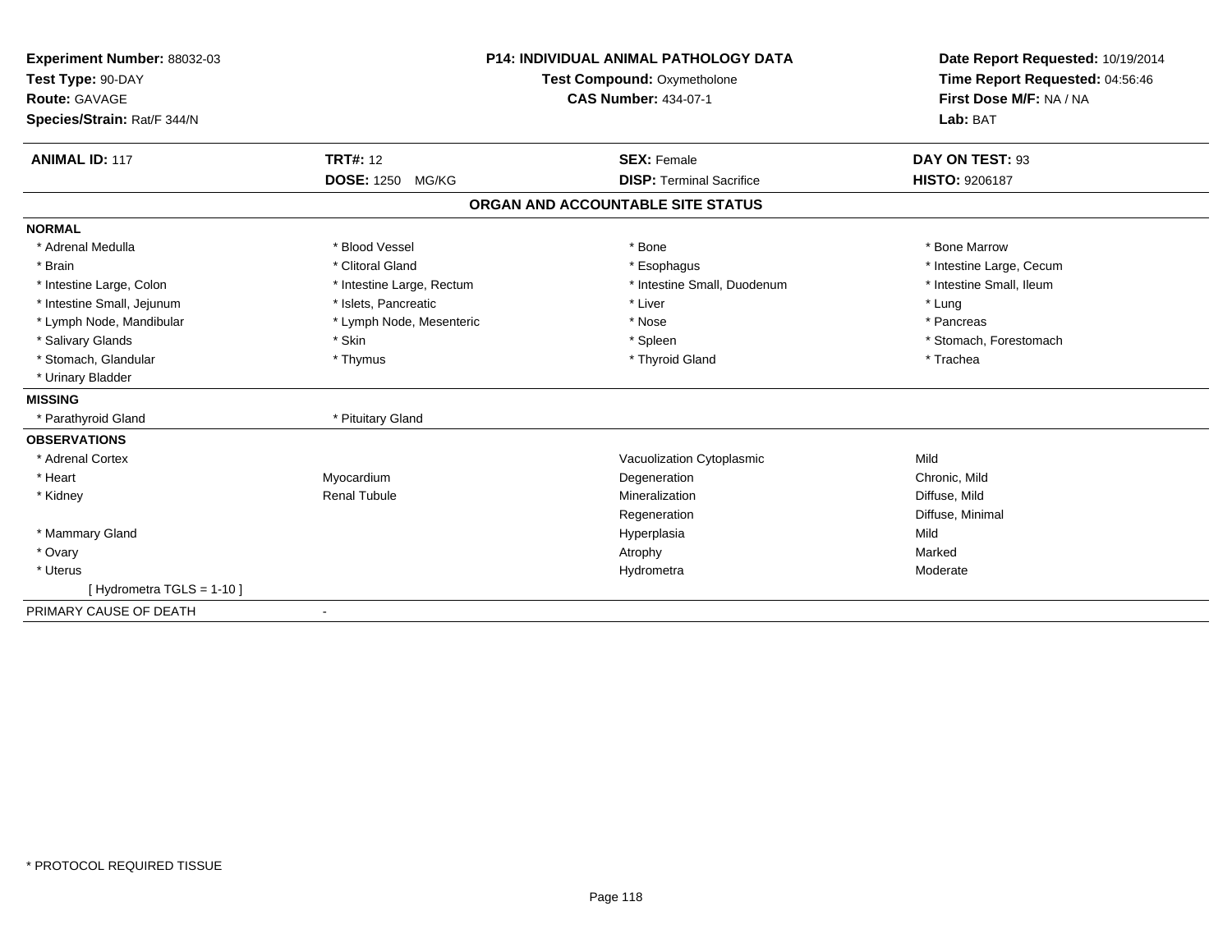**Experiment Number:** 88032-03
**Test Type:** 90-DAY
**Route:** GAVAGE
**Species/Strain:** Rat/F 344/N

**P14: INDIVIDUAL ANIMAL PATHOLOGY DATA**
**Test Compound:** Oxymetholone
**CAS Number:** 434-07-1

**Date Report Requested:** 10/19/2014
**Time Report Requested:** 04:56:46
**First Dose M/F:** NA / NA
**Lab:** BAT

| **ANIMAL ID:** 117 | **TRT#:** 12 | **SEX:** Female | **DAY ON TEST:** 93 |
|---|---|---|---|
| | **DOSE:** 1250 MG/KG | **DISP:** Terminal Sacrifice | **HISTO:** 9206187 |

## ORGAN AND ACCOUNTABLE SITE STATUS

**NORMAL**

| | | | |
|---|---|---|---|
| * Adrenal Medulla | * Blood Vessel | * Bone | * Bone Marrow |
| * Brain | * Clitoral Gland | * Esophagus | * Intestine Large, Cecum |
| * Intestine Large, Colon | * Intestine Large, Rectum | * Intestine Small, Duodenum | * Intestine Small, Ileum |
| * Intestine Small, Jejunum | * Islets, Pancreatic | * Liver | * Lung |
| * Lymph Node, Mandibular | * Lymph Node, Mesenteric | * Nose | * Pancreas |
| * Salivary Glands | * Skin | * Spleen | * Stomach, Forestomach |
| * Stomach, Glandular | * Thymus | * Thyroid Gland | * Trachea |
| * Urinary Bladder | | | |

**MISSING**

| | |
|---|---|
| * Parathyroid Gland | * Pituitary Gland |

**OBSERVATIONS**

| | | | |
|---|---|---|---|
| * Adrenal Cortex | | Vacuolization Cytoplasmic | Mild |
| * Heart | Myocardium | Degeneration | Chronic, Mild |
| * Kidney | Renal Tubule | Mineralization | Diffuse, Mild |
| | | Regeneration | Diffuse, Minimal |
| * Mammary Gland | | Hyperplasia | Mild |
| * Ovary | | Atrophy | Marked |
| * Uterus | | Hydrometra | Moderate |
| [ Hydrometra TGLS = 1-10 ] | | | |

PRIMARY CAUSE OF DEATH -

* PROTOCOL REQUIRED TISSUE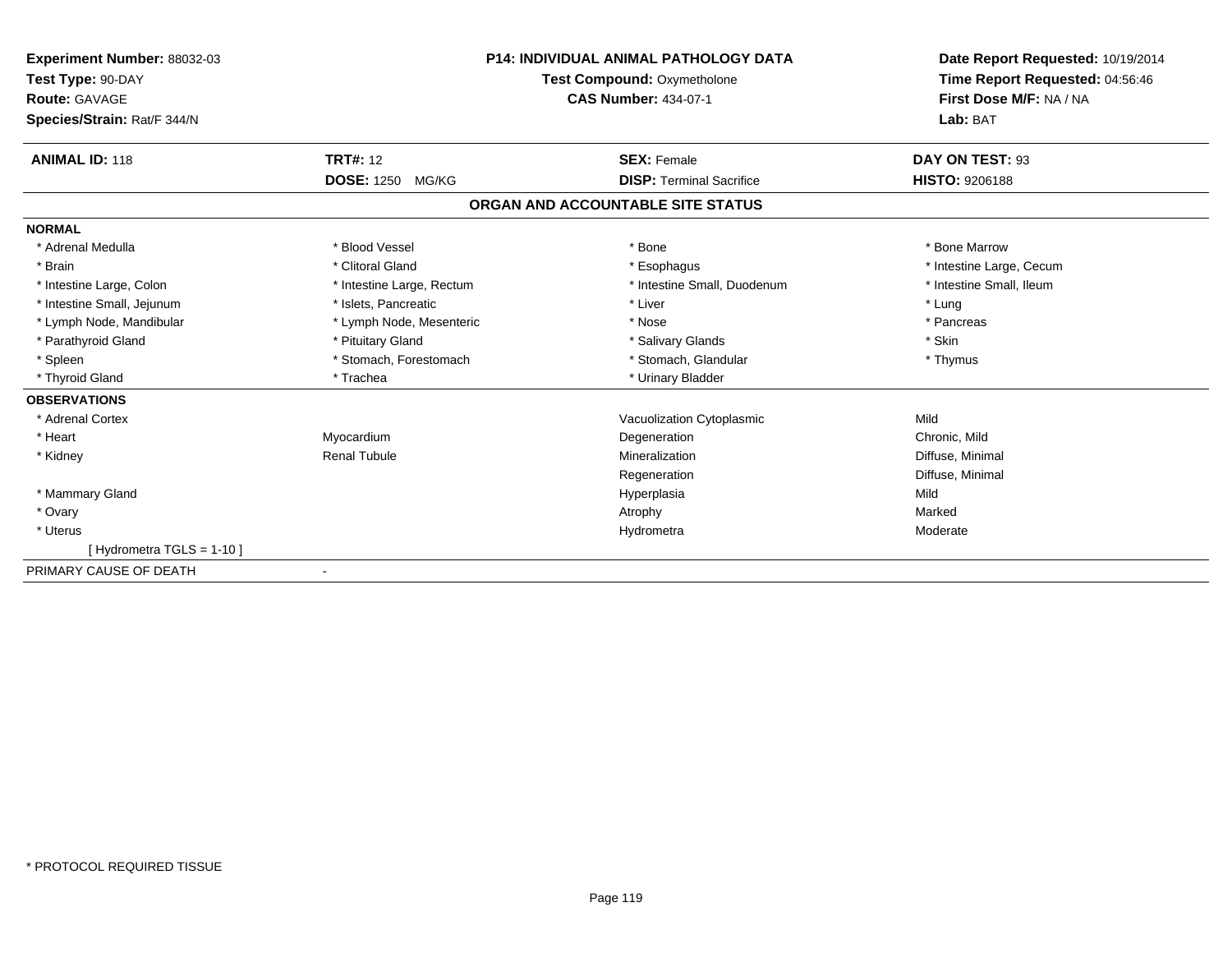**Experiment Number:** 88032-03
**Test Type:** 90-DAY
**Route:** GAVAGE
**Species/Strain:** Rat/F 344/N

**P14: INDIVIDUAL ANIMAL PATHOLOGY DATA**
**Test Compound:** Oxymetholone
**CAS Number:** 434-07-1

**Date Report Requested:** 10/19/2014
**Time Report Requested:** 04:56:46
**First Dose M/F:** NA / NA
**Lab:** BAT

| **ANIMAL ID:** 118 | **TRT#:** 12 | **SEX:** Female | **DAY ON TEST:** 93 |
|---|---|---|---|
| | **DOSE:** 1250 MG/KG | **DISP:** Terminal Sacrifice | **HISTO:** 9206188 |

## ORGAN AND ACCOUNTABLE SITE STATUS

**NORMAL**

| | | | |
|---|---|---|---|
| * Adrenal Medulla | * Blood Vessel | * Bone | * Bone Marrow |
| * Brain | * Clitoral Gland | * Esophagus | * Intestine Large, Cecum |
| * Intestine Large, Colon | * Intestine Large, Rectum | * Intestine Small, Duodenum | * Intestine Small, Ileum |
| * Intestine Small, Jejunum | * Islets, Pancreatic | * Liver | * Lung |
| * Lymph Node, Mandibular | * Lymph Node, Mesenteric | * Nose | * Pancreas |
| * Parathyroid Gland | * Pituitary Gland | * Salivary Glands | * Skin |
| * Spleen | * Stomach, Forestomach | * Stomach, Glandular | * Thymus |
| * Thyroid Gland | * Trachea | * Urinary Bladder | |

**OBSERVATIONS**

| | | | |
|---|---|---|---|
| * Adrenal Cortex | | Vacuolization Cytoplasmic | Mild |
| * Heart | Myocardium | Degeneration | Chronic, Mild |
| * Kidney | Renal Tubule | Mineralization | Diffuse, Minimal |
| | | Regeneration | Diffuse, Minimal |
| * Mammary Gland | | Hyperplasia | Mild |
| * Ovary | | Atrophy | Marked |
| * Uterus | | Hydrometra | Moderate |
| [ Hydrometra TGLS = 1-10 ] | | | |

PRIMARY CAUSE OF DEATH -

* PROTOCOL REQUIRED TISSUE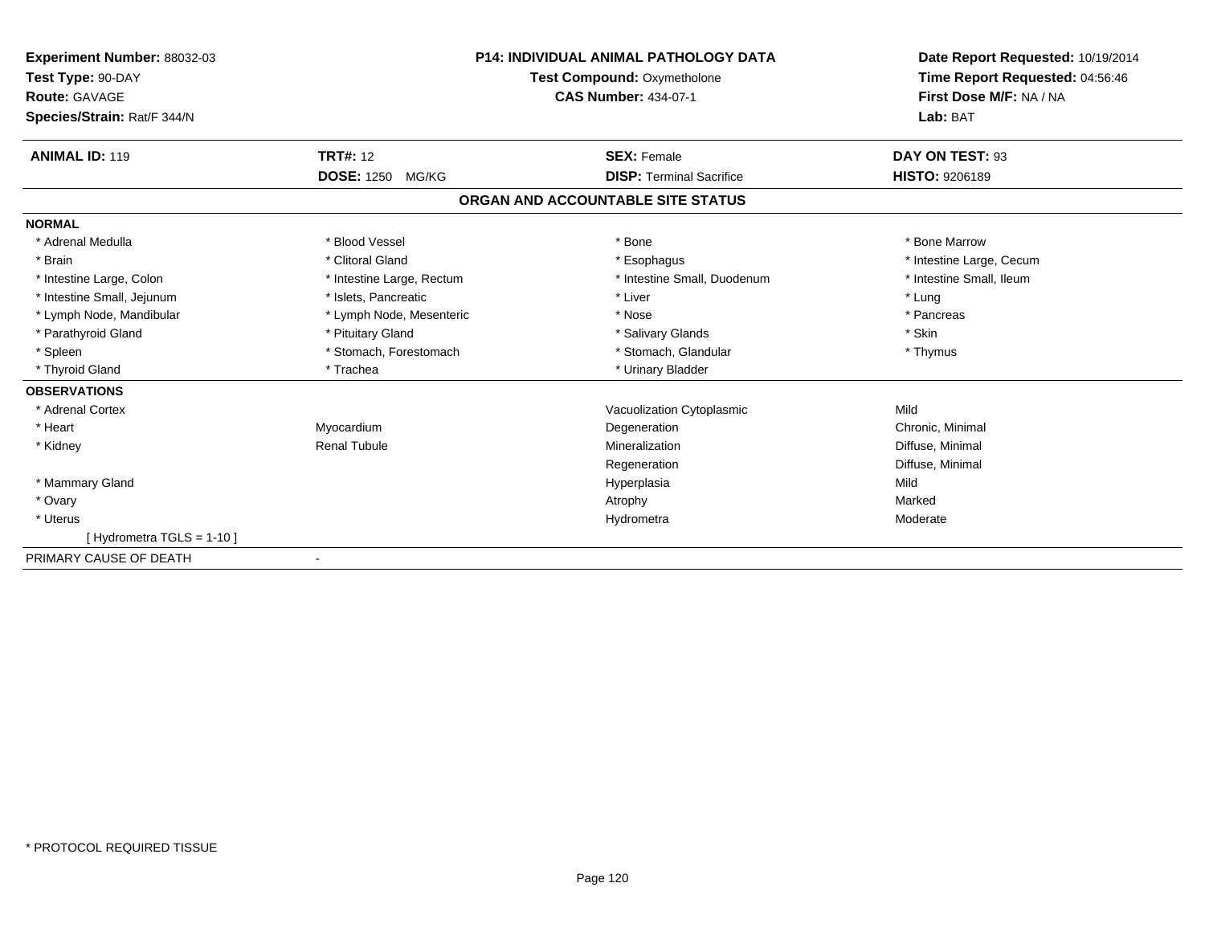**Experiment Number:** 88032-03
**Test Type:** 90-DAY
**Route:** GAVAGE
**Species/Strain:** Rat/F 344/N

**P14: INDIVIDUAL ANIMAL PATHOLOGY DATA**
**Test Compound:** Oxymetholone
**CAS Number:** 434-07-1

**Date Report Requested:** 10/19/2014
**Time Report Requested:** 04:56:46
**First Dose M/F:** NA / NA
**Lab:** BAT

| **ANIMAL ID:** 119 | **TRT#:** 12 | **SEX:** Female | **DAY ON TEST:** 93 |
|---|---|---|---|
| | **DOSE:** 1250 MG/KG | **DISP:** Terminal Sacrifice | **HISTO:** 9206189 |

## ORGAN AND ACCOUNTABLE SITE STATUS

**NORMAL**

| | | | |
|---|---|---|---|
| * Adrenal Medulla | * Blood Vessel | * Bone | * Bone Marrow |
| * Brain | * Clitoral Gland | * Esophagus | * Intestine Large, Cecum |
| * Intestine Large, Colon | * Intestine Large, Rectum | * Intestine Small, Duodenum | * Intestine Small, Ileum |
| * Intestine Small, Jejunum | * Islets, Pancreatic | * Liver | * Lung |
| * Lymph Node, Mandibular | * Lymph Node, Mesenteric | * Nose | * Pancreas |
| * Parathyroid Gland | * Pituitary Gland | * Salivary Glands | * Skin |
| * Spleen | * Stomach, Forestomach | * Stomach, Glandular | * Thymus |
| * Thyroid Gland | * Trachea | * Urinary Bladder | |

**OBSERVATIONS**

| | | | |
|---|---|---|---|
| * Adrenal Cortex | | Vacuolization Cytoplasmic | Mild |
| * Heart | Myocardium | Degeneration | Chronic, Minimal |
| * Kidney | Renal Tubule | Mineralization | Diffuse, Minimal |
| | | Regeneration | Diffuse, Minimal |
| * Mammary Gland | | Hyperplasia | Mild |
| * Ovary | | Atrophy | Marked |
| * Uterus | | Hydrometra | Moderate |
| [ Hydrometra TGLS = 1-10 ] | | | |

PRIMARY CAUSE OF DEATH -

* PROTOCOL REQUIRED TISSUE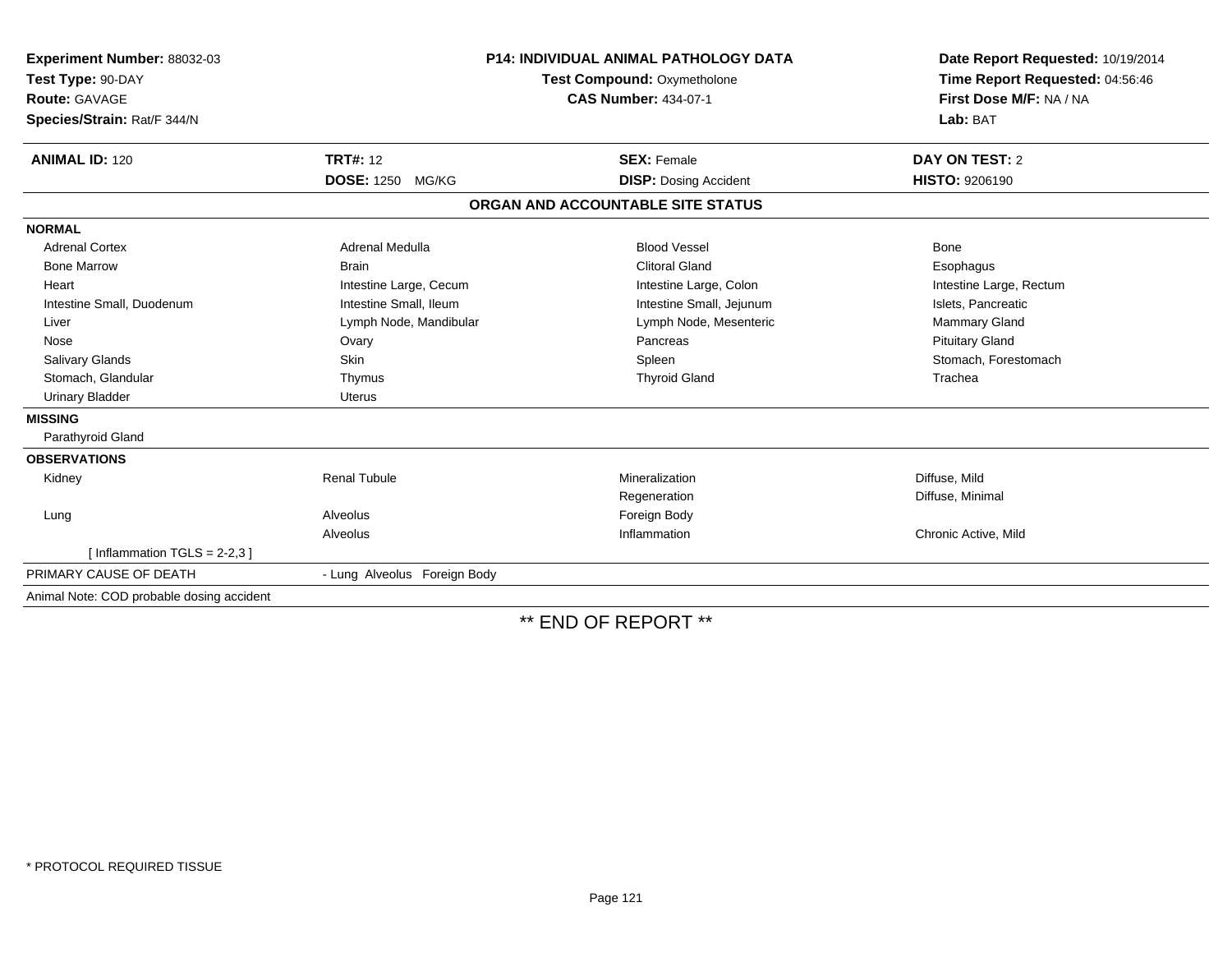**Experiment Number:** 88032-03
**Test Type:** 90-DAY
**Route:** GAVAGE
**Species/Strain:** Rat/F 344/N

**P14: INDIVIDUAL ANIMAL PATHOLOGY DATA**
**Test Compound:** Oxymetholone
**CAS Number:** 434-07-1

**Date Report Requested:** 10/19/2014
**Time Report Requested:** 04:56:46
**First Dose M/F:** NA / NA
**Lab:** BAT

| | | | |
|---|---|---|---|
| **ANIMAL ID:** 120 | **TRT#:** 12 | **SEX:** Female | **DAY ON TEST:** 2 |
| | **DOSE:** 1250 MG/KG | **DISP:** Dosing Accident | **HISTO:** 9206190 |

**ORGAN AND ACCOUNTABLE SITE STATUS**

**NORMAL**

| | | | |
|---|---|---|---|
| Adrenal Cortex | Adrenal Medulla | Blood Vessel | Bone |
| Bone Marrow | Brain | Clitoral Gland | Esophagus |
| Heart | Intestine Large, Cecum | Intestine Large, Colon | Intestine Large, Rectum |
| Intestine Small, Duodenum | Intestine Small, Ileum | Intestine Small, Jejunum | Islets, Pancreatic |
| Liver | Lymph Node, Mandibular | Lymph Node, Mesenteric | Mammary Gland |
| Nose | Ovary | Pancreas | Pituitary Gland |
| Salivary Glands | Skin | Spleen | Stomach, Forestomach |
| Stomach, Glandular | Thymus | Thyroid Gland | Trachea |
| Urinary Bladder | Uterus | | |

**MISSING**

Parathyroid Gland

**OBSERVATIONS**

| | | | |
|---|---|---|---|
| Kidney | Renal Tubule | Mineralization | Diffuse, Mild |
| | | Regeneration | Diffuse, Minimal |
| Lung | Alveolus | Foreign Body | |
| | Alveolus | Inflammation | Chronic Active, Mild |
| [ Inflammation TGLS = 2-2,3 ] | | | |

PRIMARY CAUSE OF DEATH - Lung Alveolus Foreign Body

Animal Note: COD probable dosing accident

** END OF REPORT **

* PROTOCOL REQUIRED TISSUE